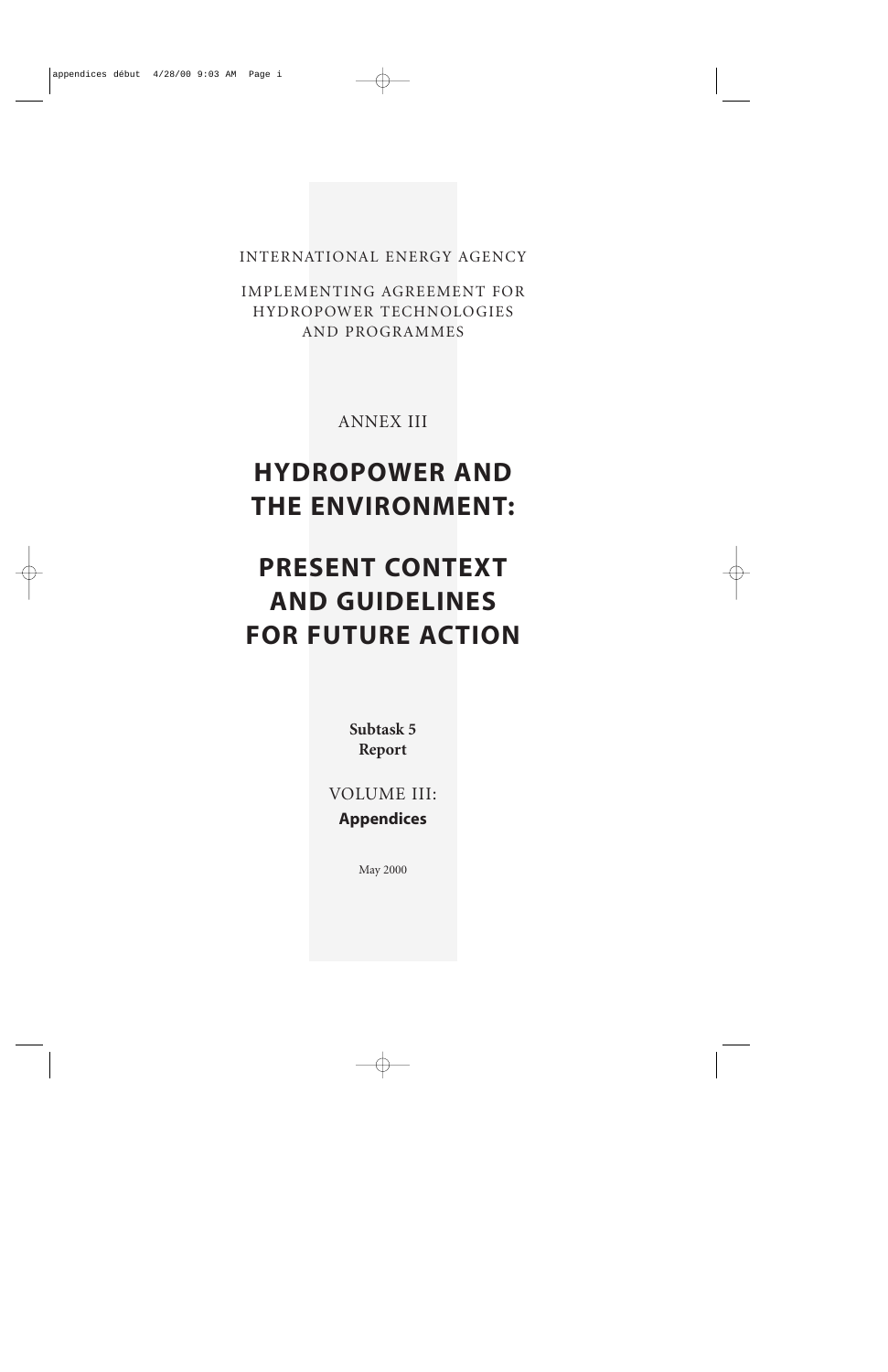INTERNATIONAL ENERGY AGENCY

IMPLEMENTING AGREEMENT FOR HYDROPOWER TECHNOLOGIES AND PROGRAMMES

ANNEX III

# HYDROPOWER AND THE ENVIRONMENT:

# PRESENT CONTEXT AND GUIDELINES FOR FUTURE ACTION

**Subtask 5 Report**

VOLUME III:

**Appendices**

May 2000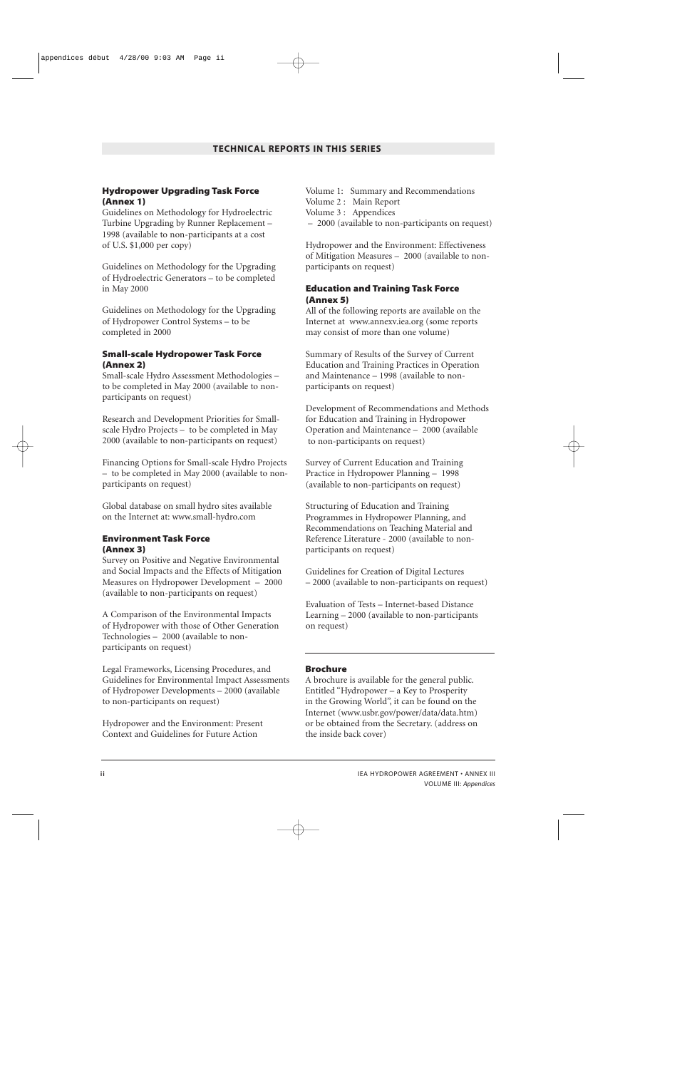## TECHNICAL REPORTS IN THIS SERIES

### Hydropower Upgrading Task Force (Annex 1)

Guidelines on Methodology for Hydroelectric Turbine Upgrading by Runner Replacement – 1998 (available to non-participants at a cost of U.S. $1,000 per copy)

Guidelines on Methodology for the Upgrading of Hydroelectric Generators – to be completed in May 2000

Guidelines on Methodology for the Upgrading of Hydropower Control Systems – to be completed in 2000

### Small-scale Hydropower Task Force (Annex 2)

Small-scale Hydro Assessment Methodologies – to be completed in May 2000 (available to non-participants on request)

Research and Development Priorities for Small-scale Hydro Projects – to be completed in May 2000 (available to non-participants on request)

Financing Options for Small-scale Hydro Projects – to be completed in May 2000 (available to non-participants on request)

Global database on small hydro sites available on the Internet at: www.small-hydro.com

### Environment Task Force (Annex 3)

Survey on Positive and Negative Environmental and Social Impacts and the Effects of Mitigation Measures on Hydropower Development – 2000 (available to non-participants on request)

A Comparison of the Environmental Impacts of Hydropower with those of Other Generation Technologies – 2000 (available to non-participants on request)

Legal Frameworks, Licensing Procedures, and Guidelines for Environmental Impact Assessments of Hydropower Developments – 2000 (available to non-participants on request)

Hydropower and the Environment: Present Context and Guidelines for Future Action

Volume 1: Summary and Recommendations
Volume 2 : Main Report
Volume 3 : Appendices
– 2000 (available to non-participants on request)

Hydropower and the Environment: Effectiveness of Mitigation Measures – 2000 (available to non-participants on request)

### Education and Training Task Force (Annex 5)

All of the following reports are available on the Internet at www.annexv.iea.org (some reports may consist of more than one volume)

Summary of Results of the Survey of Current Education and Training Practices in Operation and Maintenance – 1998 (available to non-participants on request)

Development of Recommendations and Methods for Education and Training in Hydropower Operation and Maintenance – 2000 (available to non-participants on request)

Survey of Current Education and Training Practice in Hydropower Planning – 1998 (available to non-participants on request)

Structuring of Education and Training Programmes in Hydropower Planning, and Recommendations on Teaching Material and Reference Literature - 2000 (available to non-participants on request)

Guidelines for Creation of Digital Lectures – 2000 (available to non-participants on request)

Evaluation of Tests – Internet-based Distance Learning – 2000 (available to non-participants on request)

### Brochure

A brochure is available for the general public. Entitled "Hydropower – a Key to Prosperity in the Growing World", it can be found on the Internet (www.usbr.gov/power/data/data.htm) or be obtained from the Secretary. (address on the inside back cover)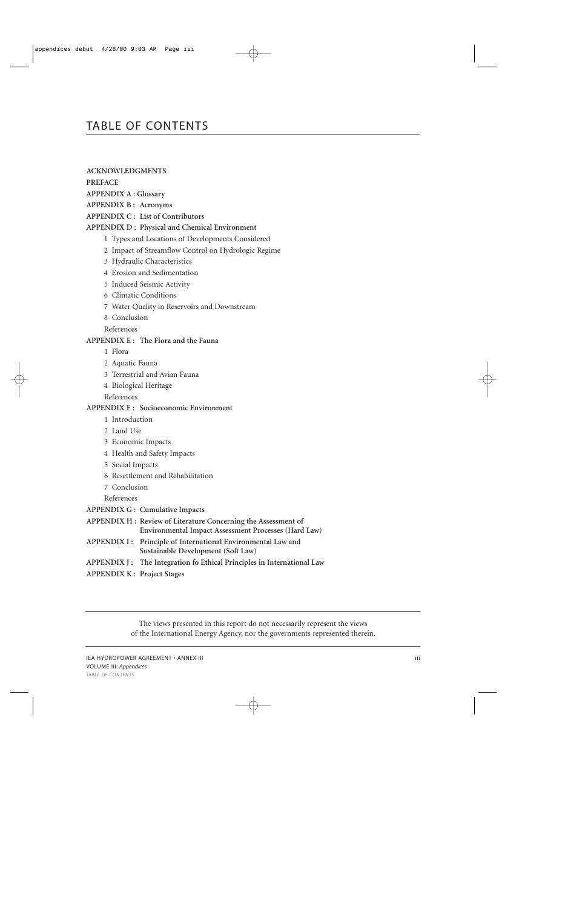# TABLE OF CONTENTS

**ACKNOWLEDGMENTS**

**PREFACE**

**APPENDIX A : Glossary**

**APPENDIX B : Acronyms**

**APPENDIX C : List of Contributors**

**APPENDIX D : Physical and Chemical Environment**

- 1 Types and Locations of Developments Considered
- 2 Impact of Streamflow Control on Hydrologic Regime
- 3 Hydraulic Characteristics
- 4 Erosion and Sedimentation
- 5 Induced Seismic Activity
- 6 Climatic Conditions
- 7 Water Quality in Reservoirs and Downstream
- 8 Conclusion
- References

**APPENDIX E : The Flora and the Fauna**

- 1 Flora
- 2 Aquatic Fauna
- 3 Terrestrial and Avian Fauna
- 4 Biological Heritage
- References

**APPENDIX F : Socioeconomic Environment**

- 1 Introduction
- 2 Land Use
- 3 Economic Impacts
- 4 Health and Safety Impacts
- 5 Social Impacts
- 6 Resettlement and Rehabilitation
- 7 Conclusion
- References

**APPENDIX G : Cumulative Impacts**

**APPENDIX H : Review of Literature Concerning the Assessment of Environmental Impact Assessment Processes (Hard Law)**

**APPENDIX I : Principle of International Environmental Law and Sustainable Development (Soft Law)**

**APPENDIX J : The Integration fo Ethical Principles in International Law**

**APPENDIX K : Project Stages**

---

The views presented in this report do not necessarily represent the views of the International Energy Agency, nor the governments represented therein.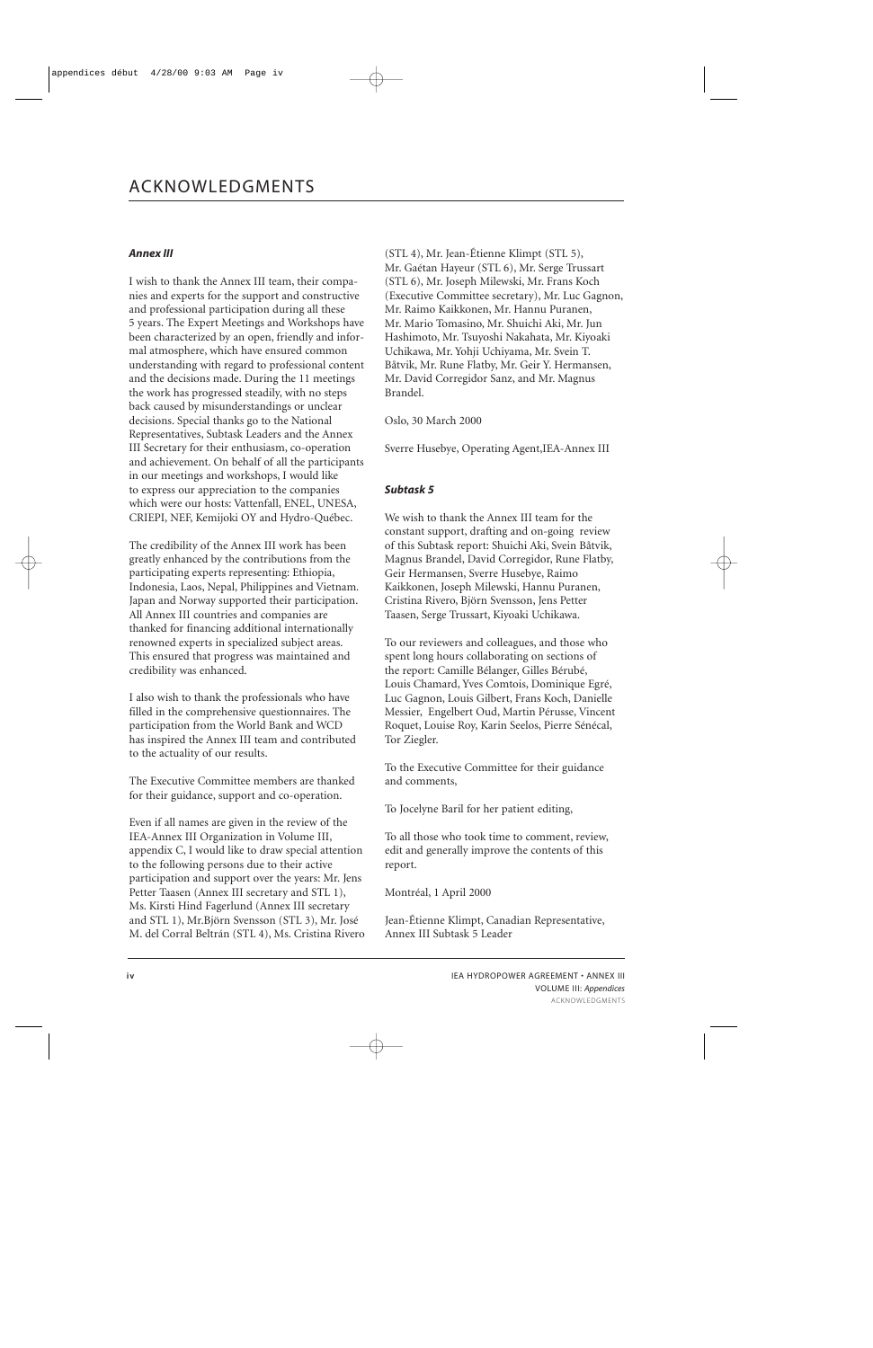# ACKNOWLEDGMENTS

### *Annex III*

I wish to thank the Annex III team, their companies and experts for the support and constructive and professional participation during all these 5 years. The Expert Meetings and Workshops have been characterized by an open, friendly and informal atmosphere, which have ensured common understanding with regard to professional content and the decisions made. During the 11 meetings the work has progressed steadily, with no steps back caused by misunderstandings or unclear decisions. Special thanks go to the National Representatives, Subtask Leaders and the Annex III Secretary for their enthusiasm, co-operation and achievement. On behalf of all the participants in our meetings and workshops, I would like to express our appreciation to the companies which were our hosts: Vattenfall, ENEL, UNESA, CRIEPI, NEF, Kemijoki OY and Hydro-Québec.

The credibility of the Annex III work has been greatly enhanced by the contributions from the participating experts representing: Ethiopia, Indonesia, Laos, Nepal, Philippines and Vietnam. Japan and Norway supported their participation. All Annex III countries and companies are thanked for financing additional internationally renowned experts in specialized subject areas. This ensured that progress was maintained and credibility was enhanced.

I also wish to thank the professionals who have filled in the comprehensive questionnaires. The participation from the World Bank and WCD has inspired the Annex III team and contributed to the actuality of our results.

The Executive Committee members are thanked for their guidance, support and co-operation.

Even if all names are given in the review of the IEA-Annex III Organization in Volume III, appendix C, I would like to draw special attention to the following persons due to their active participation and support over the years: Mr. Jens Petter Taasen (Annex III secretary and STL 1), Ms. Kirsti Hind Fagerlund (Annex III secretary and STL 1), Mr.Björn Svensson (STL 3), Mr. José M. del Corral Beltrán (STL 4), Ms. Cristina Rivero (STL 4), Mr. Jean-Êtienne Klimpt (STL 5), Mr. Gaétan Hayeur (STL 6), Mr. Serge Trussart (STL 6), Mr. Joseph Milewski, Mr. Frans Koch (Executive Committee secretary), Mr. Luc Gagnon, Mr. Raimo Kaikkonen, Mr. Hannu Puranen, Mr. Mario Tomasino, Mr. Shuichi Aki, Mr. Jun Hashimoto, Mr. Tsuyoshi Nakahata, Mr. Kiyoaki Uchikawa, Mr. Yohji Uchiyama, Mr. Svein T. Båtvik, Mr. Rune Flatby, Mr. Geir Y. Hermansen, Mr. David Corregidor Sanz, and Mr. Magnus Brandel.

Oslo, 30 March 2000

Sverre Husebye, Operating Agent,IEA-Annex III

### *Subtask 5*

We wish to thank the Annex III team for the constant support, drafting and on-going review of this Subtask report: Shuichi Aki, Svein Båtvik, Magnus Brandel, David Corregidor, Rune Flatby, Geir Hermansen, Sverre Husebye, Raimo Kaikkonen, Joseph Milewski, Hannu Puranen, Cristina Rivero, Björn Svensson, Jens Petter Taasen, Serge Trussart, Kiyoaki Uchikawa.

To our reviewers and colleagues, and those who spent long hours collaborating on sections of the report: Camille Bélanger, Gilles Bérubé, Louis Chamard, Yves Comtois, Dominique Egré, Luc Gagnon, Louis Gilbert, Frans Koch, Danielle Messier, Engelbert Oud, Martin Pérusse, Vincent Roquet, Louise Roy, Karin Seelos, Pierre Sénécal, Tor Ziegler.

To the Executive Committee for their guidance and comments,

To Jocelyne Baril for her patient editing,

To all those who took time to comment, review, edit and generally improve the contents of this report.

Montréal, 1 April 2000

Jean-Êtienne Klimpt, Canadian Representative, Annex III Subtask 5 Leader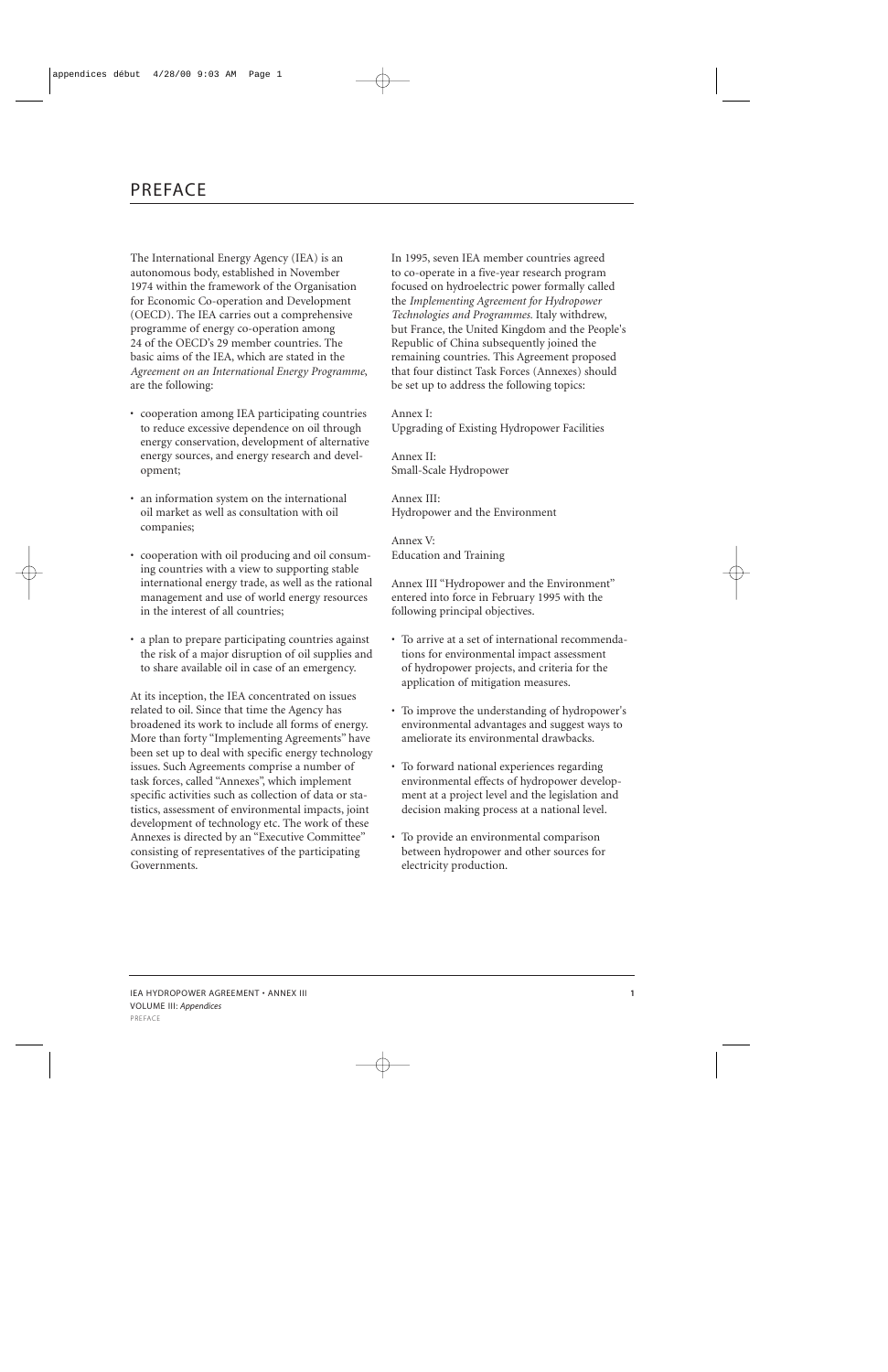# PREFACE

The International Energy Agency (IEA) is an autonomous body, established in November 1974 within the framework of the Organisation for Economic Co-operation and Development (OECD). The IEA carries out a comprehensive programme of energy co-operation among 24 of the OECD's 29 member countries. The basic aims of the IEA, which are stated in the *Agreement on an International Energy Programme*, are the following:

- cooperation among IEA participating countries to reduce excessive dependence on oil through energy conservation, development of alternative energy sources, and energy research and development;
- an information system on the international oil market as well as consultation with oil companies;
- cooperation with oil producing and oil consuming countries with a view to supporting stable international energy trade, as well as the rational management and use of world energy resources in the interest of all countries;
- a plan to prepare participating countries against the risk of a major disruption of oil supplies and to share available oil in case of an emergency.

At its inception, the IEA concentrated on issues related to oil. Since that time the Agency has broadened its work to include all forms of energy. More than forty "Implementing Agreements" have been set up to deal with specific energy technology issues. Such Agreements comprise a number of task forces, called "Annexes", which implement specific activities such as collection of data or statistics, assessment of environmental impacts, joint development of technology etc. The work of these Annexes is directed by an "Executive Committee" consisting of representatives of the participating Governments.

In 1995, seven IEA member countries agreed to co-operate in a five-year research program focused on hydroelectric power formally called the *Implementing Agreement for Hydropower Technologies and Programmes.* Italy withdrew, but France, the United Kingdom and the People's Republic of China subsequently joined the remaining countries. This Agreement proposed that four distinct Task Forces (Annexes) should be set up to address the following topics:

Annex I:
Upgrading of Existing Hydropower Facilities

Annex II:
Small-Scale Hydropower

Annex III:
Hydropower and the Environment

Annex V:
Education and Training

Annex III "Hydropower and the Environment" entered into force in February 1995 with the following principal objectives.

- To arrive at a set of international recommendations for environmental impact assessment of hydropower projects, and criteria for the application of mitigation measures.
- To improve the understanding of hydropower's environmental advantages and suggest ways to ameliorate its environmental drawbacks.
- To forward national experiences regarding environmental effects of hydropower development at a project level and the legislation and decision making process at a national level.
- To provide an environmental comparison between hydropower and other sources for electricity production.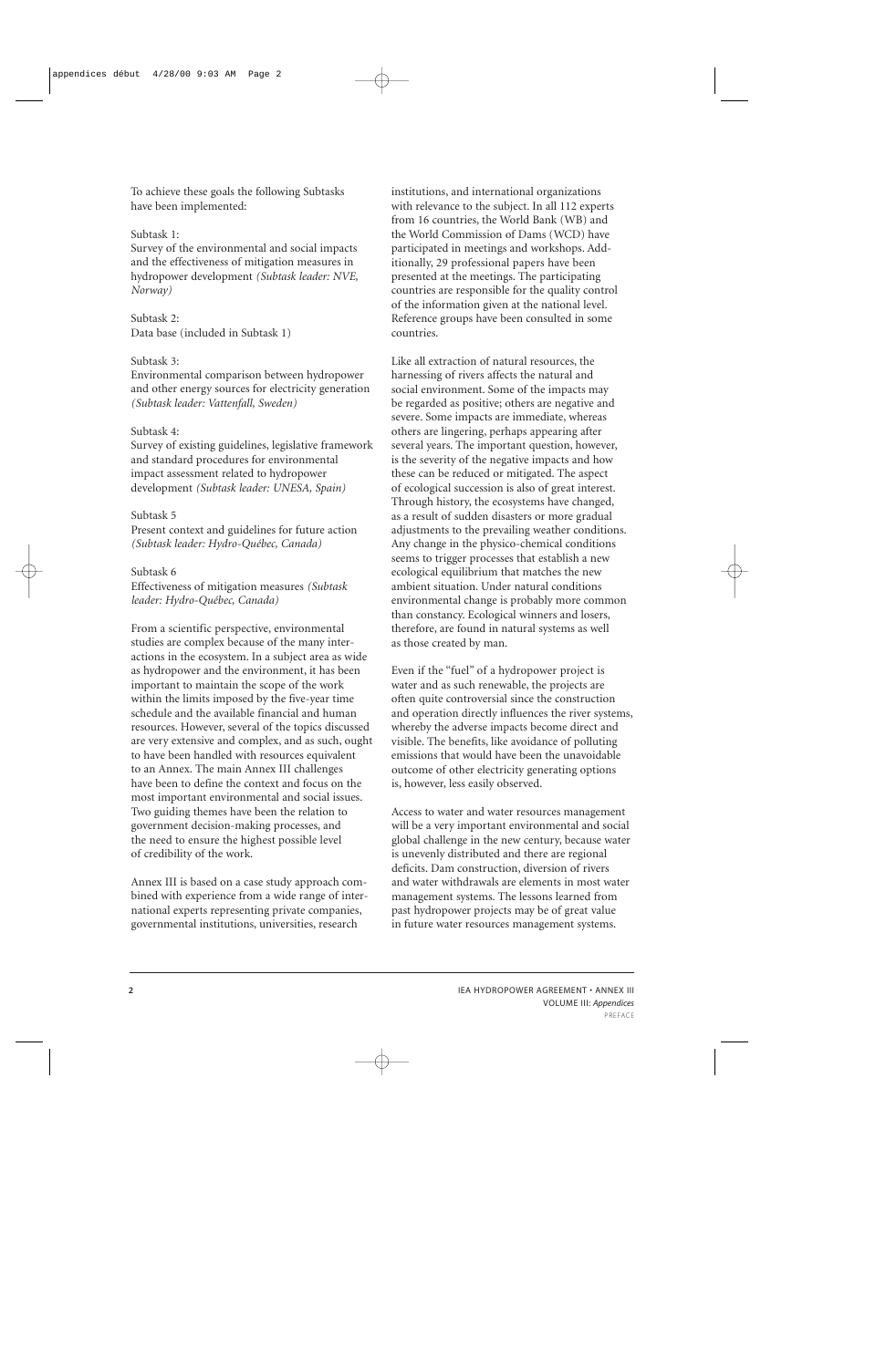To achieve these goals the following Subtasks have been implemented:

Subtask 1:
Survey of the environmental and social impacts and the effectiveness of mitigation measures in hydropower development *(Subtask leader: NVE, Norway)*

Subtask 2:
Data base (included in Subtask 1)

Subtask 3:
Environmental comparison between hydropower and other energy sources for electricity generation *(Subtask leader: Vattenfall, Sweden)*

Subtask 4:
Survey of existing guidelines, legislative framework and standard procedures for environmental impact assessment related to hydropower development *(Subtask leader: UNESA, Spain)*

Subtask 5
Present context and guidelines for future action *(Subtask leader: Hydro-Québec, Canada)*

Subtask 6
Effectiveness of mitigation measures *(Subtask leader: Hydro-Québec, Canada)*

From a scientific perspective, environmental studies are complex because of the many interactions in the ecosystem. In a subject area as wide as hydropower and the environment, it has been important to maintain the scope of the work within the limits imposed by the five-year time schedule and the available financial and human resources. However, several of the topics discussed are very extensive and complex, and as such, ought to have been handled with resources equivalent to an Annex. The main Annex III challenges have been to define the context and focus on the most important environmental and social issues. Two guiding themes have been the relation to government decision-making processes, and the need to ensure the highest possible level of credibility of the work.

Annex III is based on a case study approach combined with experience from a wide range of international experts representing private companies, governmental institutions, universities, research institutions, and international organizations with relevance to the subject. In all 112 experts from 16 countries, the World Bank (WB) and the World Commission of Dams (WCD) have participated in meetings and workshops. Additionally, 29 professional papers have been presented at the meetings. The participating countries are responsible for the quality control of the information given at the national level. Reference groups have been consulted in some countries.

Like all extraction of natural resources, the harnessing of rivers affects the natural and social environment. Some of the impacts may be regarded as positive; others are negative and severe. Some impacts are immediate, whereas others are lingering, perhaps appearing after several years. The important question, however, is the severity of the negative impacts and how these can be reduced or mitigated. The aspect of ecological succession is also of great interest. Through history, the ecosystems have changed, as a result of sudden disasters or more gradual adjustments to the prevailing weather conditions. Any change in the physico-chemical conditions seems to trigger processes that establish a new ecological equilibrium that matches the new ambient situation. Under natural conditions environmental change is probably more common than constancy. Ecological winners and losers, therefore, are found in natural systems as well as those created by man.

Even if the "fuel" of a hydropower project is water and as such renewable, the projects are often quite controversial since the construction and operation directly influences the river systems, whereby the adverse impacts become direct and visible. The benefits, like avoidance of polluting emissions that would have been the unavoidable outcome of other electricity generating options is, however, less easily observed.

Access to water and water resources management will be a very important environmental and social global challenge in the new century, because water is unevenly distributed and there are regional deficits. Dam construction, diversion of rivers and water withdrawals are elements in most water management systems. The lessons learned from past hydropower projects may be of great value in future water resources management systems.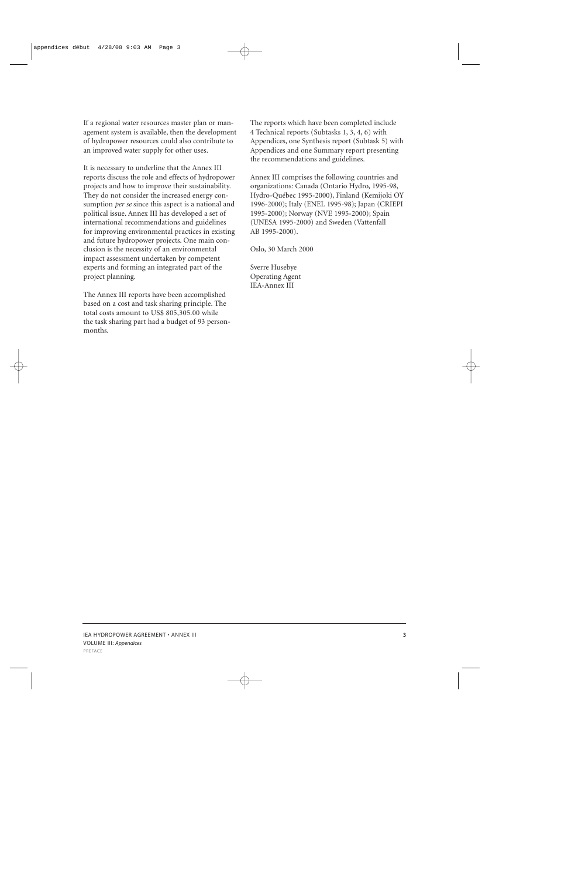If a regional water resources master plan or management system is available, then the development of hydropower resources could also contribute to an improved water supply for other uses.

It is necessary to underline that the Annex III reports discuss the role and effects of hydropower projects and how to improve their sustainability. They do not consider the increased energy consumption *per se* since this aspect is a national and political issue. Annex III has developed a set of international recommendations and guidelines for improving environmental practices in existing and future hydropower projects. One main conclusion is the necessity of an environmental impact assessment undertaken by competent experts and forming an integrated part of the project planning.

The Annex III reports have been accomplished based on a cost and task sharing principle. The total costs amount to US$ 805,305.00 while the task sharing part had a budget of 93 person-months.

The reports which have been completed include 4 Technical reports (Subtasks 1, 3, 4, 6) with Appendices, one Synthesis report (Subtask 5) with Appendices and one Summary report presenting the recommendations and guidelines.

Annex III comprises the following countries and organizations: Canada (Ontario Hydro, 1995-98, Hydro-Québec 1995-2000), Finland (Kemijoki OY 1996-2000); Italy (ENEL 1995-98); Japan (CRIEPI 1995-2000); Norway (NVE 1995-2000); Spain (UNESA 1995-2000) and Sweden (Vattenfall AB 1995-2000).

Oslo, 30 March 2000

Sverre Husebye
Operating Agent
IEA-Annex III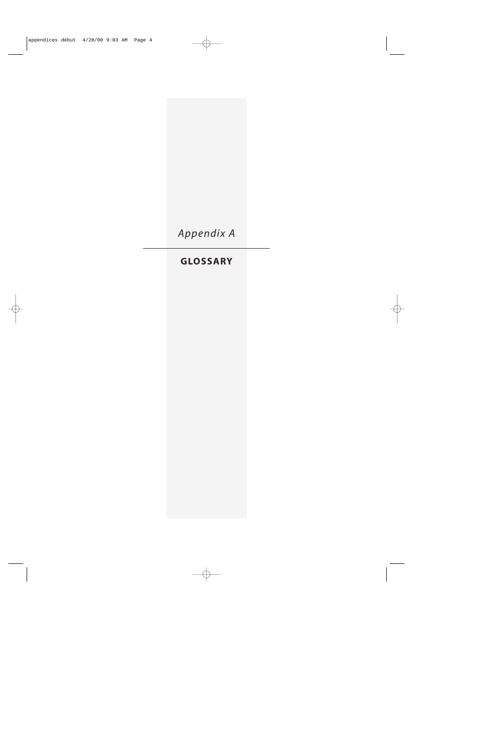*Appendix A*

# GLOSSARY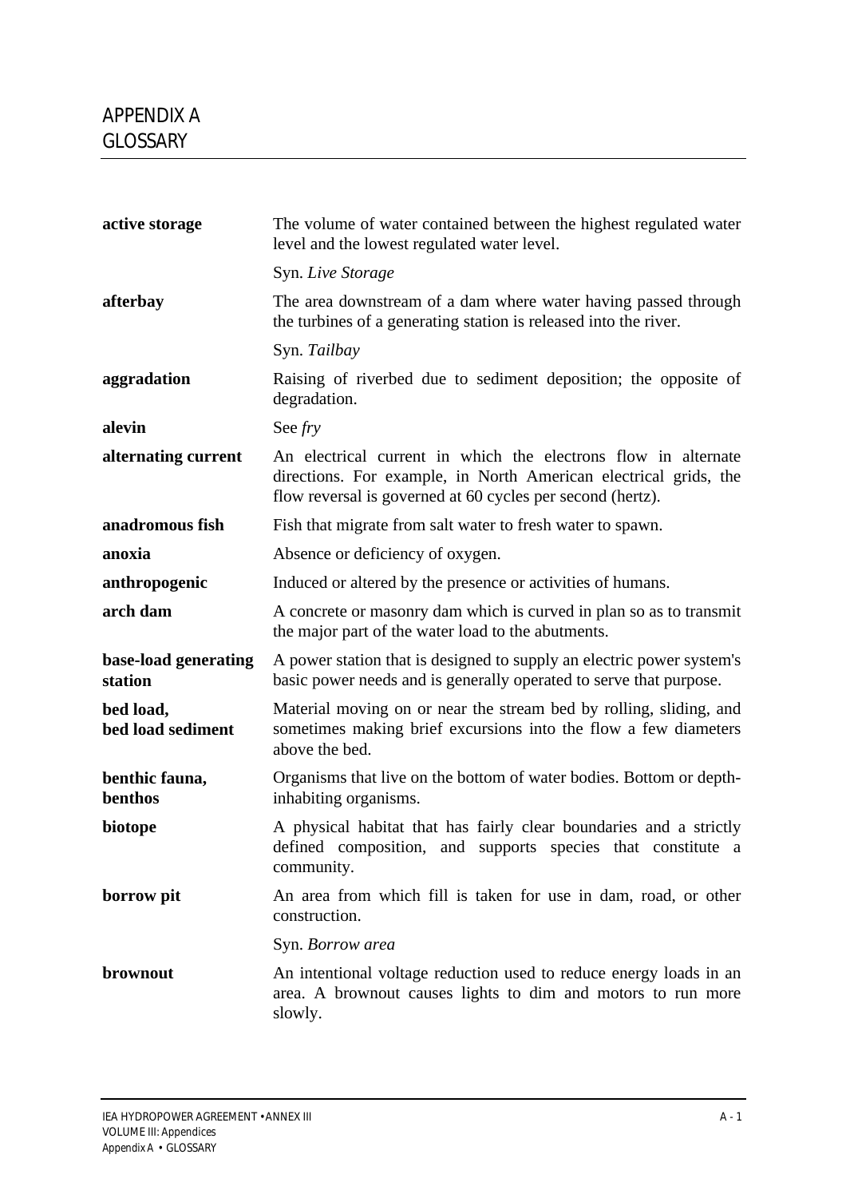# APPENDIX A GLOSSARY

**active storage** — The volume of water contained between the highest regulated water level and the lowest regulated water level.

Syn. *Live Storage*

**afterbay** — The area downstream of a dam where water having passed through the turbines of a generating station is released into the river.

Syn. *Tailbay*

**aggradation** — Raising of riverbed due to sediment deposition; the opposite of degradation.

**alevin** — See *fry*

**alternating current** — An electrical current in which the electrons flow in alternate directions. For example, in North American electrical grids, the flow reversal is governed at 60 cycles per second (hertz).

**anadromous fish** — Fish that migrate from salt water to fresh water to spawn.

**anoxia** — Absence or deficiency of oxygen.

**anthropogenic** — Induced or altered by the presence or activities of humans.

**arch dam** — A concrete or masonry dam which is curved in plan so as to transmit the major part of the water load to the abutments.

**base-load generating station** — A power station that is designed to supply an electric power system's basic power needs and is generally operated to serve that purpose.

**bed load, bed load sediment** — Material moving on or near the stream bed by rolling, sliding, and sometimes making brief excursions into the flow a few diameters above the bed.

**benthic fauna, benthos** — Organisms that live on the bottom of water bodies. Bottom or depth-inhabiting organisms.

**biotope** — A physical habitat that has fairly clear boundaries and a strictly defined composition, and supports species that constitute a community.

**borrow pit** — An area from which fill is taken for use in dam, road, or other construction.

Syn. *Borrow area*

**brownout** — An intentional voltage reduction used to reduce energy loads in an area. A brownout causes lights to dim and motors to run more slowly.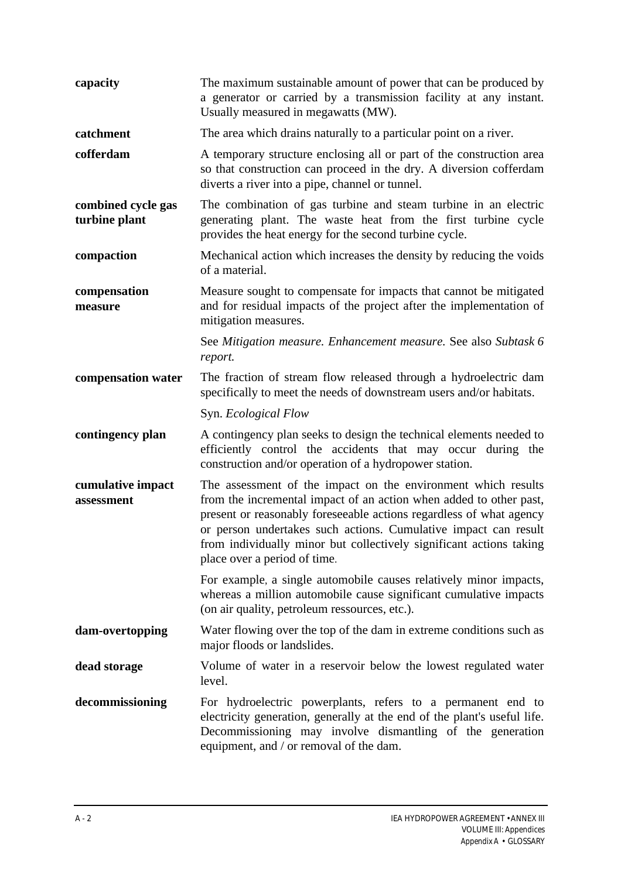**capacity** The maximum sustainable amount of power that can be produced by a generator or carried by a transmission facility at any instant. Usually measured in megawatts (MW).

**catchment** The area which drains naturally to a particular point on a river.

**cofferdam** A temporary structure enclosing all or part of the construction area so that construction can proceed in the dry. A diversion cofferdam diverts a river into a pipe, channel or tunnel.

**combined cycle gas turbine plant** The combination of gas turbine and steam turbine in an electric generating plant. The waste heat from the first turbine cycle provides the heat energy for the second turbine cycle.

**compaction** Mechanical action which increases the density by reducing the voids of a material.

**compensation measure** Measure sought to compensate for impacts that cannot be mitigated and for residual impacts of the project after the implementation of mitigation measures.

See *Mitigation measure. Enhancement measure.* See also *Subtask 6 report.*

**compensation water** The fraction of stream flow released through a hydroelectric dam specifically to meet the needs of downstream users and/or habitats.

Syn. *Ecological Flow*

**contingency plan** A contingency plan seeks to design the technical elements needed to efficiently control the accidents that may occur during the construction and/or operation of a hydropower station.

**cumulative impact assessment** The assessment of the impact on the environment which results from the incremental impact of an action when added to other past, present or reasonably foreseeable actions regardless of what agency or person undertakes such actions. Cumulative impact can result from individually minor but collectively significant actions taking place over a period of time.

For example, a single automobile causes relatively minor impacts, whereas a million automobile cause significant cumulative impacts (on air quality, petroleum ressources, etc.).

**dam-overtopping** Water flowing over the top of the dam in extreme conditions such as major floods or landslides.

**dead storage** Volume of water in a reservoir below the lowest regulated water level.

**decommissioning** For hydroelectric powerplants, refers to a permanent end to electricity generation, generally at the end of the plant's useful life. Decommissioning may involve dismantling of the generation equipment, and / or removal of the dam.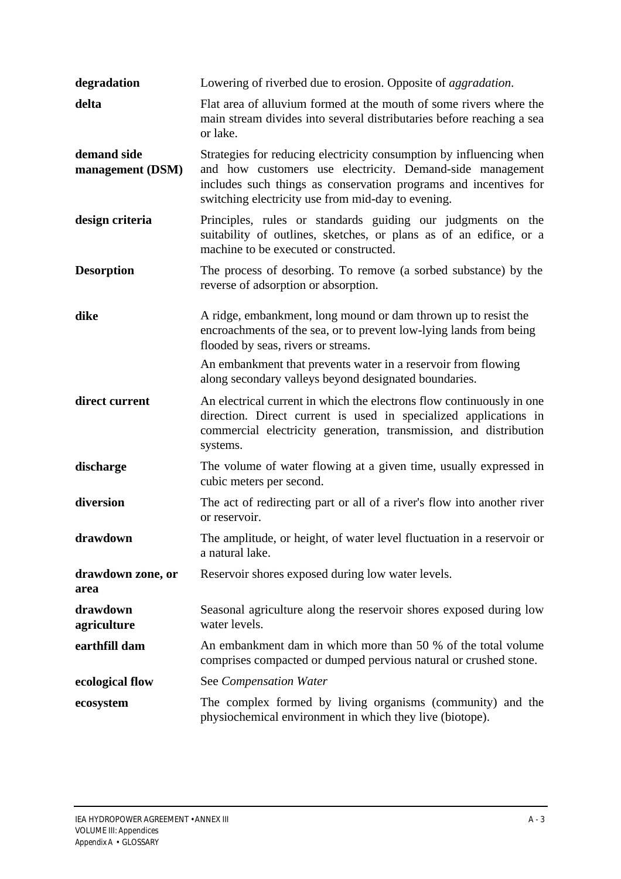| | |
|---|---|
| **degradation** | Lowering of riverbed due to erosion. Opposite of *aggradation*. |
| **delta** | Flat area of alluvium formed at the mouth of some rivers where the main stream divides into several distributaries before reaching a sea or lake. |
| **demand side management (DSM)** | Strategies for reducing electricity consumption by influencing when and how customers use electricity. Demand-side management includes such things as conservation programs and incentives for switching electricity use from mid-day to evening. |
| **design criteria** | Principles, rules or standards guiding our judgments on the suitability of outlines, sketches, or plans as of an edifice, or a machine to be executed or constructed. |
| **Desorption** | The process of desorbing. To remove (a sorbed substance) by the reverse of adsorption or absorption. |
| **dike** | A ridge, embankment, long mound or dam thrown up to resist the encroachments of the sea, or to prevent low-lying lands from being flooded by seas, rivers or streams.<br><br>An embankment that prevents water in a reservoir from flowing along secondary valleys beyond designated boundaries. |
| **direct current** | An electrical current in which the electrons flow continuously in one direction. Direct current is used in specialized applications in commercial electricity generation, transmission, and distribution systems. |
| **discharge** | The volume of water flowing at a given time, usually expressed in cubic meters per second. |
| **diversion** | The act of redirecting part or all of a river's flow into another river or reservoir. |
| **drawdown** | The amplitude, or height, of water level fluctuation in a reservoir or a natural lake. |
| **drawdown zone, or area** | Reservoir shores exposed during low water levels. |
| **drawdown agriculture** | Seasonal agriculture along the reservoir shores exposed during low water levels. |
| **earthfill dam** | An embankment dam in which more than 50 % of the total volume comprises compacted or dumped pervious natural or crushed stone. |
| **ecological flow** | See *Compensation Water* |
| **ecosystem** | The complex formed by living organisms (community) and the physiochemical environment in which they live (biotope). |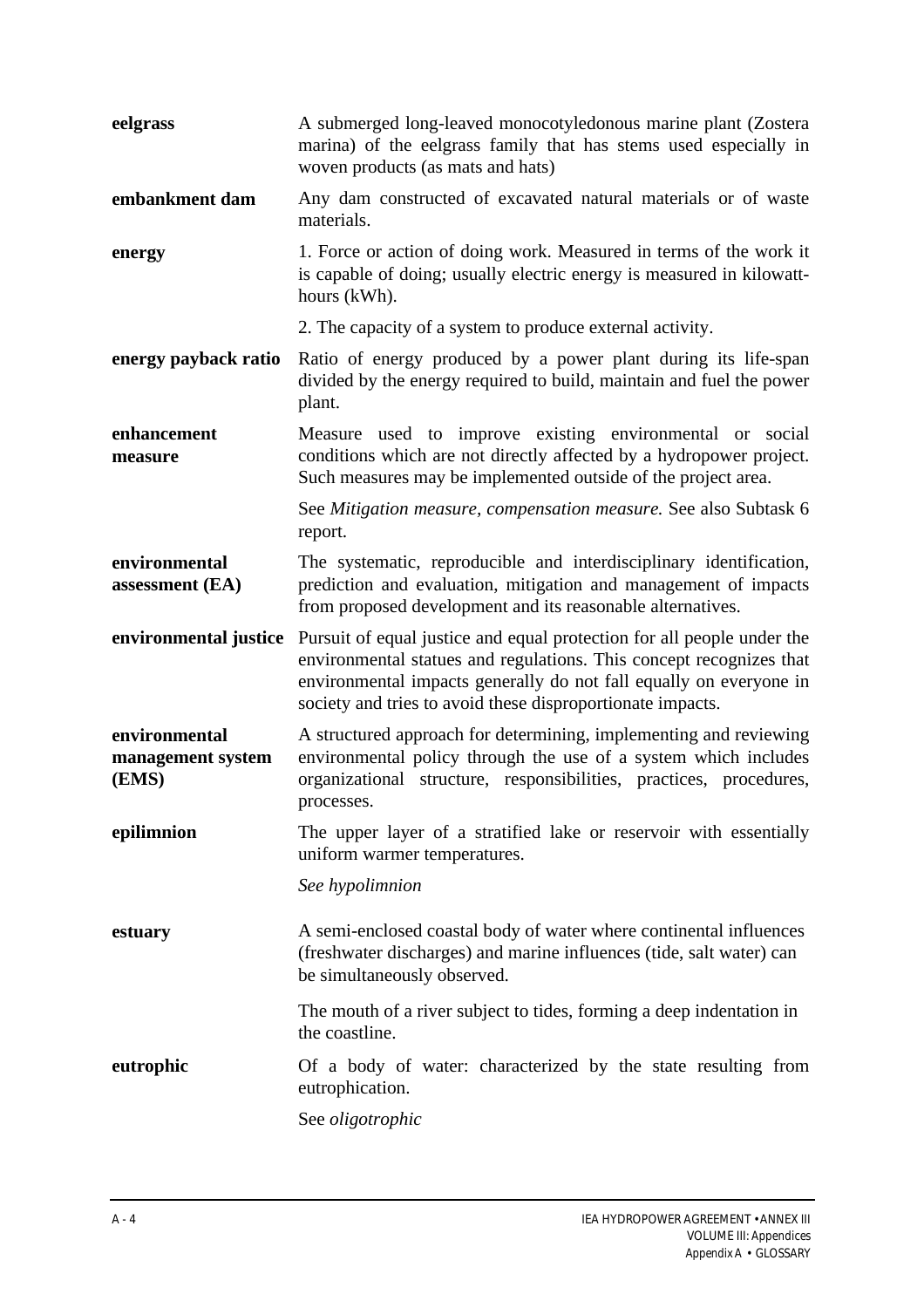**eelgrass** A submerged long-leaved monocotyledonous marine plant (Zostera marina) of the eelgrass family that has stems used especially in woven products (as mats and hats)

**embankment dam** Any dam constructed of excavated natural materials or of waste materials.

**energy** 1. Force or action of doing work. Measured in terms of the work it is capable of doing; usually electric energy is measured in kilowatt-hours (kWh).

2. The capacity of a system to produce external activity.

**energy payback ratio** Ratio of energy produced by a power plant during its life-span divided by the energy required to build, maintain and fuel the power plant.

**enhancement measure** Measure used to improve existing environmental or social conditions which are not directly affected by a hydropower project. Such measures may be implemented outside of the project area.

See *Mitigation measure, compensation measure.* See also Subtask 6 report.

**environmental assessment (EA)** The systematic, reproducible and interdisciplinary identification, prediction and evaluation, mitigation and management of impacts from proposed development and its reasonable alternatives.

**environmental justice** Pursuit of equal justice and equal protection for all people under the environmental statues and regulations. This concept recognizes that environmental impacts generally do not fall equally on everyone in society and tries to avoid these disproportionate impacts.

**environmental management system (EMS)** A structured approach for determining, implementing and reviewing environmental policy through the use of a system which includes organizational structure, responsibilities, practices, procedures, processes.

**epilimnion** The upper layer of a stratified lake or reservoir with essentially uniform warmer temperatures.

*See hypolimnion*

**estuary** A semi-enclosed coastal body of water where continental influences (freshwater discharges) and marine influences (tide, salt water) can be simultaneously observed.

The mouth of a river subject to tides, forming a deep indentation in the coastline.

**eutrophic** Of a body of water: characterized by the state resulting from eutrophication.

See *oligotrophic*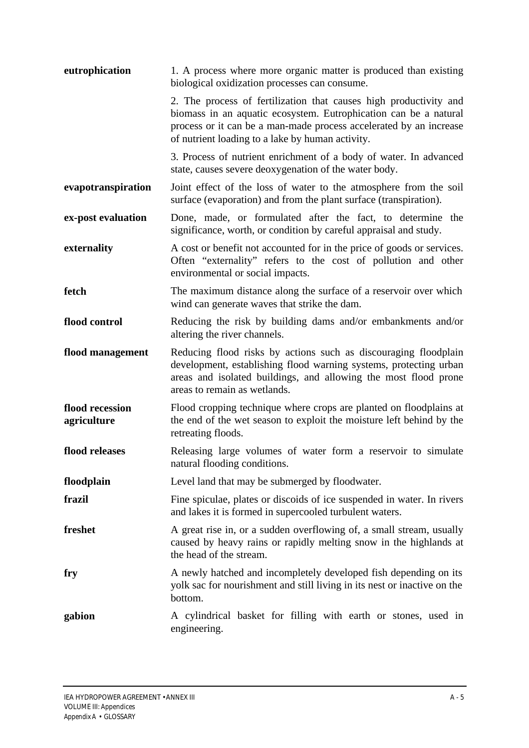**eutrophication** 1. A process where more organic matter is produced than existing biological oxidization processes can consume.

2. The process of fertilization that causes high productivity and biomass in an aquatic ecosystem. Eutrophication can be a natural process or it can be a man-made process accelerated by an increase of nutrient loading to a lake by human activity.

3. Process of nutrient enrichment of a body of water. In advanced state, causes severe deoxygenation of the water body.

**evapotranspiration** Joint effect of the loss of water to the atmosphere from the soil surface (evaporation) and from the plant surface (transpiration).

**ex-post evaluation** Done, made, or formulated after the fact, to determine the significance, worth, or condition by careful appraisal and study.

**externality** A cost or benefit not accounted for in the price of goods or services. Often "externality" refers to the cost of pollution and other environmental or social impacts.

**fetch** The maximum distance along the surface of a reservoir over which wind can generate waves that strike the dam.

**flood control** Reducing the risk by building dams and/or embankments and/or altering the river channels.

**flood management** Reducing flood risks by actions such as discouraging floodplain development, establishing flood warning systems, protecting urban areas and isolated buildings, and allowing the most flood prone areas to remain as wetlands.

**flood recession agriculture** Flood cropping technique where crops are planted on floodplains at the end of the wet season to exploit the moisture left behind by the retreating floods.

**flood releases** Releasing large volumes of water form a reservoir to simulate natural flooding conditions.

**floodplain** Level land that may be submerged by floodwater.

**frazil** Fine spiculae, plates or discoids of ice suspended in water. In rivers and lakes it is formed in supercooled turbulent waters.

**freshet** A great rise in, or a sudden overflowing of, a small stream, usually caused by heavy rains or rapidly melting snow in the highlands at the head of the stream.

**fry** A newly hatched and incompletely developed fish depending on its yolk sac for nourishment and still living in its nest or inactive on the bottom.

**gabion** A cylindrical basket for filling with earth or stones, used in engineering.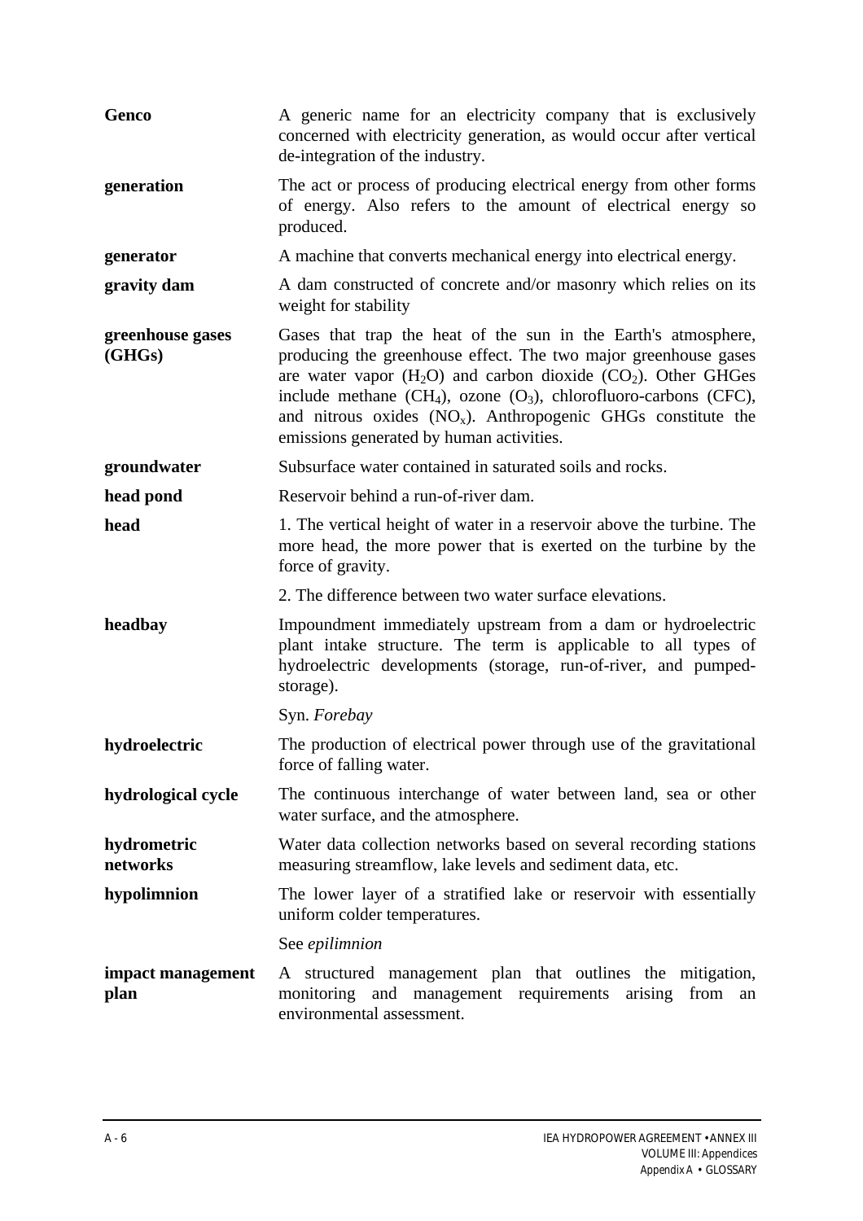**Genco** A generic name for an electricity company that is exclusively concerned with electricity generation, as would occur after vertical de-integration of the industry.

**generation** The act or process of producing electrical energy from other forms of energy. Also refers to the amount of electrical energy so produced.

**generator** A machine that converts mechanical energy into electrical energy.

**gravity dam** A dam constructed of concrete and/or masonry which relies on its weight for stability

**greenhouse gases (GHGs)** Gases that trap the heat of the sun in the Earth's atmosphere, producing the greenhouse effect. The two major greenhouse gases are water vapor ($H_2O$) and carbon dioxide ($CO_2$). Other GHGes include methane ($CH_4$), ozone ($O_3$), chlorofluoro-carbons (CFC), and nitrous oxides ($NO_x$). Anthropogenic GHGs constitute the emissions generated by human activities.

**groundwater** Subsurface water contained in saturated soils and rocks.

**head pond** Reservoir behind a run-of-river dam.

**head** 1. The vertical height of water in a reservoir above the turbine. The more head, the more power that is exerted on the turbine by the force of gravity.

2. The difference between two water surface elevations.

**headbay** Impoundment immediately upstream from a dam or hydroelectric plant intake structure. The term is applicable to all types of hydroelectric developments (storage, run-of-river, and pumped-storage).

Syn. *Forebay*

**hydroelectric** The production of electrical power through use of the gravitational force of falling water.

**hydrological cycle** The continuous interchange of water between land, sea or other water surface, and the atmosphere.

**hydrometric networks** Water data collection networks based on several recording stations measuring streamflow, lake levels and sediment data, etc.

**hypolimnion** The lower layer of a stratified lake or reservoir with essentially uniform colder temperatures.

See *epilimnion*

**impact management plan** A structured management plan that outlines the mitigation, monitoring and management requirements arising from an environmental assessment.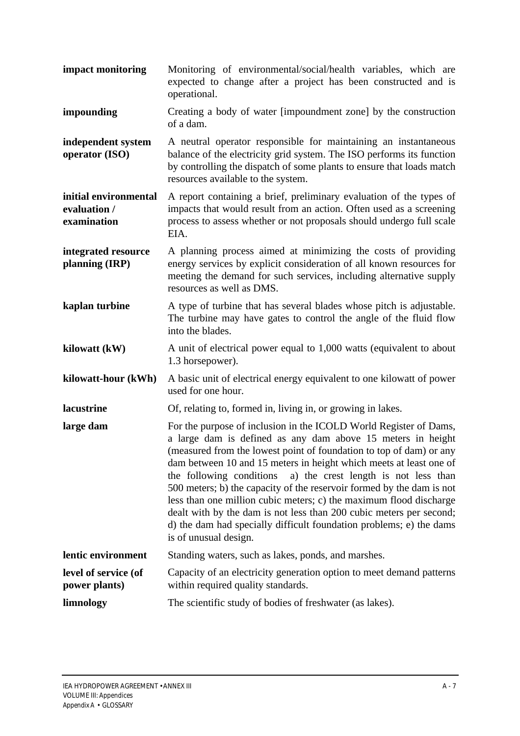**impact monitoring** Monitoring of environmental/social/health variables, which are expected to change after a project has been constructed and is operational.

**impounding** Creating a body of water [impoundment zone] by the construction of a dam.

**independent system operator (ISO)** A neutral operator responsible for maintaining an instantaneous balance of the electricity grid system. The ISO performs its function by controlling the dispatch of some plants to ensure that loads match resources available to the system.

**initial environmental evaluation / examination** A report containing a brief, preliminary evaluation of the types of impacts that would result from an action. Often used as a screening process to assess whether or not proposals should undergo full scale EIA.

**integrated resource planning (IRP)** A planning process aimed at minimizing the costs of providing energy services by explicit consideration of all known resources for meeting the demand for such services, including alternative supply resources as well as DMS.

**kaplan turbine** A type of turbine that has several blades whose pitch is adjustable. The turbine may have gates to control the angle of the fluid flow into the blades.

**kilowatt (kW)** A unit of electrical power equal to 1,000 watts (equivalent to about 1.3 horsepower).

**kilowatt-hour (kWh)** A basic unit of electrical energy equivalent to one kilowatt of power used for one hour.

**lacustrine** Of, relating to, formed in, living in, or growing in lakes.

**large dam** For the purpose of inclusion in the ICOLD World Register of Dams, a large dam is defined as any dam above 15 meters in height (measured from the lowest point of foundation to top of dam) or any dam between 10 and 15 meters in height which meets at least one of the following conditions a) the crest length is not less than 500 meters; b) the capacity of the reservoir formed by the dam is not less than one million cubic meters; c) the maximum flood discharge dealt with by the dam is not less than 200 cubic meters per second; d) the dam had specially difficult foundation problems; e) the dams is of unusual design.

**lentic environment** Standing waters, such as lakes, ponds, and marshes.

**level of service (of power plants)** Capacity of an electricity generation option to meet demand patterns within required quality standards.

**limnology** The scientific study of bodies of freshwater (as lakes).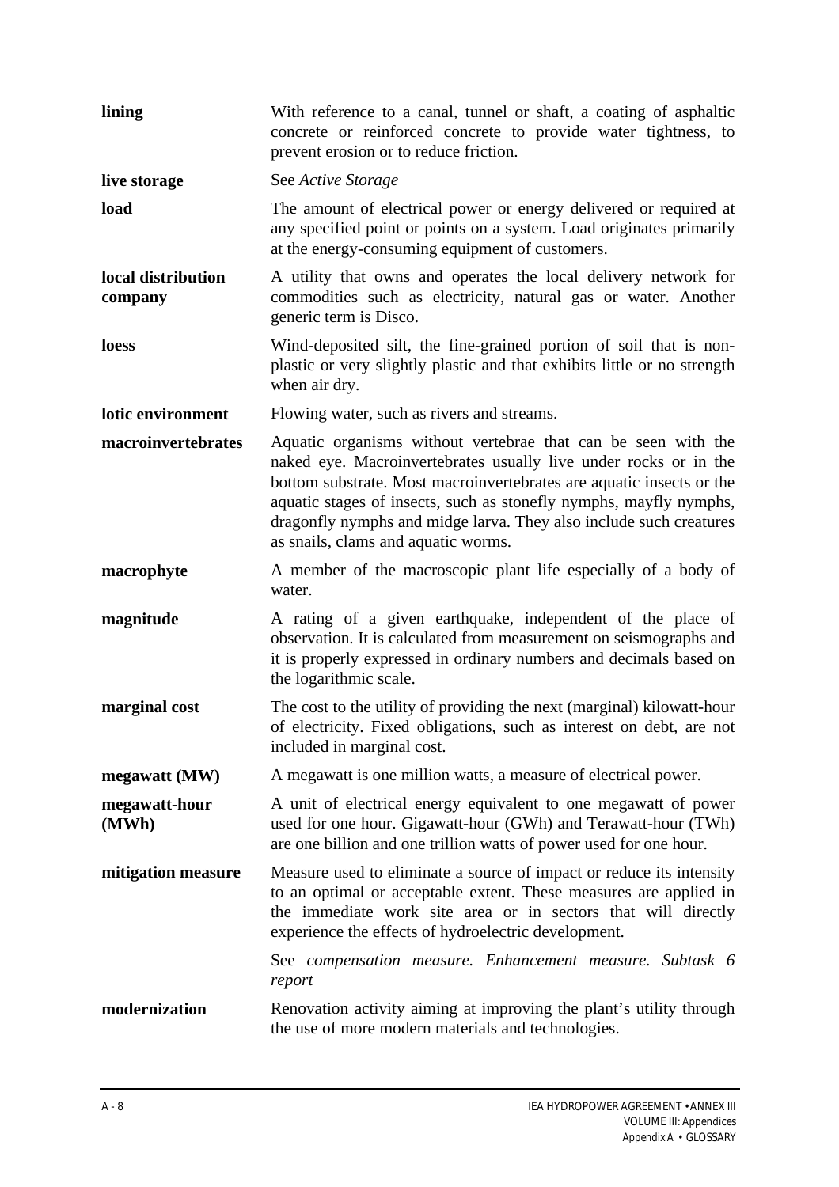**lining** With reference to a canal, tunnel or shaft, a coating of asphaltic concrete or reinforced concrete to provide water tightness, to prevent erosion or to reduce friction.

**live storage** See *Active Storage*

**load** The amount of electrical power or energy delivered or required at any specified point or points on a system. Load originates primarily at the energy-consuming equipment of customers.

**local distribution company** A utility that owns and operates the local delivery network for commodities such as electricity, natural gas or water. Another generic term is Disco.

**loess** Wind-deposited silt, the fine-grained portion of soil that is non-plastic or very slightly plastic and that exhibits little or no strength when air dry.

**lotic environment** Flowing water, such as rivers and streams.

**macroinvertebrates** Aquatic organisms without vertebrae that can be seen with the naked eye. Macroinvertebrates usually live under rocks or in the bottom substrate. Most macroinvertebrates are aquatic insects or the aquatic stages of insects, such as stonefly nymphs, mayfly nymphs, dragonfly nymphs and midge larva. They also include such creatures as snails, clams and aquatic worms.

**macrophyte** A member of the macroscopic plant life especially of a body of water.

**magnitude** A rating of a given earthquake, independent of the place of observation. It is calculated from measurement on seismographs and it is properly expressed in ordinary numbers and decimals based on the logarithmic scale.

**marginal cost** The cost to the utility of providing the next (marginal) kilowatt-hour of electricity. Fixed obligations, such as interest on debt, are not included in marginal cost.

**megawatt (MW)** A megawatt is one million watts, a measure of electrical power.

**megawatt-hour (MWh)** A unit of electrical energy equivalent to one megawatt of power used for one hour. Gigawatt-hour (GWh) and Terawatt-hour (TWh) are one billion and one trillion watts of power used for one hour.

**mitigation measure** Measure used to eliminate a source of impact or reduce its intensity to an optimal or acceptable extent. These measures are applied in the immediate work site area or in sectors that will directly experience the effects of hydroelectric development.

See *compensation measure. Enhancement measure. Subtask 6 report*

**modernization** Renovation activity aiming at improving the plant's utility through the use of more modern materials and technologies.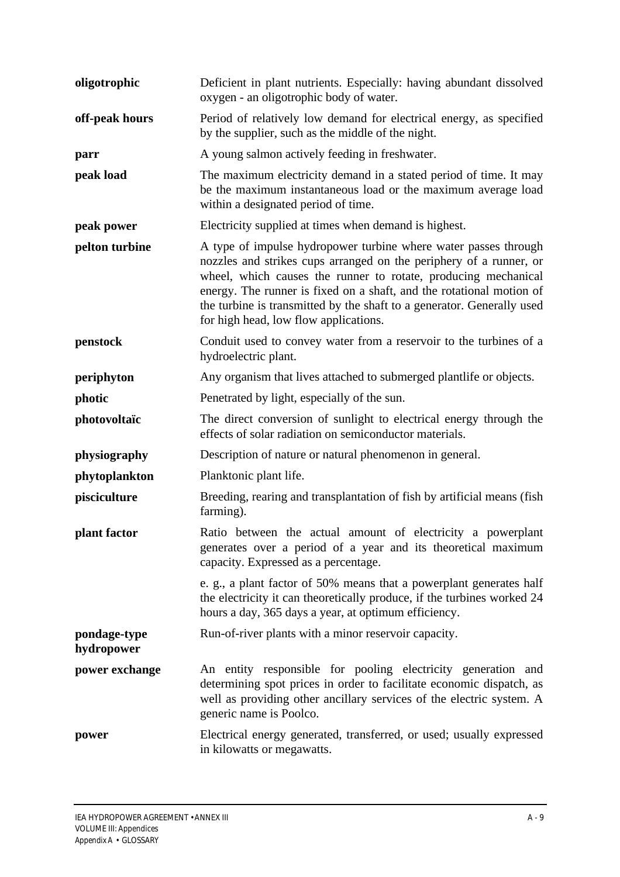**oligotrophic** Deficient in plant nutrients. Especially: having abundant dissolved oxygen - an oligotrophic body of water.

**off-peak hours** Period of relatively low demand for electrical energy, as specified by the supplier, such as the middle of the night.

**parr** A young salmon actively feeding in freshwater.

**peak load** The maximum electricity demand in a stated period of time. It may be the maximum instantaneous load or the maximum average load within a designated period of time.

**peak power** Electricity supplied at times when demand is highest.

**pelton turbine** A type of impulse hydropower turbine where water passes through nozzles and strikes cups arranged on the periphery of a runner, or wheel, which causes the runner to rotate, producing mechanical energy. The runner is fixed on a shaft, and the rotational motion of the turbine is transmitted by the shaft to a generator. Generally used for high head, low flow applications.

**penstock** Conduit used to convey water from a reservoir to the turbines of a hydroelectric plant.

**periphyton** Any organism that lives attached to submerged plantlife or objects.

**photic** Penetrated by light, especially of the sun.

**photovoltaïc** The direct conversion of sunlight to electrical energy through the effects of solar radiation on semiconductor materials.

**physiography** Description of nature or natural phenomenon in general.

**phytoplankton** Planktonic plant life.

**pisciculture** Breeding, rearing and transplantation of fish by artificial means (fish farming).

**plant factor** Ratio between the actual amount of electricity a powerplant generates over a period of a year and its theoretical maximum capacity. Expressed as a percentage.

e. g., a plant factor of 50% means that a powerplant generates half the electricity it can theoretically produce, if the turbines worked 24 hours a day, 365 days a year, at optimum efficiency.

**pondage-type hydropower** Run-of-river plants with a minor reservoir capacity.

**power exchange** An entity responsible for pooling electricity generation and determining spot prices in order to facilitate economic dispatch, as well as providing other ancillary services of the electric system. A generic name is Poolco.

**power** Electrical energy generated, transferred, or used; usually expressed in kilowatts or megawatts.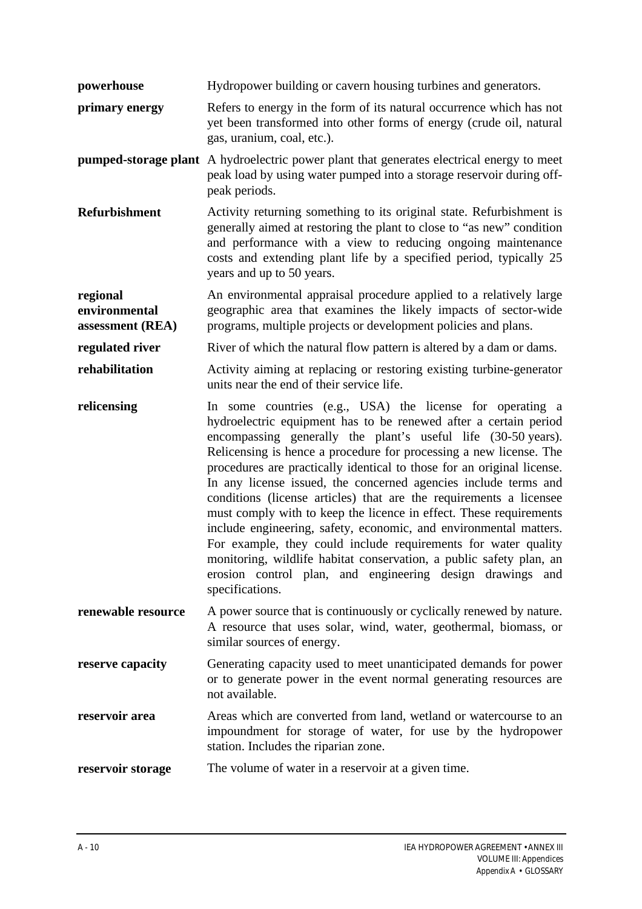**powerhouse** Hydropower building or cavern housing turbines and generators.

**primary energy** Refers to energy in the form of its natural occurrence which has not yet been transformed into other forms of energy (crude oil, natural gas, uranium, coal, etc.).

**pumped-storage plant** A hydroelectric power plant that generates electrical energy to meet peak load by using water pumped into a storage reservoir during off-peak periods.

**Refurbishment** Activity returning something to its original state. Refurbishment is generally aimed at restoring the plant to close to "as new" condition and performance with a view to reducing ongoing maintenance costs and extending plant life by a specified period, typically 25 years and up to 50 years.

**regional environmental assessment (REA)** An environmental appraisal procedure applied to a relatively large geographic area that examines the likely impacts of sector-wide programs, multiple projects or development policies and plans.

**regulated river** River of which the natural flow pattern is altered by a dam or dams.

**rehabilitation** Activity aiming at replacing or restoring existing turbine-generator units near the end of their service life.

**relicensing** In some countries (e.g., USA) the license for operating a hydroelectric equipment has to be renewed after a certain period encompassing generally the plant's useful life (30-50 years). Relicensing is hence a procedure for processing a new license. The procedures are practically identical to those for an original license. In any license issued, the concerned agencies include terms and conditions (license articles) that are the requirements a licensee must comply with to keep the licence in effect. These requirements include engineering, safety, economic, and environmental matters. For example, they could include requirements for water quality monitoring, wildlife habitat conservation, a public safety plan, an erosion control plan, and engineering design drawings and specifications.

**renewable resource** A power source that is continuously or cyclically renewed by nature. A resource that uses solar, wind, water, geothermal, biomass, or similar sources of energy.

**reserve capacity** Generating capacity used to meet unanticipated demands for power or to generate power in the event normal generating resources are not available.

**reservoir area** Areas which are converted from land, wetland or watercourse to an impoundment for storage of water, for use by the hydropower station. Includes the riparian zone.

**reservoir storage** The volume of water in a reservoir at a given time.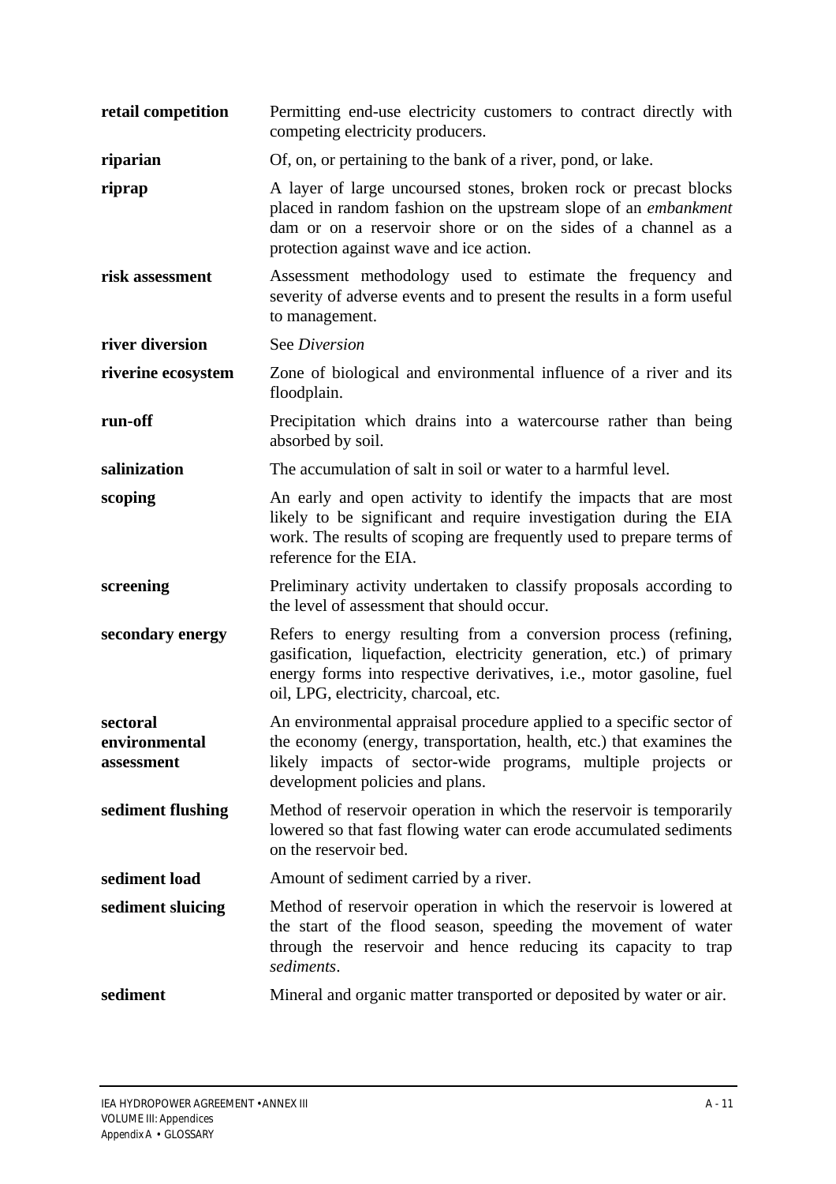| | |
|---|---|
| **retail competition** | Permitting end-use electricity customers to contract directly with competing electricity producers. |
| **riparian** | Of, on, or pertaining to the bank of a river, pond, or lake. |
| **riprap** | A layer of large uncoursed stones, broken rock or precast blocks placed in random fashion on the upstream slope of an *embankment* dam or on a reservoir shore or on the sides of a channel as a protection against wave and ice action. |
| **risk assessment** | Assessment methodology used to estimate the frequency and severity of adverse events and to present the results in a form useful to management. |
| **river diversion** | See *Diversion* |
| **riverine ecosystem** | Zone of biological and environmental influence of a river and its floodplain. |
| **run-off** | Precipitation which drains into a watercourse rather than being absorbed by soil. |
| **salinization** | The accumulation of salt in soil or water to a harmful level. |
| **scoping** | An early and open activity to identify the impacts that are most likely to be significant and require investigation during the EIA work. The results of scoping are frequently used to prepare terms of reference for the EIA. |
| **screening** | Preliminary activity undertaken to classify proposals according to the level of assessment that should occur. |
| **secondary energy** | Refers to energy resulting from a conversion process (refining, gasification, liquefaction, electricity generation, etc.) of primary energy forms into respective derivatives, i.e., motor gasoline, fuel oil, LPG, electricity, charcoal, etc. |
| **sectoral environmental assessment** | An environmental appraisal procedure applied to a specific sector of the economy (energy, transportation, health, etc.) that examines the likely impacts of sector-wide programs, multiple projects or development policies and plans. |
| **sediment flushing** | Method of reservoir operation in which the reservoir is temporarily lowered so that fast flowing water can erode accumulated sediments on the reservoir bed. |
| **sediment load** | Amount of sediment carried by a river. |
| **sediment sluicing** | Method of reservoir operation in which the reservoir is lowered at the start of the flood season, speeding the movement of water through the reservoir and hence reducing its capacity to trap *sediments*. |
| **sediment** | Mineral and organic matter transported or deposited by water or air. |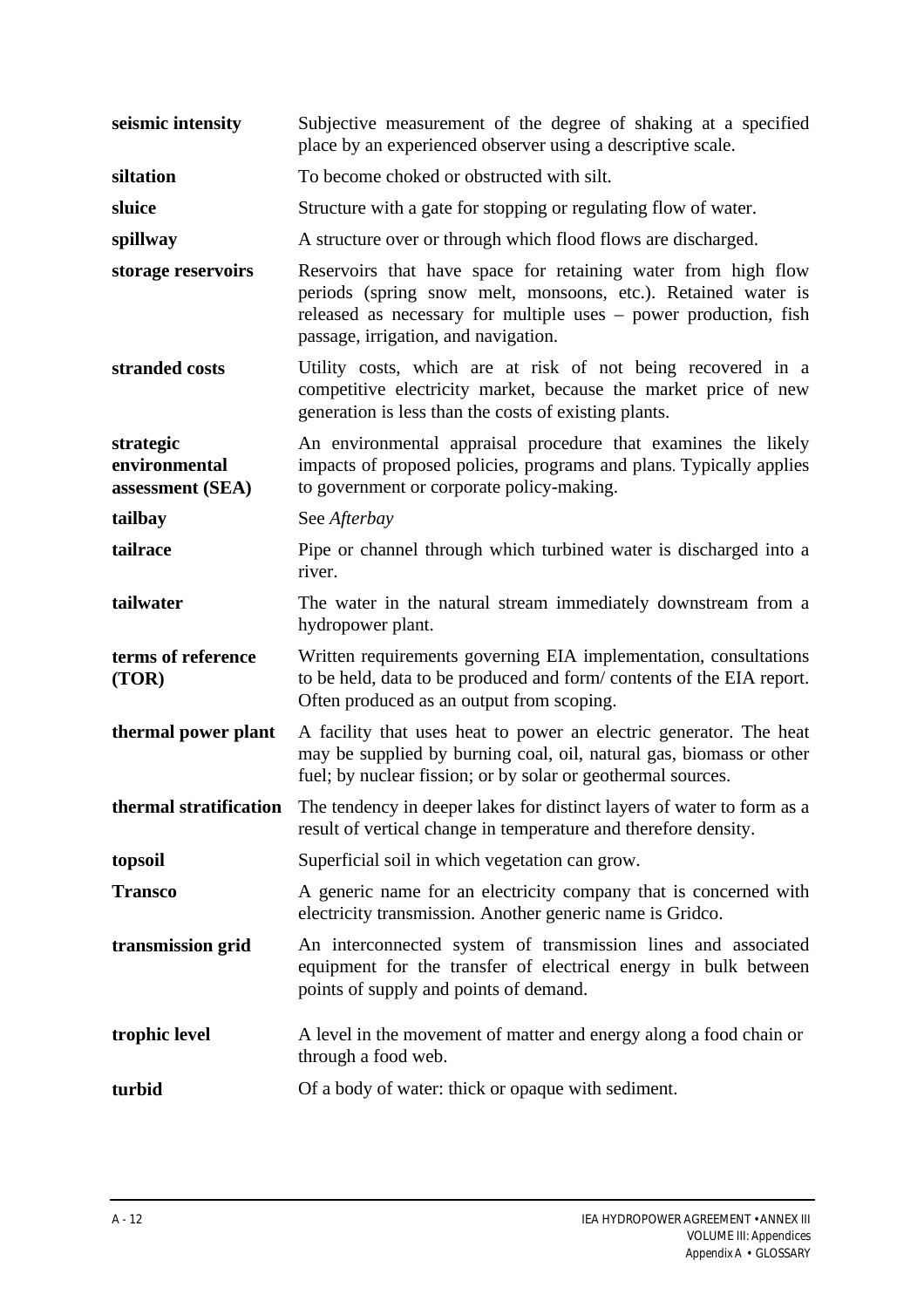**seismic intensity** Subjective measurement of the degree of shaking at a specified place by an experienced observer using a descriptive scale.

**siltation** To become choked or obstructed with silt.

**sluice** Structure with a gate for stopping or regulating flow of water.

**spillway** A structure over or through which flood flows are discharged.

**storage reservoirs** Reservoirs that have space for retaining water from high flow periods (spring snow melt, monsoons, etc.). Retained water is released as necessary for multiple uses – power production, fish passage, irrigation, and navigation.

**stranded costs** Utility costs, which are at risk of not being recovered in a competitive electricity market, because the market price of new generation is less than the costs of existing plants.

**strategic environmental assessment (SEA)** An environmental appraisal procedure that examines the likely impacts of proposed policies, programs and plans. Typically applies to government or corporate policy-making.

**tailbay** See *Afterbay*

**tailrace** Pipe or channel through which turbined water is discharged into a river.

**tailwater** The water in the natural stream immediately downstream from a hydropower plant.

**terms of reference (TOR)** Written requirements governing EIA implementation, consultations to be held, data to be produced and form/ contents of the EIA report. Often produced as an output from scoping.

**thermal power plant** A facility that uses heat to power an electric generator. The heat may be supplied by burning coal, oil, natural gas, biomass or other fuel; by nuclear fission; or by solar or geothermal sources.

**thermal stratification** The tendency in deeper lakes for distinct layers of water to form as a result of vertical change in temperature and therefore density.

**topsoil** Superficial soil in which vegetation can grow.

**Transco** A generic name for an electricity company that is concerned with electricity transmission. Another generic name is Gridco.

**transmission grid** An interconnected system of transmission lines and associated equipment for the transfer of electrical energy in bulk between points of supply and points of demand.

**trophic level** A level in the movement of matter and energy along a food chain or through a food web.

**turbid** Of a body of water: thick or opaque with sediment.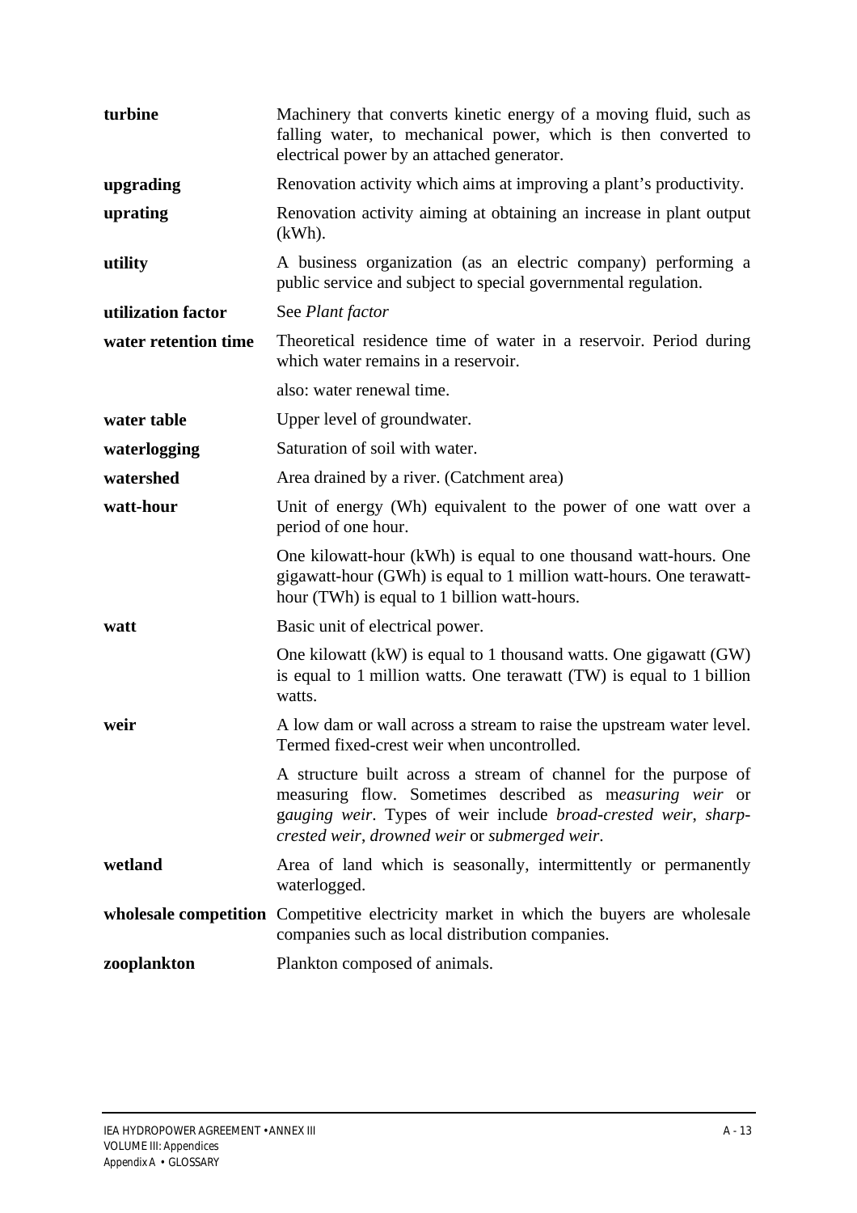**turbine** Machinery that converts kinetic energy of a moving fluid, such as falling water, to mechanical power, which is then converted to electrical power by an attached generator.

**upgrading** Renovation activity which aims at improving a plant's productivity.

**uprating** Renovation activity aiming at obtaining an increase in plant output (kWh).

**utility** A business organization (as an electric company) performing a public service and subject to special governmental regulation.

**utilization factor** See *Plant factor*

**water retention time** Theoretical residence time of water in a reservoir. Period during which water remains in a reservoir.

also: water renewal time.

**water table** Upper level of groundwater.

**waterlogging** Saturation of soil with water.

**watershed** Area drained by a river. (Catchment area)

**watt-hour** Unit of energy (Wh) equivalent to the power of one watt over a period of one hour.

One kilowatt-hour (kWh) is equal to one thousand watt-hours. One gigawatt-hour (GWh) is equal to 1 million watt-hours. One terawatt-hour (TWh) is equal to 1 billion watt-hours.

**watt** Basic unit of electrical power.

One kilowatt (kW) is equal to 1 thousand watts. One gigawatt (GW) is equal to 1 million watts. One terawatt (TW) is equal to 1 billion watts.

**weir** A low dam or wall across a stream to raise the upstream water level. Termed fixed-crest weir when uncontrolled.

A structure built across a stream of channel for the purpose of measuring flow. Sometimes described as m*easuring weir* or g*auging weir*. Types of weir include *broad-crested weir*, *sharp-crested weir*, *drowned weir* or *submerged weir*.

**wetland** Area of land which is seasonally, intermittently or permanently waterlogged.

**wholesale competition** Competitive electricity market in which the buyers are wholesale companies such as local distribution companies.

**zooplankton** Plankton composed of animals.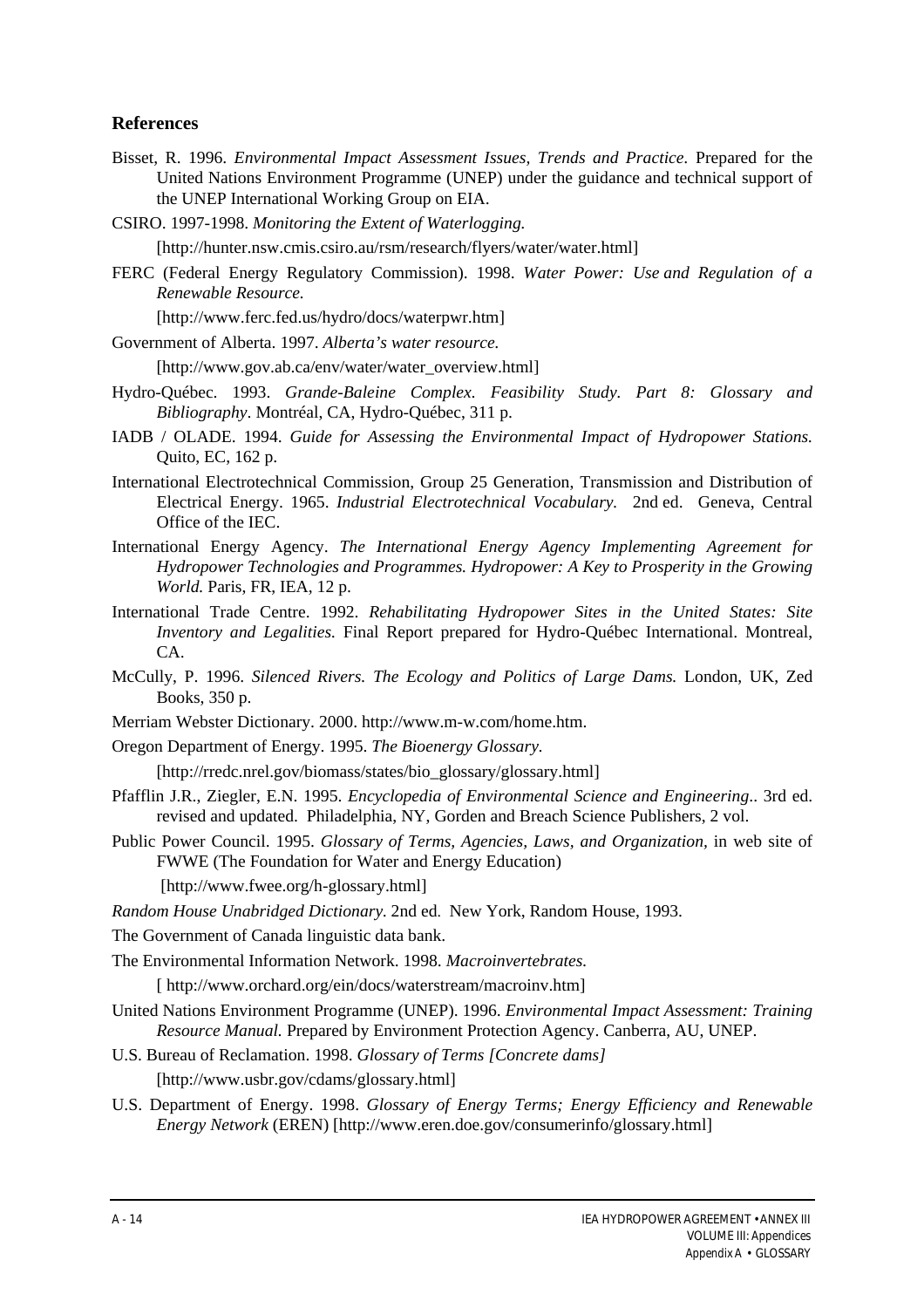## References

Bisset, R. 1996. *Environmental Impact Assessment Issues, Trends and Practice*. Prepared for the United Nations Environment Programme (UNEP) under the guidance and technical support of the UNEP International Working Group on EIA.

CSIRO. 1997-1998. *Monitoring the Extent of Waterlogging.*
[http://hunter.nsw.cmis.csiro.au/rsm/research/flyers/water/water.html]

FERC (Federal Energy Regulatory Commission). 1998. *Water Power: Use and Regulation of a Renewable Resource.*
[http://www.ferc.fed.us/hydro/docs/waterpwr.htm]

Government of Alberta. 1997. *Alberta's water resource.*
[http://www.gov.ab.ca/env/water/water_overview.html]

Hydro-Québec. 1993. *Grande-Baleine Complex. Feasibility Study. Part 8: Glossary and Bibliography*. Montréal, CA, Hydro-Québec, 311 p.

IADB / OLADE. 1994. *Guide for Assessing the Environmental Impact of Hydropower Stations.* Quito, EC, 162 p.

International Electrotechnical Commission, Group 25 Generation, Transmission and Distribution of Electrical Energy. 1965. *Industrial Electrotechnical Vocabulary.* 2nd ed. Geneva, Central Office of the IEC.

International Energy Agency. *The International Energy Agency Implementing Agreement for Hydropower Technologies and Programmes. Hydropower: A Key to Prosperity in the Growing World.* Paris, FR, IEA, 12 p.

International Trade Centre. 1992. *Rehabilitating Hydropower Sites in the United States: Site Inventory and Legalities.* Final Report prepared for Hydro-Québec International. Montreal, CA.

McCully, P. 1996. *Silenced Rivers. The Ecology and Politics of Large Dams.* London, UK, Zed Books, 350 p.

Merriam Webster Dictionary. 2000. http://www.m-w.com/home.htm.

Oregon Department of Energy. 1995. *The Bioenergy Glossary.*
[http://rredc.nrel.gov/biomass/states/bio_glossary/glossary.html]

Pfafflin J.R., Ziegler, E.N. 1995. *Encyclopedia of Environmental Science and Engineering..* 3rd ed. revised and updated. Philadelphia, NY, Gorden and Breach Science Publishers, 2 vol.

Public Power Council. 1995. *Glossary of Terms, Agencies, Laws, and Organization*, in web site of FWWE (The Foundation for Water and Energy Education)
[http://www.fwee.org/h-glossary.html]

*Random House Unabridged Dictionary.* 2nd ed. New York, Random House, 1993.

The Government of Canada linguistic data bank.

The Environmental Information Network. 1998. *Macroinvertebrates.*
[ http://www.orchard.org/ein/docs/waterstream/macroinv.htm]

United Nations Environment Programme (UNEP). 1996. *Environmental Impact Assessment: Training Resource Manual.* Prepared by Environment Protection Agency. Canberra, AU, UNEP.

U.S. Bureau of Reclamation. 1998. *Glossary of Terms [Concrete dams]*
[http://www.usbr.gov/cdams/glossary.html]

U.S. Department of Energy. 1998. *Glossary of Energy Terms; Energy Efficiency and Renewable Energy Network* (EREN) [http://www.eren.doe.gov/consumerinfo/glossary.html]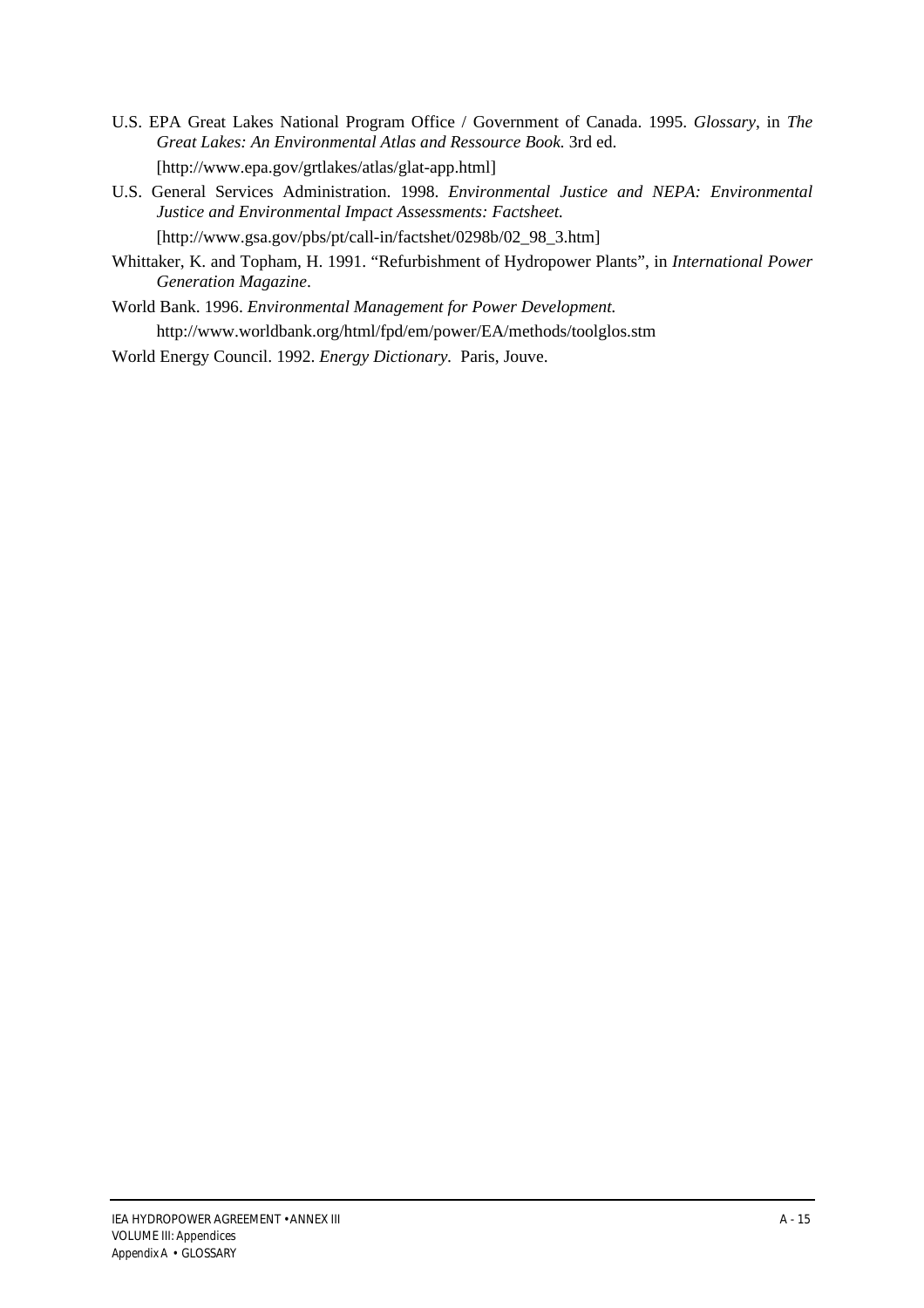U.S. EPA Great Lakes National Program Office / Government of Canada. 1995. *Glossary*, in *The Great Lakes: An Environmental Atlas and Ressource Book.* 3rd ed. [http://www.epa.gov/grtlakes/atlas/glat-app.html]

U.S. General Services Administration. 1998. *Environmental Justice and NEPA: Environmental Justice and Environmental Impact Assessments: Factsheet.* [http://www.gsa.gov/pbs/pt/call-in/factshet/0298b/02_98_3.htm]

Whittaker, K. and Topham, H. 1991. "Refurbishment of Hydropower Plants", in *International Power Generation Magazine*.

World Bank. 1996. *Environmental Management for Power Development.* http://www.worldbank.org/html/fpd/em/power/EA/methods/toolglos.stm

World Energy Council. 1992. *Energy Dictionary.* Paris, Jouve.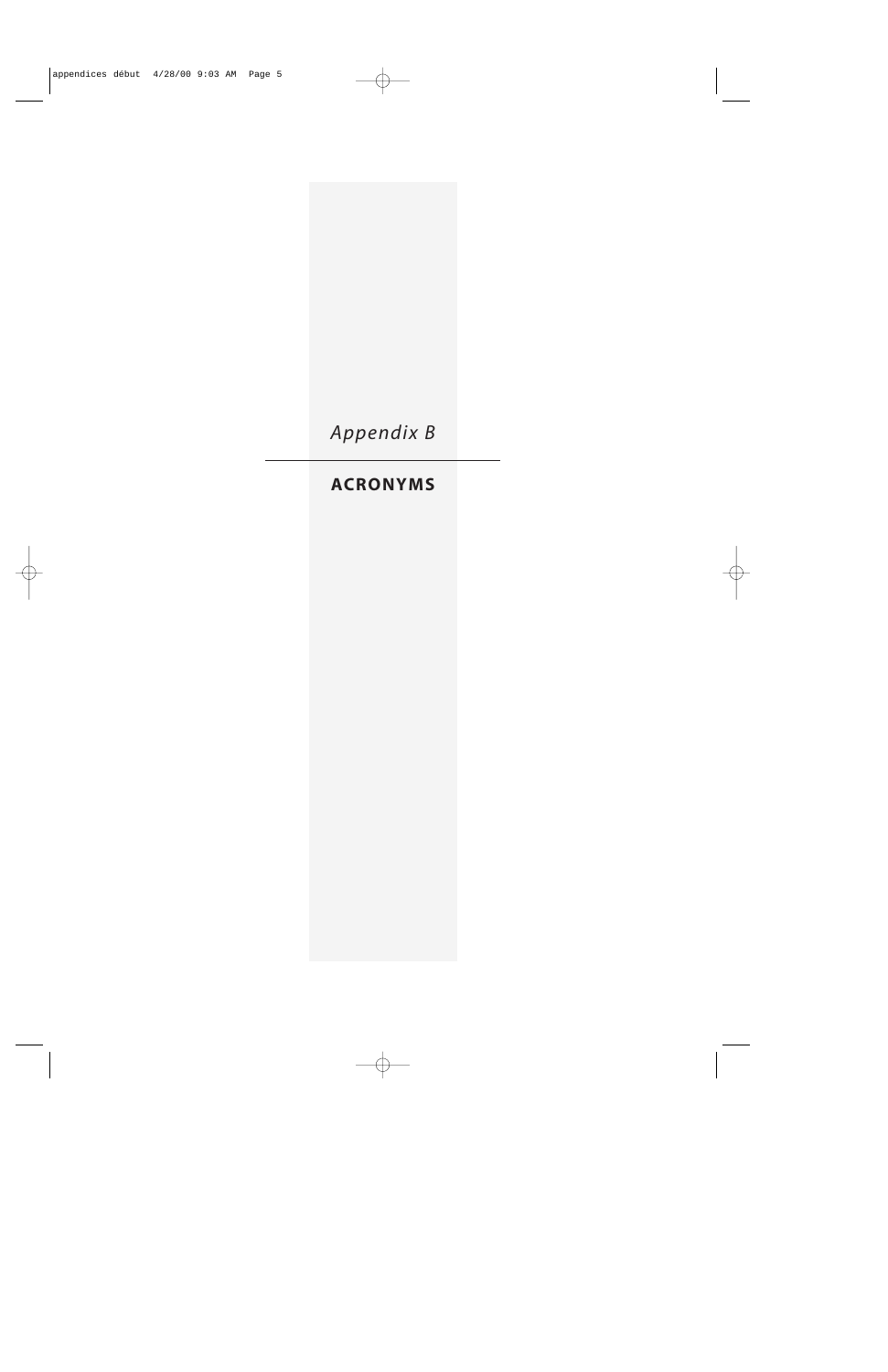*Appendix B*

# ACRONYMS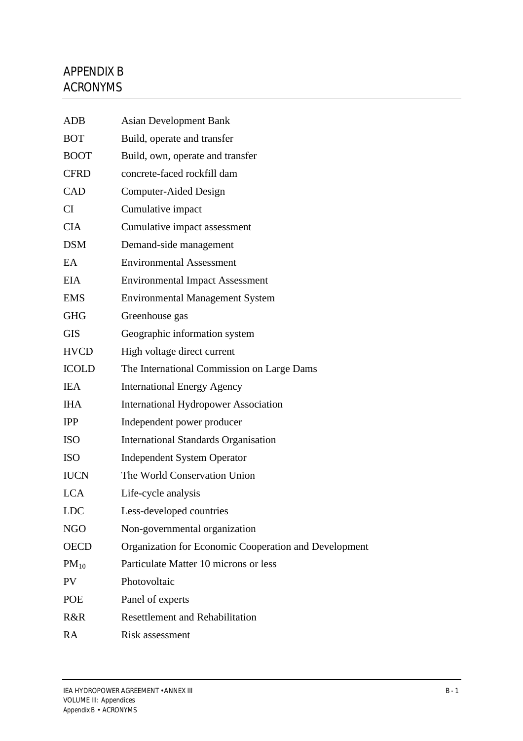# APPENDIX B
# ACRONYMS

| | |
|---|---|
| ADB | Asian Development Bank |
| BOT | Build, operate and transfer |
| BOOT | Build, own, operate and transfer |
| CFRD | concrete-faced rockfill dam |
| CAD | Computer-Aided Design |
| CI | Cumulative impact |
| CIA | Cumulative impact assessment |
| DSM | Demand-side management |
| EA | Environmental Assessment |
| EIA | Environmental Impact Assessment |
| EMS | Environmental Management System |
| GHG | Greenhouse gas |
| GIS | Geographic information system |
| HVCD | High voltage direct current |
| ICOLD | The International Commission on Large Dams |
| IEA | International Energy Agency |
| IHA | International Hydropower Association |
| IPP | Independent power producer |
| ISO | International Standards Organisation |
| ISO | Independent System Operator |
| IUCN | The World Conservation Union |
| LCA | Life-cycle analysis |
| LDC | Less-developed countries |
| NGO | Non-governmental organization |
| OECD | Organization for Economic Cooperation and Development |
| $PM_{10}$ | Particulate Matter 10 microns or less |
| PV | Photovoltaic |
| POE | Panel of experts |
| R&R | Resettlement and Rehabilitation |
| RA | Risk assessment |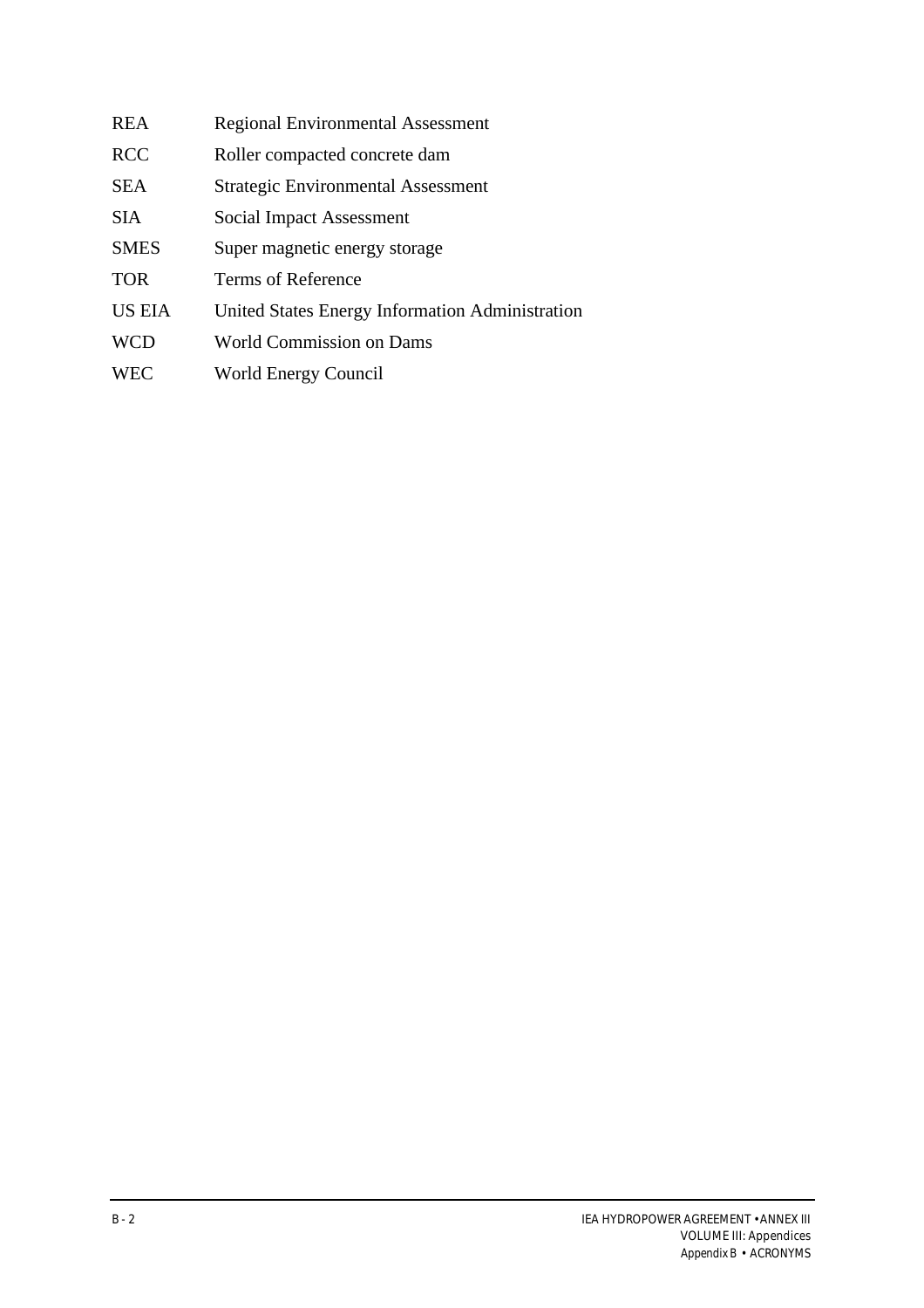| | |
|---|---|
| REA | Regional Environmental Assessment |
| RCC | Roller compacted concrete dam |
| SEA | Strategic Environmental Assessment |
| SIA | Social Impact Assessment |
| SMES | Super magnetic energy storage |
| TOR | Terms of Reference |
| US EIA | United States Energy Information Administration |
| WCD | World Commission on Dams |
| WEC | World Energy Council |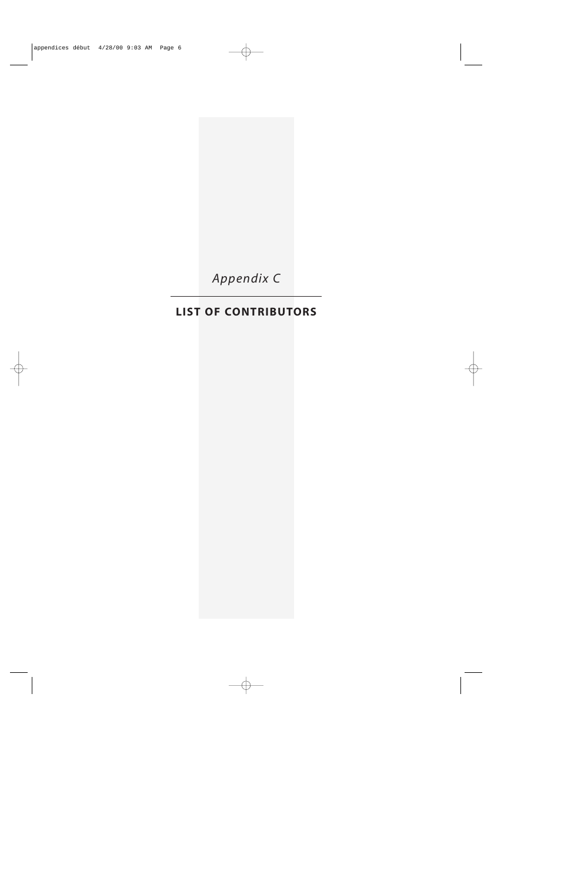*Appendix C*

# LIST OF CONTRIBUTORS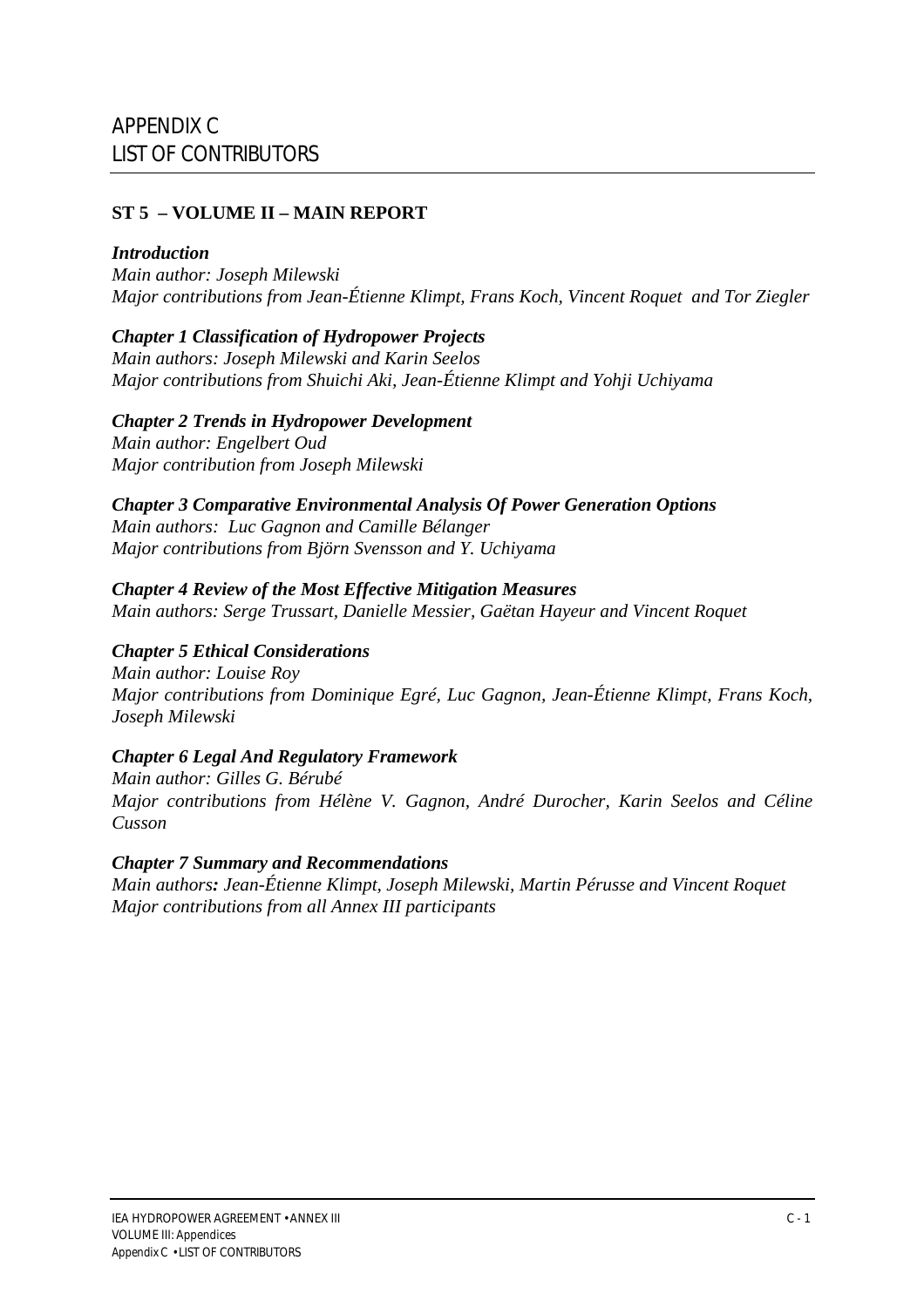# APPENDIX C
# LIST OF CONTRIBUTORS

## ST 5 – VOLUME II – MAIN REPORT

***Introduction***
*Main author: Joseph Milewski*
*Major contributions from Jean-Étienne Klimpt, Frans Koch, Vincent Roquet and Tor Ziegler*

***Chapter 1 Classification of Hydropower Projects***
*Main authors: Joseph Milewski and Karin Seelos*
*Major contributions from Shuichi Aki, Jean-Étienne Klimpt and Yohji Uchiyama*

***Chapter 2 Trends in Hydropower Development***
*Main author: Engelbert Oud*
*Major contribution from Joseph Milewski*

***Chapter 3 Comparative Environmental Analysis Of Power Generation Options***
*Main authors: Luc Gagnon and Camille Bélanger*
*Major contributions from Björn Svensson and Y. Uchiyama*

***Chapter 4 Review of the Most Effective Mitigation Measures***
*Main authors: Serge Trussart, Danielle Messier, Gaëtan Hayeur and Vincent Roquet*

***Chapter 5 Ethical Considerations***
*Main author: Louise Roy*
*Major contributions from Dominique Egré, Luc Gagnon, Jean-Étienne Klimpt, Frans Koch, Joseph Milewski*

***Chapter 6 Legal And Regulatory Framework***
*Main author: Gilles G. Bérubé*
*Major contributions from Hélène V. Gagnon, André Durocher, Karin Seelos and Céline Cusson*

***Chapter 7 Summary and Recommendations***
*Main authors: Jean-Étienne Klimpt, Joseph Milewski, Martin Pérusse and Vincent Roquet*
*Major contributions from all Annex III participants*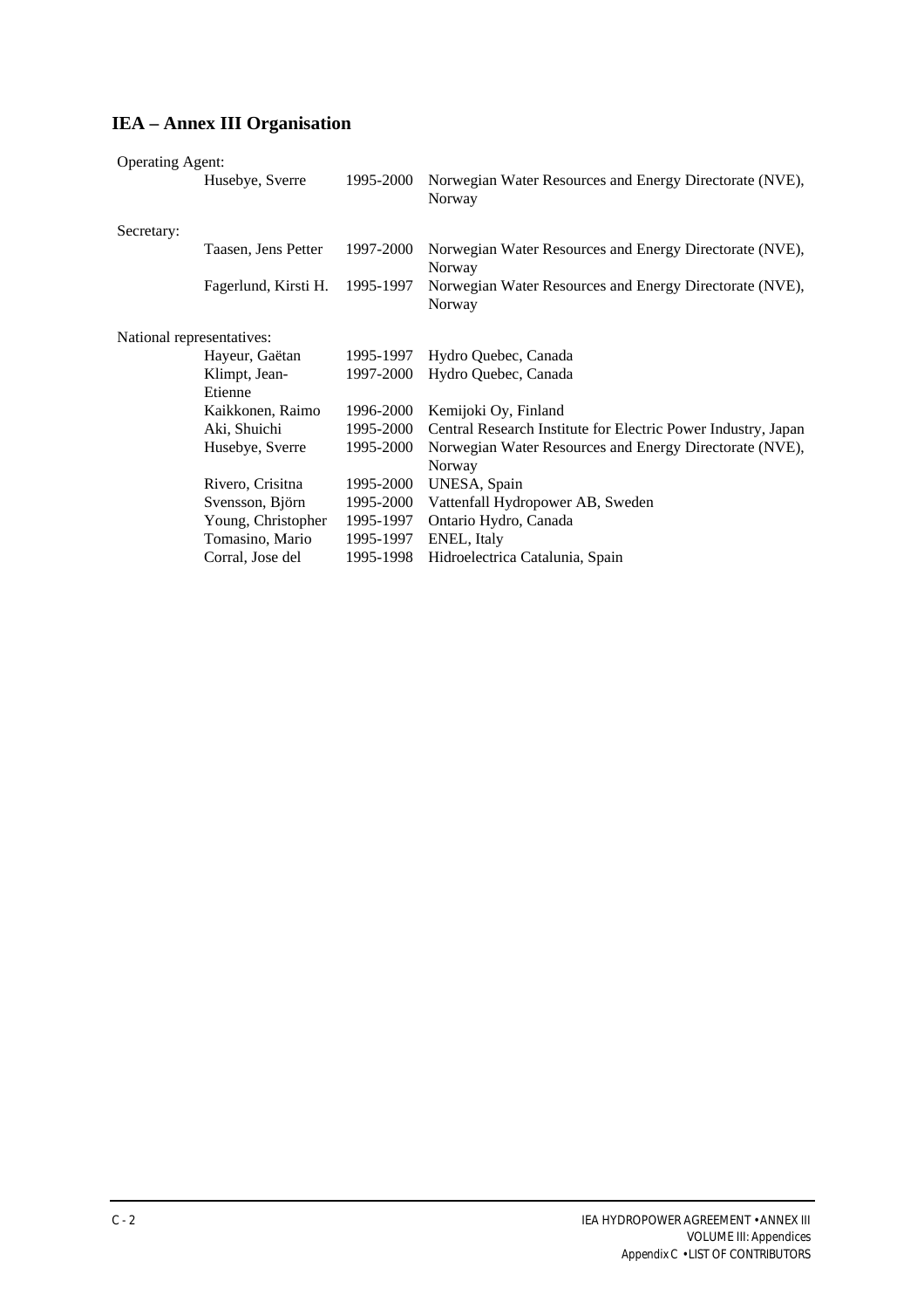## IEA – Annex III Organisation

Operating Agent:

| | | |
|---|---|---|
| Husebye, Sverre | 1995-2000 | Norwegian Water Resources and Energy Directorate (NVE), Norway |

Secretary:

| | | |
|---|---|---|
| Taasen, Jens Petter | 1997-2000 | Norwegian Water Resources and Energy Directorate (NVE), Norway |
| Fagerlund, Kirsti H. | 1995-1997 | Norwegian Water Resources and Energy Directorate (NVE), Norway |

National representatives:

| | | |
|---|---|---|
| Hayeur, Gaëtan | 1995-1997 | Hydro Quebec, Canada |
| Klimpt, Jean-Etienne | 1997-2000 | Hydro Quebec, Canada |
| Kaikkonen, Raimo | 1996-2000 | Kemijoki Oy, Finland |
| Aki, Shuichi | 1995-2000 | Central Research Institute for Electric Power Industry, Japan |
| Husebye, Sverre | 1995-2000 | Norwegian Water Resources and Energy Directorate (NVE), Norway |
| Rivero, Crisitna | 1995-2000 | UNESA, Spain |
| Svensson, Björn | 1995-2000 | Vattenfall Hydropower AB, Sweden |
| Young, Christopher | 1995-1997 | Ontario Hydro, Canada |
| Tomasino, Mario | 1995-1997 | ENEL, Italy |
| Corral, Jose del | 1995-1998 | Hidroelectrica Catalunia, Spain |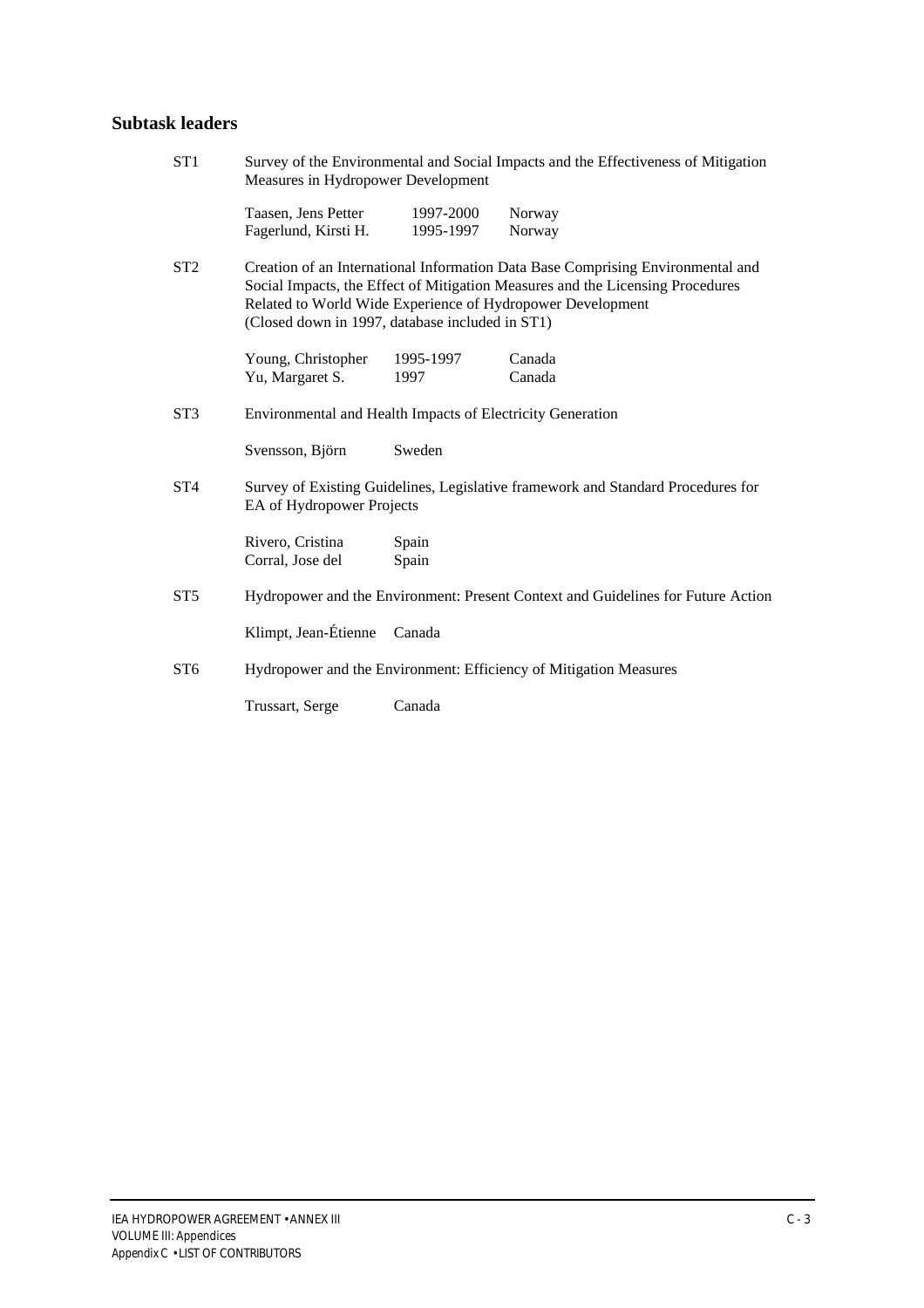## Subtask leaders

**ST1** Survey of the Environmental and Social Impacts and the Effectiveness of Mitigation Measures in Hydropower Development

| | | |
|---|---|---|
| Taasen, Jens Petter | 1997-2000 | Norway |
| Fagerlund, Kirsti H. | 1995-1997 | Norway |

**ST2** Creation of an International Information Data Base Comprising Environmental and Social Impacts, the Effect of Mitigation Measures and the Licensing Procedures Related to World Wide Experience of Hydropower Development (Closed down in 1997, database included in ST1)

| | | |
|---|---|---|
| Young, Christopher | 1995-1997 | Canada |
| Yu, Margaret S. | 1997 | Canada |

**ST3** Environmental and Health Impacts of Electricity Generation

| | |
|---|---|
| Svensson, Björn | Sweden |

**ST4** Survey of Existing Guidelines, Legislative framework and Standard Procedures for EA of Hydropower Projects

| | |
|---|---|
| Rivero, Cristina | Spain |
| Corral, Jose del | Spain |

**ST5** Hydropower and the Environment: Present Context and Guidelines for Future Action

| | |
|---|---|
| Klimpt, Jean-Étienne | Canada |

**ST6** Hydropower and the Environment: Efficiency of Mitigation Measures

| | |
|---|---|
| Trussart, Serge | Canada |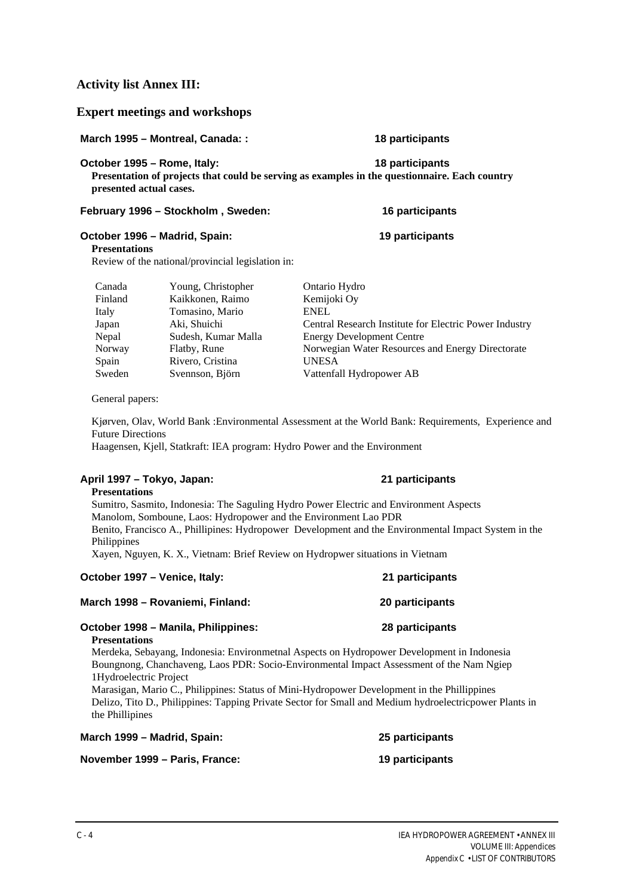## Activity list Annex III:

## Expert meetings and workshops

**March 1995 – Montreal, Canada: : 18 participants**

**October 1995 – Rome, Italy: 18 participants**

**Presentation of projects that could be serving as examples in the questionnaire. Each country presented actual cases.**

**February 1996 – Stockholm , Sweden: 16 participants**

**October 1996 – Madrid, Spain: 19 participants**

**Presentations**

Review of the national/provincial legislation in:

| | | |
|---|---|---|
| Canada | Young, Christopher | Ontario Hydro |
| Finland | Kaikkonen, Raimo | Kemijoki Oy |
| Italy | Tomasino, Mario | ENEL |
| Japan | Aki, Shuichi | Central Research Institute for Electric Power Industry |
| Nepal | Sudesh, Kumar Malla | Energy Development Centre |
| Norway | Flatby, Rune | Norwegian Water Resources and Energy Directorate |
| Spain | Rivero, Cristina | UNESA |
| Sweden | Svennson, Björn | Vattenfall Hydropower AB |

General papers:

Kjørven, Olav, World Bank :Environmental Assessment at the World Bank: Requirements, Experience and Future Directions

Haagensen, Kjell, Statkraft: IEA program: Hydro Power and the Environment

**April 1997 – Tokyo, Japan: 21 participants**

**Presentations**

Sumitro, Sasmito, Indonesia: The Saguling Hydro Power Electric and Environment Aspects

Manolom, Somboune, Laos: Hydropower and the Environment Lao PDR

Benito, Francisco A., Phillipines: Hydropower Development and the Environmental Impact System in the Philippines

Xayen, Nguyen, K. X., Vietnam: Brief Review on Hydropwer situations in Vietnam

**October 1997 – Venice, Italy: 21 participants**

**March 1998 – Rovaniemi, Finland: 20 participants**

**October 1998 – Manila, Philippines: 28 participants**

**Presentations**

Merdeka, Sebayang, Indonesia: Environmetnal Aspects on Hydropower Development in Indonesia

Boungnong, Chanchaveng, Laos PDR: Socio-Environmental Impact Assessment of the Nam Ngiep 1Hydroelectric Project

Marasigan, Mario C., Phillipines: Status of Mini-Hydropower Development in the Phillippines

Delizo, Tito D., Philippines: Tapping Private Sector for Small and Medium hydroelectricpower Plants in the Phillipines

**March 1999 – Madrid, Spain: 25 participants**

**November 1999 – Paris, France: 19 participants**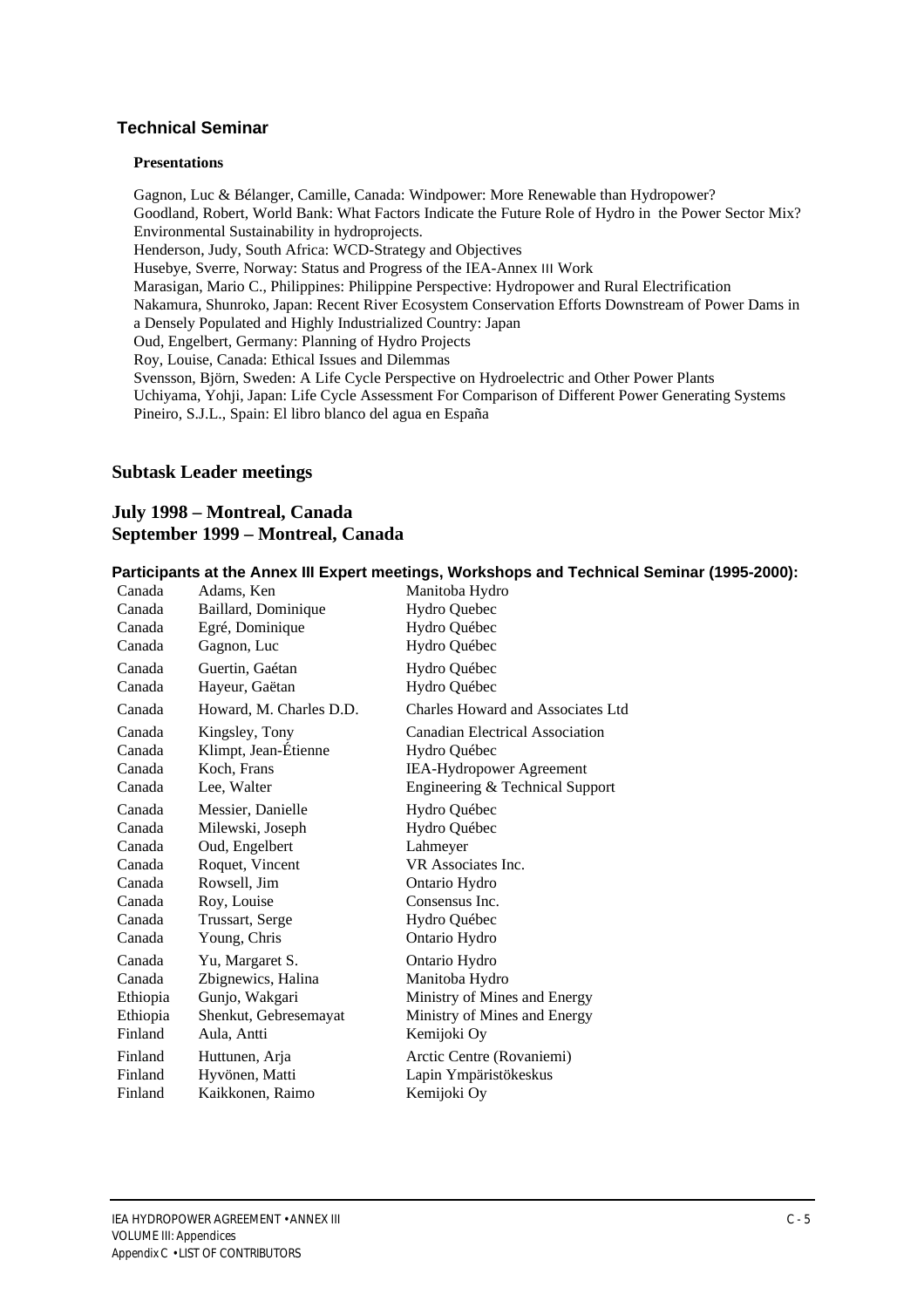## Technical Seminar

**Presentations**

Gagnon, Luc & Bélanger, Camille, Canada: Windpower: More Renewable than Hydropower?
Goodland, Robert, World Bank: What Factors Indicate the Future Role of Hydro in the Power Sector Mix? Environmental Sustainability in hydroprojects.
Henderson, Judy, South Africa: WCD-Strategy and Objectives
Husebye, Sverre, Norway: Status and Progress of the IEA-Annex III Work
Marasigan, Mario C., Philippines: Philippine Perspective: Hydropower and Rural Electrification
Nakamura, Shunroko, Japan: Recent River Ecosystem Conservation Efforts Downstream of Power Dams in a Densely Populated and Highly Industrialized Country: Japan
Oud, Engelbert, Germany: Planning of Hydro Projects
Roy, Louise, Canada: Ethical Issues and Dilemmas
Svensson, Björn, Sweden: A Life Cycle Perspective on Hydroelectric and Other Power Plants
Uchiyama, Yohji, Japan: Life Cycle Assessment For Comparison of Different Power Generating Systems
Pineiro, S.J.L., Spain: El libro blanco del agua en España

## Subtask Leader meetings

## July 1998 – Montreal, Canada
## September 1999 – Montreal, Canada

**Participants at the Annex III Expert meetings, Workshops and Technical Seminar (1995-2000):**

| | | |
|---|---|---|
| Canada | Adams, Ken | Manitoba Hydro |
| Canada | Baillard, Dominique | Hydro Quebec |
| Canada | Egré, Dominique | Hydro Québec |
| Canada | Gagnon, Luc | Hydro Québec |
| Canada | Guertin, Gaétan | Hydro Québec |
| Canada | Hayeur, Gaëtan | Hydro Québec |
| Canada | Howard, M. Charles D.D. | Charles Howard and Associates Ltd |
| Canada | Kingsley, Tony | Canadian Electrical Association |
| Canada | Klimpt, Jean-Étienne | Hydro Québec |
| Canada | Koch, Frans | IEA-Hydropower Agreement |
| Canada | Lee, Walter | Engineering & Technical Support |
| Canada | Messier, Danielle | Hydro Québec |
| Canada | Milewski, Joseph | Hydro Québec |
| Canada | Oud, Engelbert | Lahmeyer |
| Canada | Roquet, Vincent | VR Associates Inc. |
| Canada | Rowsell, Jim | Ontario Hydro |
| Canada | Roy, Louise | Consensus Inc. |
| Canada | Trussart, Serge | Hydro Québec |
| Canada | Young, Chris | Ontario Hydro |
| Canada | Yu, Margaret S. | Ontario Hydro |
| Canada | Zbignewics, Halina | Manitoba Hydro |
| Ethiopia | Gunjo, Wakgari | Ministry of Mines and Energy |
| Ethiopia | Shenkut, Gebresemayat | Ministry of Mines and Energy |
| Finland | Aula, Antti | Kemijoki Oy |
| Finland | Huttunen, Arja | Arctic Centre (Rovaniemi) |
| Finland | Hyvönen, Matti | Lapin Ympäristökeskus |
| Finland | Kaikkonen, Raimo | Kemijoki Oy |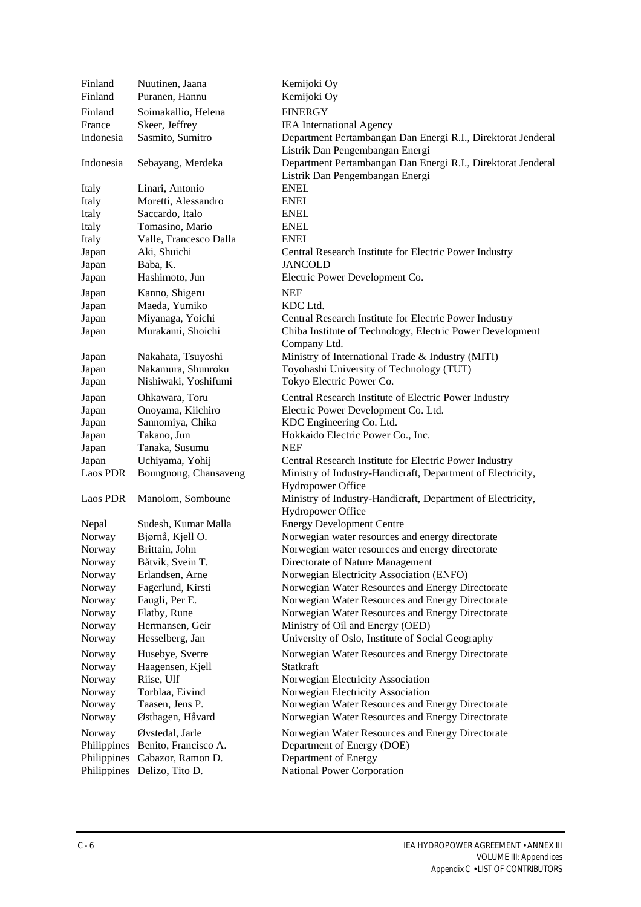| | | |
|---|---|---|
| Finland | Nuutinen, Jaana | Kemijoki Oy |
| Finland | Puranen, Hannu | Kemijoki Oy |
| Finland | Soimakallio, Helena | FINERGY |
| France | Skeer, Jeffrey | IEA International Agency |
| Indonesia | Sasmito, Sumitro | Department Pertambangan Dan Energi R.I., Direktorat Jenderal Listrik Dan Pengembangan Energi |
| Indonesia | Sebayang, Merdeka | Department Pertambangan Dan Energi R.I., Direktorat Jenderal Listrik Dan Pengembangan Energi |
| Italy | Linari, Antonio | ENEL |
| Italy | Moretti, Alessandro | ENEL |
| Italy | Saccardo, Italo | ENEL |
| Italy | Tomasino, Mario | ENEL |
| Italy | Valle, Francesco Dalla | ENEL |
| Japan | Aki, Shuichi | Central Research Institute for Electric Power Industry |
| Japan | Baba, K. | JANCOLD |
| Japan | Hashimoto, Jun | Electric Power Development Co. |
| Japan | Kanno, Shigeru | NEF |
| Japan | Maeda, Yumiko | KDC Ltd. |
| Japan | Miyanaga, Yoichi | Central Research Institute for Electric Power Industry |
| Japan | Murakami, Shoichi | Chiba Institute of Technology, Electric Power Development Company Ltd. |
| Japan | Nakahata, Tsuyoshi | Ministry of International Trade & Industry (MITI) |
| Japan | Nakamura, Shunroku | Toyohashi University of Technology (TUT) |
| Japan | Nishiwaki, Yoshifumi | Tokyo Electric Power Co. |
| Japan | Ohkawara, Toru | Central Research Institute of Electric Power Industry |
| Japan | Onoyama, Kiichiro | Electric Power Development Co. Ltd. |
| Japan | Sannomiya, Chika | KDC Engineering Co. Ltd. |
| Japan | Takano, Jun | Hokkaido Electric Power Co., Inc. |
| Japan | Tanaka, Susumu | NEF |
| Japan | Uchiyama, Yohij | Central Research Institute for Electric Power Industry |
| Laos PDR | Boungnong, Chansaveng | Ministry of Industry-Handicraft, Department of Electricity, Hydropower Office |
| Laos PDR | Manolom, Somboune | Ministry of Industry-Handicraft, Department of Electricity, Hydropower Office |
| Nepal | Sudesh, Kumar Malla | Energy Development Centre |
| Norway | Bjørnå, Kjell O. | Norwegian water resources and energy directorate |
| Norway | Brittain, John | Norwegian water resources and energy directorate |
| Norway | Båtvik, Svein T. | Directorate of Nature Management |
| Norway | Erlandsen, Arne | Norwegian Electricity Association (ENFO) |
| Norway | Fagerlund, Kirsti | Norwegian Water Resources and Energy Directorate |
| Norway | Faugli, Per E. | Norwegian Water Resources and Energy Directorate |
| Norway | Flatby, Rune | Norwegian Water Resources and Energy Directorate |
| Norway | Hermansen, Geir | Ministry of Oil and Energy (OED) |
| Norway | Hesselberg, Jan | University of Oslo, Institute of Social Geography |
| Norway | Husebye, Sverre | Norwegian Water Resources and Energy Directorate |
| Norway | Haagensen, Kjell | Statkraft |
| Norway | Riise, Ulf | Norwegian Electricity Association |
| Norway | Torblaa, Eivind | Norwegian Electricity Association |
| Norway | Taasen, Jens P. | Norwegian Water Resources and Energy Directorate |
| Norway | Østhagen, Håvard | Norwegian Water Resources and Energy Directorate |
| Norway | Øvstedal, Jarle | Norwegian Water Resources and Energy Directorate |
| Philippines | Benito, Francisco A. | Department of Energy (DOE) |
| Philippines | Cabazor, Ramon D. | Department of Energy |
| Philippines | Delizo, Tito D. | National Power Corporation |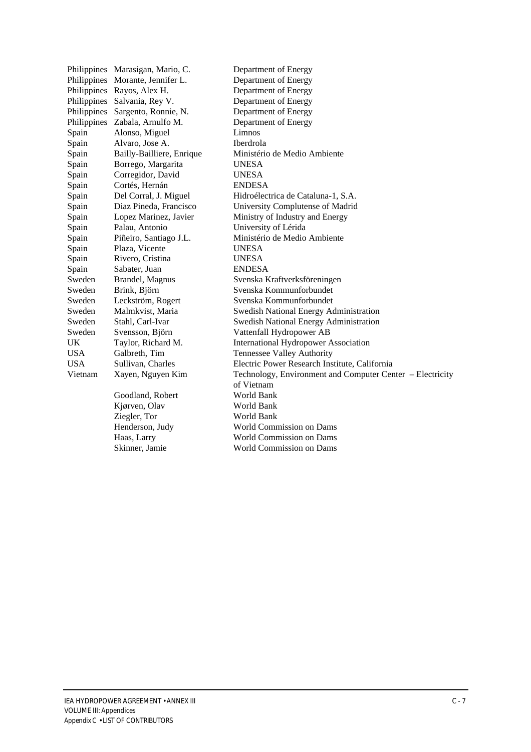| | | |
|---|---|---|
| Philippines | Marasigan, Mario, C. | Department of Energy |
| Philippines | Morante, Jennifer L. | Department of Energy |
| Philippines | Rayos, Alex H. | Department of Energy |
| Philippines | Salvania, Rey V. | Department of Energy |
| Philippines | Sargento, Ronnie, N. | Department of Energy |
| Philippines | Zabala, Arnulfo M. | Department of Energy |
| Spain | Alonso, Miguel | Limnos |
| Spain | Alvaro, Jose A. | Iberdrola |
| Spain | Bailly-Bailliere, Enrique | Ministério de Medio Ambiente |
| Spain | Borrego, Margarita | UNESA |
| Spain | Corregidor, David | UNESA |
| Spain | Cortés, Hernán | ENDESA |
| Spain | Del Corral, J. Miguel | Hidroélectrica de Cataluna-1, S.A. |
| Spain | Diaz Pineda, Francisco | University Complutense of Madrid |
| Spain | Lopez Marinez, Javier | Ministry of Industry and Energy |
| Spain | Palau, Antonio | University of Lérida |
| Spain | Piñeiro, Santiago J.L. | Ministério de Medio Ambiente |
| Spain | Plaza, Vicente | UNESA |
| Spain | Rivero, Cristina | UNESA |
| Spain | Sabater, Juan | ENDESA |
| Sweden | Brandel, Magnus | Svenska Kraftverksföreningen |
| Sweden | Brink, Björn | Svenska Kommunforbundet |
| Sweden | Leckström, Rogert | Svenska Kommunforbundet |
| Sweden | Malmkvist, Maria | Swedish National Energy Administration |
| Sweden | Stahl, Carl-Ivar | Swedish National Energy Administration |
| Sweden | Svensson, Björn | Vattenfall Hydropower AB |
| UK | Taylor, Richard M. | International Hydropower Association |
| USA | Galbreth, Tim | Tennessee Valley Authority |
| USA | Sullivan, Charles | Electric Power Research Institute, California |
| Vietnam | Xayen, Nguyen Kim | Technology, Environment and Computer Center – Electricity of Vietnam |
| | Goodland, Robert | World Bank |
| | Kjørven, Olav | World Bank |
| | Ziegler, Tor | World Bank |
| | Henderson, Judy | World Commission on Dams |
| | Haas, Larry | World Commission on Dams |
| | Skinner, Jamie | World Commission on Dams |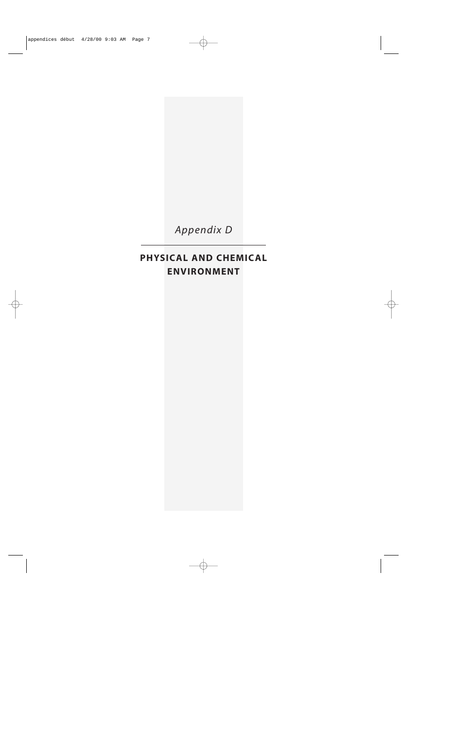*Appendix D*

# PHYSICAL AND CHEMICAL ENVIRONMENT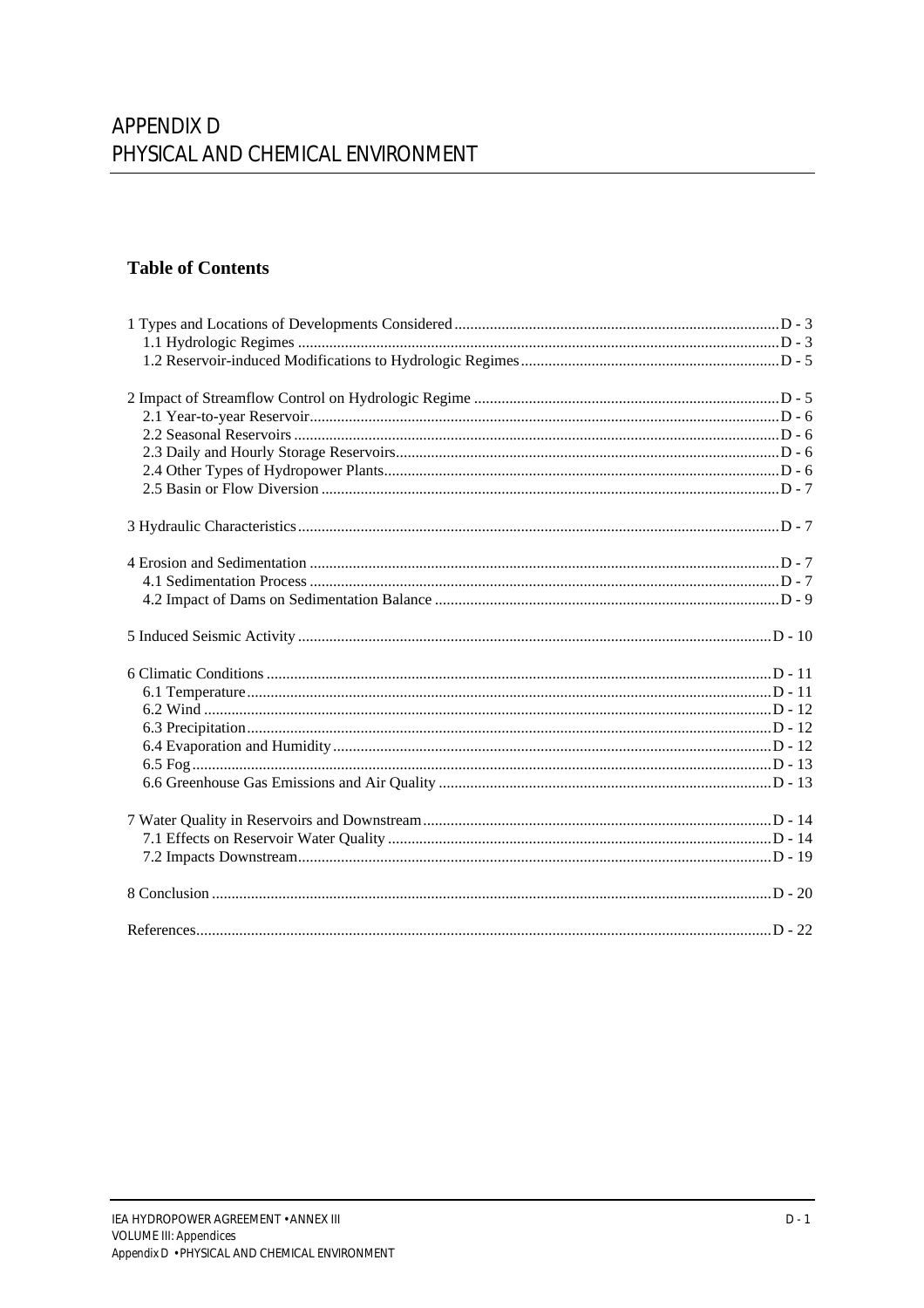# APPENDIX D
# PHYSICAL AND CHEMICAL ENVIRONMENT

## Table of Contents

1 Types and Locations of Developments Considered .......... D - 3
- 1.1 Hydrologic Regimes .......... D - 3
- 1.2 Reservoir-induced Modifications to Hydrologic Regimes .......... D - 5

2 Impact of Streamflow Control on Hydrologic Regime .......... D - 5
- 2.1 Year-to-year Reservoir .......... D - 6
- 2.2 Seasonal Reservoirs .......... D - 6
- 2.3 Daily and Hourly Storage Reservoirs .......... D - 6
- 2.4 Other Types of Hydropower Plants .......... D - 6
- 2.5 Basin or Flow Diversion .......... D - 7

3 Hydraulic Characteristics .......... D - 7

4 Erosion and Sedimentation .......... D - 7
- 4.1 Sedimentation Process .......... D - 7
- 4.2 Impact of Dams on Sedimentation Balance .......... D - 9

5 Induced Seismic Activity .......... D - 10

6 Climatic Conditions .......... D - 11
- 6.1 Temperature .......... D - 11
- 6.2 Wind .......... D - 12
- 6.3 Precipitation .......... D - 12
- 6.4 Evaporation and Humidity .......... D - 12
- 6.5 Fog .......... D - 13
- 6.6 Greenhouse Gas Emissions and Air Quality .......... D - 13

7 Water Quality in Reservoirs and Downstream .......... D - 14
- 7.1 Effects on Reservoir Water Quality .......... D - 14
- 7.2 Impacts Downstream .......... D - 19

8 Conclusion .......... D - 20

References .......... D - 22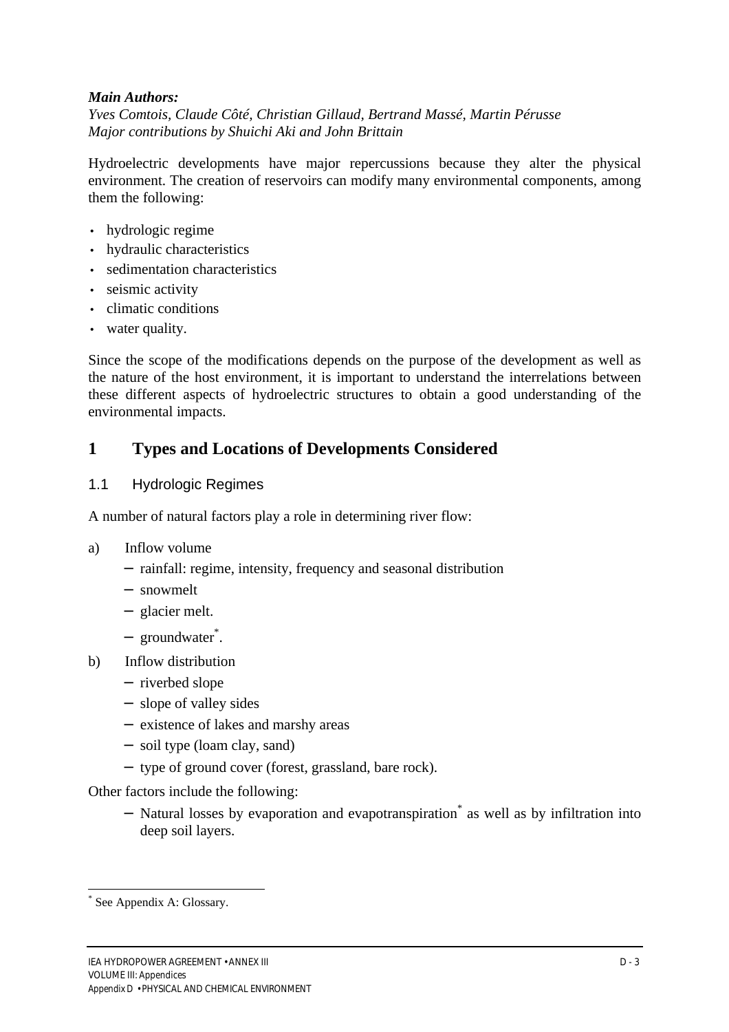***Main Authors:***
*Yves Comtois, Claude Côté, Christian Gillaud, Bertrand Massé, Martin Pérusse*
*Major contributions by Shuichi Aki and John Brittain*

Hydroelectric developments have major repercussions because they alter the physical environment. The creation of reservoirs can modify many environmental components, among them the following:

- hydrologic regime
- hydraulic characteristics
- sedimentation characteristics
- seismic activity
- climatic conditions
- water quality.

Since the scope of the modifications depends on the purpose of the development as well as the nature of the host environment, it is important to understand the interrelations between these different aspects of hydroelectric structures to obtain a good understanding of the environmental impacts.

# 1 Types and Locations of Developments Considered

## 1.1 Hydrologic Regimes

A number of natural factors play a role in determining river flow:

a) Inflow volume
   - rainfall: regime, intensity, frequency and seasonal distribution
   - snowmelt
   - glacier melt.
   - groundwater*.

b) Inflow distribution
   - riverbed slope
   - slope of valley sides
   - existence of lakes and marshy areas
   - soil type (loam clay, sand)
   - type of ground cover (forest, grassland, bare rock).

Other factors include the following:

   - Natural losses by evaporation and evapotranspiration* as well as by infiltration into deep soil layers.

---

* See Appendix A: Glossary.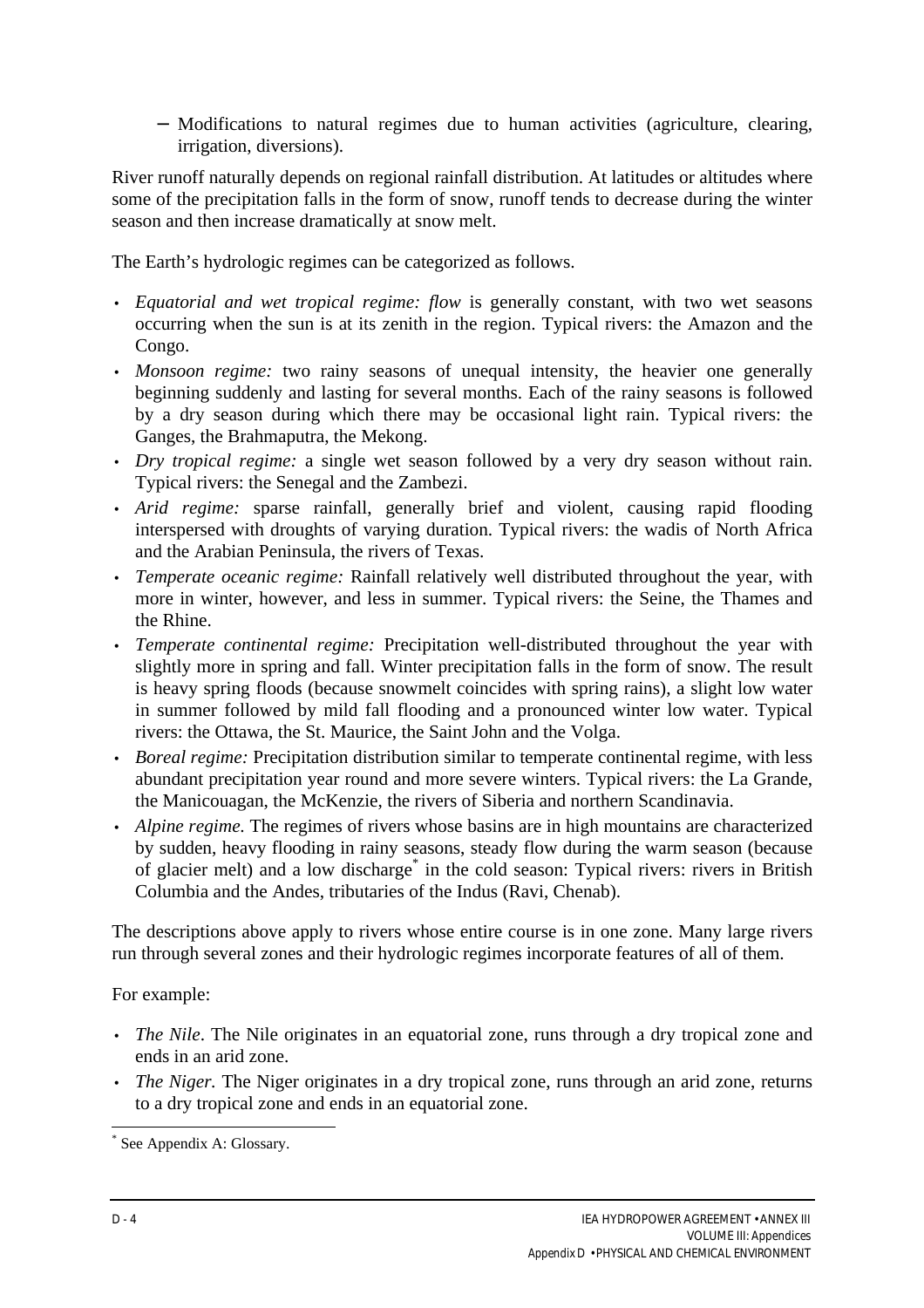– Modifications to natural regimes due to human activities (agriculture, clearing, irrigation, diversions).

River runoff naturally depends on regional rainfall distribution. At latitudes or altitudes where some of the precipitation falls in the form of snow, runoff tends to decrease during the winter season and then increase dramatically at snow melt.

The Earth's hydrologic regimes can be categorized as follows.

- *Equatorial and wet tropical regime: flow* is generally constant, with two wet seasons occurring when the sun is at its zenith in the region. Typical rivers: the Amazon and the Congo.
- *Monsoon regime:* two rainy seasons of unequal intensity, the heavier one generally beginning suddenly and lasting for several months. Each of the rainy seasons is followed by a dry season during which there may be occasional light rain. Typical rivers: the Ganges, the Brahmaputra, the Mekong.
- *Dry tropical regime:* a single wet season followed by a very dry season without rain. Typical rivers: the Senegal and the Zambezi.
- *Arid regime:* sparse rainfall, generally brief and violent, causing rapid flooding interspersed with droughts of varying duration. Typical rivers: the wadis of North Africa and the Arabian Peninsula, the rivers of Texas.
- *Temperate oceanic regime:* Rainfall relatively well distributed throughout the year, with more in winter, however, and less in summer. Typical rivers: the Seine, the Thames and the Rhine.
- *Temperate continental regime:* Precipitation well-distributed throughout the year with slightly more in spring and fall. Winter precipitation falls in the form of snow. The result is heavy spring floods (because snowmelt coincides with spring rains), a slight low water in summer followed by mild fall flooding and a pronounced winter low water. Typical rivers: the Ottawa, the St. Maurice, the Saint John and the Volga.
- *Boreal regime:* Precipitation distribution similar to temperate continental regime, with less abundant precipitation year round and more severe winters. Typical rivers: the La Grande, the Manicouagan, the McKenzie, the rivers of Siberia and northern Scandinavia.
- *Alpine regime.* The regimes of rivers whose basins are in high mountains are characterized by sudden, heavy flooding in rainy seasons, steady flow during the warm season (because of glacier melt) and a low discharge[*] in the cold season: Typical rivers: rivers in British Columbia and the Andes, tributaries of the Indus (Ravi, Chenab).

The descriptions above apply to rivers whose entire course is in one zone. Many large rivers run through several zones and their hydrologic regimes incorporate features of all of them.

For example:

- *The Nile*. The Nile originates in an equatorial zone, runs through a dry tropical zone and ends in an arid zone.
- *The Niger.* The Niger originates in a dry tropical zone, runs through an arid zone, returns to a dry tropical zone and ends in an equatorial zone.

[*] See Appendix A: Glossary.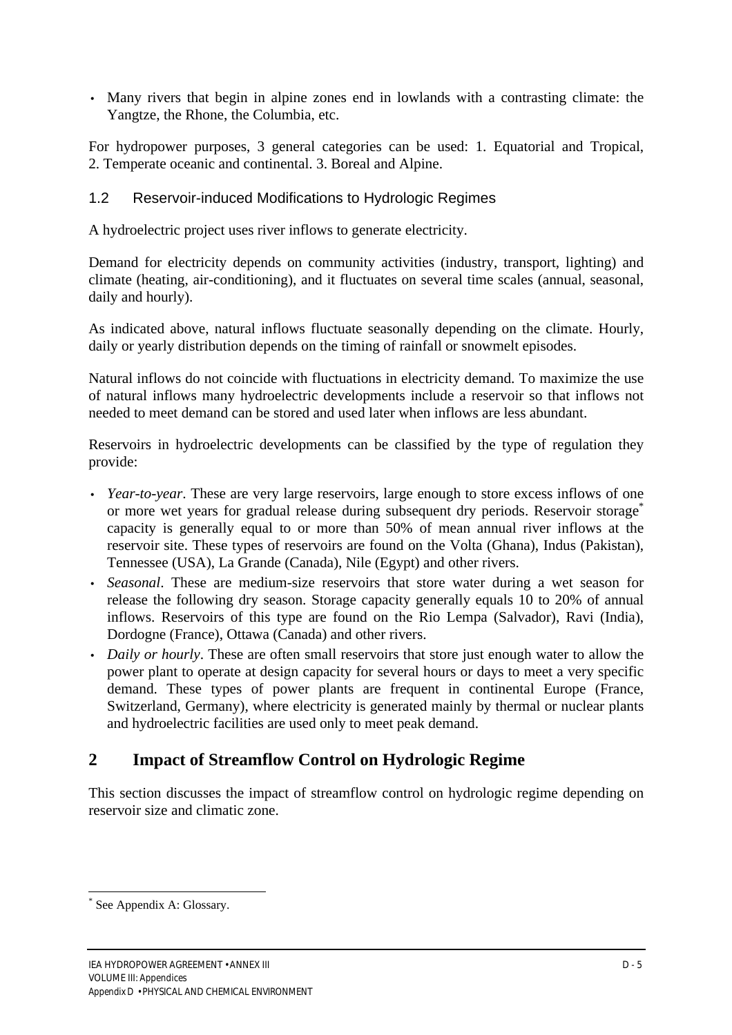- Many rivers that begin in alpine zones end in lowlands with a contrasting climate: the Yangtze, the Rhone, the Columbia, etc.

For hydropower purposes, 3 general categories can be used: 1. Equatorial and Tropical, 2. Temperate oceanic and continental. 3. Boreal and Alpine.

### 1.2 Reservoir-induced Modifications to Hydrologic Regimes

A hydroelectric project uses river inflows to generate electricity.

Demand for electricity depends on community activities (industry, transport, lighting) and climate (heating, air-conditioning), and it fluctuates on several time scales (annual, seasonal, daily and hourly).

As indicated above, natural inflows fluctuate seasonally depending on the climate. Hourly, daily or yearly distribution depends on the timing of rainfall or snowmelt episodes.

Natural inflows do not coincide with fluctuations in electricity demand. To maximize the use of natural inflows many hydroelectric developments include a reservoir so that inflows not needed to meet demand can be stored and used later when inflows are less abundant.

Reservoirs in hydroelectric developments can be classified by the type of regulation they provide:

- *Year-to-year*. These are very large reservoirs, large enough to store excess inflows of one or more wet years for gradual release during subsequent dry periods. Reservoir storage* capacity is generally equal to or more than 50% of mean annual river inflows at the reservoir site. These types of reservoirs are found on the Volta (Ghana), Indus (Pakistan), Tennessee (USA), La Grande (Canada), Nile (Egypt) and other rivers.
- *Seasonal*. These are medium-size reservoirs that store water during a wet season for release the following dry season. Storage capacity generally equals 10 to 20% of annual inflows. Reservoirs of this type are found on the Rio Lempa (Salvador), Ravi (India), Dordogne (France), Ottawa (Canada) and other rivers.
- *Daily or hourly*. These are often small reservoirs that store just enough water to allow the power plant to operate at design capacity for several hours or days to meet a very specific demand. These types of power plants are frequent in continental Europe (France, Switzerland, Germany), where electricity is generated mainly by thermal or nuclear plants and hydroelectric facilities are used only to meet peak demand.

## 2 Impact of Streamflow Control on Hydrologic Regime

This section discusses the impact of streamflow control on hydrologic regime depending on reservoir size and climatic zone.

---

* See Appendix A: Glossary.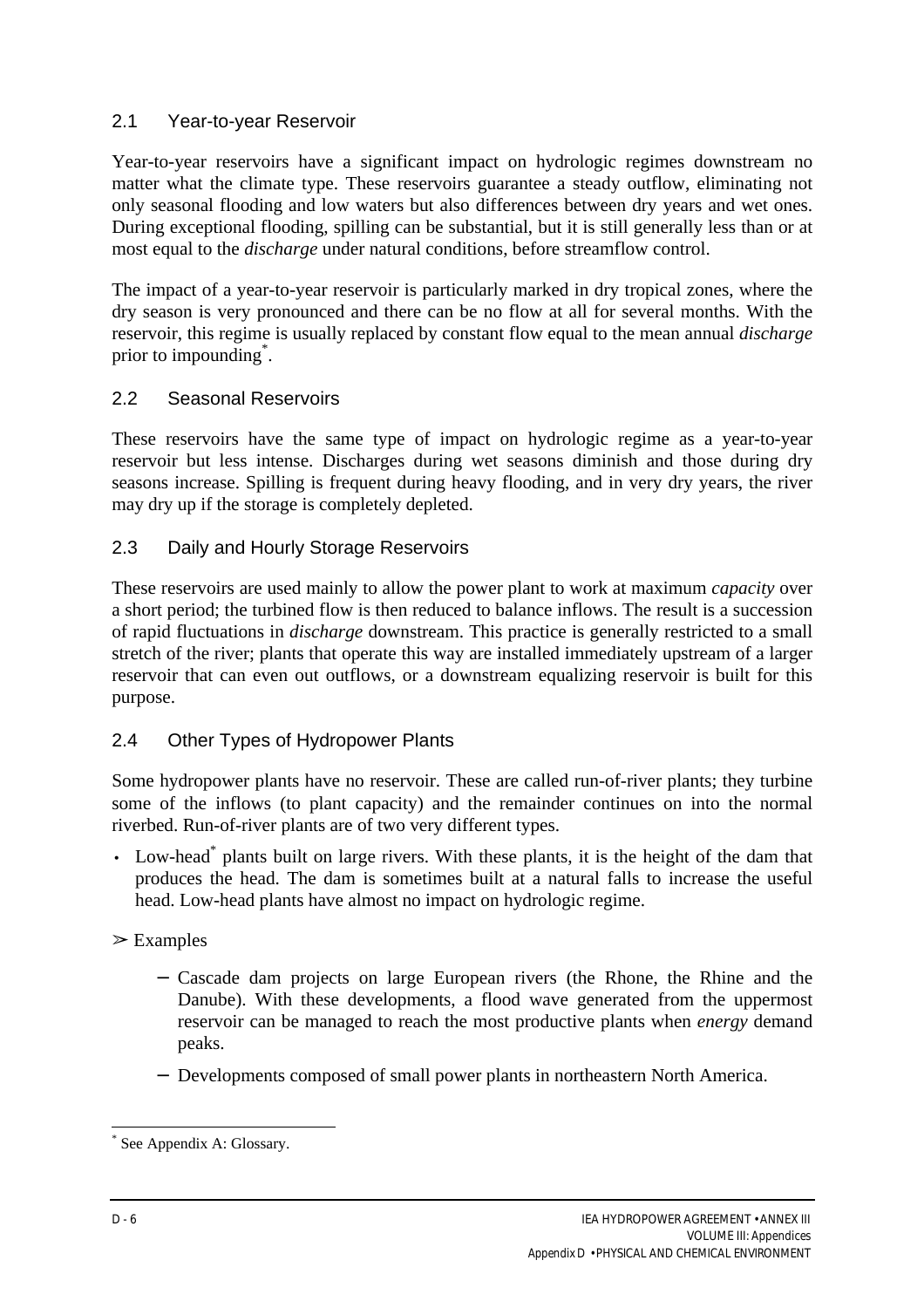## 2.1 Year-to-year Reservoir

Year-to-year reservoirs have a significant impact on hydrologic regimes downstream no matter what the climate type. These reservoirs guarantee a steady outflow, eliminating not only seasonal flooding and low waters but also differences between dry years and wet ones. During exceptional flooding, spilling can be substantial, but it is still generally less than or at most equal to the *discharge* under natural conditions, before streamflow control.

The impact of a year-to-year reservoir is particularly marked in dry tropical zones, where the dry season is very pronounced and there can be no flow at all for several months. With the reservoir, this regime is usually replaced by constant flow equal to the mean annual *discharge* prior to impounding*.

## 2.2 Seasonal Reservoirs

These reservoirs have the same type of impact on hydrologic regime as a year-to-year reservoir but less intense. Discharges during wet seasons diminish and those during dry seasons increase. Spilling is frequent during heavy flooding, and in very dry years, the river may dry up if the storage is completely depleted.

## 2.3 Daily and Hourly Storage Reservoirs

These reservoirs are used mainly to allow the power plant to work at maximum *capacity* over a short period; the turbined flow is then reduced to balance inflows. The result is a succession of rapid fluctuations in *discharge* downstream. This practice is generally restricted to a small stretch of the river; plants that operate this way are installed immediately upstream of a larger reservoir that can even out outflows, or a downstream equalizing reservoir is built for this purpose.

## 2.4 Other Types of Hydropower Plants

Some hydropower plants have no reservoir. These are called run-of-river plants; they turbine some of the inflows (to plant capacity) and the remainder continues on into the normal riverbed. Run-of-river plants are of two very different types.

- Low-head* plants built on large rivers. With these plants, it is the height of the dam that produces the head. The dam is sometimes built at a natural falls to increase the useful head. Low-head plants have almost no impact on hydrologic regime.

➢ Examples

- Cascade dam projects on large European rivers (the Rhone, the Rhine and the Danube). With these developments, a flood wave generated from the uppermost reservoir can be managed to reach the most productive plants when *energy* demand peaks.
- Developments composed of small power plants in northeastern North America.

---

* See Appendix A: Glossary.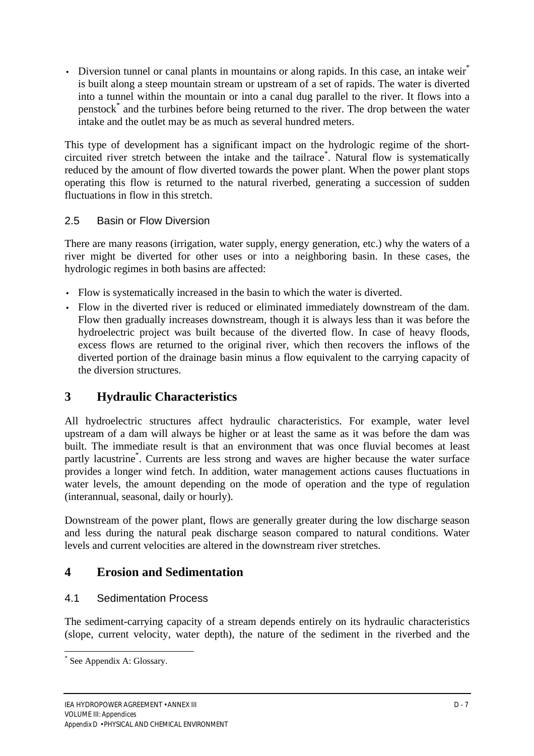- Diversion tunnel or canal plants in mountains or along rapids. In this case, an intake weir* is built along a steep mountain stream or upstream of a set of rapids. The water is diverted into a tunnel within the mountain or into a canal dug parallel to the river. It flows into a penstock* and the turbines before being returned to the river. The drop between the water intake and the outlet may be as much as several hundred meters.

This type of development has a significant impact on the hydrologic regime of the short-circuited river stretch between the intake and the tailrace*. Natural flow is systematically reduced by the amount of flow diverted towards the power plant. When the power plant stops operating this flow is returned to the natural riverbed, generating a succession of sudden fluctuations in flow in this stretch.

### 2.5 Basin or Flow Diversion

There are many reasons (irrigation, water supply, energy generation, etc.) why the waters of a river might be diverted for other uses or into a neighboring basin. In these cases, the hydrologic regimes in both basins are affected:

- Flow is systematically increased in the basin to which the water is diverted.
- Flow in the diverted river is reduced or eliminated immediately downstream of the dam. Flow then gradually increases downstream, though it is always less than it was before the hydroelectric project was built because of the diverted flow. In case of heavy floods, excess flows are returned to the original river, which then recovers the inflows of the diverted portion of the drainage basin minus a flow equivalent to the carrying capacity of the diversion structures.

## 3 Hydraulic Characteristics

All hydroelectric structures affect hydraulic characteristics. For example, water level upstream of a dam will always be higher or at least the same as it was before the dam was built. The immediate result is that an environment that was once fluvial becomes at least partly lacustrine*. Currents are less strong and waves are higher because the water surface provides a longer wind fetch. In addition, water management actions causes fluctuations in water levels, the amount depending on the mode of operation and the type of regulation (interannual, seasonal, daily or hourly).

Downstream of the power plant, flows are generally greater during the low discharge season and less during the natural peak discharge season compared to natural conditions. Water levels and current velocities are altered in the downstream river stretches.

## 4 Erosion and Sedimentation

### 4.1 Sedimentation Process

The sediment-carrying capacity of a stream depends entirely on its hydraulic characteristics (slope, current velocity, water depth), the nature of the sediment in the riverbed and the

* See Appendix A: Glossary.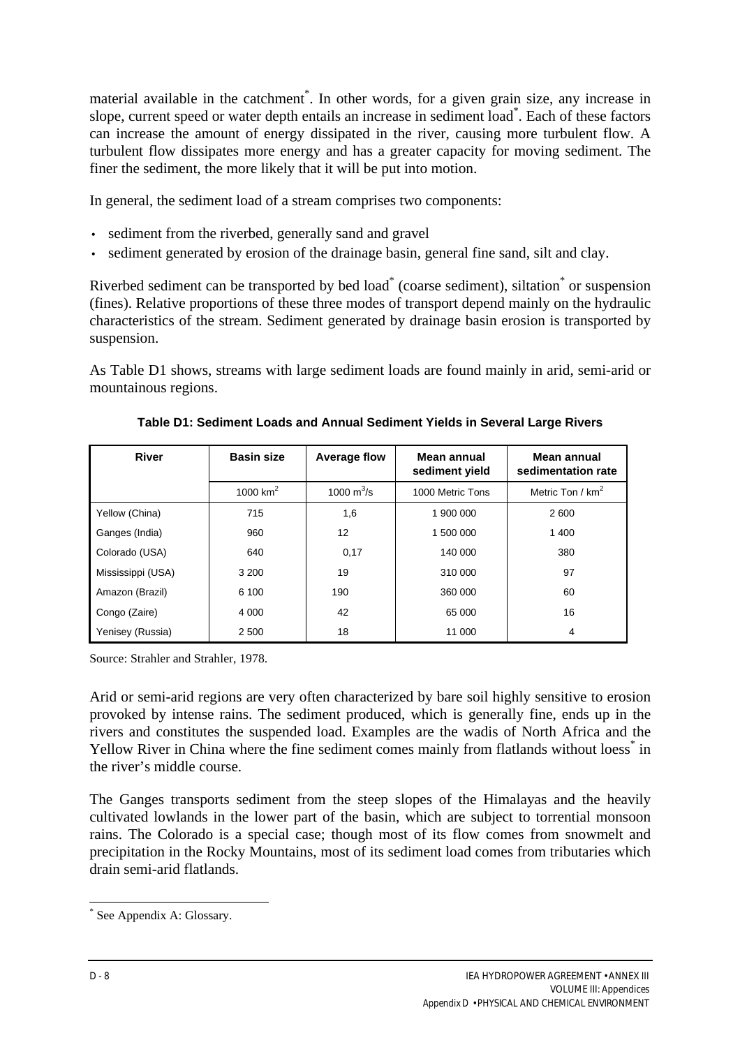material available in the catchment*. In other words, for a given grain size, any increase in slope, current speed or water depth entails an increase in sediment load*. Each of these factors can increase the amount of energy dissipated in the river, causing more turbulent flow. A turbulent flow dissipates more energy and has a greater capacity for moving sediment. The finer the sediment, the more likely that it will be put into motion.

In general, the sediment load of a stream comprises two components:

- sediment from the riverbed, generally sand and gravel
- sediment generated by erosion of the drainage basin, general fine sand, silt and clay.

Riverbed sediment can be transported by bed load* (coarse sediment), siltation* or suspension (fines). Relative proportions of these three modes of transport depend mainly on the hydraulic characteristics of the stream. Sediment generated by drainage basin erosion is transported by suspension.

As Table D1 shows, streams with large sediment loads are found mainly in arid, semi-arid or mountainous regions.

**Table D1: Sediment Loads and Annual Sediment Yields in Several Large Rivers**

| River | Basin size | Average flow | Mean annual sediment yield | Mean annual sedimentation rate |
|---|---|---|---|---|
| | 1000 $km^2$ | 1000 $m^3/s$ | 1000 Metric Tons | Metric Ton / $km^2$ |
| Yellow (China) | 715 | 1,6 | 1 900 000 | 2 600 |
| Ganges (India) | 960 | 12 | 1 500 000 | 1 400 |
| Colorado (USA) | 640 | 0,17 | 140 000 | 380 |
| Mississippi (USA) | 3 200 | 19 | 310 000 | 97 |
| Amazon (Brazil) | 6 100 | 190 | 360 000 | 60 |
| Congo (Zaire) | 4 000 | 42 | 65 000 | 16 |
| Yenisey (Russia) | 2 500 | 18 | 11 000 | 4 |

Source: Strahler and Strahler, 1978.

Arid or semi-arid regions are very often characterized by bare soil highly sensitive to erosion provoked by intense rains. The sediment produced, which is generally fine, ends up in the rivers and constitutes the suspended load. Examples are the wadis of North Africa and the Yellow River in China where the fine sediment comes mainly from flatlands without loess* in the river's middle course.

The Ganges transports sediment from the steep slopes of the Himalayas and the heavily cultivated lowlands in the lower part of the basin, which are subject to torrential monsoon rains. The Colorado is a special case; though most of its flow comes from snowmelt and precipitation in the Rocky Mountains, most of its sediment load comes from tributaries which drain semi-arid flatlands.

* See Appendix A: Glossary.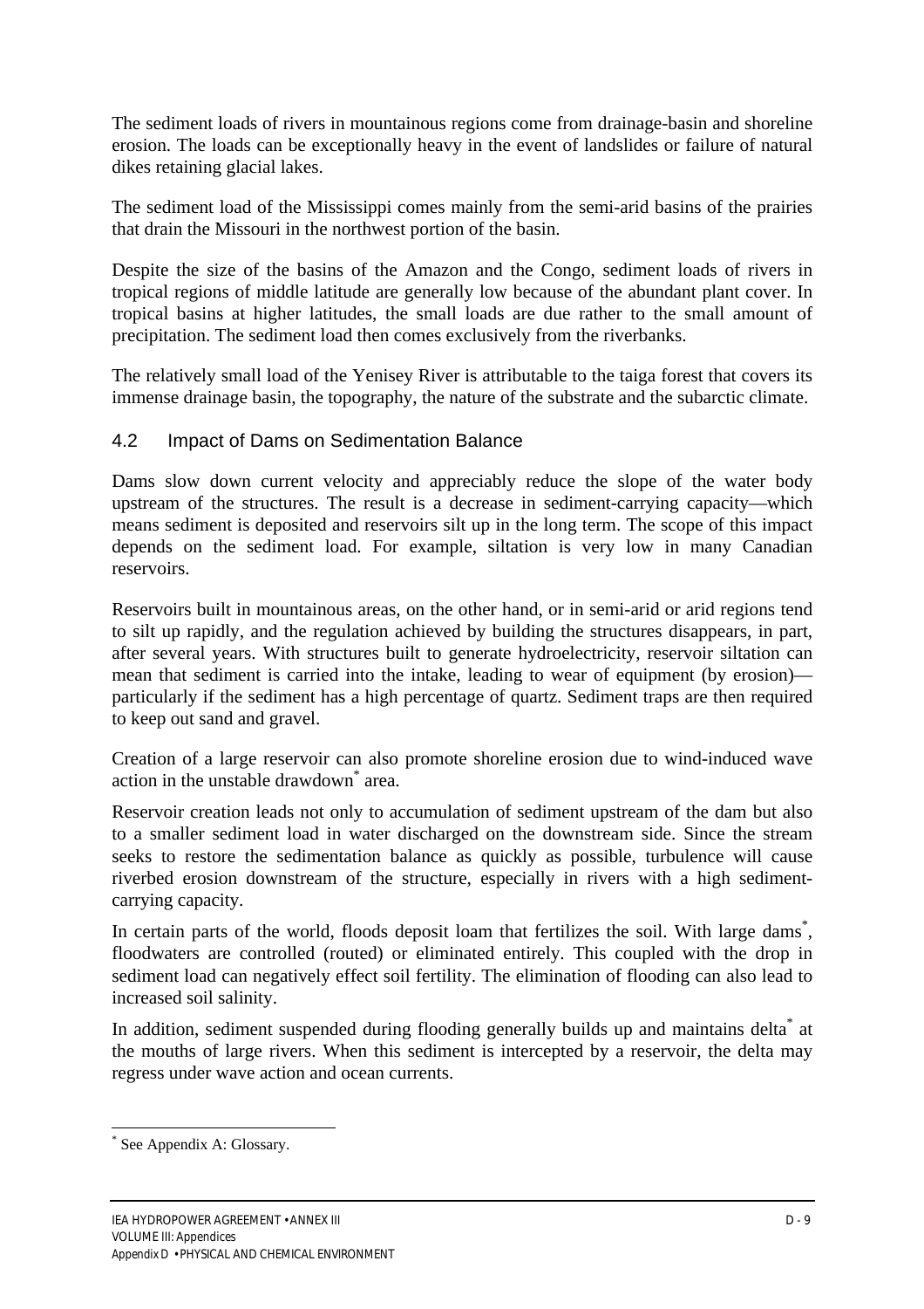The sediment loads of rivers in mountainous regions come from drainage-basin and shoreline erosion. The loads can be exceptionally heavy in the event of landslides or failure of natural dikes retaining glacial lakes.

The sediment load of the Mississippi comes mainly from the semi-arid basins of the prairies that drain the Missouri in the northwest portion of the basin.

Despite the size of the basins of the Amazon and the Congo, sediment loads of rivers in tropical regions of middle latitude are generally low because of the abundant plant cover. In tropical basins at higher latitudes, the small loads are due rather to the small amount of precipitation. The sediment load then comes exclusively from the riverbanks.

The relatively small load of the Yenisey River is attributable to the taiga forest that covers its immense drainage basin, the topography, the nature of the substrate and the subarctic climate.

## 4.2 Impact of Dams on Sedimentation Balance

Dams slow down current velocity and appreciably reduce the slope of the water body upstream of the structures. The result is a decrease in sediment-carrying capacity—which means sediment is deposited and reservoirs silt up in the long term. The scope of this impact depends on the sediment load. For example, siltation is very low in many Canadian reservoirs.

Reservoirs built in mountainous areas, on the other hand, or in semi-arid or arid regions tend to silt up rapidly, and the regulation achieved by building the structures disappears, in part, after several years. With structures built to generate hydroelectricity, reservoir siltation can mean that sediment is carried into the intake, leading to wear of equipment (by erosion)—particularly if the sediment has a high percentage of quartz. Sediment traps are then required to keep out sand and gravel.

Creation of a large reservoir can also promote shoreline erosion due to wind-induced wave action in the unstable drawdown* area.

Reservoir creation leads not only to accumulation of sediment upstream of the dam but also to a smaller sediment load in water discharged on the downstream side. Since the stream seeks to restore the sedimentation balance as quickly as possible, turbulence will cause riverbed erosion downstream of the structure, especially in rivers with a high sediment-carrying capacity.

In certain parts of the world, floods deposit loam that fertilizes the soil. With large dams*, floodwaters are controlled (routed) or eliminated entirely. This coupled with the drop in sediment load can negatively effect soil fertility. The elimination of flooding can also lead to increased soil salinity.

In addition, sediment suspended during flooding generally builds up and maintains delta* at the mouths of large rivers. When this sediment is intercepted by a reservoir, the delta may regress under wave action and ocean currents.

---

* See Appendix A: Glossary.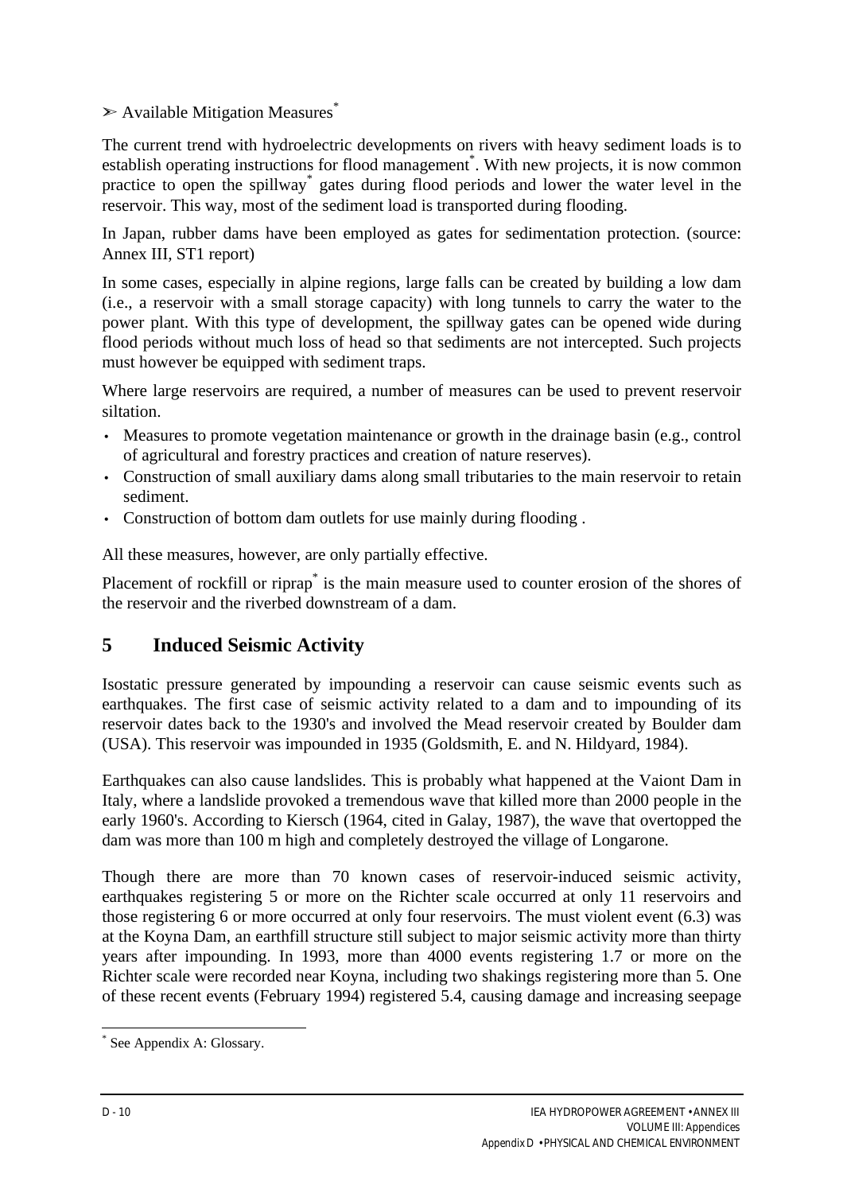➢ Available Mitigation Measures*

The current trend with hydroelectric developments on rivers with heavy sediment loads is to establish operating instructions for flood management*. With new projects, it is now common practice to open the spillway* gates during flood periods and lower the water level in the reservoir. This way, most of the sediment load is transported during flooding.

In Japan, rubber dams have been employed as gates for sedimentation protection. (source: Annex III, ST1 report)

In some cases, especially in alpine regions, large falls can be created by building a low dam (i.e., a reservoir with a small storage capacity) with long tunnels to carry the water to the power plant. With this type of development, the spillway gates can be opened wide during flood periods without much loss of head so that sediments are not intercepted. Such projects must however be equipped with sediment traps.

Where large reservoirs are required, a number of measures can be used to prevent reservoir siltation.

- Measures to promote vegetation maintenance or growth in the drainage basin (e.g., control of agricultural and forestry practices and creation of nature reserves).
- Construction of small auxiliary dams along small tributaries to the main reservoir to retain sediment.
- Construction of bottom dam outlets for use mainly during flooding .

All these measures, however, are only partially effective.

Placement of rockfill or riprap* is the main measure used to counter erosion of the shores of the reservoir and the riverbed downstream of a dam.

## 5 Induced Seismic Activity

Isostatic pressure generated by impounding a reservoir can cause seismic events such as earthquakes. The first case of seismic activity related to a dam and to impounding of its reservoir dates back to the 1930's and involved the Mead reservoir created by Boulder dam (USA). This reservoir was impounded in 1935 (Goldsmith, E. and N. Hildyard, 1984).

Earthquakes can also cause landslides. This is probably what happened at the Vaiont Dam in Italy, where a landslide provoked a tremendous wave that killed more than 2000 people in the early 1960's. According to Kiersch (1964, cited in Galay, 1987), the wave that overtopped the dam was more than 100 m high and completely destroyed the village of Longarone.

Though there are more than 70 known cases of reservoir-induced seismic activity, earthquakes registering 5 or more on the Richter scale occurred at only 11 reservoirs and those registering 6 or more occurred at only four reservoirs. The must violent event (6.3) was at the Koyna Dam, an earthfill structure still subject to major seismic activity more than thirty years after impounding. In 1993, more than 4000 events registering 1.7 or more on the Richter scale were recorded near Koyna, including two shakings registering more than 5. One of these recent events (February 1994) registered 5.4, causing damage and increasing seepage

---

* See Appendix A: Glossary.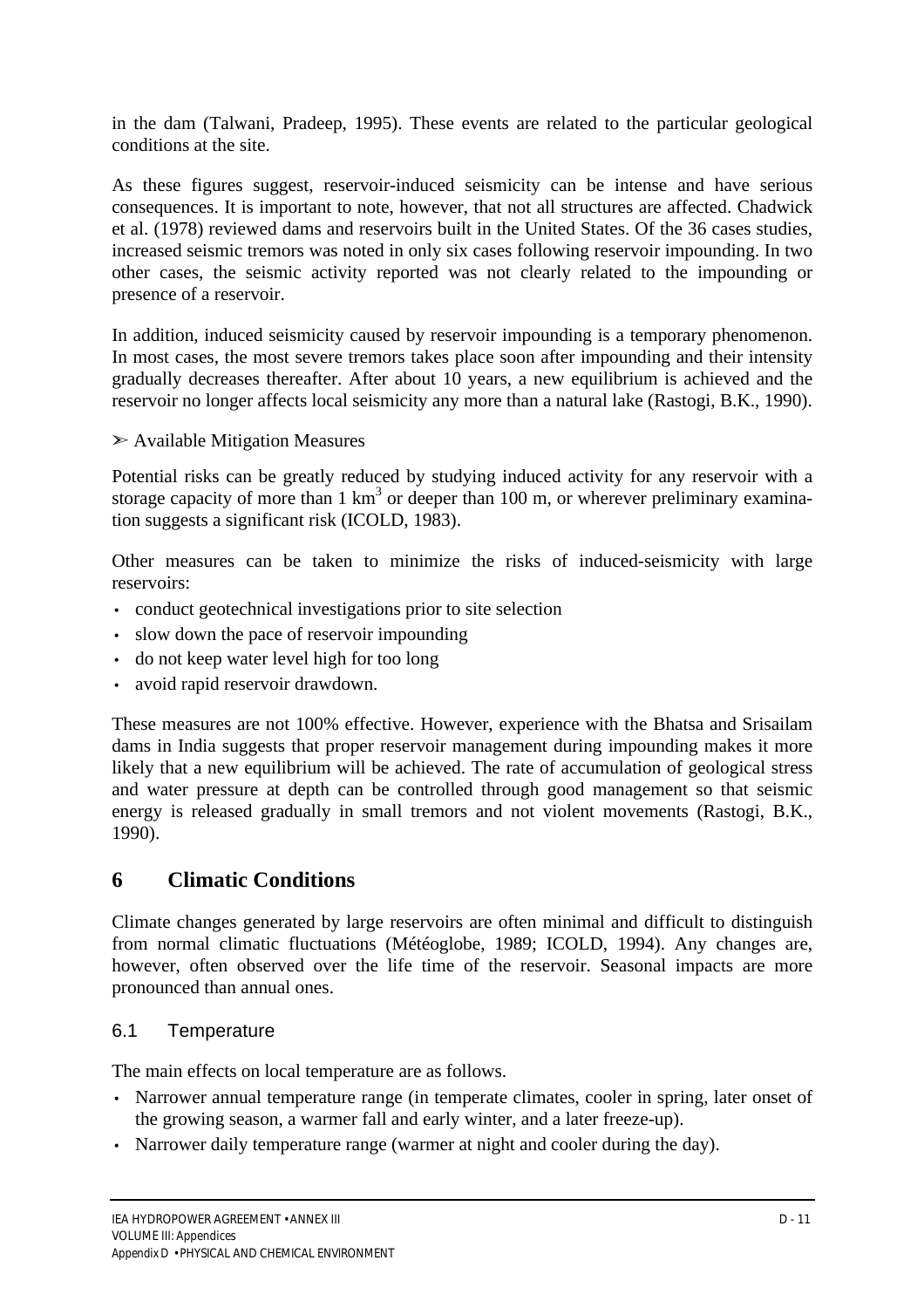in the dam (Talwani, Pradeep, 1995). These events are related to the particular geological conditions at the site.

As these figures suggest, reservoir-induced seismicity can be intense and have serious consequences. It is important to note, however, that not all structures are affected. Chadwick et al. (1978) reviewed dams and reservoirs built in the United States. Of the 36 cases studies, increased seismic tremors was noted in only six cases following reservoir impounding. In two other cases, the seismic activity reported was not clearly related to the impounding or presence of a reservoir.

In addition, induced seismicity caused by reservoir impounding is a temporary phenomenon. In most cases, the most severe tremors takes place soon after impounding and their intensity gradually decreases thereafter. After about 10 years, a new equilibrium is achieved and the reservoir no longer affects local seismicity any more than a natural lake (Rastogi, B.K., 1990).

➢ Available Mitigation Measures

Potential risks can be greatly reduced by studying induced activity for any reservoir with a storage capacity of more than 1 $km^3$ or deeper than 100 m, or wherever preliminary examination suggests a significant risk (ICOLD, 1983).

Other measures can be taken to minimize the risks of induced-seismicity with large reservoirs:

- conduct geotechnical investigations prior to site selection
- slow down the pace of reservoir impounding
- do not keep water level high for too long
- avoid rapid reservoir drawdown.

These measures are not 100% effective. However, experience with the Bhatsa and Srisailam dams in India suggests that proper reservoir management during impounding makes it more likely that a new equilibrium will be achieved. The rate of accumulation of geological stress and water pressure at depth can be controlled through good management so that seismic energy is released gradually in small tremors and not violent movements (Rastogi, B.K., 1990).

## 6 Climatic Conditions

Climate changes generated by large reservoirs are often minimal and difficult to distinguish from normal climatic fluctuations (Météoglobe, 1989; ICOLD, 1994). Any changes are, however, often observed over the life time of the reservoir. Seasonal impacts are more pronounced than annual ones.

### 6.1 Temperature

The main effects on local temperature are as follows.

- Narrower annual temperature range (in temperate climates, cooler in spring, later onset of the growing season, a warmer fall and early winter, and a later freeze-up).
- Narrower daily temperature range (warmer at night and cooler during the day).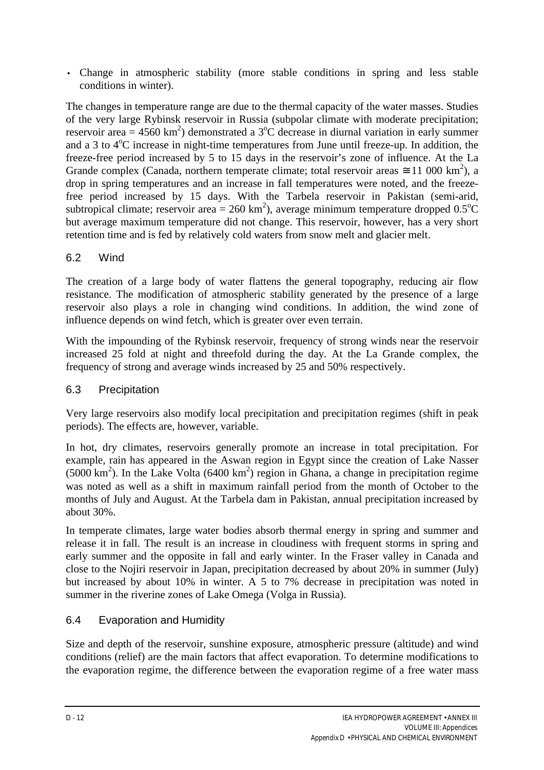- Change in atmospheric stability (more stable conditions in spring and less stable conditions in winter).

The changes in temperature range are due to the thermal capacity of the water masses. Studies of the very large Rybinsk reservoir in Russia (subpolar climate with moderate precipitation; reservoir area = 4560 $km^2$) demonstrated a 3$^oC$ decrease in diurnal variation in early summer and a 3 to 4$^oC$ increase in night-time temperatures from June until freeze-up. In addition, the freeze-free period increased by 5 to 15 days in the reservoir's zone of influence. At the La Grande complex (Canada, northern temperate climate; total reservoir areas ≅ 11 000 $km^2$), a drop in spring temperatures and an increase in fall temperatures were noted, and the freeze-free period increased by 15 days. With the Tarbela reservoir in Pakistan (semi-arid, subtropical climate; reservoir area = 260 $km^2$), average minimum temperature dropped 0.5$^oC$ but average maximum temperature did not change. This reservoir, however, has a very short retention time and is fed by relatively cold waters from snow melt and glacier melt.

## 6.2 Wind

The creation of a large body of water flattens the general topography, reducing air flow resistance. The modification of atmospheric stability generated by the presence of a large reservoir also plays a role in changing wind conditions. In addition, the wind zone of influence depends on wind fetch, which is greater over even terrain.

With the impounding of the Rybinsk reservoir, frequency of strong winds near the reservoir increased 25 fold at night and threefold during the day. At the La Grande complex, the frequency of strong and average winds increased by 25 and 50% respectively.

## 6.3 Precipitation

Very large reservoirs also modify local precipitation and precipitation regimes (shift in peak periods). The effects are, however, variable.

In hot, dry climates, reservoirs generally promote an increase in total precipitation. For example, rain has appeared in the Aswan region in Egypt since the creation of Lake Nasser (5000 $km^2$). In the Lake Volta (6400 $km^2$) region in Ghana, a change in precipitation regime was noted as well as a shift in maximum rainfall period from the month of October to the months of July and August. At the Tarbela dam in Pakistan, annual precipitation increased by about 30%.

In temperate climates, large water bodies absorb thermal energy in spring and summer and release it in fall. The result is an increase in cloudiness with frequent storms in spring and early summer and the opposite in fall and early winter. In the Fraser valley in Canada and close to the Nojiri reservoir in Japan, precipitation decreased by about 20% in summer (July) but increased by about 10% in winter. A 5 to 7% decrease in precipitation was noted in summer in the riverine zones of Lake Omega (Volga in Russia).

## 6.4 Evaporation and Humidity

Size and depth of the reservoir, sunshine exposure, atmospheric pressure (altitude) and wind conditions (relief) are the main factors that affect evaporation. To determine modifications to the evaporation regime, the difference between the evaporation regime of a free water mass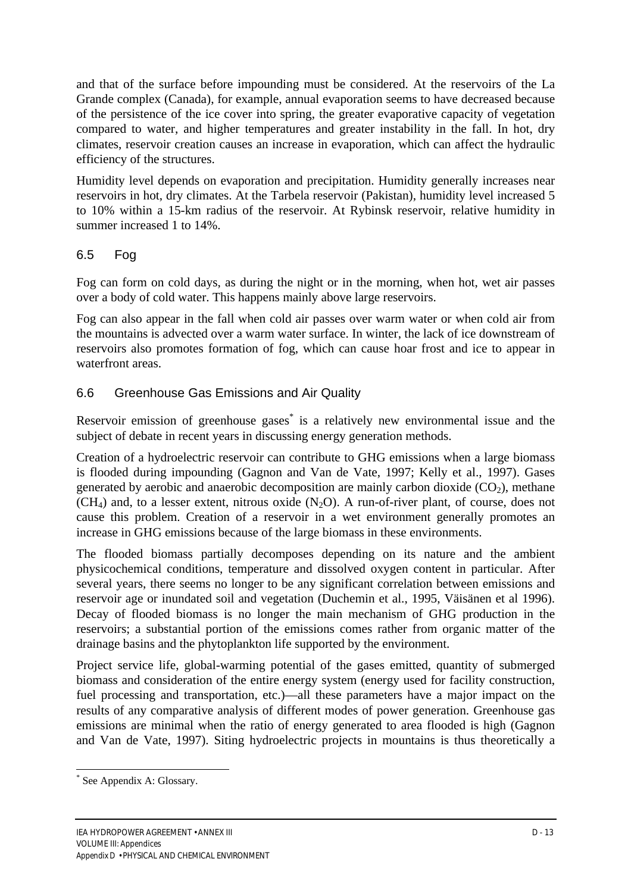and that of the surface before impounding must be considered. At the reservoirs of the La Grande complex (Canada), for example, annual evaporation seems to have decreased because of the persistence of the ice cover into spring, the greater evaporative capacity of vegetation compared to water, and higher temperatures and greater instability in the fall. In hot, dry climates, reservoir creation causes an increase in evaporation, which can affect the hydraulic efficiency of the structures.

Humidity level depends on evaporation and precipitation. Humidity generally increases near reservoirs in hot, dry climates. At the Tarbela reservoir (Pakistan), humidity level increased 5 to 10% within a 15-km radius of the reservoir. At Rybinsk reservoir, relative humidity in summer increased 1 to 14%.

## 6.5 Fog

Fog can form on cold days, as during the night or in the morning, when hot, wet air passes over a body of cold water. This happens mainly above large reservoirs.

Fog can also appear in the fall when cold air passes over warm water or when cold air from the mountains is advected over a warm water surface. In winter, the lack of ice downstream of reservoirs also promotes formation of fog, which can cause hoar frost and ice to appear in waterfront areas.

## 6.6 Greenhouse Gas Emissions and Air Quality

Reservoir emission of greenhouse gases[*] is a relatively new environmental issue and the subject of debate in recent years in discussing energy generation methods.

Creation of a hydroelectric reservoir can contribute to GHG emissions when a large biomass is flooded during impounding (Gagnon and Van de Vate, 1997; Kelly et al., 1997). Gases generated by aerobic and anaerobic decomposition are mainly carbon dioxide ($CO_2$), methane ($CH_4$) and, to a lesser extent, nitrous oxide ($N_2O$). A run-of-river plant, of course, does not cause this problem. Creation of a reservoir in a wet environment generally promotes an increase in GHG emissions because of the large biomass in these environments.

The flooded biomass partially decomposes depending on its nature and the ambient physicochemical conditions, temperature and dissolved oxygen content in particular. After several years, there seems no longer to be any significant correlation between emissions and reservoir age or inundated soil and vegetation (Duchemin et al., 1995, Väisänen et al 1996). Decay of flooded biomass is no longer the main mechanism of GHG production in the reservoirs; a substantial portion of the emissions comes rather from organic matter of the drainage basins and the phytoplankton life supported by the environment.

Project service life, global-warming potential of the gases emitted, quantity of submerged biomass and consideration of the entire energy system (energy used for facility construction, fuel processing and transportation, etc.)—all these parameters have a major impact on the results of any comparative analysis of different modes of power generation. Greenhouse gas emissions are minimal when the ratio of energy generated to area flooded is high (Gagnon and Van de Vate, 1997). Siting hydroelectric projects in mountains is thus theoretically a

[*] See Appendix A: Glossary.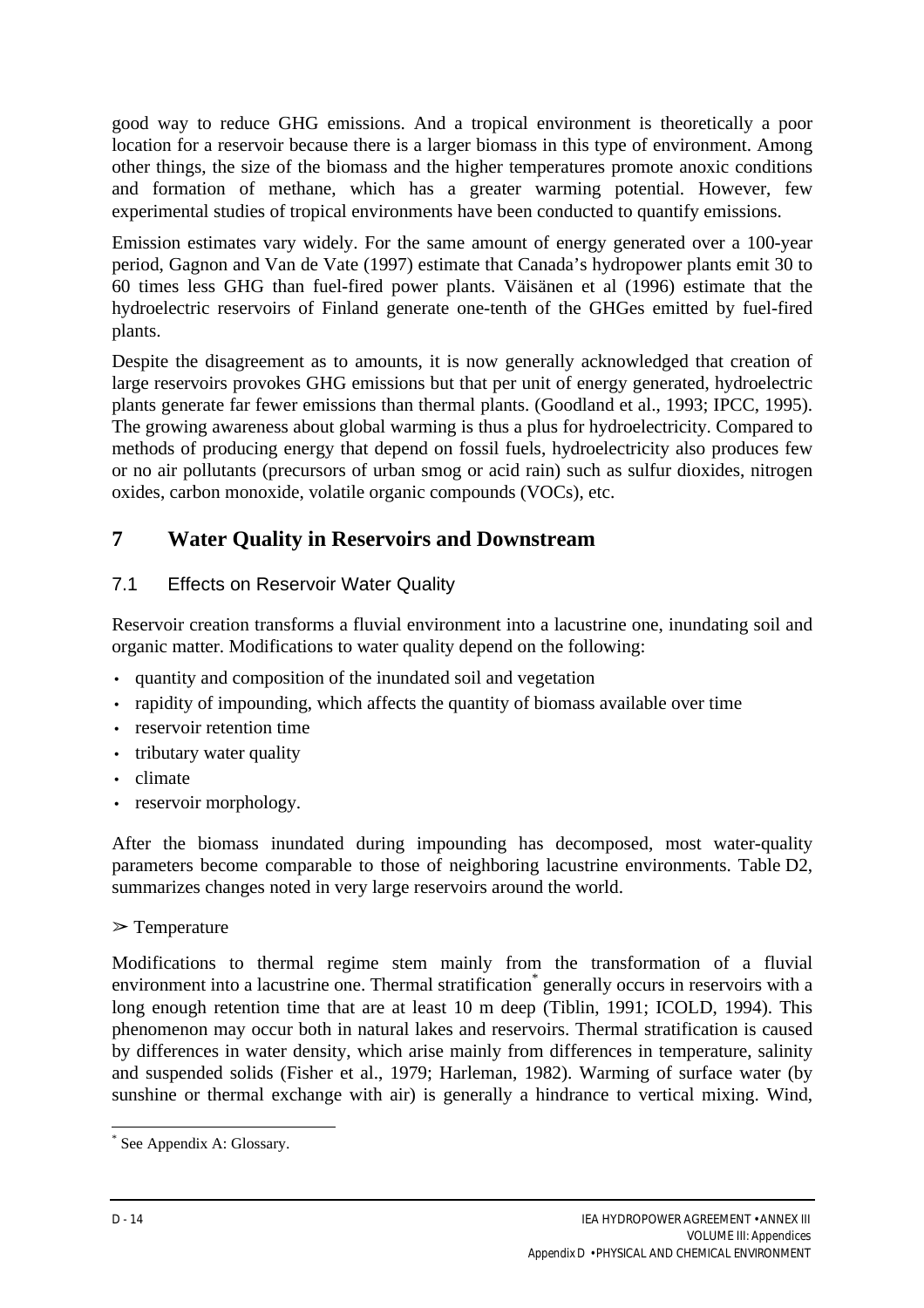good way to reduce GHG emissions. And a tropical environment is theoretically a poor location for a reservoir because there is a larger biomass in this type of environment. Among other things, the size of the biomass and the higher temperatures promote anoxic conditions and formation of methane, which has a greater warming potential. However, few experimental studies of tropical environments have been conducted to quantify emissions.

Emission estimates vary widely. For the same amount of energy generated over a 100-year period, Gagnon and Van de Vate (1997) estimate that Canada's hydropower plants emit 30 to 60 times less GHG than fuel-fired power plants. Väisänen et al (1996) estimate that the hydroelectric reservoirs of Finland generate one-tenth of the GHGes emitted by fuel-fired plants.

Despite the disagreement as to amounts, it is now generally acknowledged that creation of large reservoirs provokes GHG emissions but that per unit of energy generated, hydroelectric plants generate far fewer emissions than thermal plants. (Goodland et al., 1993; IPCC, 1995). The growing awareness about global warming is thus a plus for hydroelectricity. Compared to methods of producing energy that depend on fossil fuels, hydroelectricity also produces few or no air pollutants (precursors of urban smog or acid rain) such as sulfur dioxides, nitrogen oxides, carbon monoxide, volatile organic compounds (VOCs), etc.

# 7 Water Quality in Reservoirs and Downstream

## 7.1 Effects on Reservoir Water Quality

Reservoir creation transforms a fluvial environment into a lacustrine one, inundating soil and organic matter. Modifications to water quality depend on the following:

- quantity and composition of the inundated soil and vegetation
- rapidity of impounding, which affects the quantity of biomass available over time
- reservoir retention time
- tributary water quality
- climate
- reservoir morphology.

After the biomass inundated during impounding has decomposed, most water-quality parameters become comparable to those of neighboring lacustrine environments. Table D2, summarizes changes noted in very large reservoirs around the world.

➢ Temperature

Modifications to thermal regime stem mainly from the transformation of a fluvial environment into a lacustrine one. Thermal stratification* generally occurs in reservoirs with a long enough retention time that are at least 10 m deep (Tiblin, 1991; ICOLD, 1994). This phenomenon may occur both in natural lakes and reservoirs. Thermal stratification is caused by differences in water density, which arise mainly from differences in temperature, salinity and suspended solids (Fisher et al., 1979; Harleman, 1982). Warming of surface water (by sunshine or thermal exchange with air) is generally a hindrance to vertical mixing. Wind,

* See Appendix A: Glossary.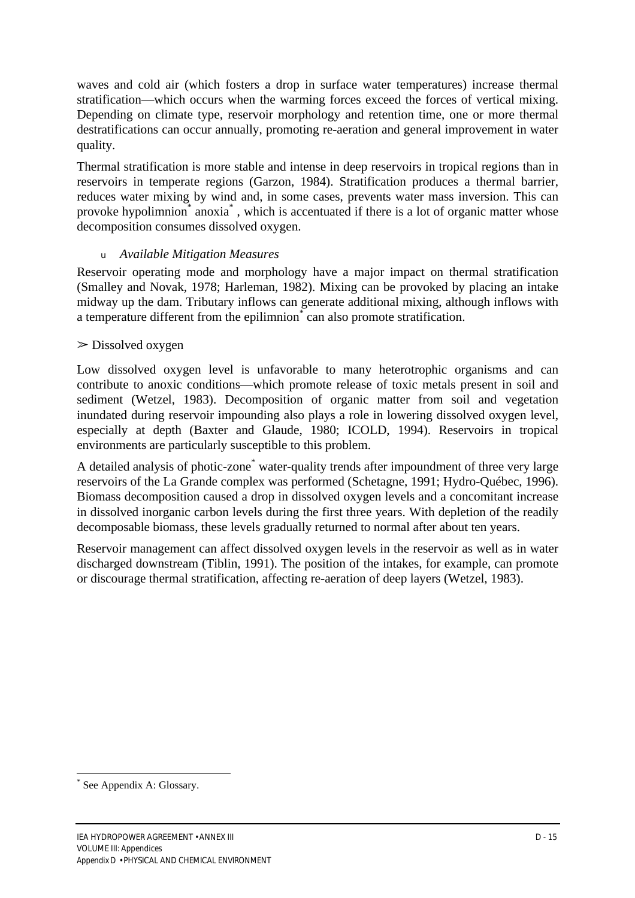waves and cold air (which fosters a drop in surface water temperatures) increase thermal stratification—which occurs when the warming forces exceed the forces of vertical mixing. Depending on climate type, reservoir morphology and retention time, one or more thermal destratifications can occur annually, promoting re-aeration and general improvement in water quality.

Thermal stratification is more stable and intense in deep reservoirs in tropical regions than in reservoirs in temperate regions (Garzon, 1984). Stratification produces a thermal barrier, reduces water mixing by wind and, in some cases, prevents water mass inversion. This can provoke hypolimnion* anoxia* , which is accentuated if there is a lot of organic matter whose decomposition consumes dissolved oxygen.

- *Available Mitigation Measures*

Reservoir operating mode and morphology have a major impact on thermal stratification (Smalley and Novak, 1978; Harleman, 1982). Mixing can be provoked by placing an intake midway up the dam. Tributary inflows can generate additional mixing, although inflows with a temperature different from the epilimnion* can also promote stratification.

➢ Dissolved oxygen

Low dissolved oxygen level is unfavorable to many heterotrophic organisms and can contribute to anoxic conditions—which promote release of toxic metals present in soil and sediment (Wetzel, 1983). Decomposition of organic matter from soil and vegetation inundated during reservoir impounding also plays a role in lowering dissolved oxygen level, especially at depth (Baxter and Glaude, 1980; ICOLD, 1994). Reservoirs in tropical environments are particularly susceptible to this problem.

A detailed analysis of photic-zone* water-quality trends after impoundment of three very large reservoirs of the La Grande complex was performed (Schetagne, 1991; Hydro-Québec, 1996). Biomass decomposition caused a drop in dissolved oxygen levels and a concomitant increase in dissolved inorganic carbon levels during the first three years. With depletion of the readily decomposable biomass, these levels gradually returned to normal after about ten years.

Reservoir management can affect dissolved oxygen levels in the reservoir as well as in water discharged downstream (Tiblin, 1991). The position of the intakes, for example, can promote or discourage thermal stratification, affecting re-aeration of deep layers (Wetzel, 1983).

---

* See Appendix A: Glossary.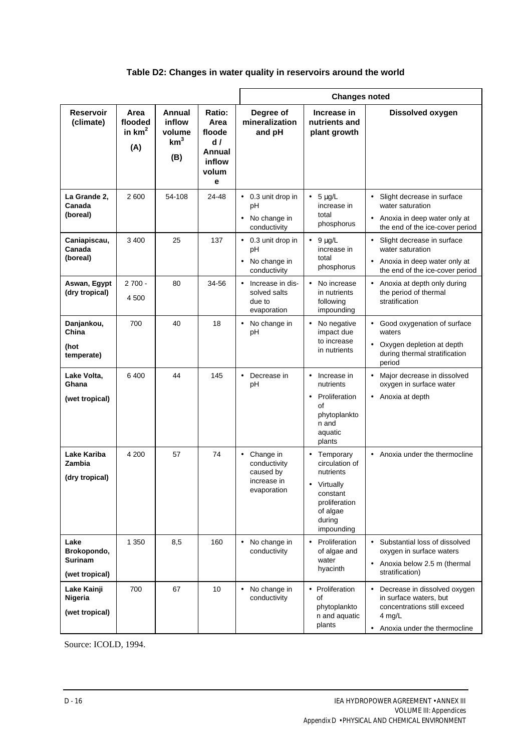**Table D2: Changes in water quality in reservoirs around the world**

| Reservoir (climate) | Area flooded in $km^2$ (A) | Annual inflow volume $km^3$ (B) | Ratio: Area flooded / Annual inflow volume | Changes noted: Degree of mineralization and pH | Changes noted: Increase in nutrients and plant growth | Changes noted: Dissolved oxygen |
|---|---|---|---|---|---|---|
| **La Grande 2, Canada (boreal)** | 2 600 | 54-108 | 24-48 | • 0.3 unit drop in pH<br>• No change in conductivity | • 5 µg/L increase in total phosphorus | • Slight decrease in surface water saturation<br>• Anoxia in deep water only at the end of the ice-cover period |
| **Caniapiscau, Canada (boreal)** | 3 400 | 25 | 137 | • 0.3 unit drop in pH<br>• No change in conductivity | • 9 µg/L increase in total phosphorus | • Slight decrease in surface water saturation<br>• Anoxia in deep water only at the end of the ice-cover period |
| **Aswan, Egypt (dry tropical)** | 2 700 - 4 500 | 80 | 34-56 | • Increase in dissolved salts due to evaporation | • No increase in nutrients following impounding | • Anoxia at depth only during the period of thermal stratification |
| **Danjankou, China (hot temperate)** | 700 | 40 | 18 | • No change in pH | • No negative impact due to increase in nutrients | • Good oxygenation of surface waters<br>• Oxygen depletion at depth during thermal stratification period |
| **Lake Volta, Ghana (wet tropical)** | 6 400 | 44 | 145 | • Decrease in pH | • Increase in nutrients<br>• Proliferation of phytoplankton and aquatic plants | • Major decrease in dissolved oxygen in surface water<br>• Anoxia at depth |
| **Lake Kariba Zambia (dry tropical)** | 4 200 | 57 | 74 | • Change in conductivity caused by increase in evaporation | • Temporary circulation of nutrients<br>• Virtually constant proliferation of algae during impounding | • Anoxia under the thermocline |
| **Lake Brokopondo, Surinam (wet tropical)** | 1 350 | 8,5 | 160 | • No change in conductivity | • Proliferation of algae and water hyacinth | • Substantial loss of dissolved oxygen in surface waters<br>• Anoxia below 2.5 m (thermal stratification) |
| **Lake Kainji Nigeria (wet tropical)** | 700 | 67 | 10 | • No change in conductivity | • Proliferation of phytoplankton and aquatic plants | • Decrease in dissolved oxygen in surface waters, but concentrations still exceed 4 mg/L<br>• Anoxia under the thermocline |

Source: ICOLD, 1994.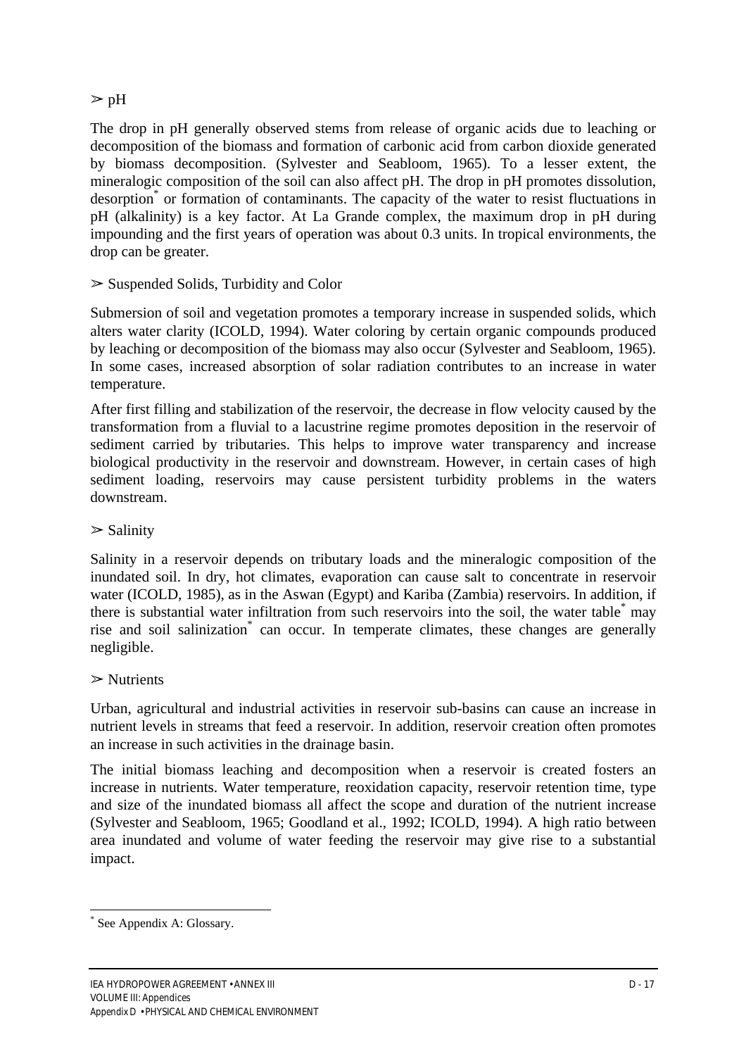➢ pH

The drop in pH generally observed stems from release of organic acids due to leaching or decomposition of the biomass and formation of carbonic acid from carbon dioxide generated by biomass decomposition. (Sylvester and Seabloom, 1965). To a lesser extent, the mineralogic composition of the soil can also affect pH. The drop in pH promotes dissolution, desorption* or formation of contaminants. The capacity of the water to resist fluctuations in pH (alkalinity) is a key factor. At La Grande complex, the maximum drop in pH during impounding and the first years of operation was about 0.3 units. In tropical environments, the drop can be greater.

➢ Suspended Solids, Turbidity and Color

Submersion of soil and vegetation promotes a temporary increase in suspended solids, which alters water clarity (ICOLD, 1994). Water coloring by certain organic compounds produced by leaching or decomposition of the biomass may also occur (Sylvester and Seabloom, 1965). In some cases, increased absorption of solar radiation contributes to an increase in water temperature.

After first filling and stabilization of the reservoir, the decrease in flow velocity caused by the transformation from a fluvial to a lacustrine regime promotes deposition in the reservoir of sediment carried by tributaries. This helps to improve water transparency and increase biological productivity in the reservoir and downstream. However, in certain cases of high sediment loading, reservoirs may cause persistent turbidity problems in the waters downstream.

➢ Salinity

Salinity in a reservoir depends on tributary loads and the mineralogic composition of the inundated soil. In dry, hot climates, evaporation can cause salt to concentrate in reservoir water (ICOLD, 1985), as in the Aswan (Egypt) and Kariba (Zambia) reservoirs. In addition, if there is substantial water infiltration from such reservoirs into the soil, the water table* may rise and soil salinization* can occur. In temperate climates, these changes are generally negligible.

➢ Nutrients

Urban, agricultural and industrial activities in reservoir sub-basins can cause an increase in nutrient levels in streams that feed a reservoir. In addition, reservoir creation often promotes an increase in such activities in the drainage basin.

The initial biomass leaching and decomposition when a reservoir is created fosters an increase in nutrients. Water temperature, reoxidation capacity, reservoir retention time, type and size of the inundated biomass all affect the scope and duration of the nutrient increase (Sylvester and Seabloom, 1965; Goodland et al., 1992; ICOLD, 1994). A high ratio between area inundated and volume of water feeding the reservoir may give rise to a substantial impact.

---

* See Appendix A: Glossary.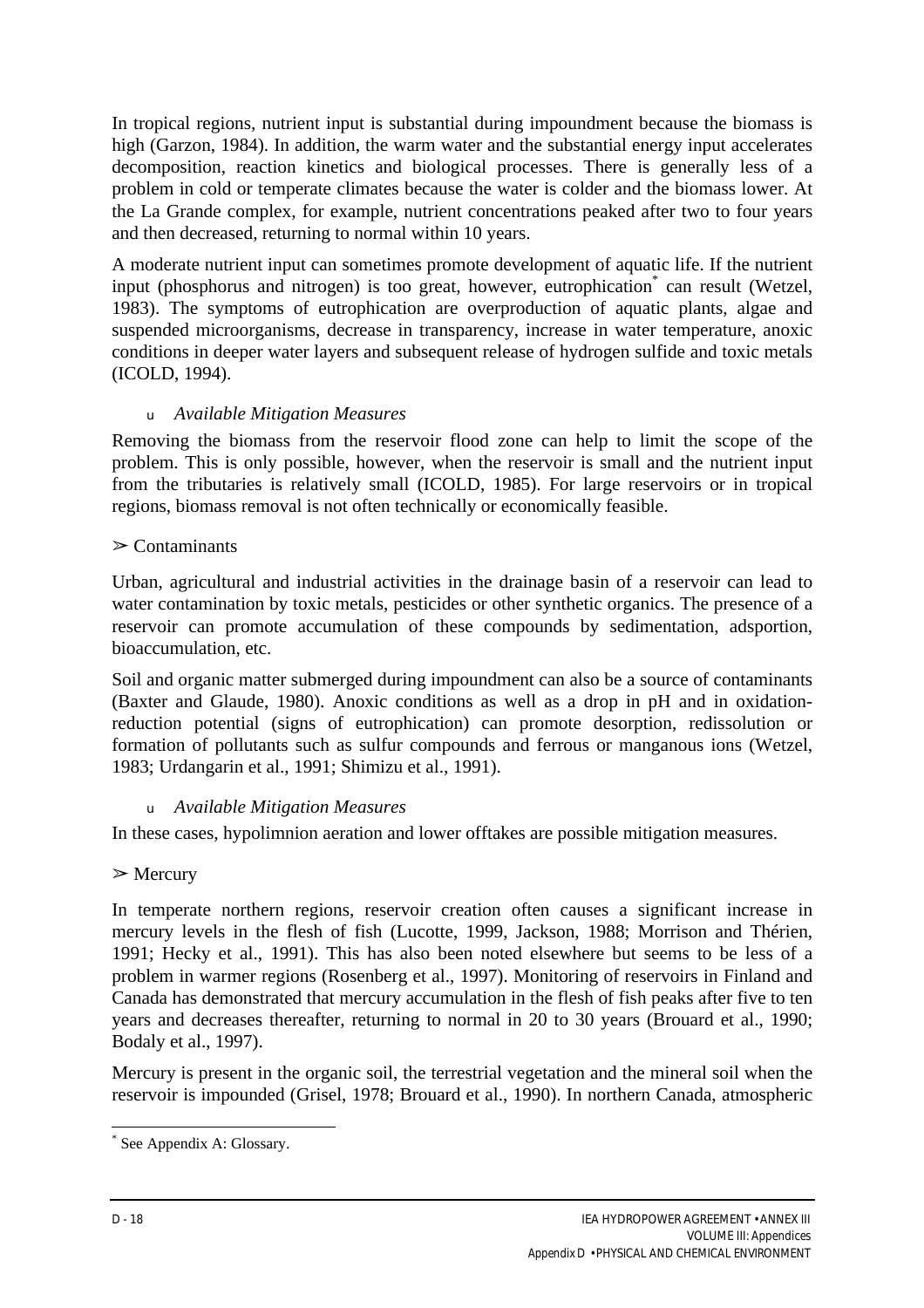In tropical regions, nutrient input is substantial during impoundment because the biomass is high (Garzon, 1984). In addition, the warm water and the substantial energy input accelerates decomposition, reaction kinetics and biological processes. There is generally less of a problem in cold or temperate climates because the water is colder and the biomass lower. At the La Grande complex, for example, nutrient concentrations peaked after two to four years and then decreased, returning to normal within 10 years.

A moderate nutrient input can sometimes promote development of aquatic life. If the nutrient input (phosphorus and nitrogen) is too great, however, eutrophication* can result (Wetzel, 1983). The symptoms of eutrophication are overproduction of aquatic plants, algae and suspended microorganisms, decrease in transparency, increase in water temperature, anoxic conditions in deeper water layers and subsequent release of hydrogen sulfide and toxic metals (ICOLD, 1994).

- *Available Mitigation Measures*

Removing the biomass from the reservoir flood zone can help to limit the scope of the problem. This is only possible, however, when the reservoir is small and the nutrient input from the tributaries is relatively small (ICOLD, 1985). For large reservoirs or in tropical regions, biomass removal is not often technically or economically feasible.

➢ Contaminants

Urban, agricultural and industrial activities in the drainage basin of a reservoir can lead to water contamination by toxic metals, pesticides or other synthetic organics. The presence of a reservoir can promote accumulation of these compounds by sedimentation, adsportion, bioaccumulation, etc.

Soil and organic matter submerged during impoundment can also be a source of contaminants (Baxter and Glaude, 1980). Anoxic conditions as well as a drop in pH and in oxidation-reduction potential (signs of eutrophication) can promote desorption, redissolution or formation of pollutants such as sulfur compounds and ferrous or manganous ions (Wetzel, 1983; Urdangarin et al., 1991; Shimizu et al., 1991).

- *Available Mitigation Measures*

In these cases, hypolimnion aeration and lower offtakes are possible mitigation measures.

➢ Mercury

In temperate northern regions, reservoir creation often causes a significant increase in mercury levels in the flesh of fish (Lucotte, 1999, Jackson, 1988; Morrison and Thérien, 1991; Hecky et al., 1991). This has also been noted elsewhere but seems to be less of a problem in warmer regions (Rosenberg et al., 1997). Monitoring of reservoirs in Finland and Canada has demonstrated that mercury accumulation in the flesh of fish peaks after five to ten years and decreases thereafter, returning to normal in 20 to 30 years (Brouard et al., 1990; Bodaly et al., 1997).

Mercury is present in the organic soil, the terrestrial vegetation and the mineral soil when the reservoir is impounded (Grisel, 1978; Brouard et al., 1990). In northern Canada, atmospheric

---

* See Appendix A: Glossary.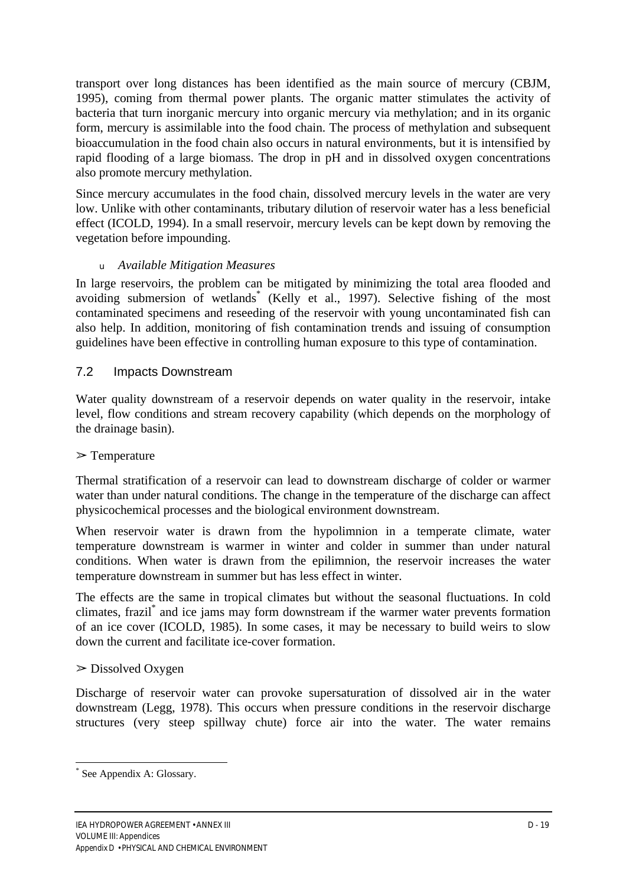transport over long distances has been identified as the main source of mercury (CBJM, 1995), coming from thermal power plants. The organic matter stimulates the activity of bacteria that turn inorganic mercury into organic mercury via methylation; and in its organic form, mercury is assimilable into the food chain. The process of methylation and subsequent bioaccumulation in the food chain also occurs in natural environments, but it is intensified by rapid flooding of a large biomass. The drop in pH and in dissolved oxygen concentrations also promote mercury methylation.

Since mercury accumulates in the food chain, dissolved mercury levels in the water are very low. Unlike with other contaminants, tributary dilution of reservoir water has a less beneficial effect (ICOLD, 1994). In a small reservoir, mercury levels can be kept down by removing the vegetation before impounding.

- *Available Mitigation Measures*

In large reservoirs, the problem can be mitigated by minimizing the total area flooded and avoiding submersion of wetlands* (Kelly et al., 1997). Selective fishing of the most contaminated specimens and reseeding of the reservoir with young uncontaminated fish can also help. In addition, monitoring of fish contamination trends and issuing of consumption guidelines have been effective in controlling human exposure to this type of contamination.

## 7.2 Impacts Downstream

Water quality downstream of a reservoir depends on water quality in the reservoir, intake level, flow conditions and stream recovery capability (which depends on the morphology of the drainage basin).

➢ Temperature

Thermal stratification of a reservoir can lead to downstream discharge of colder or warmer water than under natural conditions. The change in the temperature of the discharge can affect physicochemical processes and the biological environment downstream.

When reservoir water is drawn from the hypolimnion in a temperate climate, water temperature downstream is warmer in winter and colder in summer than under natural conditions. When water is drawn from the epilimnion, the reservoir increases the water temperature downstream in summer but has less effect in winter.

The effects are the same in tropical climates but without the seasonal fluctuations. In cold climates, frazil* and ice jams may form downstream if the warmer water prevents formation of an ice cover (ICOLD, 1985). In some cases, it may be necessary to build weirs to slow down the current and facilitate ice-cover formation.

➢ Dissolved Oxygen

Discharge of reservoir water can provoke supersaturation of dissolved air in the water downstream (Legg, 1978). This occurs when pressure conditions in the reservoir discharge structures (very steep spillway chute) force air into the water. The water remains

---

* See Appendix A: Glossary.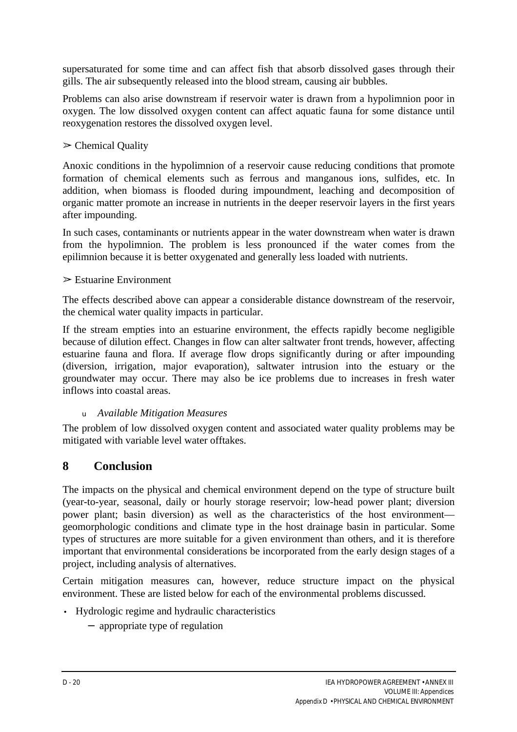supersaturated for some time and can affect fish that absorb dissolved gases through their gills. The air subsequently released into the blood stream, causing air bubbles.

Problems can also arise downstream if reservoir water is drawn from a hypolimnion poor in oxygen. The low dissolved oxygen content can affect aquatic fauna for some distance until reoxygenation restores the dissolved oxygen level.

➢ Chemical Quality

Anoxic conditions in the hypolimnion of a reservoir cause reducing conditions that promote formation of chemical elements such as ferrous and manganous ions, sulfides, etc. In addition, when biomass is flooded during impoundment, leaching and decomposition of organic matter promote an increase in nutrients in the deeper reservoir layers in the first years after impounding.

In such cases, contaminants or nutrients appear in the water downstream when water is drawn from the hypolimnion. The problem is less pronounced if the water comes from the epilimnion because it is better oxygenated and generally less loaded with nutrients.

➢ Estuarine Environment

The effects described above can appear a considerable distance downstream of the reservoir, the chemical water quality impacts in particular.

If the stream empties into an estuarine environment, the effects rapidly become negligible because of dilution effect. Changes in flow can alter saltwater front trends, however, affecting estuarine fauna and flora. If average flow drops significantly during or after impounding (diversion, irrigation, major evaporation), saltwater intrusion into the estuary or the groundwater may occur. There may also be ice problems due to increases in fresh water inflows into coastal areas.

- *Available Mitigation Measures*

The problem of low dissolved oxygen content and associated water quality problems may be mitigated with variable level water offtakes.

## 8 Conclusion

The impacts on the physical and chemical environment depend on the type of structure built (year-to-year, seasonal, daily or hourly storage reservoir; low-head power plant; diversion power plant; basin diversion) as well as the characteristics of the host environment—geomorphologic conditions and climate type in the host drainage basin in particular. Some types of structures are more suitable for a given environment than others, and it is therefore important that environmental considerations be incorporated from the early design stages of a project, including analysis of alternatives.

Certain mitigation measures can, however, reduce structure impact on the physical environment. These are listed below for each of the environmental problems discussed.

- Hydrologic regime and hydraulic characteristics
  - appropriate type of regulation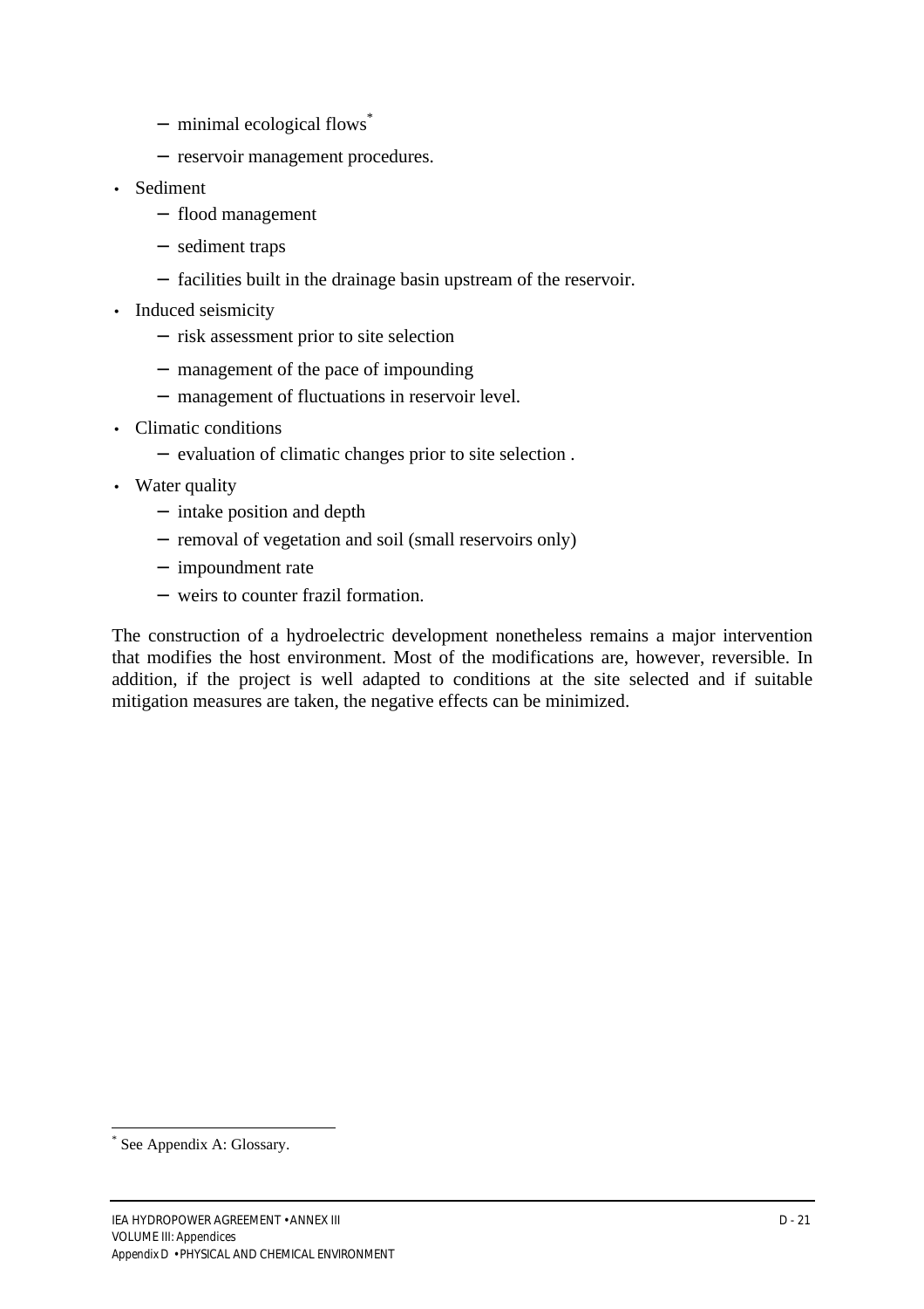- minimal ecological flows*
  - reservoir management procedures.
- Sediment
  - flood management
  - sediment traps
  - facilities built in the drainage basin upstream of the reservoir.
- Induced seismicity
  - risk assessment prior to site selection
  - management of the pace of impounding
  - management of fluctuations in reservoir level.
- Climatic conditions
  - evaluation of climatic changes prior to site selection .
- Water quality
  - intake position and depth
  - removal of vegetation and soil (small reservoirs only)
  - impoundment rate
  - weirs to counter frazil formation.

The construction of a hydroelectric development nonetheless remains a major intervention that modifies the host environment. Most of the modifications are, however, reversible. In addition, if the project is well adapted to conditions at the site selected and if suitable mitigation measures are taken, the negative effects can be minimized.

---

* See Appendix A: Glossary.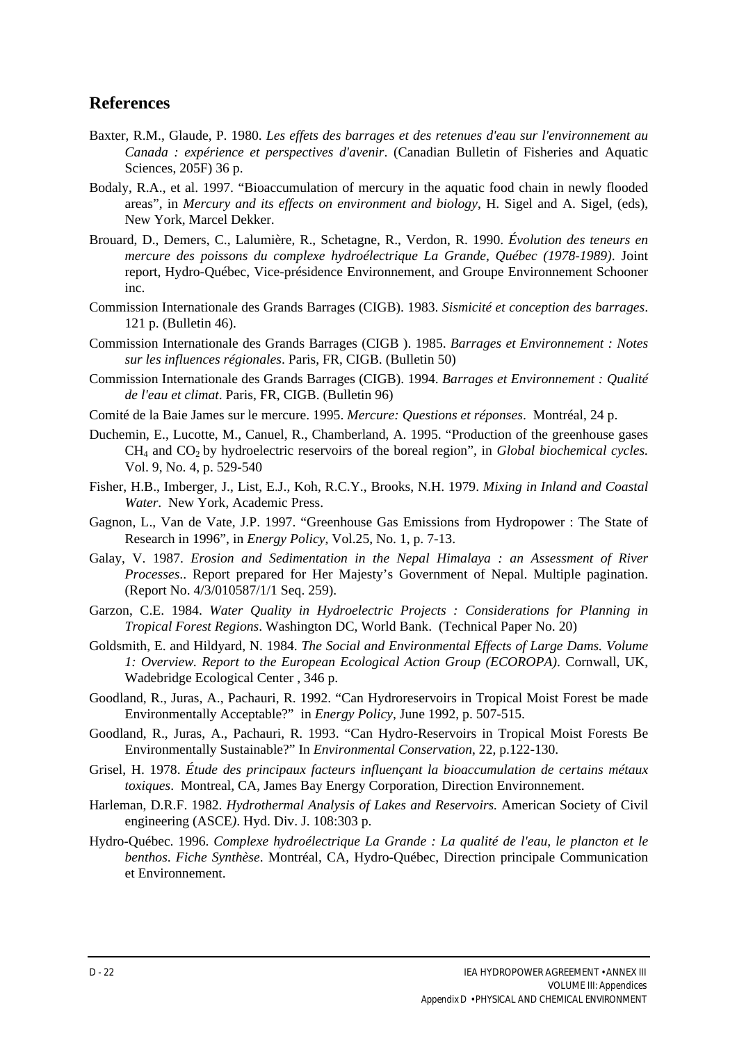## References

Baxter, R.M., Glaude, P. 1980. *Les effets des barrages et des retenues d'eau sur l'environnement au Canada : expérience et perspectives d'avenir*. (Canadian Bulletin of Fisheries and Aquatic Sciences, 205F) 36 p.

Bodaly, R.A., et al. 1997. "Bioaccumulation of mercury in the aquatic food chain in newly flooded areas", in *Mercury and its effects on environment and biology*, H. Sigel and A. Sigel, (eds), New York, Marcel Dekker.

Brouard, D., Demers, C., Lalumière, R., Schetagne, R., Verdon, R. 1990. *Évolution des teneurs en mercure des poissons du complexe hydroélectrique La Grande, Québec (1978-1989)*. Joint report, Hydro-Québec, Vice-présidence Environnement, and Groupe Environnement Schooner inc.

Commission Internationale des Grands Barrages (CIGB). 1983. *Sismicité et conception des barrages*. 121 p. (Bulletin 46).

Commission Internationale des Grands Barrages (CIGB ). 1985. *Barrages et Environnement : Notes sur les influences régionales*. Paris, FR, CIGB. (Bulletin 50)

Commission Internationale des Grands Barrages (CIGB). 1994. *Barrages et Environnement : Qualité de l'eau et climat*. Paris, FR, CIGB. (Bulletin 96)

Comité de la Baie James sur le mercure. 1995. *Mercure: Questions et réponses*. Montréal, 24 p.

Duchemin, E., Lucotte, M., Canuel, R., Chamberland, A. 1995. "Production of the greenhouse gases $CH_4$ and $CO_2$ by hydroelectric reservoirs of the boreal region", in *Global biochemical cycles.* Vol. 9, No. 4, p. 529-540

Fisher, H.B., Imberger, J., List, E.J., Koh, R.C.Y., Brooks, N.H. 1979. *Mixing in Inland and Coastal Water*. New York, Academic Press.

Gagnon, L., Van de Vate, J.P. 1997. "Greenhouse Gas Emissions from Hydropower : The State of Research in 1996", in *Energy Policy*, Vol.25, No. 1, p. 7-13.

Galay, V. 1987. *Erosion and Sedimentation in the Nepal Himalaya : an Assessment of River Processes*.. Report prepared for Her Majesty's Government of Nepal. Multiple pagination. (Report No. 4/3/010587/1/1 Seq. 259).

Garzon, C.E. 1984. *Water Quality in Hydroelectric Projects : Considerations for Planning in Tropical Forest Regions*. Washington DC, World Bank. (Technical Paper No. 20)

Goldsmith, E. and Hildyard, N. 1984. *The Social and Environmental Effects of Large Dams. Volume 1: Overview. Report to the European Ecological Action Group (ECOROPA)*. Cornwall, UK, Wadebridge Ecological Center , 346 p.

Goodland, R., Juras, A., Pachauri, R. 1992. "Can Hydroreservoirs in Tropical Moist Forest be made Environmentally Acceptable?" in *Energy Policy*, June 1992, p. 507-515.

Goodland, R., Juras, A., Pachauri, R. 1993. "Can Hydro-Reservoirs in Tropical Moist Forests Be Environmentally Sustainable?" In *Environmental Conservation*, 22, p.122-130.

Grisel, H. 1978. *Étude des principaux facteurs influençant la bioaccumulation de certains métaux toxiques*. Montreal, CA, James Bay Energy Corporation, Direction Environnement.

Harleman, D.R.F. 1982. *Hydrothermal Analysis of Lakes and Reservoirs.* American Society of Civil engineering (ASCE*)*. Hyd. Div. J. 108:303 p.

Hydro-Québec. 1996. *Complexe hydroélectrique La Grande : La qualité de l'eau, le plancton et le benthos. Fiche Synthèse*. Montréal, CA, Hydro-Québec, Direction principale Communication et Environnement.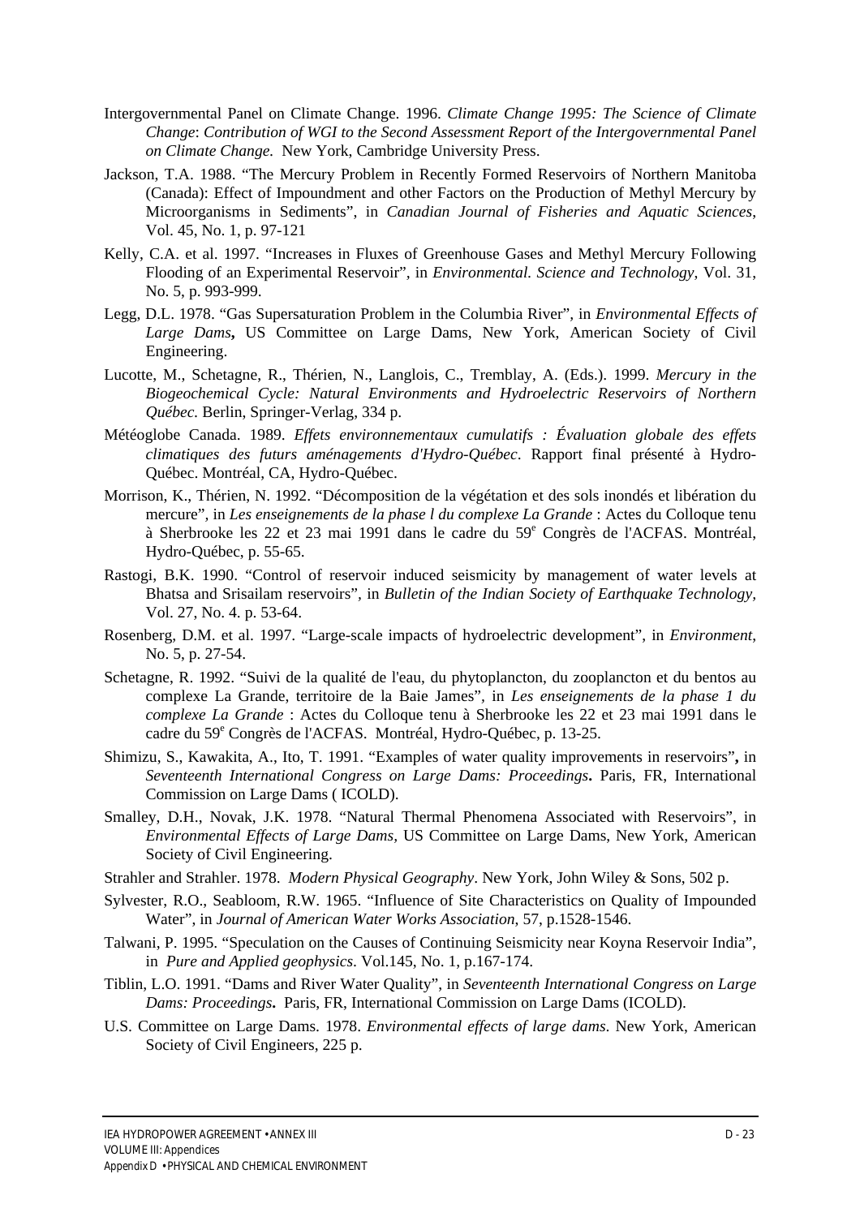Intergovernmental Panel on Climate Change. 1996. *Climate Change 1995: The Science of Climate Change*: *Contribution of WGI to the Second Assessment Report of the Intergovernmental Panel on Climate Change.* New York, Cambridge University Press.

Jackson, T.A. 1988. "The Mercury Problem in Recently Formed Reservoirs of Northern Manitoba (Canada): Effect of Impoundment and other Factors on the Production of Methyl Mercury by Microorganisms in Sediments", in *Canadian Journal of Fisheries and Aquatic Sciences*, Vol. 45, No. 1, p. 97-121

Kelly, C.A. et al. 1997. "Increases in Fluxes of Greenhouse Gases and Methyl Mercury Following Flooding of an Experimental Reservoir", in *Environmental. Science and Technology*, Vol. 31, No. 5, p. 993-999.

Legg, D.L. 1978. "Gas Supersaturation Problem in the Columbia River", in *Environmental Effects of Large Dams***,** US Committee on Large Dams, New York, American Society of Civil Engineering.

Lucotte, M., Schetagne, R., Thérien, N., Langlois, C., Tremblay, A. (Eds.). 1999. *Mercury in the Biogeochemical Cycle: Natural Environments and Hydroelectric Reservoirs of Northern Québec.* Berlin, Springer-Verlag, 334 p.

Météoglobe Canada. 1989. *Effets environnementaux cumulatifs : Évaluation globale des effets climatiques des futurs aménagements d'Hydro-Québec*. Rapport final présenté à Hydro-Québec. Montréal, CA, Hydro-Québec.

Morrison, K., Thérien, N. 1992. "Décomposition de la végétation et des sols inondés et libération du mercure", in *Les enseignements de la phase l du complexe La Grande* : Actes du Colloque tenu à Sherbrooke les 22 et 23 mai 1991 dans le cadre du 59e Congrès de l'ACFAS. Montréal, Hydro-Québec, p. 55-65.

Rastogi, B.K. 1990. "Control of reservoir induced seismicity by management of water levels at Bhatsa and Srisailam reservoirs", in *Bulletin of the Indian Society of Earthquake Technology*, Vol. 27, No. 4. p. 53-64.

Rosenberg, D.M. et al. 1997. "Large-scale impacts of hydroelectric development", in *Environment*, No. 5, p. 27-54.

Schetagne, R. 1992. "Suivi de la qualité de l'eau, du phytoplancton, du zooplancton et du bentos au complexe La Grande, territoire de la Baie James", in *Les enseignements de la phase 1 du complexe La Grande* : Actes du Colloque tenu à Sherbrooke les 22 et 23 mai 1991 dans le cadre du 59e Congrès de l'ACFAS. Montréal, Hydro-Québec, p. 13-25.

Shimizu, S., Kawakita, A., Ito, T. 1991. "Examples of water quality improvements in reservoirs"**,** in *Seventeenth International Congress on Large Dams: Proceedings***.** Paris, FR, International Commission on Large Dams ( ICOLD).

Smalley, D.H., Novak, J.K. 1978. "Natural Thermal Phenomena Associated with Reservoirs", in *Environmental Effects of Large Dams*, US Committee on Large Dams, New York, American Society of Civil Engineering.

Strahler and Strahler. 1978. *Modern Physical Geography*. New York, John Wiley & Sons, 502 p.

Sylvester, R.O., Seabloom, R.W. 1965. "Influence of Site Characteristics on Quality of Impounded Water", in *Journal of American Water Works Association*, 57, p.1528-1546.

Talwani, P. 1995. "Speculation on the Causes of Continuing Seismicity near Koyna Reservoir India", in *Pure and Applied geophysics*. Vol.145, No. 1, p.167-174.

Tiblin, L.O. 1991. "Dams and River Water Quality", in *Seventeenth International Congress on Large Dams: Proceedings***.** Paris, FR, International Commission on Large Dams (ICOLD).

U.S. Committee on Large Dams. 1978. *Environmental effects of large dams*. New York, American Society of Civil Engineers, 225 p.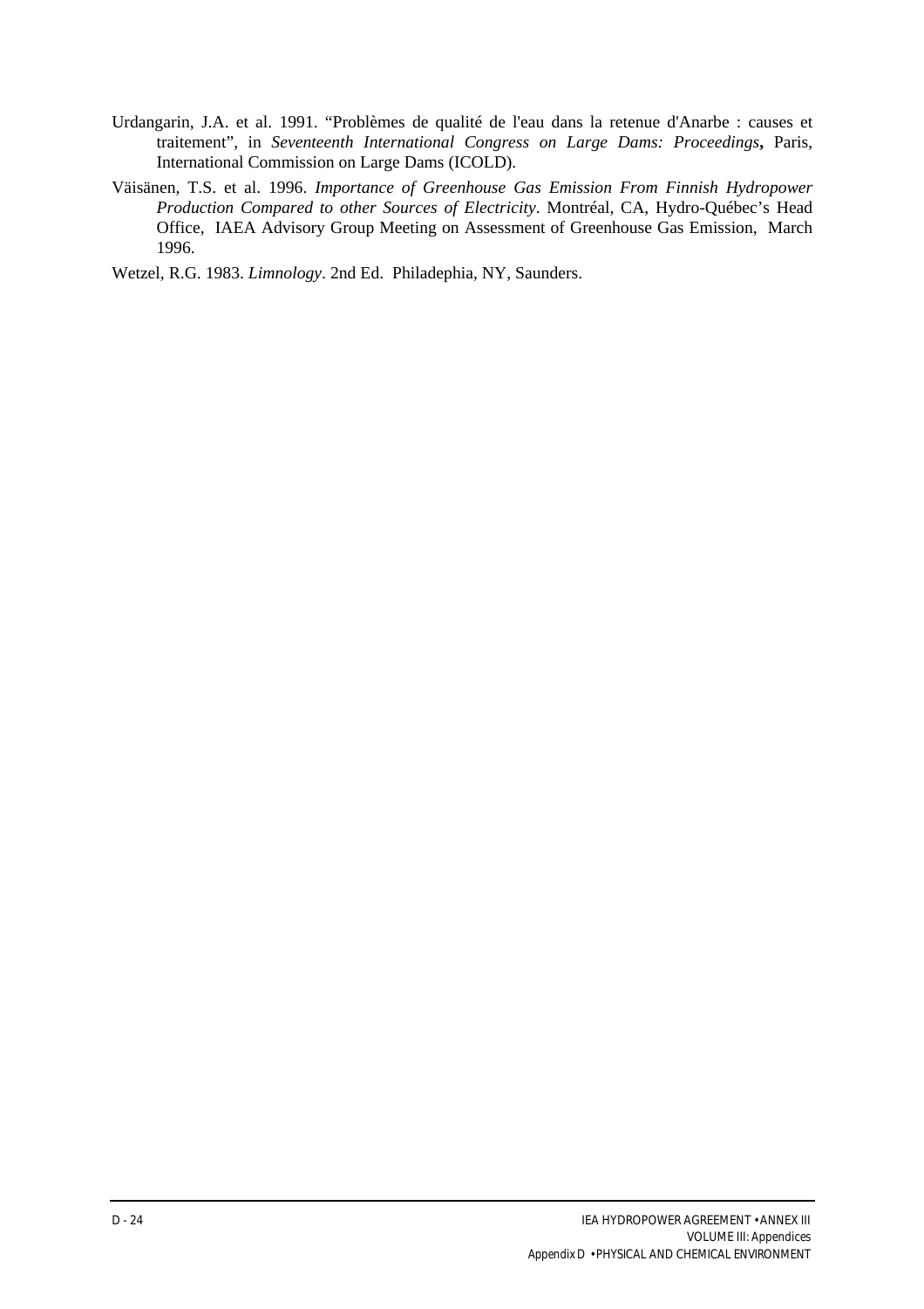Urdangarin, J.A. et al. 1991. “Problèmes de qualité de l'eau dans la retenue d'Anarbe : causes et traitement”, in *Seventeenth International Congress on Large Dams: Proceedings***,** Paris, International Commission on Large Dams (ICOLD).

Väisänen, T.S. et al. 1996. *Importance of Greenhouse Gas Emission From Finnish Hydropower Production Compared to other Sources of Electricity*. Montréal, CA, Hydro-Québec's Head Office, IAEA Advisory Group Meeting on Assessment of Greenhouse Gas Emission, March 1996.

Wetzel, R.G. 1983. *Limnology*. 2nd Ed. Philadephia, NY, Saunders.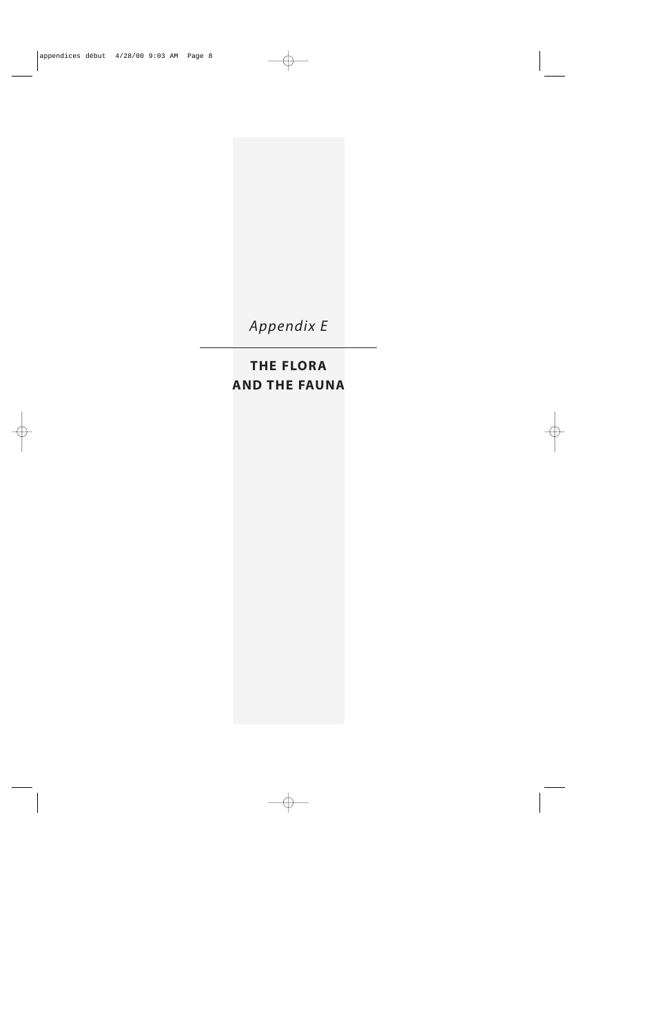*Appendix E*

# THE FLORA AND THE FAUNA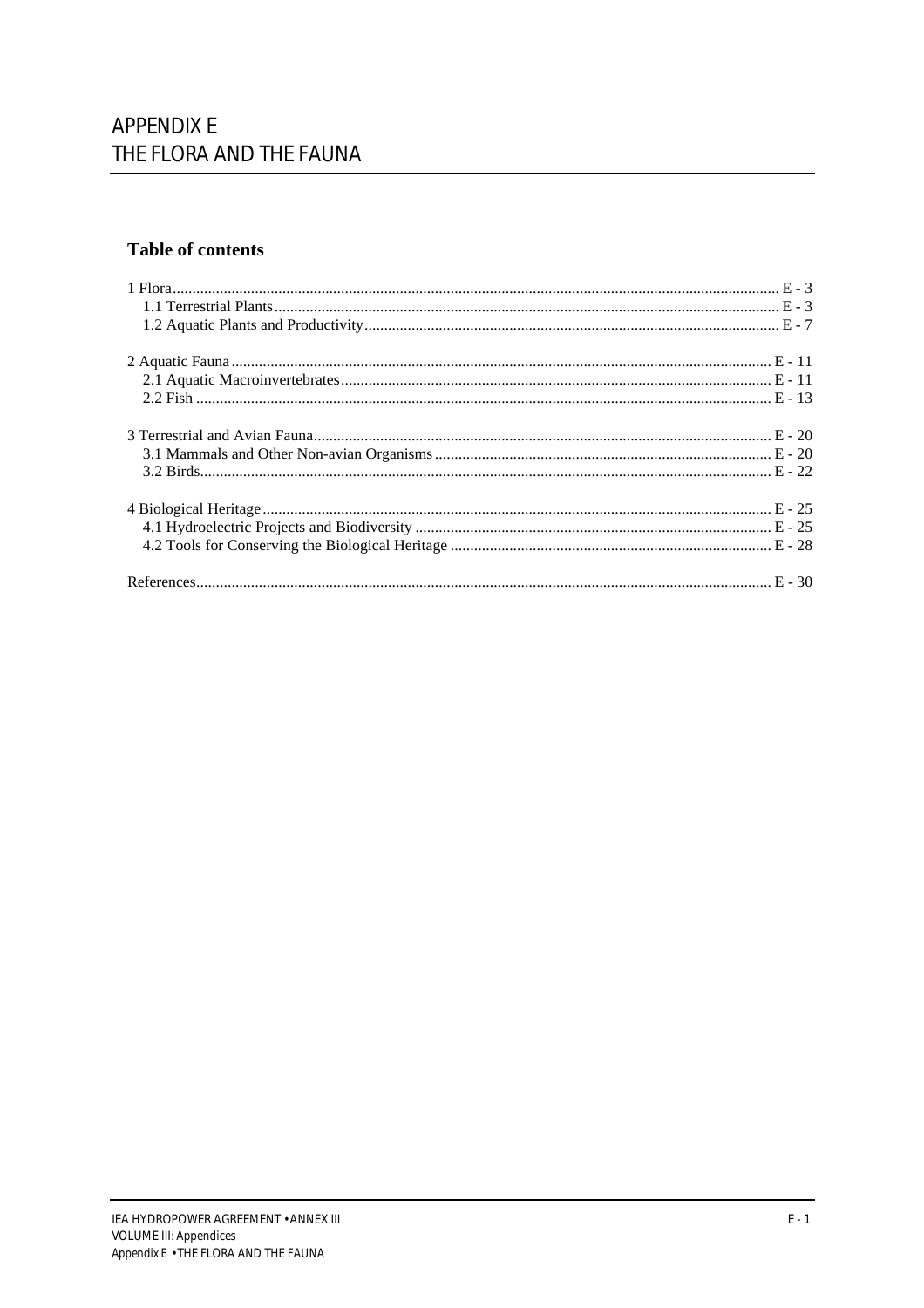# APPENDIX E
# THE FLORA AND THE FAUNA

## Table of contents

1 Flora ........................................................................................................................................ E - 3
 1.1 Terrestrial Plants ............................................................................................................... E - 3
 1.2 Aquatic Plants and Productivity ........................................................................................ E - 7

2 Aquatic Fauna ........................................................................................................................ E - 11
 2.1 Aquatic Macroinvertebrates ............................................................................................ E - 11
 2.2 Fish .................................................................................................................................. E - 13

3 Terrestrial and Avian Fauna ................................................................................................... E - 20
 3.1 Mammals and Other Non-avian Organisms ..................................................................... E - 20
 3.2 Birds ................................................................................................................................. E - 22

4 Biological Heritage ................................................................................................................ E - 25
 4.1 Hydroelectric Projects and Biodiversity .......................................................................... E - 25
 4.2 Tools for Conserving the Biological Heritage ................................................................. E - 28

References ................................................................................................................................. E - 30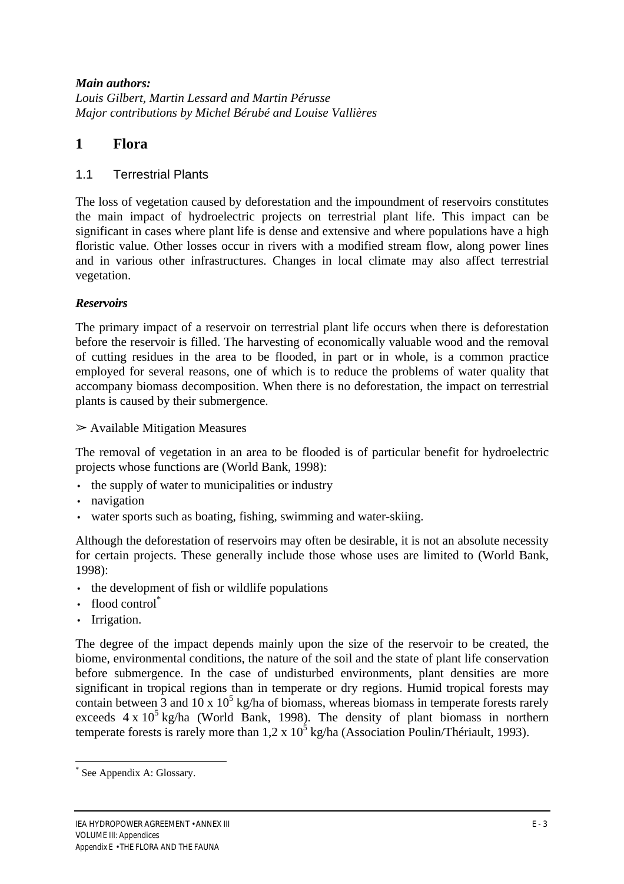*Main authors:*
*Louis Gilbert, Martin Lessard and Martin Pérusse*
*Major contributions by Michel Bérubé and Louise Vallières*

# 1 Flora

## 1.1 Terrestrial Plants

The loss of vegetation caused by deforestation and the impoundment of reservoirs constitutes the main impact of hydroelectric projects on terrestrial plant life. This impact can be significant in cases where plant life is dense and extensive and where populations have a high floristic value. Other losses occur in rivers with a modified stream flow, along power lines and in various other infrastructures. Changes in local climate may also affect terrestrial vegetation.

***Reservoirs***

The primary impact of a reservoir on terrestrial plant life occurs when there is deforestation before the reservoir is filled. The harvesting of economically valuable wood and the removal of cutting residues in the area to be flooded, in part or in whole, is a common practice employed for several reasons, one of which is to reduce the problems of water quality that accompany biomass decomposition. When there is no deforestation, the impact on terrestrial plants is caused by their submergence.

➢ Available Mitigation Measures

The removal of vegetation in an area to be flooded is of particular benefit for hydroelectric projects whose functions are (World Bank, 1998):

- the supply of water to municipalities or industry
- navigation
- water sports such as boating, fishing, swimming and water-skiing.

Although the deforestation of reservoirs may often be desirable, it is not an absolute necessity for certain projects. These generally include those whose uses are limited to (World Bank, 1998):

- the development of fish or wildlife populations
- flood control*
- Irrigation.

The degree of the impact depends mainly upon the size of the reservoir to be created, the biome, environmental conditions, the nature of the soil and the state of plant life conservation before submergence. In the case of undisturbed environments, plant densities are more significant in tropical regions than in temperate or dry regions. Humid tropical forests may contain between 3 and $10 \times 10^5$ kg/ha of biomass, whereas biomass in temperate forests rarely exceeds $4 \times 10^5$ kg/ha (World Bank, 1998). The density of plant biomass in northern temperate forests is rarely more than $1{,}2 \times 10^5$ kg/ha (Association Poulin/Thériault, 1993).

---

* See Appendix A: Glossary.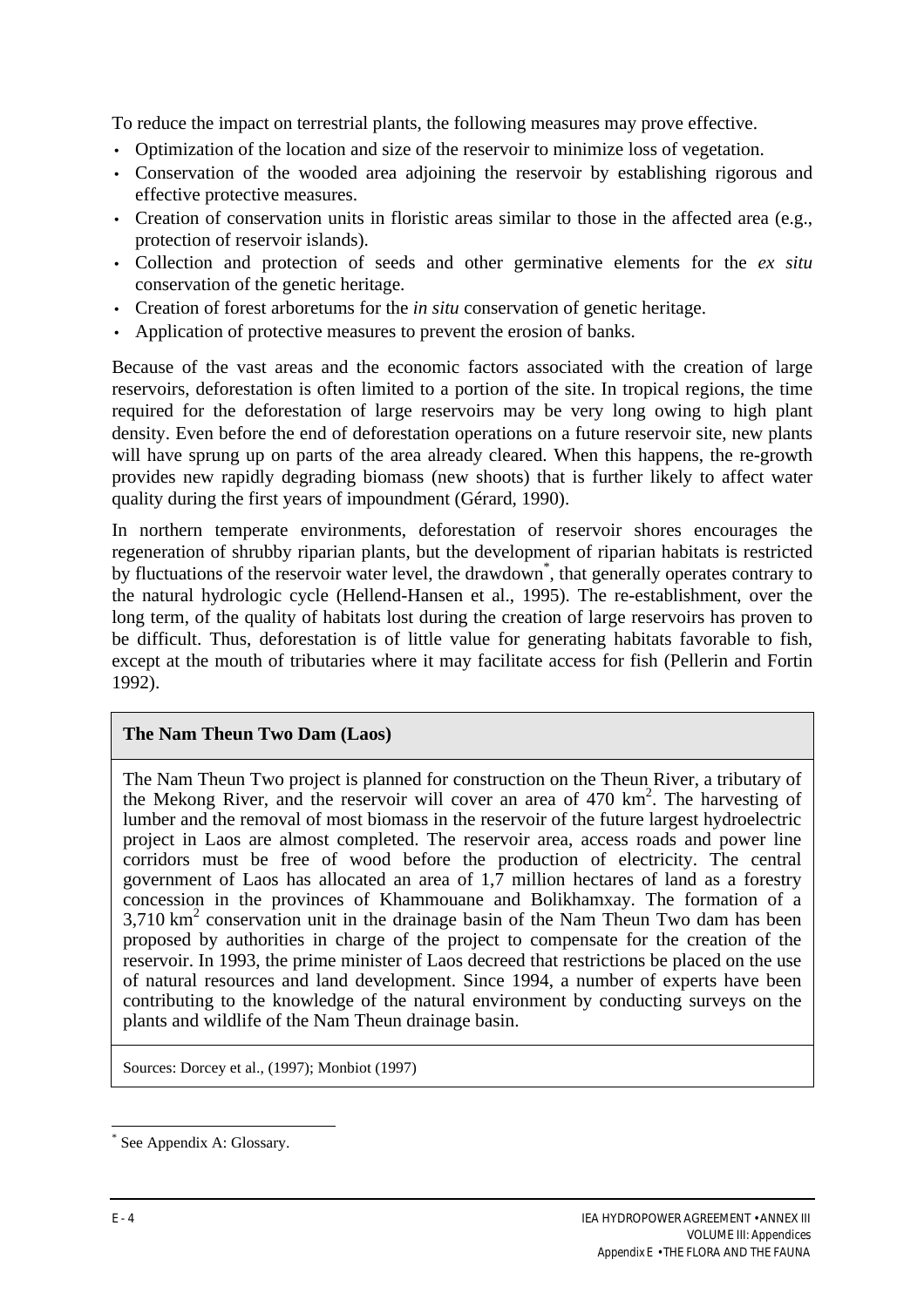To reduce the impact on terrestrial plants, the following measures may prove effective.

- Optimization of the location and size of the reservoir to minimize loss of vegetation.
- Conservation of the wooded area adjoining the reservoir by establishing rigorous and effective protective measures.
- Creation of conservation units in floristic areas similar to those in the affected area (e.g., protection of reservoir islands).
- Collection and protection of seeds and other germinative elements for the *ex situ* conservation of the genetic heritage.
- Creation of forest arboretums for the *in situ* conservation of genetic heritage.
- Application of protective measures to prevent the erosion of banks.

Because of the vast areas and the economic factors associated with the creation of large reservoirs, deforestation is often limited to a portion of the site. In tropical regions, the time required for the deforestation of large reservoirs may be very long owing to high plant density. Even before the end of deforestation operations on a future reservoir site, new plants will have sprung up on parts of the area already cleared. When this happens, the re-growth provides new rapidly degrading biomass (new shoots) that is further likely to affect water quality during the first years of impoundment (Gérard, 1990).

In northern temperate environments, deforestation of reservoir shores encourages the regeneration of shrubby riparian plants, but the development of riparian habitats is restricted by fluctuations of the reservoir water level, the drawdown*, that generally operates contrary to the natural hydrologic cycle (Hellend-Hansen et al., 1995). The re-establishment, over the long term, of the quality of habitats lost during the creation of large reservoirs has proven to be difficult. Thus, deforestation is of little value for generating habitats favorable to fish, except at the mouth of tributaries where it may facilitate access for fish (Pellerin and Fortin 1992).

**The Nam Theun Two Dam (Laos)**

The Nam Theun Two project is planned for construction on the Theun River, a tributary of the Mekong River, and the reservoir will cover an area of 470 km$^2$. The harvesting of lumber and the removal of most biomass in the reservoir of the future largest hydroelectric project in Laos are almost completed. The reservoir area, access roads and power line corridors must be free of wood before the production of electricity. The central government of Laos has allocated an area of 1,7 million hectares of land as a forestry concession in the provinces of Khammouane and Bolikhamxay. The formation of a 3,710 km$^2$ conservation unit in the drainage basin of the Nam Theun Two dam has been proposed by authorities in charge of the project to compensate for the creation of the reservoir. In 1993, the prime minister of Laos decreed that restrictions be placed on the use of natural resources and land development. Since 1994, a number of experts have been contributing to the knowledge of the natural environment by conducting surveys on the plants and wildlife of the Nam Theun drainage basin.

Sources: Dorcey et al., (1997); Monbiot (1997)

* See Appendix A: Glossary.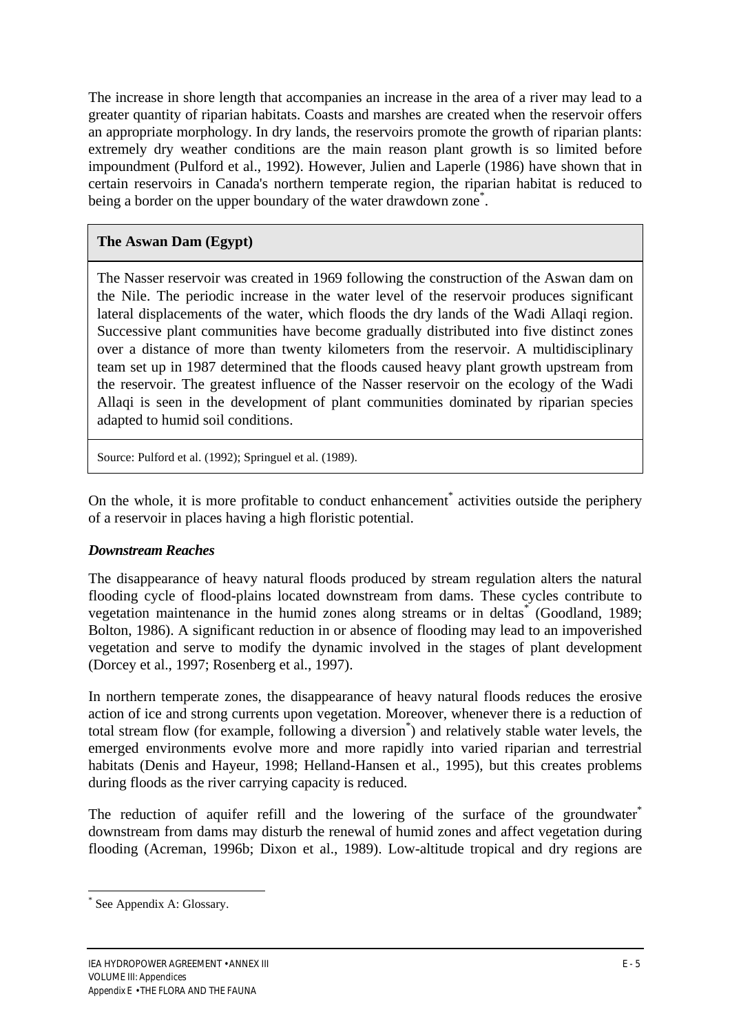The increase in shore length that accompanies an increase in the area of a river may lead to a greater quantity of riparian habitats. Coasts and marshes are created when the reservoir offers an appropriate morphology. In dry lands, the reservoirs promote the growth of riparian plants: extremely dry weather conditions are the main reason plant growth is so limited before impoundment (Pulford et al., 1992). However, Julien and Laperle (1986) have shown that in certain reservoirs in Canada's northern temperate region, the riparian habitat is reduced to being a border on the upper boundary of the water drawdown zone*.

| **The Aswan Dam (Egypt)** |
|---|
| The Nasser reservoir was created in 1969 following the construction of the Aswan dam on the Nile. The periodic increase in the water level of the reservoir produces significant lateral displacements of the water, which floods the dry lands of the Wadi Allaqi region. Successive plant communities have become gradually distributed into five distinct zones over a distance of more than twenty kilometers from the reservoir. A multidisciplinary team set up in 1987 determined that the floods caused heavy plant growth upstream from the reservoir. The greatest influence of the Nasser reservoir on the ecology of the Wadi Allaqi is seen in the development of plant communities dominated by riparian species adapted to humid soil conditions. |
| Source: Pulford et al. (1992); Springuel et al. (1989). |

On the whole, it is more profitable to conduct enhancement* activities outside the periphery of a reservoir in places having a high floristic potential.

### *Downstream Reaches*

The disappearance of heavy natural floods produced by stream regulation alters the natural flooding cycle of flood-plains located downstream from dams. These cycles contribute to vegetation maintenance in the humid zones along streams or in deltas* (Goodland, 1989; Bolton, 1986). A significant reduction in or absence of flooding may lead to an impoverished vegetation and serve to modify the dynamic involved in the stages of plant development (Dorcey et al., 1997; Rosenberg et al., 1997).

In northern temperate zones, the disappearance of heavy natural floods reduces the erosive action of ice and strong currents upon vegetation. Moreover, whenever there is a reduction of total stream flow (for example, following a diversion*) and relatively stable water levels, the emerged environments evolve more and more rapidly into varied riparian and terrestrial habitats (Denis and Hayeur, 1998; Helland-Hansen et al., 1995), but this creates problems during floods as the river carrying capacity is reduced.

The reduction of aquifer refill and the lowering of the surface of the groundwater* downstream from dams may disturb the renewal of humid zones and affect vegetation during flooding (Acreman, 1996b; Dixon et al., 1989). Low-altitude tropical and dry regions are

\* See Appendix A: Glossary.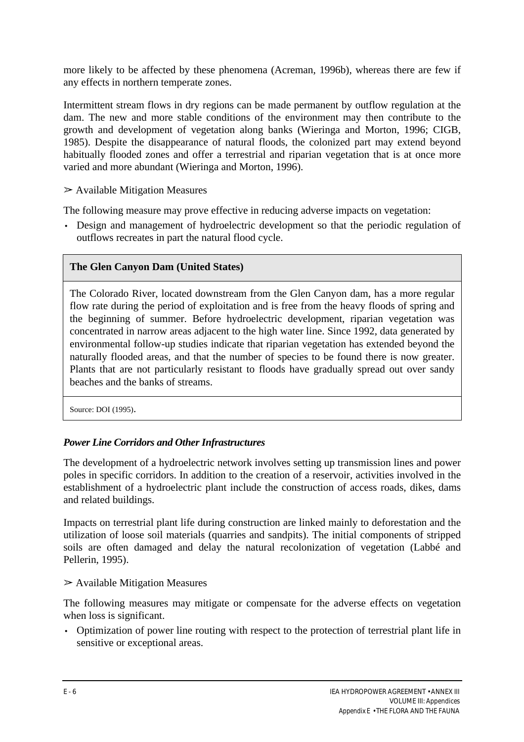more likely to be affected by these phenomena (Acreman, 1996b), whereas there are few if any effects in northern temperate zones.

Intermittent stream flows in dry regions can be made permanent by outflow regulation at the dam. The new and more stable conditions of the environment may then contribute to the growth and development of vegetation along banks (Wieringa and Morton, 1996; CIGB, 1985). Despite the disappearance of natural floods, the colonized part may extend beyond habitually flooded zones and offer a terrestrial and riparian vegetation that is at once more varied and more abundant (Wieringa and Morton, 1996).

➢ Available Mitigation Measures

The following measure may prove effective in reducing adverse impacts on vegetation:

- Design and management of hydroelectric development so that the periodic regulation of outflows recreates in part the natural flood cycle.

| **The Glen Canyon Dam (United States)** |
|---|
| The Colorado River, located downstream from the Glen Canyon dam, has a more regular flow rate during the period of exploitation and is free from the heavy floods of spring and the beginning of summer. Before hydroelectric development, riparian vegetation was concentrated in narrow areas adjacent to the high water line. Since 1992, data generated by environmental follow-up studies indicate that riparian vegetation has extended beyond the naturally flooded areas, and that the number of species to be found there is now greater. Plants that are not particularly resistant to floods have gradually spread out over sandy beaches and the banks of streams. |
| Source: DOI (1995). |

### *Power Line Corridors and Other Infrastructures*

The development of a hydroelectric network involves setting up transmission lines and power poles in specific corridors. In addition to the creation of a reservoir, activities involved in the establishment of a hydroelectric plant include the construction of access roads, dikes, dams and related buildings.

Impacts on terrestrial plant life during construction are linked mainly to deforestation and the utilization of loose soil materials (quarries and sandpits). The initial components of stripped soils are often damaged and delay the natural recolonization of vegetation (Labbé and Pellerin, 1995).

➢ Available Mitigation Measures

The following measures may mitigate or compensate for the adverse effects on vegetation when loss is significant.

- Optimization of power line routing with respect to the protection of terrestrial plant life in sensitive or exceptional areas.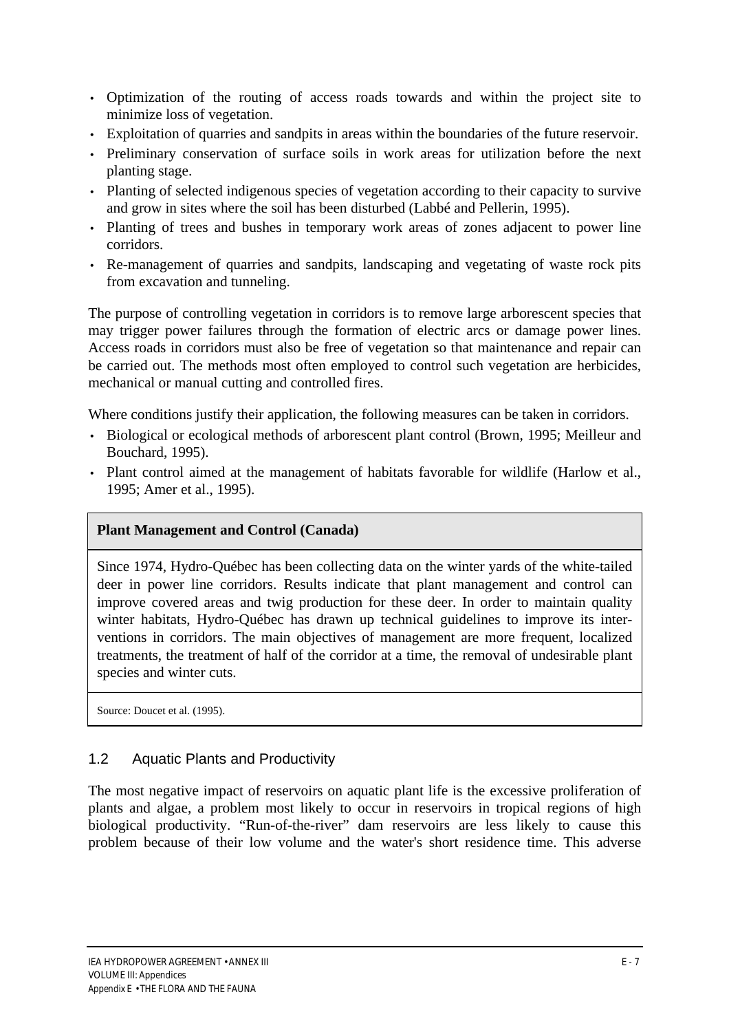- Optimization of the routing of access roads towards and within the project site to minimize loss of vegetation.
- Exploitation of quarries and sandpits in areas within the boundaries of the future reservoir.
- Preliminary conservation of surface soils in work areas for utilization before the next planting stage.
- Planting of selected indigenous species of vegetation according to their capacity to survive and grow in sites where the soil has been disturbed (Labbé and Pellerin, 1995).
- Planting of trees and bushes in temporary work areas of zones adjacent to power line corridors.
- Re-management of quarries and sandpits, landscaping and vegetating of waste rock pits from excavation and tunneling.

The purpose of controlling vegetation in corridors is to remove large arborescent species that may trigger power failures through the formation of electric arcs or damage power lines. Access roads in corridors must also be free of vegetation so that maintenance and repair can be carried out. The methods most often employed to control such vegetation are herbicides, mechanical or manual cutting and controlled fires.

Where conditions justify their application, the following measures can be taken in corridors.

- Biological or ecological methods of arborescent plant control (Brown, 1995; Meilleur and Bouchard, 1995).
- Plant control aimed at the management of habitats favorable for wildlife (Harlow et al., 1995; Amer et al., 1995).

**Plant Management and Control (Canada)**

Since 1974, Hydro-Québec has been collecting data on the winter yards of the white-tailed deer in power line corridors. Results indicate that plant management and control can improve covered areas and twig production for these deer. In order to maintain quality winter habitats, Hydro-Québec has drawn up technical guidelines to improve its interventions in corridors. The main objectives of management are more frequent, localized treatments, the treatment of half of the corridor at a time, the removal of undesirable plant species and winter cuts.

Source: Doucet et al. (1995).

## 1.2 Aquatic Plants and Productivity

The most negative impact of reservoirs on aquatic plant life is the excessive proliferation of plants and algae, a problem most likely to occur in reservoirs in tropical regions of high biological productivity. "Run-of-the-river" dam reservoirs are less likely to cause this problem because of their low volume and the water's short residence time. This adverse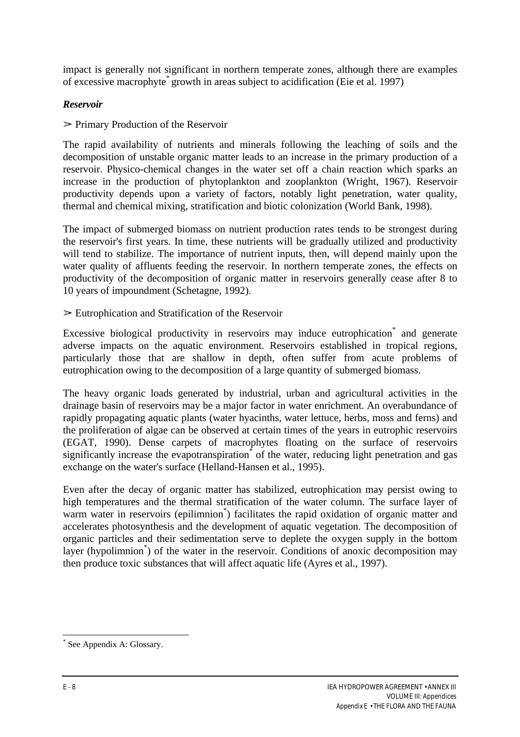impact is generally not significant in northern temperate zones, although there are examples of excessive macrophyte* growth in areas subject to acidification (Eie et al. 1997)

***Reservoir***

➢ Primary Production of the Reservoir

The rapid availability of nutrients and minerals following the leaching of soils and the decomposition of unstable organic matter leads to an increase in the primary production of a reservoir. Physico-chemical changes in the water set off a chain reaction which sparks an increase in the production of phytoplankton and zooplankton (Wright, 1967). Reservoir productivity depends upon a variety of factors, notably light penetration, water quality, thermal and chemical mixing, stratification and biotic colonization (World Bank, 1998).

The impact of submerged biomass on nutrient production rates tends to be strongest during the reservoir's first years. In time, these nutrients will be gradually utilized and productivity will tend to stabilize. The importance of nutrient inputs, then, will depend mainly upon the water quality of affluents feeding the reservoir. In northern temperate zones, the effects on productivity of the decomposition of organic matter in reservoirs generally cease after 8 to 10 years of impoundment (Schetagne, 1992).

➢ Eutrophication and Stratification of the Reservoir

Excessive biological productivity in reservoirs may induce eutrophication* and generate adverse impacts on the aquatic environment. Reservoirs established in tropical regions, particularly those that are shallow in depth, often suffer from acute problems of eutrophication owing to the decomposition of a large quantity of submerged biomass.

The heavy organic loads generated by industrial, urban and agricultural activities in the drainage basin of reservoirs may be a major factor in water enrichment. An overabundance of rapidly propagating aquatic plants (water hyacinths, water lettuce, herbs, moss and ferns) and the proliferation of algae can be observed at certain times of the years in eutrophic reservoirs (EGAT, 1990). Dense carpets of macrophytes floating on the surface of reservoirs significantly increase the evapotranspiration* of the water, reducing light penetration and gas exchange on the water's surface (Helland-Hansen et al., 1995).

Even after the decay of organic matter has stabilized, eutrophication may persist owing to high temperatures and the thermal stratification of the water column. The surface layer of warm water in reservoirs (epilimnion*) facilitates the rapid oxidation of organic matter and accelerates photosynthesis and the development of aquatic vegetation. The decomposition of organic particles and their sedimentation serve to deplete the oxygen supply in the bottom layer (hypolimnion*) of the water in the reservoir. Conditions of anoxic decomposition may then produce toxic substances that will affect aquatic life (Ayres et al., 1997).

* See Appendix A: Glossary.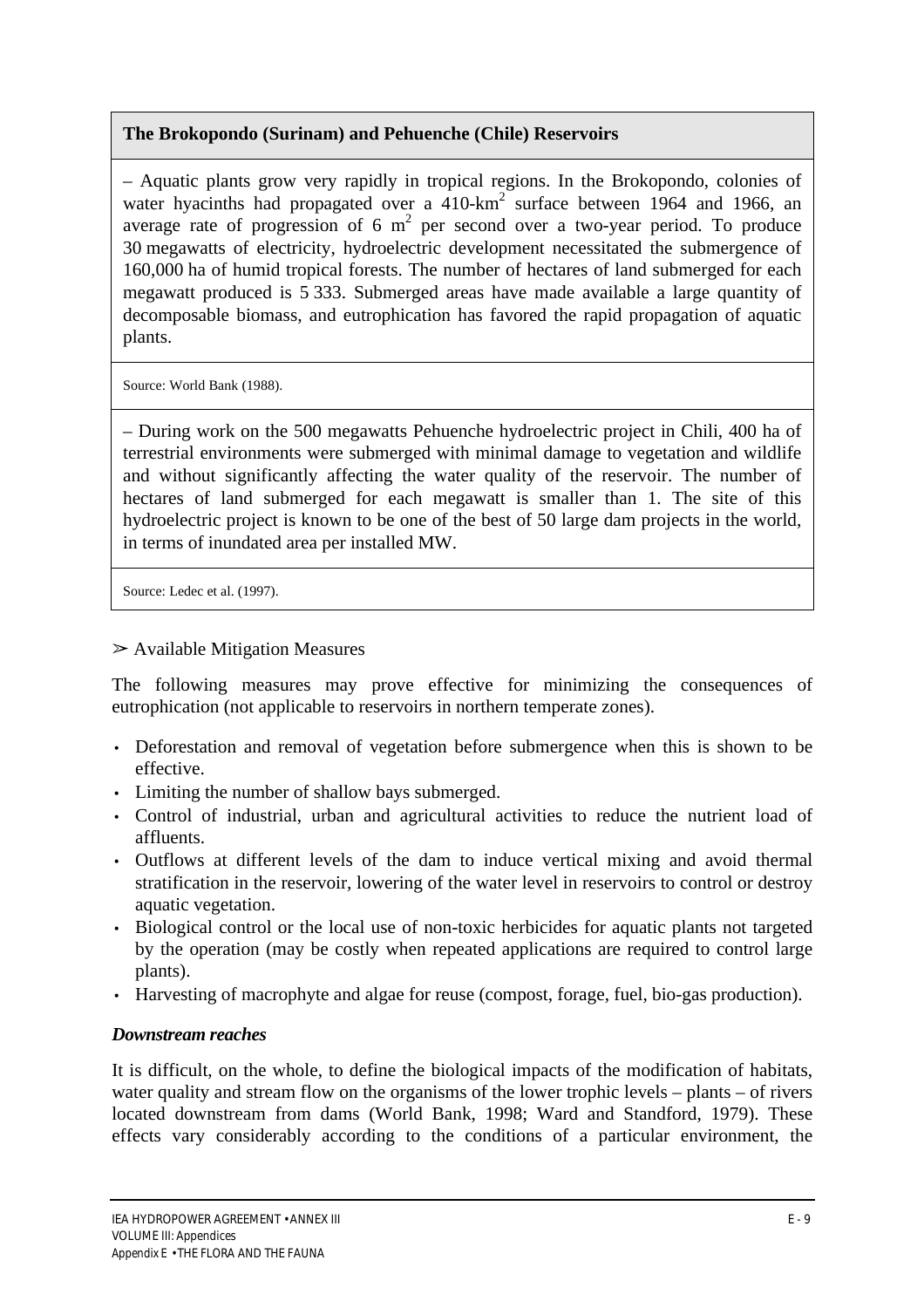**The Brokopondo (Surinam) and Pehuenche (Chile) Reservoirs**

– Aquatic plants grow very rapidly in tropical regions. In the Brokopondo, colonies of water hyacinths had propagated over a 410-km$^2$ surface between 1964 and 1966, an average rate of progression of 6 m$^2$ per second over a two-year period. To produce 30 megawatts of electricity, hydroelectric development necessitated the submergence of 160,000 ha of humid tropical forests. The number of hectares of land submerged for each megawatt produced is 5 333. Submerged areas have made available a large quantity of decomposable biomass, and eutrophication has favored the rapid propagation of aquatic plants.

Source: World Bank (1988).

– During work on the 500 megawatts Pehuenche hydroelectric project in Chili, 400 ha of terrestrial environments were submerged with minimal damage to vegetation and wildlife and without significantly affecting the water quality of the reservoir. The number of hectares of land submerged for each megawatt is smaller than 1. The site of this hydroelectric project is known to be one of the best of 50 large dam projects in the world, in terms of inundated area per installed MW.

Source: Ledec et al. (1997).

➢ Available Mitigation Measures

The following measures may prove effective for minimizing the consequences of eutrophication (not applicable to reservoirs in northern temperate zones).

- Deforestation and removal of vegetation before submergence when this is shown to be effective.
- Limiting the number of shallow bays submerged.
- Control of industrial, urban and agricultural activities to reduce the nutrient load of affluents.
- Outflows at different levels of the dam to induce vertical mixing and avoid thermal stratification in the reservoir, lowering of the water level in reservoirs to control or destroy aquatic vegetation.
- Biological control or the local use of non-toxic herbicides for aquatic plants not targeted by the operation (may be costly when repeated applications are required to control large plants).
- Harvesting of macrophyte and algae for reuse (compost, forage, fuel, bio-gas production).

***Downstream reaches***

It is difficult, on the whole, to define the biological impacts of the modification of habitats, water quality and stream flow on the organisms of the lower trophic levels – plants – of rivers located downstream from dams (World Bank, 1998; Ward and Standford, 1979). These effects vary considerably according to the conditions of a particular environment, the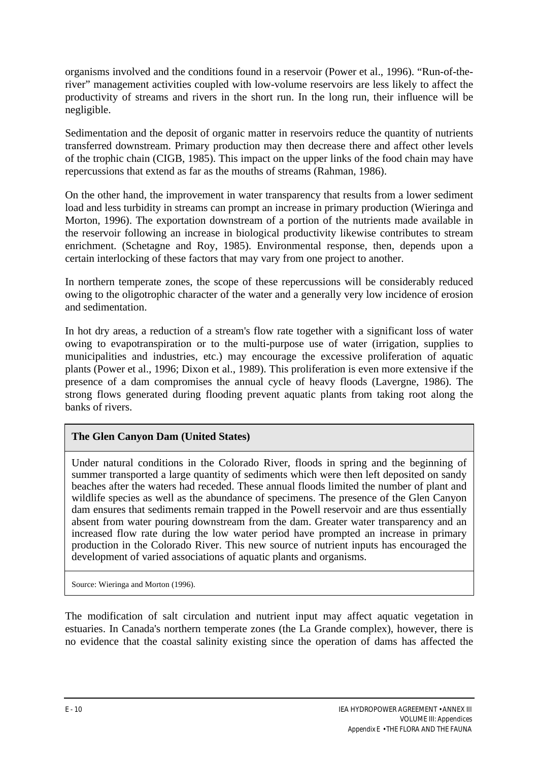organisms involved and the conditions found in a reservoir (Power et al., 1996). “Run-of-the-river” management activities coupled with low-volume reservoirs are less likely to affect the productivity of streams and rivers in the short run. In the long run, their influence will be negligible.

Sedimentation and the deposit of organic matter in reservoirs reduce the quantity of nutrients transferred downstream. Primary production may then decrease there and affect other levels of the trophic chain (CIGB, 1985). This impact on the upper links of the food chain may have repercussions that extend as far as the mouths of streams (Rahman, 1986).

On the other hand, the improvement in water transparency that results from a lower sediment load and less turbidity in streams can prompt an increase in primary production (Wieringa and Morton, 1996). The exportation downstream of a portion of the nutrients made available in the reservoir following an increase in biological productivity likewise contributes to stream enrichment. (Schetagne and Roy, 1985). Environmental response, then, depends upon a certain interlocking of these factors that may vary from one project to another.

In northern temperate zones, the scope of these repercussions will be considerably reduced owing to the oligotrophic character of the water and a generally very low incidence of erosion and sedimentation.

In hot dry areas, a reduction of a stream's flow rate together with a significant loss of water owing to evapotranspiration or to the multi-purpose use of water (irrigation, supplies to municipalities and industries, etc.) may encourage the excessive proliferation of aquatic plants (Power et al., 1996; Dixon et al., 1989). This proliferation is even more extensive if the presence of a dam compromises the annual cycle of heavy floods (Lavergne, 1986). The strong flows generated during flooding prevent aquatic plants from taking root along the banks of rivers.

**The Glen Canyon Dam (United States)**

Under natural conditions in the Colorado River, floods in spring and the beginning of summer transported a large quantity of sediments which were then left deposited on sandy beaches after the waters had receded. These annual floods limited the number of plant and wildlife species as well as the abundance of specimens. The presence of the Glen Canyon dam ensures that sediments remain trapped in the Powell reservoir and are thus essentially absent from water pouring downstream from the dam. Greater water transparency and an increased flow rate during the low water period have prompted an increase in primary production in the Colorado River. This new source of nutrient inputs has encouraged the development of varied associations of aquatic plants and organisms.

Source: Wieringa and Morton (1996).

The modification of salt circulation and nutrient input may affect aquatic vegetation in estuaries. In Canada's northern temperate zones (the La Grande complex), however, there is no evidence that the coastal salinity existing since the operation of dams has affected the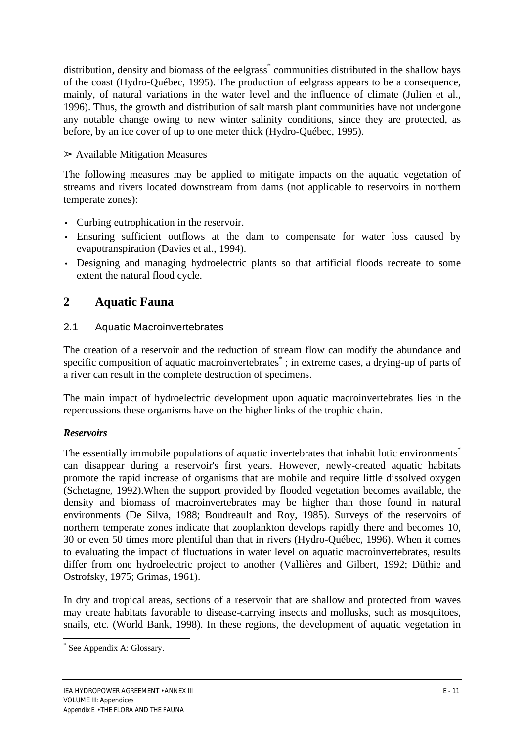distribution, density and biomass of the eelgrass* communities distributed in the shallow bays of the coast (Hydro-Québec, 1995). The production of eelgrass appears to be a consequence, mainly, of natural variations in the water level and the influence of climate (Julien et al., 1996). Thus, the growth and distribution of salt marsh plant communities have not undergone any notable change owing to new winter salinity conditions, since they are protected, as before, by an ice cover of up to one meter thick (Hydro-Québec, 1995).

➢ Available Mitigation Measures

The following measures may be applied to mitigate impacts on the aquatic vegetation of streams and rivers located downstream from dams (not applicable to reservoirs in northern temperate zones):

- Curbing eutrophication in the reservoir.
- Ensuring sufficient outflows at the dam to compensate for water loss caused by evapotranspiration (Davies et al., 1994).
- Designing and managing hydroelectric plants so that artificial floods recreate to some extent the natural flood cycle.

# 2 Aquatic Fauna

## 2.1 Aquatic Macroinvertebrates

The creation of a reservoir and the reduction of stream flow can modify the abundance and specific composition of aquatic macroinvertebrates* ; in extreme cases, a drying-up of parts of a river can result in the complete destruction of specimens.

The main impact of hydroelectric development upon aquatic macroinvertebrates lies in the repercussions these organisms have on the higher links of the trophic chain.

***Reservoirs***

The essentially immobile populations of aquatic invertebrates that inhabit lotic environments* can disappear during a reservoir's first years. However, newly-created aquatic habitats promote the rapid increase of organisms that are mobile and require little dissolved oxygen (Schetagne, 1992).When the support provided by flooded vegetation becomes available, the density and biomass of macroinvertebrates may be higher than those found in natural environments (De Silva, 1988; Boudreault and Roy, 1985). Surveys of the reservoirs of northern temperate zones indicate that zooplankton develops rapidly there and becomes 10, 30 or even 50 times more plentiful than that in rivers (Hydro-Québec, 1996). When it comes to evaluating the impact of fluctuations in water level on aquatic macroinvertebrates, results differ from one hydroelectric project to another (Vallières and Gilbert, 1992; Düthie and Ostrofsky, 1975; Grimas, 1961).

In dry and tropical areas, sections of a reservoir that are shallow and protected from waves may create habitats favorable to disease-carrying insects and mollusks, such as mosquitoes, snails, etc. (World Bank, 1998). In these regions, the development of aquatic vegetation in

* See Appendix A: Glossary.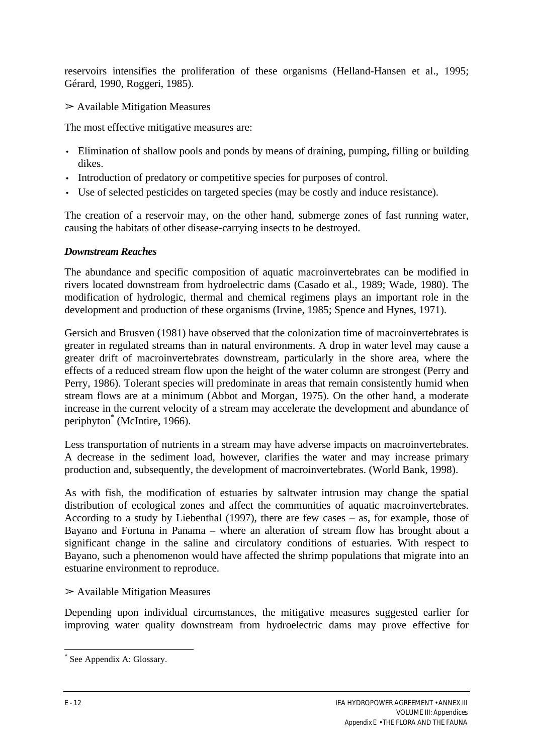reservoirs intensifies the proliferation of these organisms (Helland-Hansen et al., 1995; Gérard, 1990, Roggeri, 1985).

➢ Available Mitigation Measures

The most effective mitigative measures are:

- Elimination of shallow pools and ponds by means of draining, pumping, filling or building dikes.
- Introduction of predatory or competitive species for purposes of control.
- Use of selected pesticides on targeted species (may be costly and induce resistance).

The creation of a reservoir may, on the other hand, submerge zones of fast running water, causing the habitats of other disease-carrying insects to be destroyed.

***Downstream Reaches***

The abundance and specific composition of aquatic macroinvertebrates can be modified in rivers located downstream from hydroelectric dams (Casado et al., 1989; Wade, 1980). The modification of hydrologic, thermal and chemical regimens plays an important role in the development and production of these organisms (Irvine, 1985; Spence and Hynes, 1971).

Gersich and Brusven (1981) have observed that the colonization time of macroinvertebrates is greater in regulated streams than in natural environments. A drop in water level may cause a greater drift of macroinvertebrates downstream, particularly in the shore area, where the effects of a reduced stream flow upon the height of the water column are strongest (Perry and Perry, 1986). Tolerant species will predominate in areas that remain consistently humid when stream flows are at a minimum (Abbot and Morgan, 1975). On the other hand, a moderate increase in the current velocity of a stream may accelerate the development and abundance of periphyton* (McIntire, 1966).

Less transportation of nutrients in a stream may have adverse impacts on macroinvertebrates. A decrease in the sediment load, however, clarifies the water and may increase primary production and, subsequently, the development of macroinvertebrates. (World Bank, 1998).

As with fish, the modification of estuaries by saltwater intrusion may change the spatial distribution of ecological zones and affect the communities of aquatic macroinvertebrates. According to a study by Liebenthal (1997), there are few cases – as, for example, those of Bayano and Fortuna in Panama – where an alteration of stream flow has brought about a significant change in the saline and circulatory conditions of estuaries. With respect to Bayano, such a phenomenon would have affected the shrimp populations that migrate into an estuarine environment to reproduce.

➢ Available Mitigation Measures

Depending upon individual circumstances, the mitigative measures suggested earlier for improving water quality downstream from hydroelectric dams may prove effective for

---

* See Appendix A: Glossary.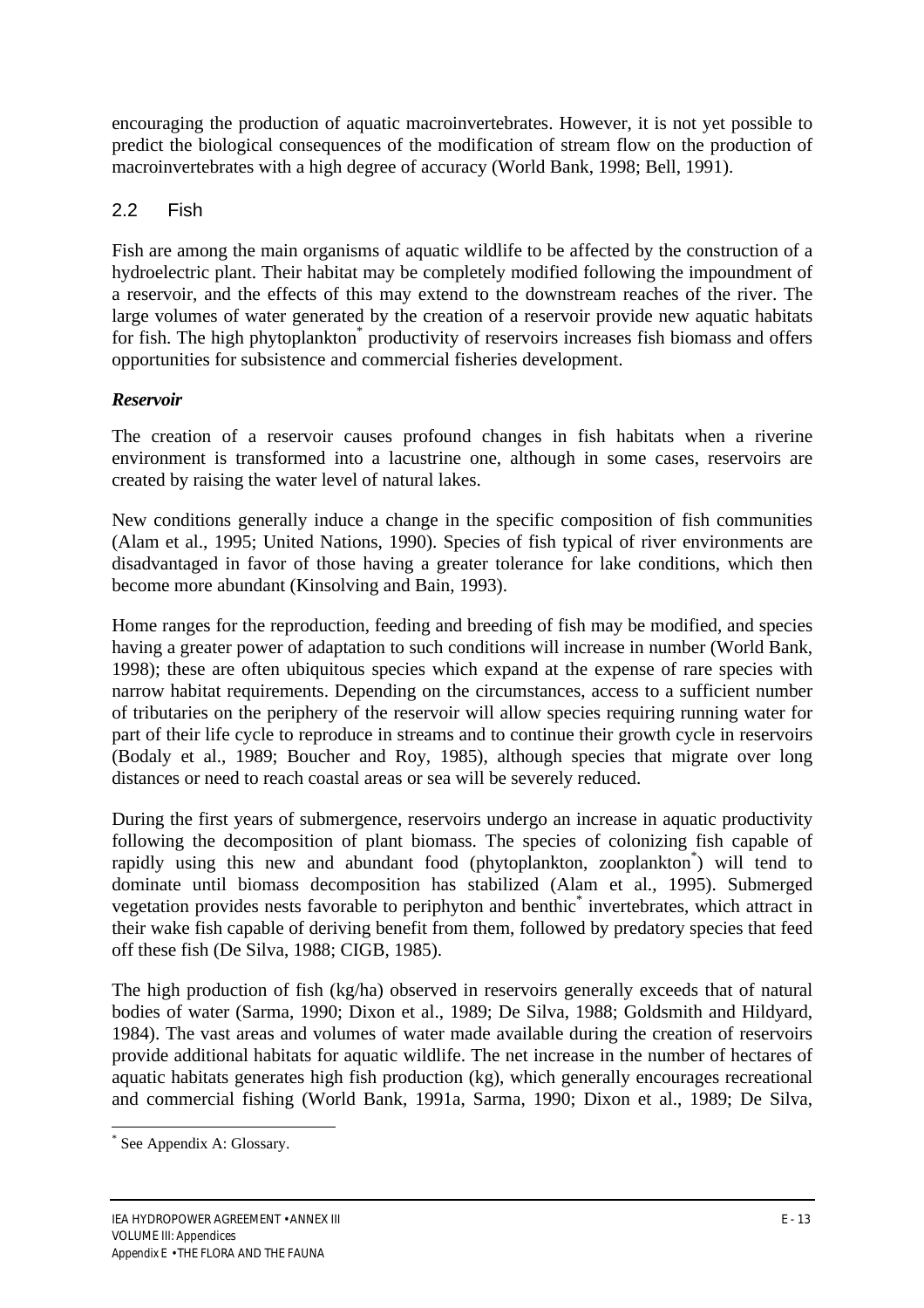encouraging the production of aquatic macroinvertebrates. However, it is not yet possible to predict the biological consequences of the modification of stream flow on the production of macroinvertebrates with a high degree of accuracy (World Bank, 1998; Bell, 1991).

## 2.2 Fish

Fish are among the main organisms of aquatic wildlife to be affected by the construction of a hydroelectric plant. Their habitat may be completely modified following the impoundment of a reservoir, and the effects of this may extend to the downstream reaches of the river. The large volumes of water generated by the creation of a reservoir provide new aquatic habitats for fish. The high phytoplankton* productivity of reservoirs increases fish biomass and offers opportunities for subsistence and commercial fisheries development.

***Reservoir***

The creation of a reservoir causes profound changes in fish habitats when a riverine environment is transformed into a lacustrine one, although in some cases, reservoirs are created by raising the water level of natural lakes.

New conditions generally induce a change in the specific composition of fish communities (Alam et al., 1995; United Nations, 1990). Species of fish typical of river environments are disadvantaged in favor of those having a greater tolerance for lake conditions, which then become more abundant (Kinsolving and Bain, 1993).

Home ranges for the reproduction, feeding and breeding of fish may be modified, and species having a greater power of adaptation to such conditions will increase in number (World Bank, 1998); these are often ubiquitous species which expand at the expense of rare species with narrow habitat requirements. Depending on the circumstances, access to a sufficient number of tributaries on the periphery of the reservoir will allow species requiring running water for part of their life cycle to reproduce in streams and to continue their growth cycle in reservoirs (Bodaly et al., 1989; Boucher and Roy, 1985), although species that migrate over long distances or need to reach coastal areas or sea will be severely reduced.

During the first years of submergence, reservoirs undergo an increase in aquatic productivity following the decomposition of plant biomass. The species of colonizing fish capable of rapidly using this new and abundant food (phytoplankton, zooplankton*) will tend to dominate until biomass decomposition has stabilized (Alam et al., 1995). Submerged vegetation provides nests favorable to periphyton and benthic* invertebrates, which attract in their wake fish capable of deriving benefit from them, followed by predatory species that feed off these fish (De Silva, 1988; CIGB, 1985).

The high production of fish (kg/ha) observed in reservoirs generally exceeds that of natural bodies of water (Sarma, 1990; Dixon et al., 1989; De Silva, 1988; Goldsmith and Hildyard, 1984). The vast areas and volumes of water made available during the creation of reservoirs provide additional habitats for aquatic wildlife. The net increase in the number of hectares of aquatic habitats generates high fish production (kg), which generally encourages recreational and commercial fishing (World Bank, 1991a, Sarma, 1990; Dixon et al., 1989; De Silva,

* See Appendix A: Glossary.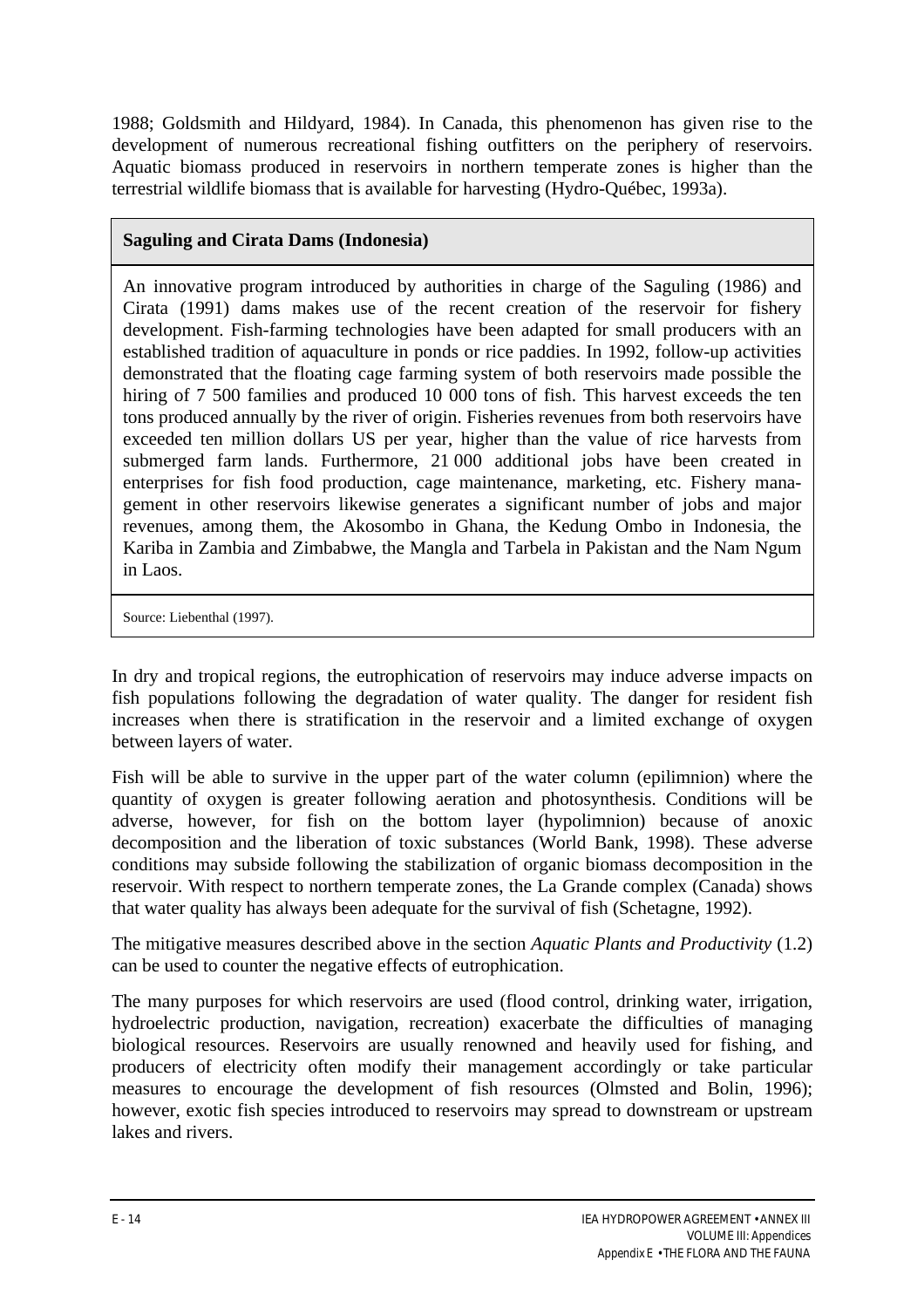1988; Goldsmith and Hildyard, 1984). In Canada, this phenomenon has given rise to the development of numerous recreational fishing outfitters on the periphery of reservoirs. Aquatic biomass produced in reservoirs in northern temperate zones is higher than the terrestrial wildlife biomass that is available for harvesting (Hydro-Québec, 1993a).

**Saguling and Cirata Dams (Indonesia)**

An innovative program introduced by authorities in charge of the Saguling (1986) and Cirata (1991) dams makes use of the recent creation of the reservoir for fishery development. Fish-farming technologies have been adapted for small producers with an established tradition of aquaculture in ponds or rice paddies. In 1992, follow-up activities demonstrated that the floating cage farming system of both reservoirs made possible the hiring of 7 500 families and produced 10 000 tons of fish. This harvest exceeds the ten tons produced annually by the river of origin. Fisheries revenues from both reservoirs have exceeded ten million dollars US per year, higher than the value of rice harvests from submerged farm lands. Furthermore, 21 000 additional jobs have been created in enterprises for fish food production, cage maintenance, marketing, etc. Fishery management in other reservoirs likewise generates a significant number of jobs and major revenues, among them, the Akosombo in Ghana, the Kedung Ombo in Indonesia, the Kariba in Zambia and Zimbabwe, the Mangla and Tarbela in Pakistan and the Nam Ngum in Laos.

Source: Liebenthal (1997).

In dry and tropical regions, the eutrophication of reservoirs may induce adverse impacts on fish populations following the degradation of water quality. The danger for resident fish increases when there is stratification in the reservoir and a limited exchange of oxygen between layers of water.

Fish will be able to survive in the upper part of the water column (epilimnion) where the quantity of oxygen is greater following aeration and photosynthesis. Conditions will be adverse, however, for fish on the bottom layer (hypolimnion) because of anoxic decomposition and the liberation of toxic substances (World Bank, 1998). These adverse conditions may subside following the stabilization of organic biomass decomposition in the reservoir. With respect to northern temperate zones, the La Grande complex (Canada) shows that water quality has always been adequate for the survival of fish (Schetagne, 1992).

The mitigative measures described above in the section *Aquatic Plants and Productivity* (1.2) can be used to counter the negative effects of eutrophication.

The many purposes for which reservoirs are used (flood control, drinking water, irrigation, hydroelectric production, navigation, recreation) exacerbate the difficulties of managing biological resources. Reservoirs are usually renowned and heavily used for fishing, and producers of electricity often modify their management accordingly or take particular measures to encourage the development of fish resources (Olmsted and Bolin, 1996); however, exotic fish species introduced to reservoirs may spread to downstream or upstream lakes and rivers.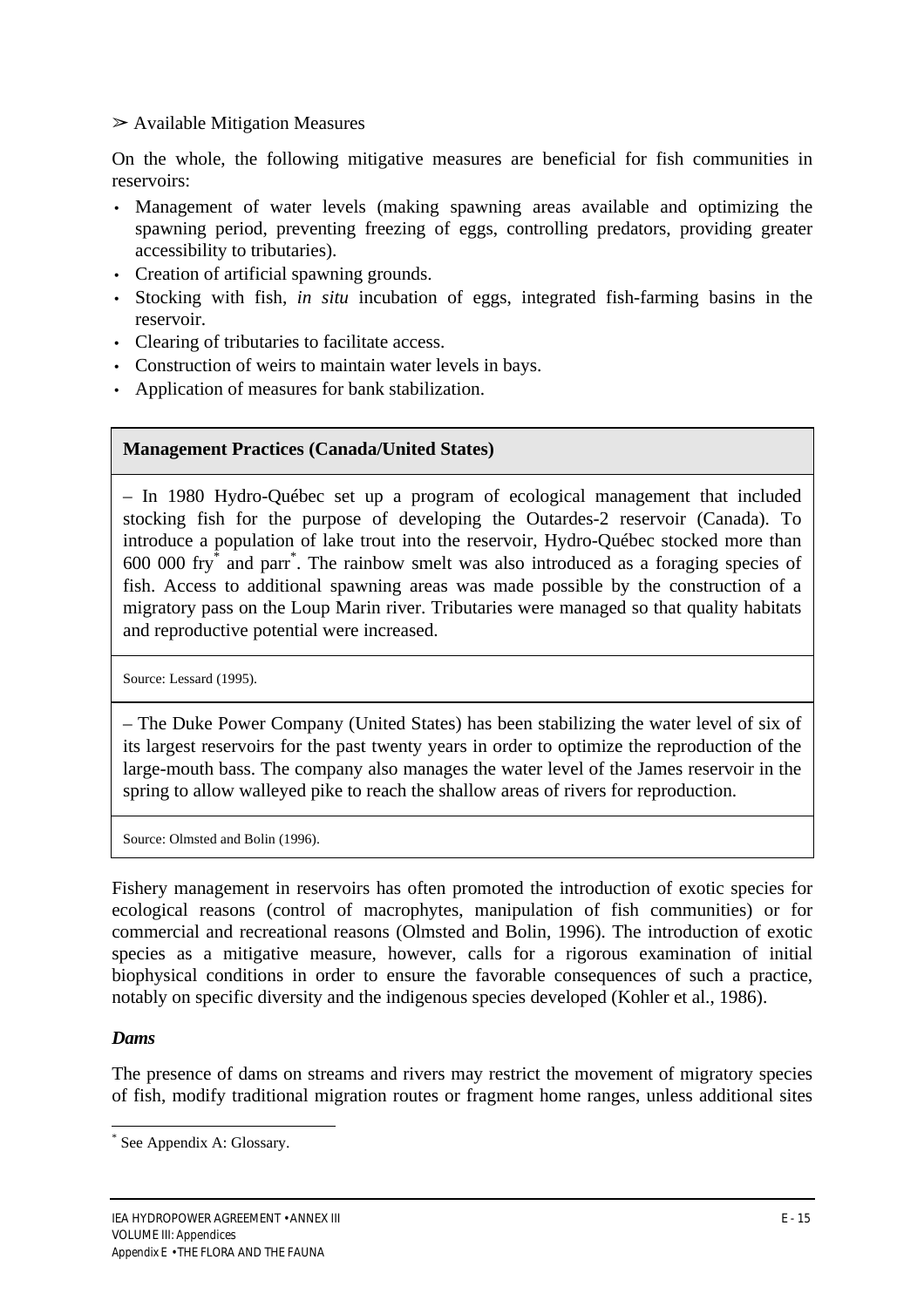➢ Available Mitigation Measures

On the whole, the following mitigative measures are beneficial for fish communities in reservoirs:

- Management of water levels (making spawning areas available and optimizing the spawning period, preventing freezing of eggs, controlling predators, providing greater accessibility to tributaries).
- Creation of artificial spawning grounds.
- Stocking with fish, *in situ* incubation of eggs, integrated fish-farming basins in the reservoir.
- Clearing of tributaries to facilitate access.
- Construction of weirs to maintain water levels in bays.
- Application of measures for bank stabilization.

| **Management Practices (Canada/United States)** |
|---|
| – In 1980 Hydro-Québec set up a program of ecological management that included stocking fish for the purpose of developing the Outardes-2 reservoir (Canada). To introduce a population of lake trout into the reservoir, Hydro-Québec stocked more than 600 000 fry* and parr*. The rainbow smelt was also introduced as a foraging species of fish. Access to additional spawning areas was made possible by the construction of a migratory pass on the Loup Marin river. Tributaries were managed so that quality habitats and reproductive potential were increased. |
| Source: Lessard (1995). |
| – The Duke Power Company (United States) has been stabilizing the water level of six of its largest reservoirs for the past twenty years in order to optimize the reproduction of the large-mouth bass. The company also manages the water level of the James reservoir in the spring to allow walleyed pike to reach the shallow areas of rivers for reproduction. |
| Source: Olmsted and Bolin (1996). |

Fishery management in reservoirs has often promoted the introduction of exotic species for ecological reasons (control of macrophytes, manipulation of fish communities) or for commercial and recreational reasons (Olmsted and Bolin, 1996). The introduction of exotic species as a mitigative measure, however, calls for a rigorous examination of initial biophysical conditions in order to ensure the favorable consequences of such a practice, notably on specific diversity and the indigenous species developed (Kohler et al., 1986).

### *Dams*

The presence of dams on streams and rivers may restrict the movement of migratory species of fish, modify traditional migration routes or fragment home ranges, unless additional sites

* See Appendix A: Glossary.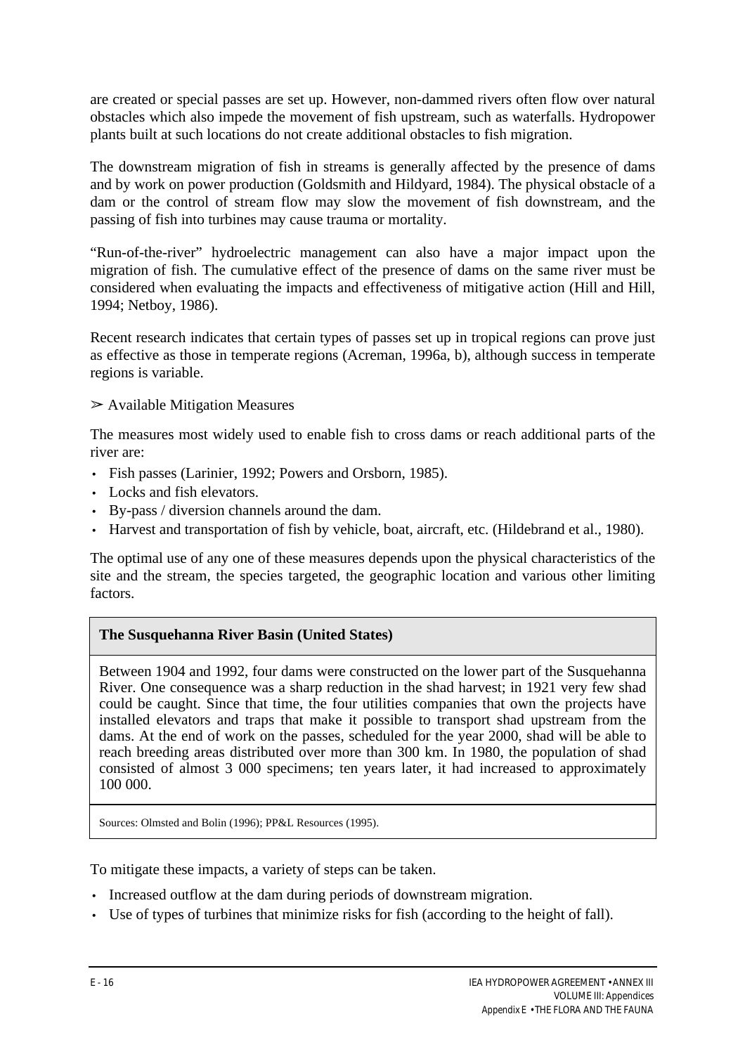are created or special passes are set up. However, non-dammed rivers often flow over natural obstacles which also impede the movement of fish upstream, such as waterfalls. Hydropower plants built at such locations do not create additional obstacles to fish migration.

The downstream migration of fish in streams is generally affected by the presence of dams and by work on power production (Goldsmith and Hildyard, 1984). The physical obstacle of a dam or the control of stream flow may slow the movement of fish downstream, and the passing of fish into turbines may cause trauma or mortality.

“Run-of-the-river” hydroelectric management can also have a major impact upon the migration of fish. The cumulative effect of the presence of dams on the same river must be considered when evaluating the impacts and effectiveness of mitigative action (Hill and Hill, 1994; Netboy, 1986).

Recent research indicates that certain types of passes set up in tropical regions can prove just as effective as those in temperate regions (Acreman, 1996a, b), although success in temperate regions is variable.

➢ Available Mitigation Measures

The measures most widely used to enable fish to cross dams or reach additional parts of the river are:

- Fish passes (Larinier, 1992; Powers and Orsborn, 1985).
- Locks and fish elevators.
- By-pass / diversion channels around the dam.
- Harvest and transportation of fish by vehicle, boat, aircraft, etc. (Hildebrand et al., 1980).

The optimal use of any one of these measures depends upon the physical characteristics of the site and the stream, the species targeted, the geographic location and various other limiting factors.

**The Susquehanna River Basin (United States)**

Between 1904 and 1992, four dams were constructed on the lower part of the Susquehanna River. One consequence was a sharp reduction in the shad harvest; in 1921 very few shad could be caught. Since that time, the four utilities companies that own the projects have installed elevators and traps that make it possible to transport shad upstream from the dams. At the end of work on the passes, scheduled for the year 2000, shad will be able to reach breeding areas distributed over more than 300 km. In 1980, the population of shad consisted of almost 3 000 specimens; ten years later, it had increased to approximately 100 000.

Sources: Olmsted and Bolin (1996); PP&L Resources (1995).

To mitigate these impacts, a variety of steps can be taken.

- Increased outflow at the dam during periods of downstream migration.
- Use of types of turbines that minimize risks for fish (according to the height of fall).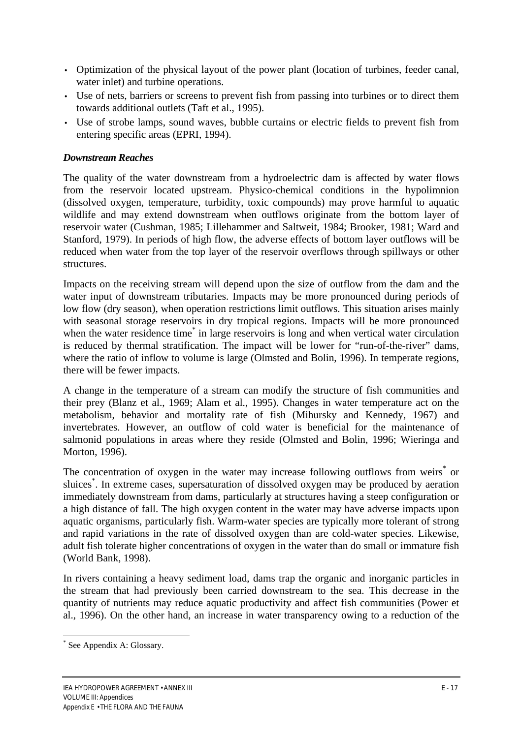- Optimization of the physical layout of the power plant (location of turbines, feeder canal, water inlet) and turbine operations.
- Use of nets, barriers or screens to prevent fish from passing into turbines or to direct them towards additional outlets (Taft et al., 1995).
- Use of strobe lamps, sound waves, bubble curtains or electric fields to prevent fish from entering specific areas (EPRI, 1994).

### *Downstream Reaches*

The quality of the water downstream from a hydroelectric dam is affected by water flows from the reservoir located upstream. Physico-chemical conditions in the hypolimnion (dissolved oxygen, temperature, turbidity, toxic compounds) may prove harmful to aquatic wildlife and may extend downstream when outflows originate from the bottom layer of reservoir water (Cushman, 1985; Lillehammer and Saltweit, 1984; Brooker, 1981; Ward and Stanford, 1979). In periods of high flow, the adverse effects of bottom layer outflows will be reduced when water from the top layer of the reservoir overflows through spillways or other structures.

Impacts on the receiving stream will depend upon the size of outflow from the dam and the water input of downstream tributaries. Impacts may be more pronounced during periods of low flow (dry season), when operation restrictions limit outflows. This situation arises mainly with seasonal storage reservoirs in dry tropical regions. Impacts will be more pronounced when the water residence time* in large reservoirs is long and when vertical water circulation is reduced by thermal stratification. The impact will be lower for "run-of-the-river" dams, where the ratio of inflow to volume is large (Olmsted and Bolin, 1996). In temperate regions, there will be fewer impacts.

A change in the temperature of a stream can modify the structure of fish communities and their prey (Blanz et al., 1969; Alam et al., 1995). Changes in water temperature act on the metabolism, behavior and mortality rate of fish (Mihursky and Kennedy, 1967) and invertebrates. However, an outflow of cold water is beneficial for the maintenance of salmonid populations in areas where they reside (Olmsted and Bolin, 1996; Wieringa and Morton, 1996).

The concentration of oxygen in the water may increase following outflows from weirs* or sluices*. In extreme cases, supersaturation of dissolved oxygen may be produced by aeration immediately downstream from dams, particularly at structures having a steep configuration or a high distance of fall. The high oxygen content in the water may have adverse impacts upon aquatic organisms, particularly fish. Warm-water species are typically more tolerant of strong and rapid variations in the rate of dissolved oxygen than are cold-water species. Likewise, adult fish tolerate higher concentrations of oxygen in the water than do small or immature fish (World Bank, 1998).

In rivers containing a heavy sediment load, dams trap the organic and inorganic particles in the stream that had previously been carried downstream to the sea. This decrease in the quantity of nutrients may reduce aquatic productivity and affect fish communities (Power et al., 1996). On the other hand, an increase in water transparency owing to a reduction of the

* See Appendix A: Glossary.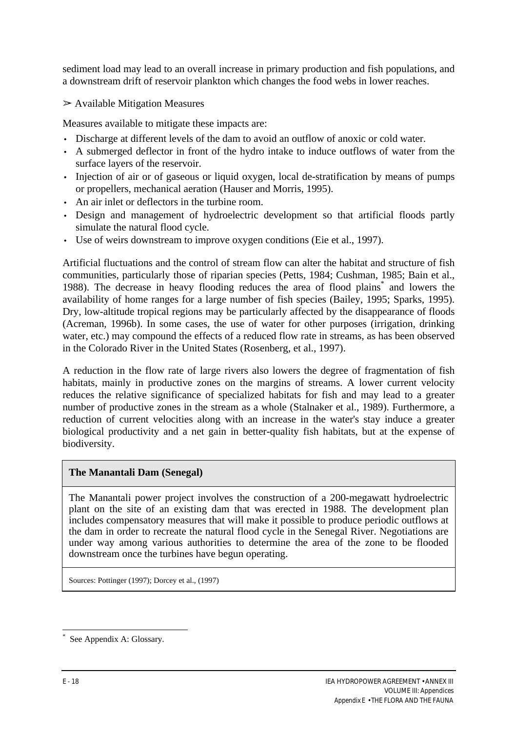sediment load may lead to an overall increase in primary production and fish populations, and a downstream drift of reservoir plankton which changes the food webs in lower reaches.

➢ Available Mitigation Measures

Measures available to mitigate these impacts are:

- Discharge at different levels of the dam to avoid an outflow of anoxic or cold water.
- A submerged deflector in front of the hydro intake to induce outflows of water from the surface layers of the reservoir.
- Injection of air or of gaseous or liquid oxygen, local de-stratification by means of pumps or propellers, mechanical aeration (Hauser and Morris, 1995).
- An air inlet or deflectors in the turbine room.
- Design and management of hydroelectric development so that artificial floods partly simulate the natural flood cycle.
- Use of weirs downstream to improve oxygen conditions (Eie et al., 1997).

Artificial fluctuations and the control of stream flow can alter the habitat and structure of fish communities, particularly those of riparian species (Petts, 1984; Cushman, 1985; Bain et al., 1988). The decrease in heavy flooding reduces the area of flood plains* and lowers the availability of home ranges for a large number of fish species (Bailey, 1995; Sparks, 1995). Dry, low-altitude tropical regions may be particularly affected by the disappearance of floods (Acreman, 1996b). In some cases, the use of water for other purposes (irrigation, drinking water, etc.) may compound the effects of a reduced flow rate in streams, as has been observed in the Colorado River in the United States (Rosenberg, et al., 1997).

A reduction in the flow rate of large rivers also lowers the degree of fragmentation of fish habitats, mainly in productive zones on the margins of streams. A lower current velocity reduces the relative significance of specialized habitats for fish and may lead to a greater number of productive zones in the stream as a whole (Stalnaker et al., 1989). Furthermore, a reduction of current velocities along with an increase in the water's stay induce a greater biological productivity and a net gain in better-quality fish habitats, but at the expense of biodiversity.

| **The Manantali Dam (Senegal)** |
| --- |
| The Manantali power project involves the construction of a 200-megawatt hydroelectric plant on the site of an existing dam that was erected in 1988. The development plan includes compensatory measures that will make it possible to produce periodic outflows at the dam in order to recreate the natural flood cycle in the Senegal River. Negotiations are under way among various authorities to determine the area of the zone to be flooded downstream once the turbines have begun operating. |
| Sources: Pottinger (1997); Dorcey et al., (1997) |

\* See Appendix A: Glossary.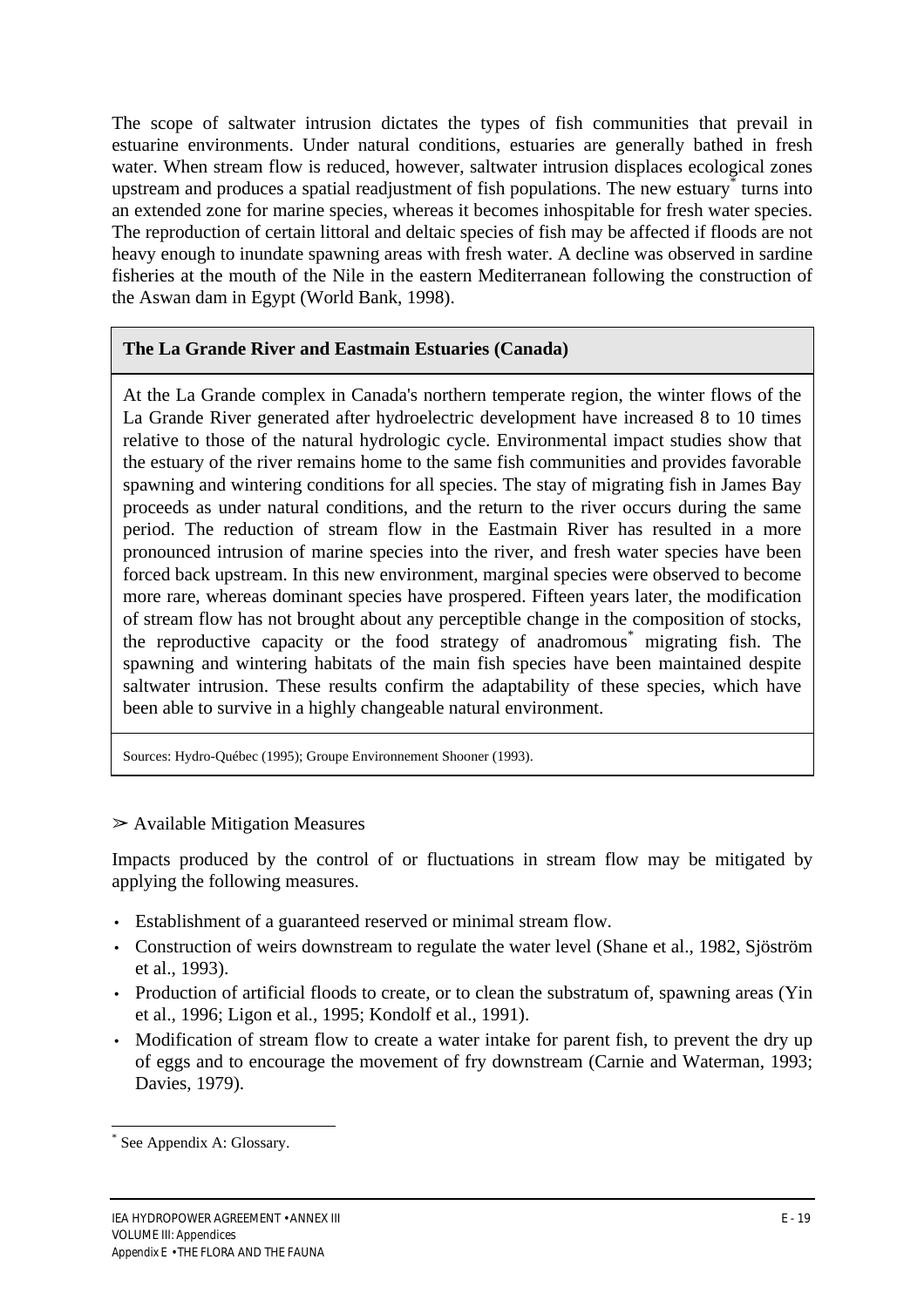The scope of saltwater intrusion dictates the types of fish communities that prevail in estuarine environments. Under natural conditions, estuaries are generally bathed in fresh water. When stream flow is reduced, however, saltwater intrusion displaces ecological zones upstream and produces a spatial readjustment of fish populations. The new estuary* turns into an extended zone for marine species, whereas it becomes inhospitable for fresh water species. The reproduction of certain littoral and deltaic species of fish may be affected if floods are not heavy enough to inundate spawning areas with fresh water. A decline was observed in sardine fisheries at the mouth of the Nile in the eastern Mediterranean following the construction of the Aswan dam in Egypt (World Bank, 1998).

**The La Grande River and Eastmain Estuaries (Canada)**

At the La Grande complex in Canada's northern temperate region, the winter flows of the La Grande River generated after hydroelectric development have increased 8 to 10 times relative to those of the natural hydrologic cycle. Environmental impact studies show that the estuary of the river remains home to the same fish communities and provides favorable spawning and wintering conditions for all species. The stay of migrating fish in James Bay proceeds as under natural conditions, and the return to the river occurs during the same period. The reduction of stream flow in the Eastmain River has resulted in a more pronounced intrusion of marine species into the river, and fresh water species have been forced back upstream. In this new environment, marginal species were observed to become more rare, whereas dominant species have prospered. Fifteen years later, the modification of stream flow has not brought about any perceptible change in the composition of stocks, the reproductive capacity or the food strategy of anadromous* migrating fish. The spawning and wintering habitats of the main fish species have been maintained despite saltwater intrusion. These results confirm the adaptability of these species, which have been able to survive in a highly changeable natural environment.

Sources: Hydro-Québec (1995); Groupe Environnement Shooner (1993).

➢ Available Mitigation Measures

Impacts produced by the control of or fluctuations in stream flow may be mitigated by applying the following measures.

- Establishment of a guaranteed reserved or minimal stream flow.
- Construction of weirs downstream to regulate the water level (Shane et al., 1982, Sjöström et al., 1993).
- Production of artificial floods to create, or to clean the substratum of, spawning areas (Yin et al., 1996; Ligon et al., 1995; Kondolf et al., 1991).
- Modification of stream flow to create a water intake for parent fish, to prevent the dry up of eggs and to encourage the movement of fry downstream (Carnie and Waterman, 1993; Davies, 1979).

* See Appendix A: Glossary.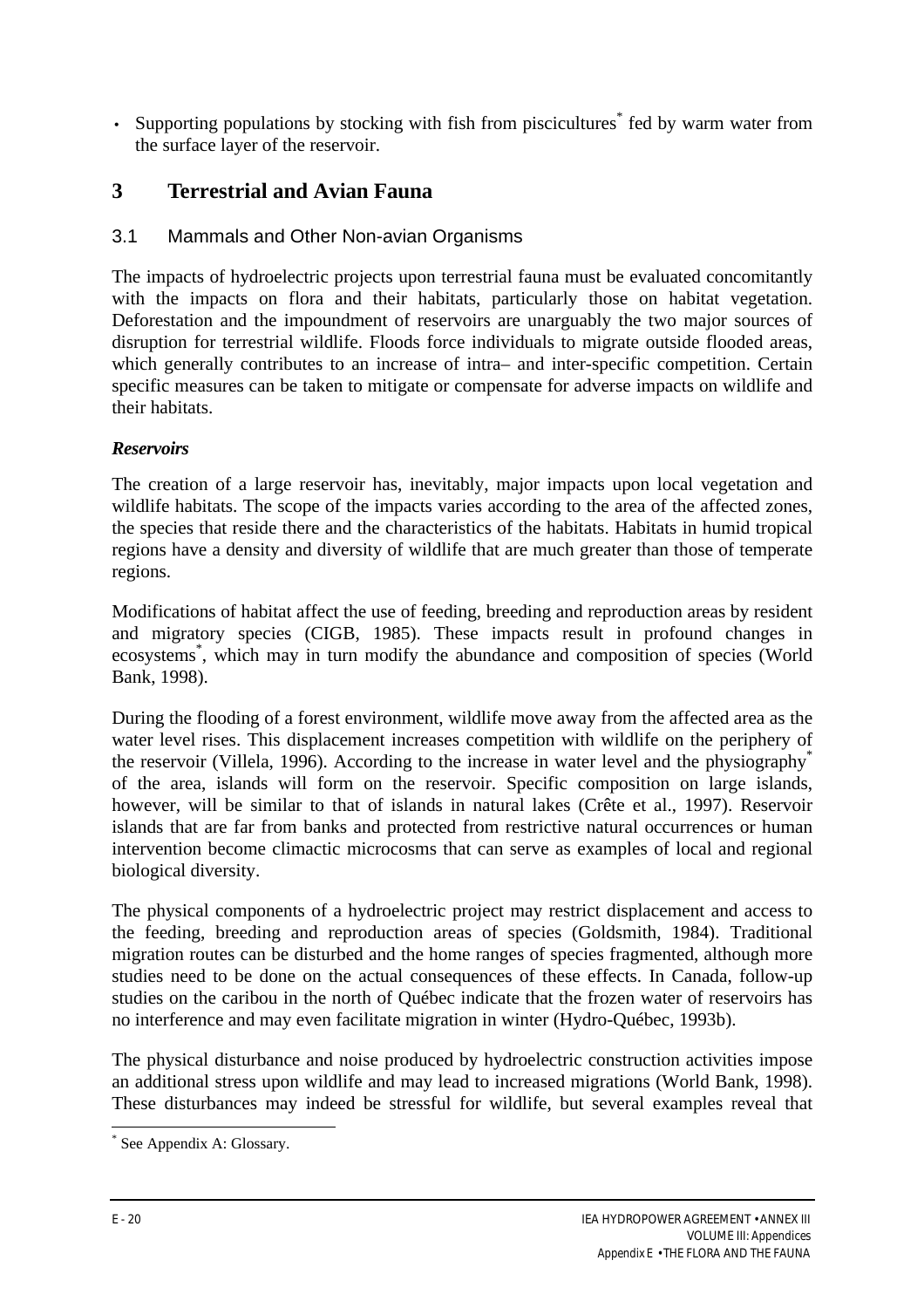- Supporting populations by stocking with fish from piscicultures* fed by warm water from the surface layer of the reservoir.

# 3 Terrestrial and Avian Fauna

## 3.1 Mammals and Other Non-avian Organisms

The impacts of hydroelectric projects upon terrestrial fauna must be evaluated concomitantly with the impacts on flora and their habitats, particularly those on habitat vegetation. Deforestation and the impoundment of reservoirs are unarguably the two major sources of disruption for terrestrial wildlife. Floods force individuals to migrate outside flooded areas, which generally contributes to an increase of intra– and inter-specific competition. Certain specific measures can be taken to mitigate or compensate for adverse impacts on wildlife and their habitats.

***Reservoirs***

The creation of a large reservoir has, inevitably, major impacts upon local vegetation and wildlife habitats. The scope of the impacts varies according to the area of the affected zones, the species that reside there and the characteristics of the habitats. Habitats in humid tropical regions have a density and diversity of wildlife that are much greater than those of temperate regions.

Modifications of habitat affect the use of feeding, breeding and reproduction areas by resident and migratory species (CIGB, 1985). These impacts result in profound changes in ecosystems*, which may in turn modify the abundance and composition of species (World Bank, 1998).

During the flooding of a forest environment, wildlife move away from the affected area as the water level rises. This displacement increases competition with wildlife on the periphery of the reservoir (Villela, 1996). According to the increase in water level and the physiography* of the area, islands will form on the reservoir. Specific composition on large islands, however, will be similar to that of islands in natural lakes (Crête et al., 1997). Reservoir islands that are far from banks and protected from restrictive natural occurrences or human intervention become climactic microcosms that can serve as examples of local and regional biological diversity.

The physical components of a hydroelectric project may restrict displacement and access to the feeding, breeding and reproduction areas of species (Goldsmith, 1984). Traditional migration routes can be disturbed and the home ranges of species fragmented, although more studies need to be done on the actual consequences of these effects. In Canada, follow-up studies on the caribou in the north of Québec indicate that the frozen water of reservoirs has no interference and may even facilitate migration in winter (Hydro-Québec, 1993b).

The physical disturbance and noise produced by hydroelectric construction activities impose an additional stress upon wildlife and may lead to increased migrations (World Bank, 1998). These disturbances may indeed be stressful for wildlife, but several examples reveal that

* See Appendix A: Glossary.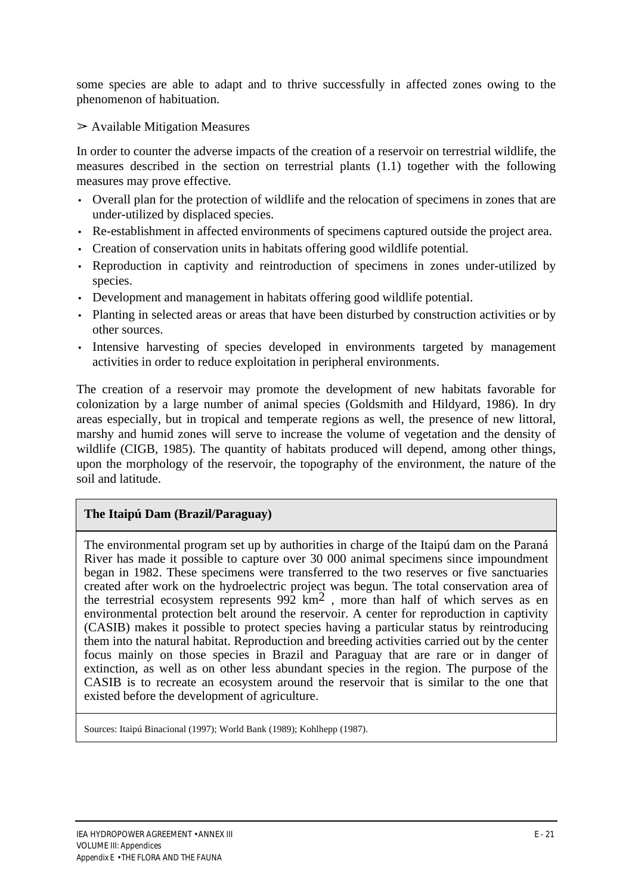some species are able to adapt and to thrive successfully in affected zones owing to the phenomenon of habituation.

➢ Available Mitigation Measures

In order to counter the adverse impacts of the creation of a reservoir on terrestrial wildlife, the measures described in the section on terrestrial plants (1.1) together with the following measures may prove effective.

- Overall plan for the protection of wildlife and the relocation of specimens in zones that are under-utilized by displaced species.
- Re-establishment in affected environments of specimens captured outside the project area.
- Creation of conservation units in habitats offering good wildlife potential.
- Reproduction in captivity and reintroduction of specimens in zones under-utilized by species.
- Development and management in habitats offering good wildlife potential.
- Planting in selected areas or areas that have been disturbed by construction activities or by other sources.
- Intensive harvesting of species developed in environments targeted by management activities in order to reduce exploitation in peripheral environments.

The creation of a reservoir may promote the development of new habitats favorable for colonization by a large number of animal species (Goldsmith and Hildyard, 1986). In dry areas especially, but in tropical and temperate regions as well, the presence of new littoral, marshy and humid zones will serve to increase the volume of vegetation and the density of wildlife (CIGB, 1985). The quantity of habitats produced will depend, among other things, upon the morphology of the reservoir, the topography of the environment, the nature of the soil and latitude.

**The Itaipú Dam (Brazil/Paraguay)**

The environmental program set up by authorities in charge of the Itaipú dam on the Paraná River has made it possible to capture over 30 000 animal specimens since impoundment began in 1982. These specimens were transferred to the two reserves or five sanctuaries created after work on the hydroelectric project was begun. The total conservation area of the terrestrial ecosystem represents 992 $km^2$ , more than half of which serves as en environmental protection belt around the reservoir. A center for reproduction in captivity (CASIB) makes it possible to protect species having a particular status by reintroducing them into the natural habitat. Reproduction and breeding activities carried out by the center focus mainly on those species in Brazil and Paraguay that are rare or in danger of extinction, as well as on other less abundant species in the region. The purpose of the CASIB is to recreate an ecosystem around the reservoir that is similar to the one that existed before the development of agriculture.

Sources: Itaipú Binacional (1997); World Bank (1989); Kohlhepp (1987).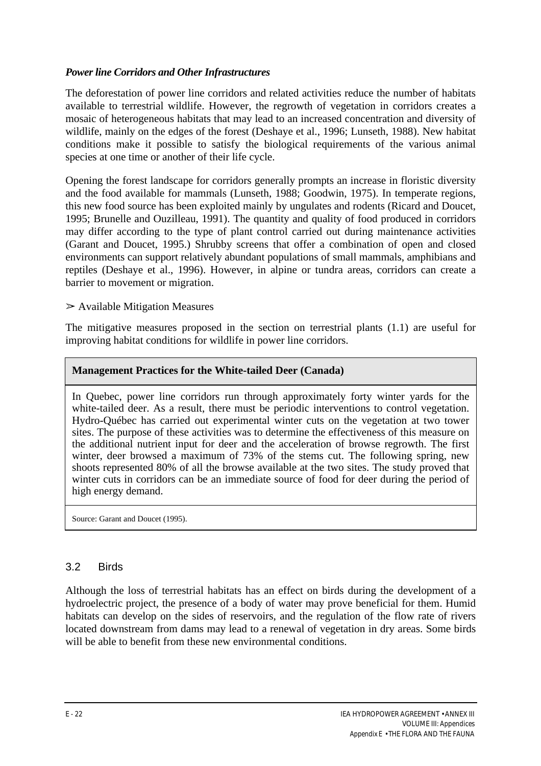***Power line Corridors and Other Infrastructures***

The deforestation of power line corridors and related activities reduce the number of habitats available to terrestrial wildlife. However, the regrowth of vegetation in corridors creates a mosaic of heterogeneous habitats that may lead to an increased concentration and diversity of wildlife, mainly on the edges of the forest (Deshaye et al., 1996; Lunseth, 1988). New habitat conditions make it possible to satisfy the biological requirements of the various animal species at one time or another of their life cycle.

Opening the forest landscape for corridors generally prompts an increase in floristic diversity and the food available for mammals (Lunseth, 1988; Goodwin, 1975). In temperate regions, this new food source has been exploited mainly by ungulates and rodents (Ricard and Doucet, 1995; Brunelle and Ouzilleau, 1991). The quantity and quality of food produced in corridors may differ according to the type of plant control carried out during maintenance activities (Garant and Doucet, 1995.) Shrubby screens that offer a combination of open and closed environments can support relatively abundant populations of small mammals, amphibians and reptiles (Deshaye et al., 1996). However, in alpine or tundra areas, corridors can create a barrier to movement or migration.

➢ Available Mitigation Measures

The mitigative measures proposed in the section on terrestrial plants (1.1) are useful for improving habitat conditions for wildlife in power line corridors.

| **Management Practices for the White-tailed Deer (Canada)** |
|---|
| In Quebec, power line corridors run through approximately forty winter yards for the white-tailed deer. As a result, there must be periodic interventions to control vegetation. Hydro-Québec has carried out experimental winter cuts on the vegetation at two tower sites. The purpose of these activities was to determine the effectiveness of this measure on the additional nutrient input for deer and the acceleration of browse regrowth. The first winter, deer browsed a maximum of 73% of the stems cut. The following spring, new shoots represented 80% of all the browse available at the two sites. The study proved that winter cuts in corridors can be an immediate source of food for deer during the period of high energy demand. |
| Source: Garant and Doucet (1995). |

## 3.2 Birds

Although the loss of terrestrial habitats has an effect on birds during the development of a hydroelectric project, the presence of a body of water may prove beneficial for them. Humid habitats can develop on the sides of reservoirs, and the regulation of the flow rate of rivers located downstream from dams may lead to a renewal of vegetation in dry areas. Some birds will be able to benefit from these new environmental conditions.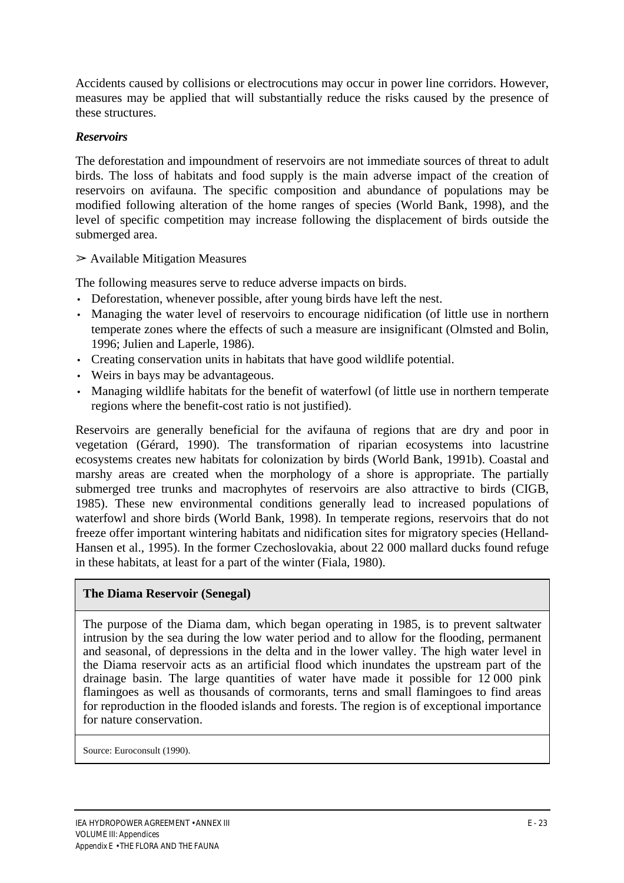Accidents caused by collisions or electrocutions may occur in power line corridors. However, measures may be applied that will substantially reduce the risks caused by the presence of these structures.

***Reservoirs***

The deforestation and impoundment of reservoirs are not immediate sources of threat to adult birds. The loss of habitats and food supply is the main adverse impact of the creation of reservoirs on avifauna. The specific composition and abundance of populations may be modified following alteration of the home ranges of species (World Bank, 1998), and the level of specific competition may increase following the displacement of birds outside the submerged area.

➢ Available Mitigation Measures

The following measures serve to reduce adverse impacts on birds.

- Deforestation, whenever possible, after young birds have left the nest.
- Managing the water level of reservoirs to encourage nidification (of little use in northern temperate zones where the effects of such a measure are insignificant (Olmsted and Bolin, 1996; Julien and Laperle, 1986).
- Creating conservation units in habitats that have good wildlife potential.
- Weirs in bays may be advantageous.
- Managing wildlife habitats for the benefit of waterfowl (of little use in northern temperate regions where the benefit-cost ratio is not justified).

Reservoirs are generally beneficial for the avifauna of regions that are dry and poor in vegetation (Gérard, 1990). The transformation of riparian ecosystems into lacustrine ecosystems creates new habitats for colonization by birds (World Bank, 1991b). Coastal and marshy areas are created when the morphology of a shore is appropriate. The partially submerged tree trunks and macrophytes of reservoirs are also attractive to birds (CIGB, 1985). These new environmental conditions generally lead to increased populations of waterfowl and shore birds (World Bank, 1998). In temperate regions, reservoirs that do not freeze offer important wintering habitats and nidification sites for migratory species (Helland-Hansen et al., 1995). In the former Czechoslovakia, about 22 000 mallard ducks found refuge in these habitats, at least for a part of the winter (Fiala, 1980).

| **The Diama Reservoir (Senegal)** |
|---|
| The purpose of the Diama dam, which began operating in 1985, is to prevent saltwater intrusion by the sea during the low water period and to allow for the flooding, permanent and seasonal, of depressions in the delta and in the lower valley. The high water level in the Diama reservoir acts as an artificial flood which inundates the upstream part of the drainage basin. The large quantities of water have made it possible for 12 000 pink flamingoes as well as thousands of cormorants, terns and small flamingoes to find areas for reproduction in the flooded islands and forests. The region is of exceptional importance for nature conservation. |
| Source: Euroconsult (1990). |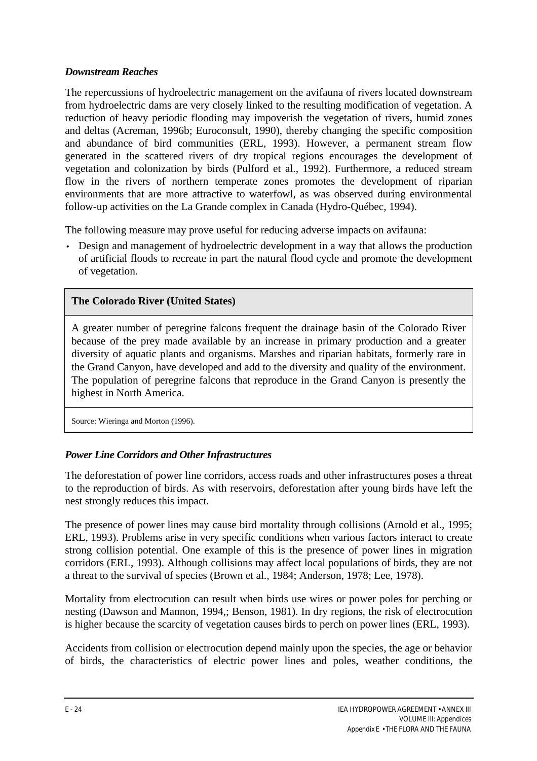### *Downstream Reaches*

The repercussions of hydroelectric management on the avifauna of rivers located downstream from hydroelectric dams are very closely linked to the resulting modification of vegetation. A reduction of heavy periodic flooding may impoverish the vegetation of rivers, humid zones and deltas (Acreman, 1996b; Euroconsult, 1990), thereby changing the specific composition and abundance of bird communities (ERL, 1993). However, a permanent stream flow generated in the scattered rivers of dry tropical regions encourages the development of vegetation and colonization by birds (Pulford et al., 1992). Furthermore, a reduced stream flow in the rivers of northern temperate zones promotes the development of riparian environments that are more attractive to waterfowl, as was observed during environmental follow-up activities on the La Grande complex in Canada (Hydro-Québec, 1994).

The following measure may prove useful for reducing adverse impacts on avifauna:

- Design and management of hydroelectric development in a way that allows the production of artificial floods to recreate in part the natural flood cycle and promote the development of vegetation.

| **The Colorado River (United States)** |
| --- |
| A greater number of peregrine falcons frequent the drainage basin of the Colorado River because of the prey made available by an increase in primary production and a greater diversity of aquatic plants and organisms. Marshes and riparian habitats, formerly rare in the Grand Canyon, have developed and add to the diversity and quality of the environment. The population of peregrine falcons that reproduce in the Grand Canyon is presently the highest in North America. |
| Source: Wieringa and Morton (1996). |

### *Power Line Corridors and Other Infrastructures*

The deforestation of power line corridors, access roads and other infrastructures poses a threat to the reproduction of birds. As with reservoirs, deforestation after young birds have left the nest strongly reduces this impact.

The presence of power lines may cause bird mortality through collisions (Arnold et al., 1995; ERL, 1993). Problems arise in very specific conditions when various factors interact to create strong collision potential. One example of this is the presence of power lines in migration corridors (ERL, 1993). Although collisions may affect local populations of birds, they are not a threat to the survival of species (Brown et al., 1984; Anderson, 1978; Lee, 1978).

Mortality from electrocution can result when birds use wires or power poles for perching or nesting (Dawson and Mannon, 1994,; Benson, 1981). In dry regions, the risk of electrocution is higher because the scarcity of vegetation causes birds to perch on power lines (ERL, 1993).

Accidents from collision or electrocution depend mainly upon the species, the age or behavior of birds, the characteristics of electric power lines and poles, weather conditions, the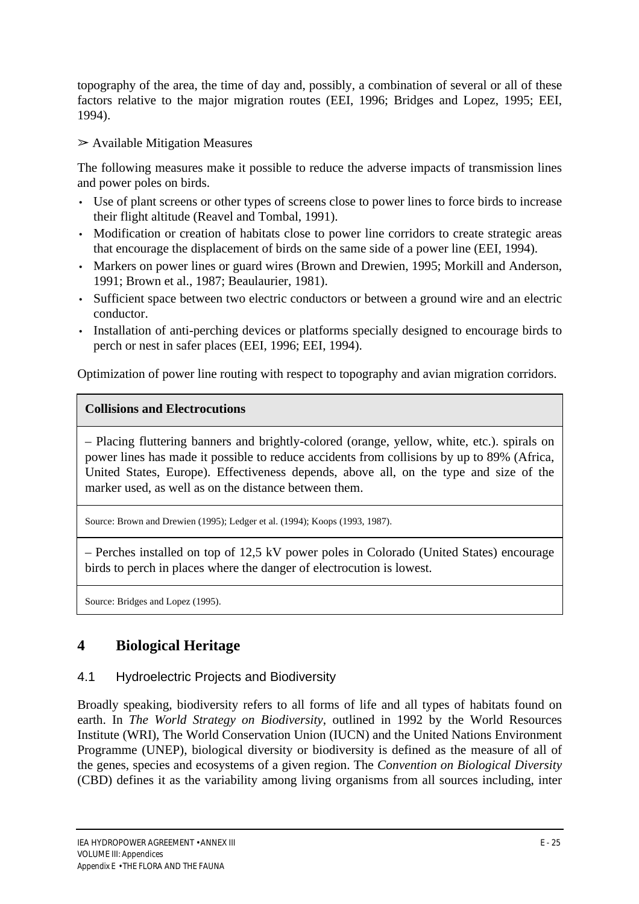topography of the area, the time of day and, possibly, a combination of several or all of these factors relative to the major migration routes (EEI, 1996; Bridges and Lopez, 1995; EEI, 1994).

➢ Available Mitigation Measures

The following measures make it possible to reduce the adverse impacts of transmission lines and power poles on birds.

- Use of plant screens or other types of screens close to power lines to force birds to increase their flight altitude (Reavel and Tombal, 1991).
- Modification or creation of habitats close to power line corridors to create strategic areas that encourage the displacement of birds on the same side of a power line (EEI, 1994).
- Markers on power lines or guard wires (Brown and Drewien, 1995; Morkill and Anderson, 1991; Brown et al., 1987; Beaulaurier, 1981).
- Sufficient space between two electric conductors or between a ground wire and an electric conductor.
- Installation of anti-perching devices or platforms specially designed to encourage birds to perch or nest in safer places (EEI, 1996; EEI, 1994).

Optimization of power line routing with respect to topography and avian migration corridors.

| **Collisions and Electrocutions** |
|---|
| – Placing fluttering banners and brightly-colored (orange, yellow, white, etc.). spirals on power lines has made it possible to reduce accidents from collisions by up to 89% (Africa, United States, Europe). Effectiveness depends, above all, on the type and size of the marker used, as well as on the distance between them. |
| Source: Brown and Drewien (1995); Ledger et al. (1994); Koops (1993, 1987). |
| – Perches installed on top of 12,5 kV power poles in Colorado (United States) encourage birds to perch in places where the danger of electrocution is lowest. |
| Source: Bridges and Lopez (1995). |

# 4 Biological Heritage

## 4.1 Hydroelectric Projects and Biodiversity

Broadly speaking, biodiversity refers to all forms of life and all types of habitats found on earth. In *The World Strategy on Biodiversity*, outlined in 1992 by the World Resources Institute (WRI), The World Conservation Union (IUCN) and the United Nations Environment Programme (UNEP), biological diversity or biodiversity is defined as the measure of all of the genes, species and ecosystems of a given region. The *Convention on Biological Diversity* (CBD) defines it as the variability among living organisms from all sources including, inter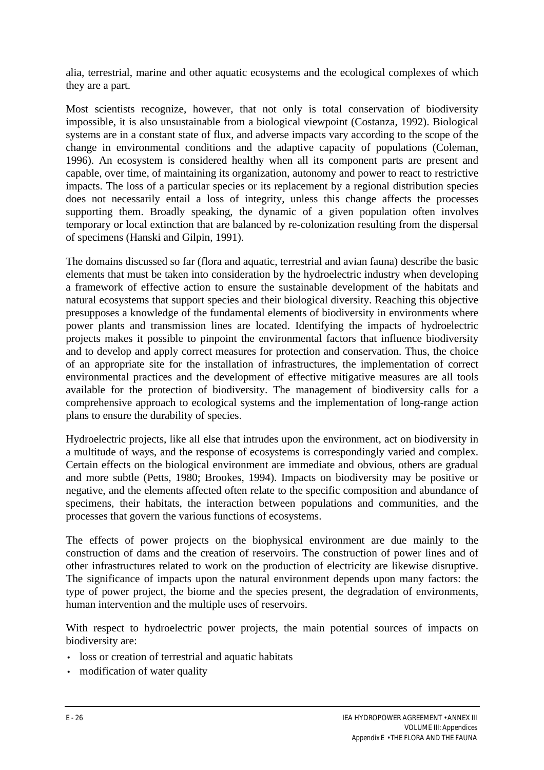alia, terrestrial, marine and other aquatic ecosystems and the ecological complexes of which they are a part.

Most scientists recognize, however, that not only is total conservation of biodiversity impossible, it is also unsustainable from a biological viewpoint (Costanza, 1992). Biological systems are in a constant state of flux, and adverse impacts vary according to the scope of the change in environmental conditions and the adaptive capacity of populations (Coleman, 1996). An ecosystem is considered healthy when all its component parts are present and capable, over time, of maintaining its organization, autonomy and power to react to restrictive impacts. The loss of a particular species or its replacement by a regional distribution species does not necessarily entail a loss of integrity, unless this change affects the processes supporting them. Broadly speaking, the dynamic of a given population often involves temporary or local extinction that are balanced by re-colonization resulting from the dispersal of specimens (Hanski and Gilpin, 1991).

The domains discussed so far (flora and aquatic, terrestrial and avian fauna) describe the basic elements that must be taken into consideration by the hydroelectric industry when developing a framework of effective action to ensure the sustainable development of the habitats and natural ecosystems that support species and their biological diversity. Reaching this objective presupposes a knowledge of the fundamental elements of biodiversity in environments where power plants and transmission lines are located. Identifying the impacts of hydroelectric projects makes it possible to pinpoint the environmental factors that influence biodiversity and to develop and apply correct measures for protection and conservation. Thus, the choice of an appropriate site for the installation of infrastructures, the implementation of correct environmental practices and the development of effective mitigative measures are all tools available for the protection of biodiversity. The management of biodiversity calls for a comprehensive approach to ecological systems and the implementation of long-range action plans to ensure the durability of species.

Hydroelectric projects, like all else that intrudes upon the environment, act on biodiversity in a multitude of ways, and the response of ecosystems is correspondingly varied and complex. Certain effects on the biological environment are immediate and obvious, others are gradual and more subtle (Petts, 1980; Brookes, 1994). Impacts on biodiversity may be positive or negative, and the elements affected often relate to the specific composition and abundance of specimens, their habitats, the interaction between populations and communities, and the processes that govern the various functions of ecosystems.

The effects of power projects on the biophysical environment are due mainly to the construction of dams and the creation of reservoirs. The construction of power lines and of other infrastructures related to work on the production of electricity are likewise disruptive. The significance of impacts upon the natural environment depends upon many factors: the type of power project, the biome and the species present, the degradation of environments, human intervention and the multiple uses of reservoirs.

With respect to hydroelectric power projects, the main potential sources of impacts on biodiversity are:

- loss or creation of terrestrial and aquatic habitats
- modification of water quality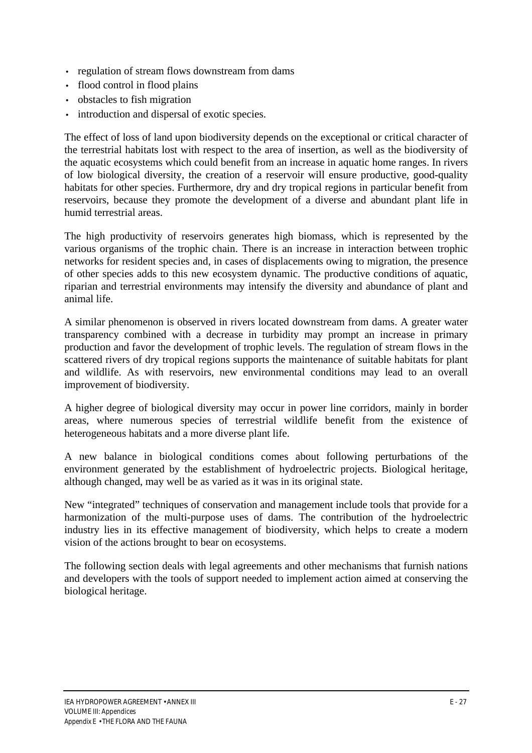- regulation of stream flows downstream from dams
- flood control in flood plains
- obstacles to fish migration
- introduction and dispersal of exotic species.

The effect of loss of land upon biodiversity depends on the exceptional or critical character of the terrestrial habitats lost with respect to the area of insertion, as well as the biodiversity of the aquatic ecosystems which could benefit from an increase in aquatic home ranges. In rivers of low biological diversity, the creation of a reservoir will ensure productive, good-quality habitats for other species. Furthermore, dry and dry tropical regions in particular benefit from reservoirs, because they promote the development of a diverse and abundant plant life in humid terrestrial areas.

The high productivity of reservoirs generates high biomass, which is represented by the various organisms of the trophic chain. There is an increase in interaction between trophic networks for resident species and, in cases of displacements owing to migration, the presence of other species adds to this new ecosystem dynamic. The productive conditions of aquatic, riparian and terrestrial environments may intensify the diversity and abundance of plant and animal life.

A similar phenomenon is observed in rivers located downstream from dams. A greater water transparency combined with a decrease in turbidity may prompt an increase in primary production and favor the development of trophic levels. The regulation of stream flows in the scattered rivers of dry tropical regions supports the maintenance of suitable habitats for plant and wildlife. As with reservoirs, new environmental conditions may lead to an overall improvement of biodiversity.

A higher degree of biological diversity may occur in power line corridors, mainly in border areas, where numerous species of terrestrial wildlife benefit from the existence of heterogeneous habitats and a more diverse plant life.

A new balance in biological conditions comes about following perturbations of the environment generated by the establishment of hydroelectric projects. Biological heritage, although changed, may well be as varied as it was in its original state.

New "integrated" techniques of conservation and management include tools that provide for a harmonization of the multi-purpose uses of dams. The contribution of the hydroelectric industry lies in its effective management of biodiversity, which helps to create a modern vision of the actions brought to bear on ecosystems.

The following section deals with legal agreements and other mechanisms that furnish nations and developers with the tools of support needed to implement action aimed at conserving the biological heritage.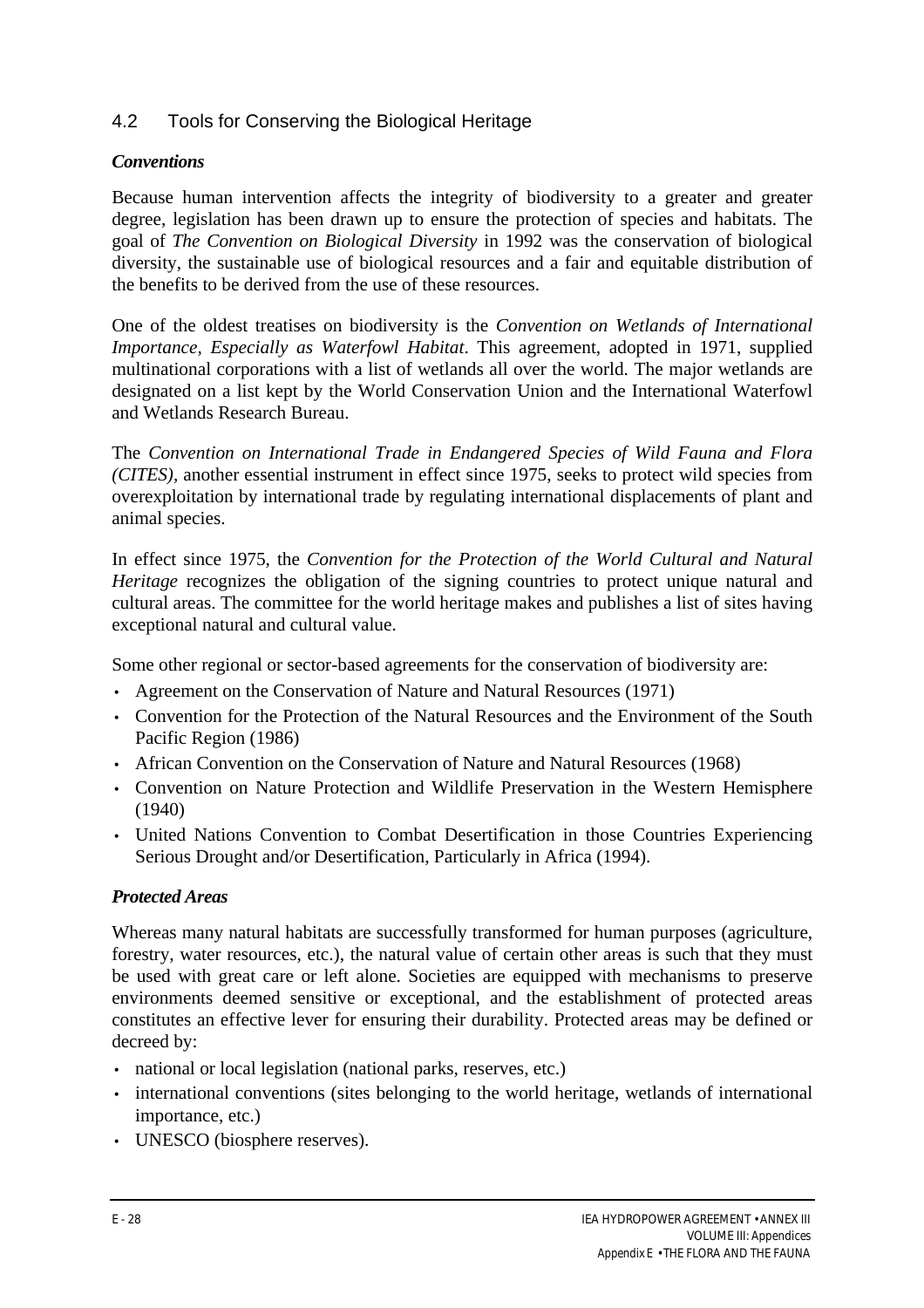## 4.2 Tools for Conserving the Biological Heritage

### *Conventions*

Because human intervention affects the integrity of biodiversity to a greater and greater degree, legislation has been drawn up to ensure the protection of species and habitats. The goal of *The Convention on Biological Diversity* in 1992 was the conservation of biological diversity, the sustainable use of biological resources and a fair and equitable distribution of the benefits to be derived from the use of these resources.

One of the oldest treatises on biodiversity is the *Convention on Wetlands of International Importance, Especially as Waterfowl Habitat*. This agreement, adopted in 1971, supplied multinational corporations with a list of wetlands all over the world. The major wetlands are designated on a list kept by the World Conservation Union and the International Waterfowl and Wetlands Research Bureau.

The *Convention on International Trade in Endangered Species of Wild Fauna and Flora (CITES)*, another essential instrument in effect since 1975, seeks to protect wild species from overexploitation by international trade by regulating international displacements of plant and animal species.

In effect since 1975, the *Convention for the Protection of the World Cultural and Natural Heritage* recognizes the obligation of the signing countries to protect unique natural and cultural areas. The committee for the world heritage makes and publishes a list of sites having exceptional natural and cultural value.

Some other regional or sector-based agreements for the conservation of biodiversity are:

- Agreement on the Conservation of Nature and Natural Resources (1971)
- Convention for the Protection of the Natural Resources and the Environment of the South Pacific Region (1986)
- African Convention on the Conservation of Nature and Natural Resources (1968)
- Convention on Nature Protection and Wildlife Preservation in the Western Hemisphere (1940)
- United Nations Convention to Combat Desertification in those Countries Experiencing Serious Drought and/or Desertification, Particularly in Africa (1994).

### *Protected Areas*

Whereas many natural habitats are successfully transformed for human purposes (agriculture, forestry, water resources, etc.), the natural value of certain other areas is such that they must be used with great care or left alone. Societies are equipped with mechanisms to preserve environments deemed sensitive or exceptional, and the establishment of protected areas constitutes an effective lever for ensuring their durability. Protected areas may be defined or decreed by:

- national or local legislation (national parks, reserves, etc.)
- international conventions (sites belonging to the world heritage, wetlands of international importance, etc.)
- UNESCO (biosphere reserves).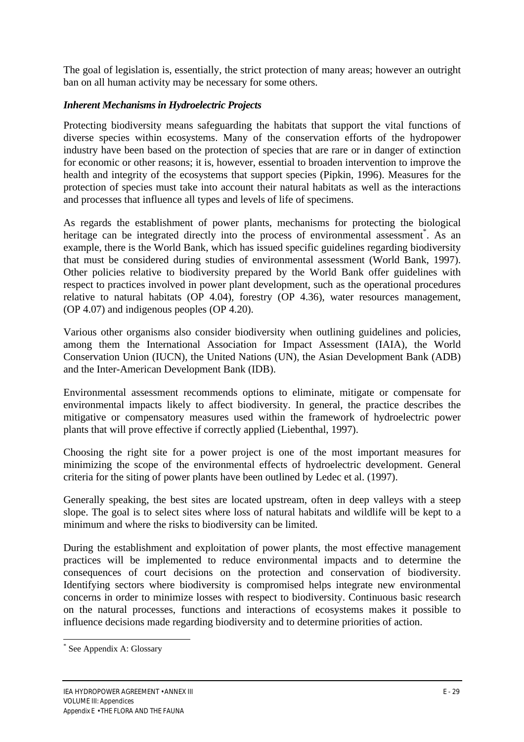The goal of legislation is, essentially, the strict protection of many areas; however an outright ban on all human activity may be necessary for some others.

***Inherent Mechanisms in Hydroelectric Projects***

Protecting biodiversity means safeguarding the habitats that support the vital functions of diverse species within ecosystems. Many of the conservation efforts of the hydropower industry have been based on the protection of species that are rare or in danger of extinction for economic or other reasons; it is, however, essential to broaden intervention to improve the health and integrity of the ecosystems that support species (Pipkin, 1996). Measures for the protection of species must take into account their natural habitats as well as the interactions and processes that influence all types and levels of life of specimens.

As regards the establishment of power plants, mechanisms for protecting the biological heritage can be integrated directly into the process of environmental assessment[*]. As an example, there is the World Bank, which has issued specific guidelines regarding biodiversity that must be considered during studies of environmental assessment (World Bank, 1997). Other policies relative to biodiversity prepared by the World Bank offer guidelines with respect to practices involved in power plant development, such as the operational procedures relative to natural habitats (OP 4.04), forestry (OP 4.36), water resources management, (OP 4.07) and indigenous peoples (OP 4.20).

Various other organisms also consider biodiversity when outlining guidelines and policies, among them the International Association for Impact Assessment (IAIA), the World Conservation Union (IUCN), the United Nations (UN), the Asian Development Bank (ADB) and the Inter-American Development Bank (IDB).

Environmental assessment recommends options to eliminate, mitigate or compensate for environmental impacts likely to affect biodiversity. In general, the practice describes the mitigative or compensatory measures used within the framework of hydroelectric power plants that will prove effective if correctly applied (Liebenthal, 1997).

Choosing the right site for a power project is one of the most important measures for minimizing the scope of the environmental effects of hydroelectric development. General criteria for the siting of power plants have been outlined by Ledec et al. (1997).

Generally speaking, the best sites are located upstream, often in deep valleys with a steep slope. The goal is to select sites where loss of natural habitats and wildlife will be kept to a minimum and where the risks to biodiversity can be limited.

During the establishment and exploitation of power plants, the most effective management practices will be implemented to reduce environmental impacts and to determine the consequences of court decisions on the protection and conservation of biodiversity. Identifying sectors where biodiversity is compromised helps integrate new environmental concerns in order to minimize losses with respect to biodiversity. Continuous basic research on the natural processes, functions and interactions of ecosystems makes it possible to influence decisions made regarding biodiversity and to determine priorities of action.

---

[*] See Appendix A: Glossary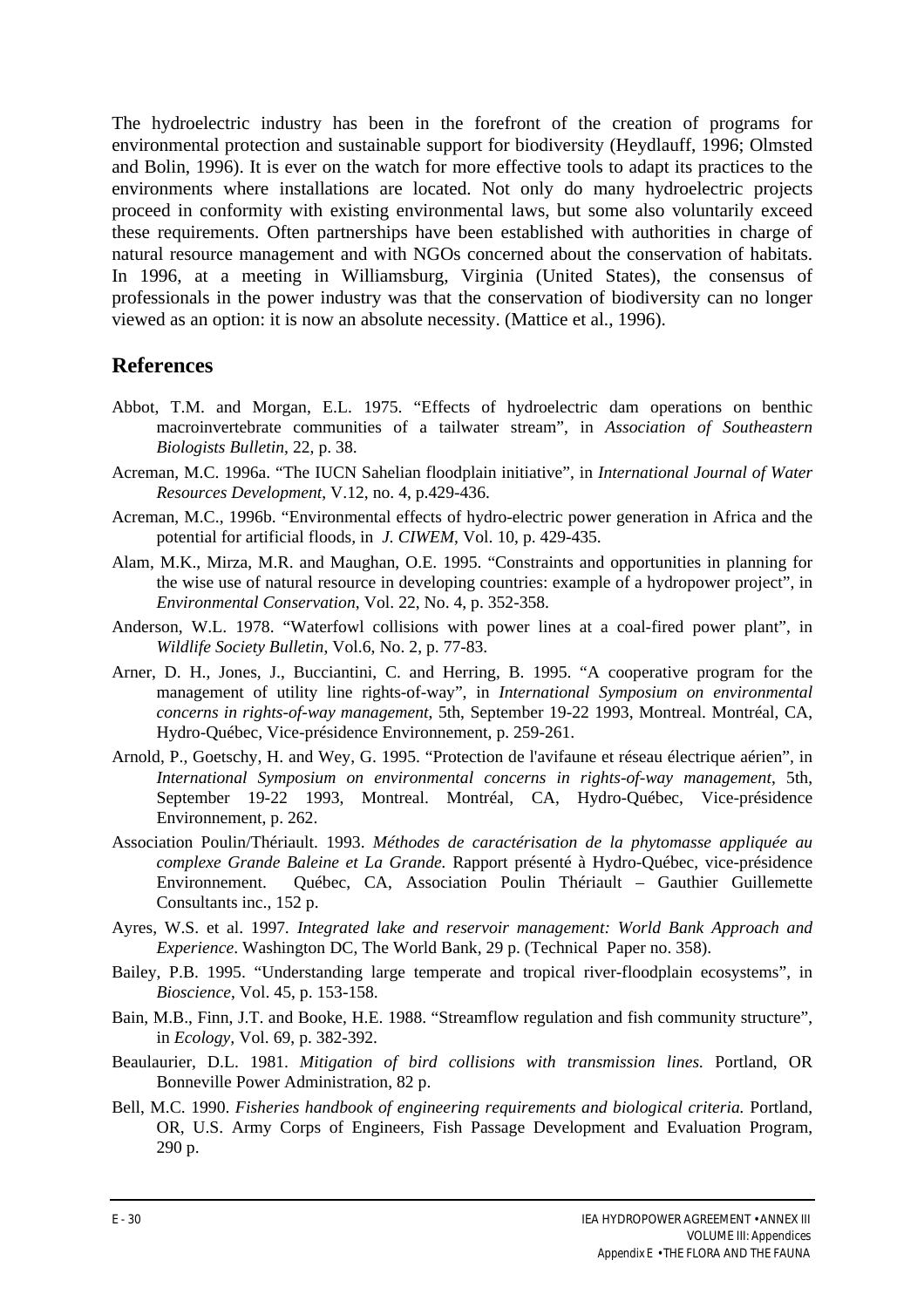The hydroelectric industry has been in the forefront of the creation of programs for environmental protection and sustainable support for biodiversity (Heydlauff, 1996; Olmsted and Bolin, 1996). It is ever on the watch for more effective tools to adapt its practices to the environments where installations are located. Not only do many hydroelectric projects proceed in conformity with existing environmental laws, but some also voluntarily exceed these requirements. Often partnerships have been established with authorities in charge of natural resource management and with NGOs concerned about the conservation of habitats. In 1996, at a meeting in Williamsburg, Virginia (United States), the consensus of professionals in the power industry was that the conservation of biodiversity can no longer viewed as an option: it is now an absolute necessity. (Mattice et al., 1996).

## References

Abbot, T.M. and Morgan, E.L. 1975. "Effects of hydroelectric dam operations on benthic macroinvertebrate communities of a tailwater stream", in *Association of Southeastern Biologists Bulletin*, 22, p. 38.

Acreman, M.C. 1996a. "The IUCN Sahelian floodplain initiative", in *International Journal of Water Resources Development*, V.12, no. 4, p.429-436.

Acreman, M.C., 1996b. "Environmental effects of hydro-electric power generation in Africa and the potential for artificial floods, in *J. CIWEM*, Vol. 10, p. 429-435.

Alam, M.K., Mirza, M.R. and Maughan, O.E. 1995. "Constraints and opportunities in planning for the wise use of natural resource in developing countries: example of a hydropower project", in *Environmental Conservation*, Vol. 22, No. 4, p. 352-358.

Anderson, W.L. 1978. "Waterfowl collisions with power lines at a coal-fired power plant", in *Wildlife Society Bulletin*, Vol.6, No. 2, p. 77-83.

Arner, D. H., Jones, J., Bucciantini, C. and Herring, B. 1995. "A cooperative program for the management of utility line rights-of-way", in *International Symposium on environmental concerns in rights-of-way management*, 5th, September 19-22 1993, Montreal. Montréal, CA, Hydro-Québec, Vice-présidence Environnement, p. 259-261.

Arnold, P., Goetschy, H. and Wey, G. 1995. "Protection de l'avifaune et réseau électrique aérien", in *International Symposium on environmental concerns in rights-of-way management*, 5th, September 19-22 1993, Montreal. Montréal, CA, Hydro-Québec, Vice-présidence Environnement, p. 262.

Association Poulin/Thériault. 1993. *Méthodes de caractérisation de la phytomasse appliquée au complexe Grande Baleine et La Grande.* Rapport présenté à Hydro-Québec, vice-présidence Environnement. Québec, CA, Association Poulin Thériault – Gauthier Guillemette Consultants inc., 152 p.

Ayres, W.S. et al. 1997. *Integrated lake and reservoir management: World Bank Approach and Experience*. Washington DC, The World Bank, 29 p. (Technical Paper no. 358).

Bailey, P.B. 1995. "Understanding large temperate and tropical river-floodplain ecosystems", in *Bioscience*, Vol. 45, p. 153-158.

Bain, M.B., Finn, J.T. and Booke, H.E. 1988. "Streamflow regulation and fish community structure", in *Ecology*, Vol. 69, p. 382-392.

Beaulaurier, D.L. 1981. *Mitigation of bird collisions with transmission lines.* Portland, OR Bonneville Power Administration, 82 p.

Bell, M.C. 1990. *Fisheries handbook of engineering requirements and biological criteria.* Portland, OR, U.S. Army Corps of Engineers, Fish Passage Development and Evaluation Program, 290 p.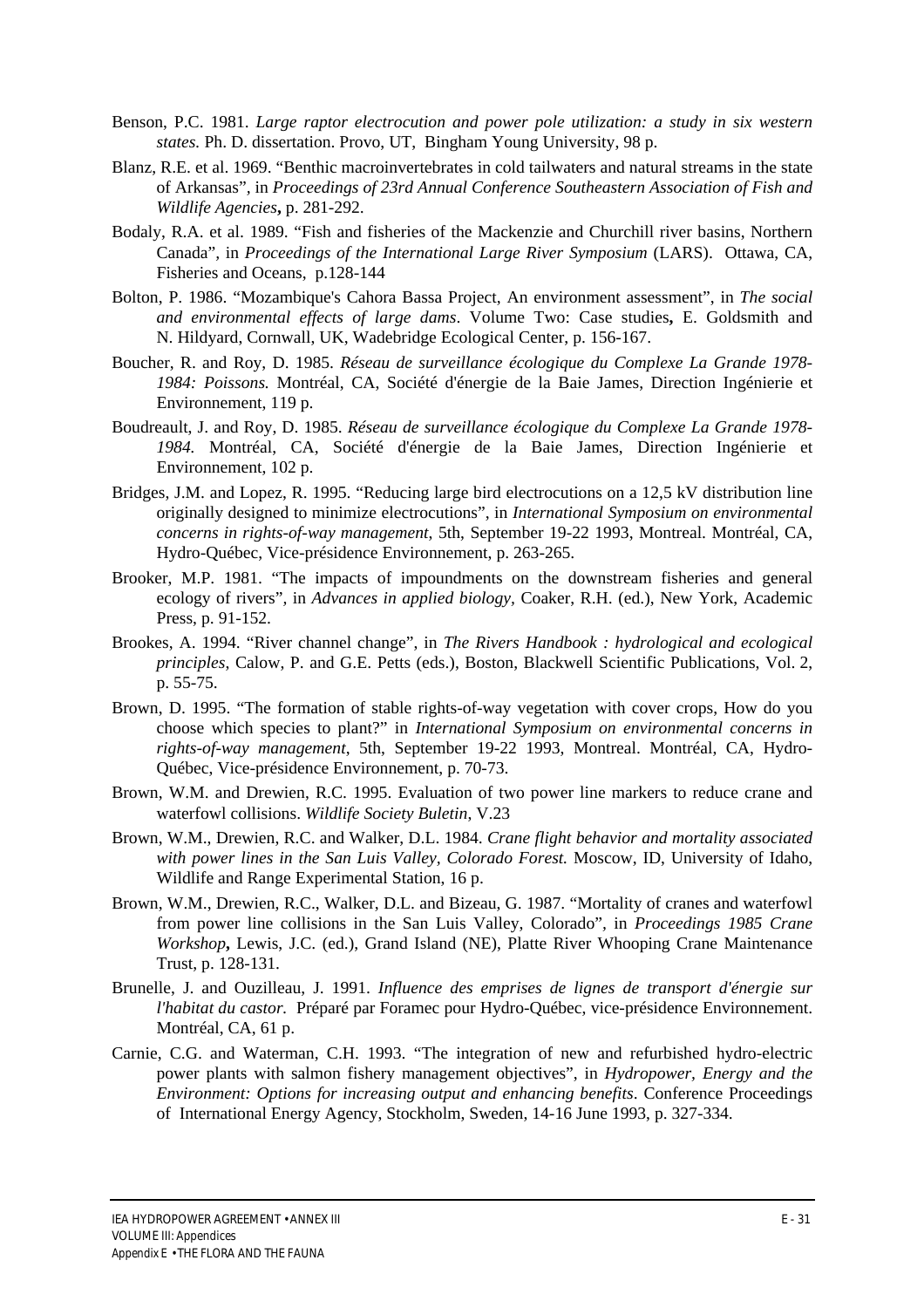Benson, P.C. 1981. *Large raptor electrocution and power pole utilization: a study in six western states.* Ph. D. dissertation. Provo, UT, Bingham Young University, 98 p.

Blanz, R.E. et al. 1969. "Benthic macroinvertebrates in cold tailwaters and natural streams in the state of Arkansas", in *Proceedings of 23rd Annual Conference Southeastern Association of Fish and Wildlife Agencies***,** p. 281-292.

Bodaly, R.A. et al. 1989. "Fish and fisheries of the Mackenzie and Churchill river basins, Northern Canada", in *Proceedings of the International Large River Symposium* (LARS). Ottawa, CA, Fisheries and Oceans, p.128-144

Bolton, P. 1986. "Mozambique's Cahora Bassa Project, An environment assessment", in *The social and environmental effects of large dams*. Volume Two: Case studies**,** E. Goldsmith and N. Hildyard, Cornwall, UK, Wadebridge Ecological Center, p. 156-167.

Boucher, R. and Roy, D. 1985. *Réseau de surveillance écologique du Complexe La Grande 1978-1984: Poissons.* Montréal, CA, Société d'énergie de la Baie James, Direction Ingénierie et Environnement, 119 p.

Boudreault, J. and Roy, D. 1985. *Réseau de surveillance écologique du Complexe La Grande 1978-1984.* Montréal, CA, Société d'énergie de la Baie James, Direction Ingénierie et Environnement, 102 p.

Bridges, J.M. and Lopez, R. 1995. "Reducing large bird electrocutions on a 12,5 kV distribution line originally designed to minimize electrocutions", in *International Symposium on environmental concerns in rights-of-way management*, 5th, September 19-22 1993, Montreal. Montréal, CA, Hydro-Québec, Vice-présidence Environnement, p. 263-265.

Brooker, M.P. 1981. "The impacts of impoundments on the downstream fisheries and general ecology of rivers", in *Advances in applied biology,* Coaker, R.H. (ed.), New York, Academic Press, p. 91-152.

Brookes, A. 1994. "River channel change", in *The Rivers Handbook : hydrological and ecological principles*, Calow, P. and G.E. Petts (eds.), Boston, Blackwell Scientific Publications, Vol. 2, p. 55-75.

Brown, D. 1995. "The formation of stable rights-of-way vegetation with cover crops, How do you choose which species to plant?" in *International Symposium on environmental concerns in rights-of-way management*, 5th, September 19-22 1993, Montreal. Montréal, CA, Hydro-Québec, Vice-présidence Environnement, p. 70-73.

Brown, W.M. and Drewien, R.C. 1995. Evaluation of two power line markers to reduce crane and waterfowl collisions. *Wildlife Society Buletin*, V.23

Brown, W.M., Drewien, R.C. and Walker, D.L. 1984. *Crane flight behavior and mortality associated with power lines in the San Luis Valley, Colorado Forest.* Moscow, ID, University of Idaho, Wildlife and Range Experimental Station, 16 p.

Brown, W.M., Drewien, R.C., Walker, D.L. and Bizeau, G. 1987. "Mortality of cranes and waterfowl from power line collisions in the San Luis Valley, Colorado", in *Proceedings 1985 Crane Workshop***,** Lewis, J.C. (ed.), Grand Island (NE), Platte River Whooping Crane Maintenance Trust, p. 128-131.

Brunelle, J. and Ouzilleau, J. 1991. *Influence des emprises de lignes de transport d'énergie sur l'habitat du castor.* Préparé par Foramec pour Hydro-Québec, vice-présidence Environnement. Montréal, CA, 61 p.

Carnie, C.G. and Waterman, C.H. 1993. "The integration of new and refurbished hydro-electric power plants with salmon fishery management objectives", in *Hydropower, Energy and the Environment: Options for increasing output and enhancing benefits*. Conference Proceedings of International Energy Agency, Stockholm, Sweden, 14-16 June 1993, p. 327-334.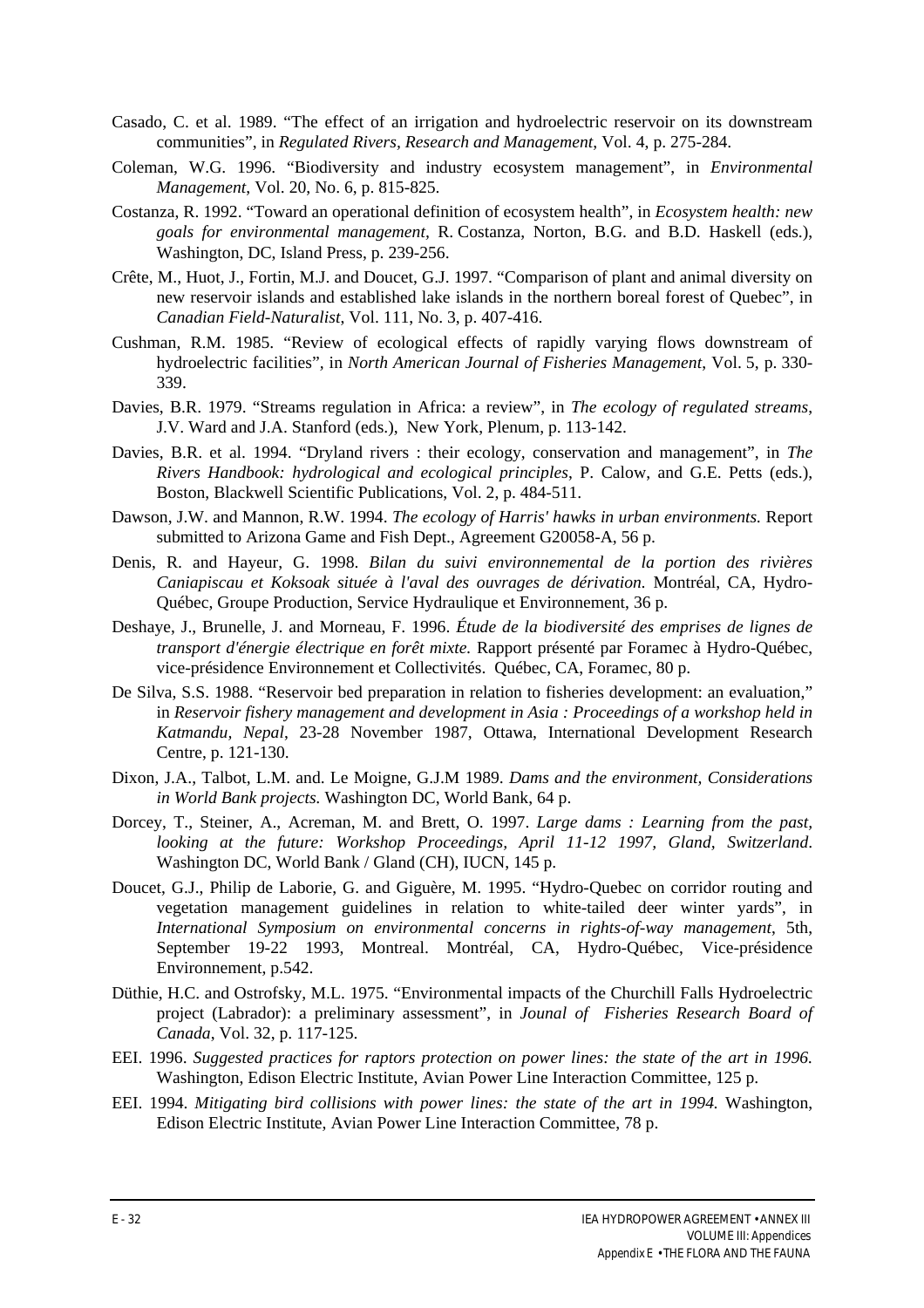Casado, C. et al. 1989. "The effect of an irrigation and hydroelectric reservoir on its downstream communities", in *Regulated Rivers, Research and Management*, Vol. 4, p. 275-284.

Coleman, W.G. 1996. "Biodiversity and industry ecosystem management", in *Environmental Management*, Vol. 20, No. 6, p. 815-825.

Costanza, R. 1992. "Toward an operational definition of ecosystem health", in *Ecosystem health: new goals for environmental management*, R. Costanza, Norton, B.G. and B.D. Haskell (eds.), Washington, DC, Island Press, p. 239-256.

Crête, M., Huot, J., Fortin, M.J. and Doucet, G.J. 1997. "Comparison of plant and animal diversity on new reservoir islands and established lake islands in the northern boreal forest of Quebec", in *Canadian Field-Naturalist*, Vol. 111, No. 3, p. 407-416.

Cushman, R.M. 1985. "Review of ecological effects of rapidly varying flows downstream of hydroelectric facilities", in *North American Journal of Fisheries Management*, Vol. 5, p. 330-339.

Davies, B.R. 1979. "Streams regulation in Africa: a review", in *The ecology of regulated streams*, J.V. Ward and J.A. Stanford (eds.), New York, Plenum, p. 113-142.

Davies, B.R. et al. 1994. "Dryland rivers : their ecology, conservation and management", in *The Rivers Handbook: hydrological and ecological principles*, P. Calow, and G.E. Petts (eds.), Boston, Blackwell Scientific Publications, Vol. 2, p. 484-511.

Dawson, J.W. and Mannon, R.W. 1994. *The ecology of Harris' hawks in urban environments.* Report submitted to Arizona Game and Fish Dept., Agreement G20058-A, 56 p.

Denis, R. and Hayeur, G. 1998. *Bilan du suivi environnemental de la portion des rivières Caniapiscau et Koksoak située à l'aval des ouvrages de dérivation.* Montréal, CA, Hydro-Québec, Groupe Production, Service Hydraulique et Environnement, 36 p.

Deshaye, J., Brunelle, J. and Morneau, F. 1996. *Étude de la biodiversité des emprises de lignes de transport d'énergie électrique en forêt mixte.* Rapport présenté par Foramec à Hydro-Québec, vice-présidence Environnement et Collectivités. Québec, CA, Foramec, 80 p.

De Silva, S.S. 1988. "Reservoir bed preparation in relation to fisheries development: an evaluation," in *Reservoir fishery management and development in Asia : Proceedings of a workshop held in Katmandu, Nepal*, 23-28 November 1987, Ottawa, International Development Research Centre, p. 121-130.

Dixon, J.A., Talbot, L.M. and. Le Moigne, G.J.M 1989. *Dams and the environment, Considerations in World Bank projects.* Washington DC, World Bank, 64 p.

Dorcey, T., Steiner, A., Acreman, M. and Brett, O. 1997. *Large dams : Learning from the past, looking at the future: Workshop Proceedings, April 11-12 1997, Gland, Switzerland*. Washington DC, World Bank / Gland (CH), IUCN, 145 p.

Doucet, G.J., Philip de Laborie, G. and Giguère, M. 1995. "Hydro-Quebec on corridor routing and vegetation management guidelines in relation to white-tailed deer winter yards", in *International Symposium on environmental concerns in rights-of-way management*, 5th, September 19-22 1993, Montreal. Montréal, CA, Hydro-Québec, Vice-présidence Environnement, p.542.

Düthie, H.C. and Ostrofsky, M.L. 1975. "Environmental impacts of the Churchill Falls Hydroelectric project (Labrador): a preliminary assessment", in *Jounal of Fisheries Research Board of Canada*, Vol. 32, p. 117-125.

EEI. 1996. *Suggested practices for raptors protection on power lines: the state of the art in 1996.* Washington, Edison Electric Institute, Avian Power Line Interaction Committee, 125 p.

EEI. 1994. *Mitigating bird collisions with power lines: the state of the art in 1994.* Washington, Edison Electric Institute, Avian Power Line Interaction Committee, 78 p.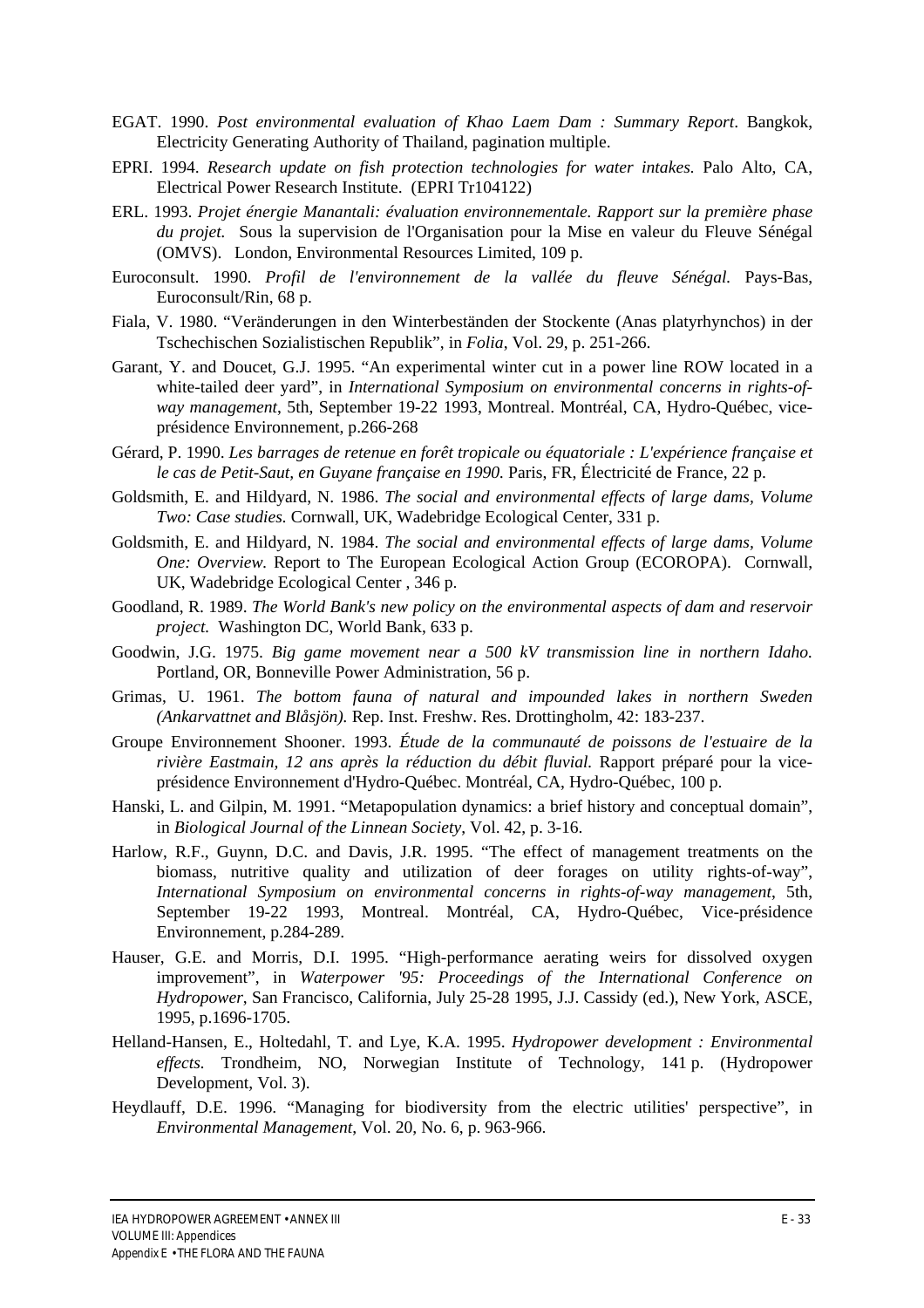EGAT. 1990. *Post environmental evaluation of Khao Laem Dam : Summary Report*. Bangkok, Electricity Generating Authority of Thailand, pagination multiple.

EPRI. 1994. *Research update on fish protection technologies for water intakes.* Palo Alto, CA, Electrical Power Research Institute. (EPRI Tr104122)

ERL. 1993. *Projet énergie Manantali: évaluation environnementale. Rapport sur la première phase du projet.* Sous la supervision de l'Organisation pour la Mise en valeur du Fleuve Sénégal (OMVS). London, Environmental Resources Limited, 109 p.

Euroconsult. 1990. *Profil de l'environnement de la vallée du fleuve Sénégal.* Pays-Bas, Euroconsult/Rin, 68 p.

Fiala, V. 1980. "Veränderungen in den Winterbeständen der Stockente (Anas platyrhynchos) in der Tschechischen Sozialistischen Republik", in *Folia*, Vol. 29, p. 251-266.

Garant, Y. and Doucet, G.J. 1995. "An experimental winter cut in a power line ROW located in a white-tailed deer yard", in *International Symposium on environmental concerns in rights-of-way management*, 5th, September 19-22 1993, Montreal. Montréal, CA, Hydro-Québec, vice-présidence Environnement, p.266-268

Gérard, P. 1990. *Les barrages de retenue en forêt tropicale ou équatoriale : L'expérience française et le cas de Petit-Saut, en Guyane française en 1990.* Paris, FR, Électricité de France, 22 p.

Goldsmith, E. and Hildyard, N. 1986. *The social and environmental effects of large dams, Volume Two: Case studies.* Cornwall, UK, Wadebridge Ecological Center, 331 p.

Goldsmith, E. and Hildyard, N. 1984. *The social and environmental effects of large dams, Volume One: Overview.* Report to The European Ecological Action Group (ECOROPA). Cornwall, UK, Wadebridge Ecological Center , 346 p.

Goodland, R. 1989. *The World Bank's new policy on the environmental aspects of dam and reservoir project.* Washington DC, World Bank, 633 p.

Goodwin, J.G. 1975. *Big game movement near a 500 kV transmission line in northern Idaho.* Portland, OR, Bonneville Power Administration, 56 p.

Grimas, U. 1961. *The bottom fauna of natural and impounded lakes in northern Sweden (Ankarvattnet and Blåsjön).* Rep. Inst. Freshw. Res. Drottingholm, 42: 183-237.

Groupe Environnement Shooner. 1993. *Étude de la communauté de poissons de l'estuaire de la rivière Eastmain, 12 ans après la réduction du débit fluvial.* Rapport préparé pour la vice-présidence Environnement d'Hydro-Québec. Montréal, CA, Hydro-Québec, 100 p.

Hanski, L. and Gilpin, M. 1991. "Metapopulation dynamics: a brief history and conceptual domain", in *Biological Journal of the Linnean Society*, Vol. 42, p. 3-16.

Harlow, R.F., Guynn, D.C. and Davis, J.R. 1995. "The effect of management treatments on the biomass, nutritive quality and utilization of deer forages on utility rights-of-way", *International Symposium on environmental concerns in rights-of-way management*, 5th, September 19-22 1993, Montreal. Montréal, CA, Hydro-Québec, Vice-présidence Environnement, p.284-289.

Hauser, G.E. and Morris, D.I. 1995. "High-performance aerating weirs for dissolved oxygen improvement", in *Waterpower '95: Proceedings of the International Conference on Hydropower*, San Francisco, California, July 25-28 1995, J.J. Cassidy (ed.), New York, ASCE, 1995, p.1696-1705.

Helland-Hansen, E., Holtedahl, T. and Lye, K.A. 1995. *Hydropower development : Environmental effects.* Trondheim, NO, Norwegian Institute of Technology, 141 p. (Hydropower Development, Vol. 3).

Heydlauff, D.E. 1996. "Managing for biodiversity from the electric utilities' perspective", in *Environmental Management*, Vol. 20, No. 6, p. 963-966.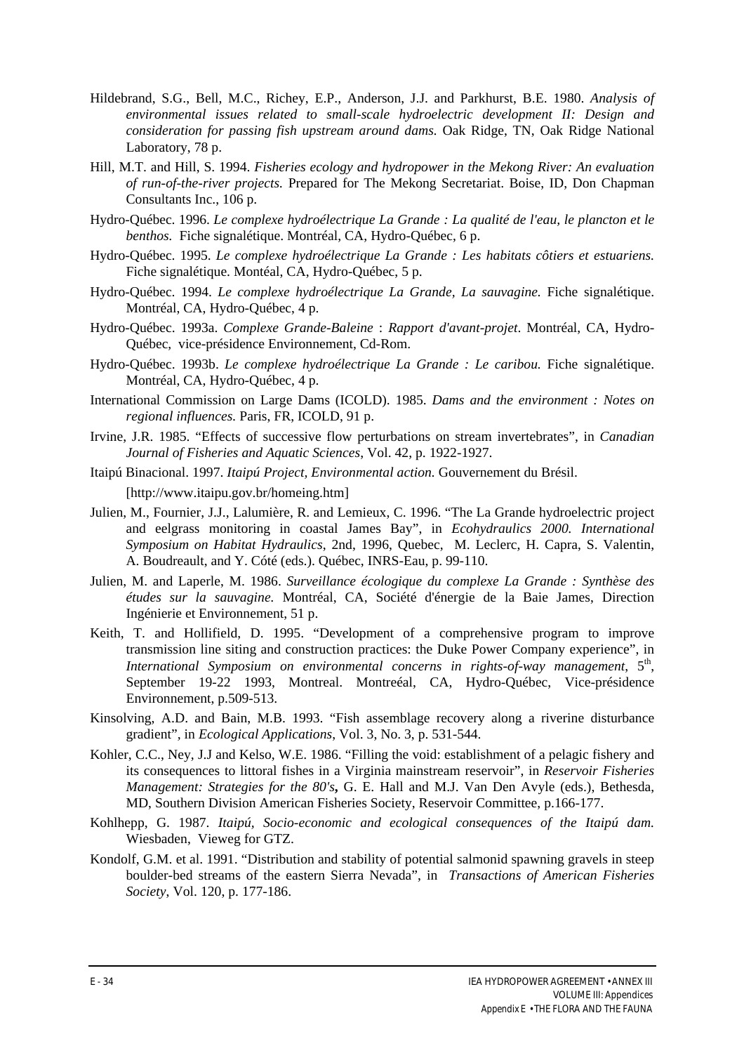Hildebrand, S.G., Bell, M.C., Richey, E.P., Anderson, J.J. and Parkhurst, B.E. 1980. *Analysis of environmental issues related to small-scale hydroelectric development II: Design and consideration for passing fish upstream around dams.* Oak Ridge, TN, Oak Ridge National Laboratory, 78 p.

Hill, M.T. and Hill, S. 1994. *Fisheries ecology and hydropower in the Mekong River: An evaluation of run-of-the-river projects.* Prepared for The Mekong Secretariat. Boise, ID, Don Chapman Consultants Inc., 106 p.

Hydro-Québec. 1996. *Le complexe hydroélectrique La Grande : La qualité de l'eau, le plancton et le benthos.* Fiche signalétique. Montréal, CA, Hydro-Québec, 6 p.

Hydro-Québec. 1995. *Le complexe hydroélectrique La Grande : Les habitats côtiers et estuariens.* Fiche signalétique. Montéal, CA, Hydro-Québec, 5 p.

Hydro-Québec. 1994. *Le complexe hydroélectrique La Grande, La sauvagine.* Fiche signalétique. Montréal, CA, Hydro-Québec, 4 p.

Hydro-Québec. 1993a. *Complexe Grande-Baleine* : *Rapport d'avant-projet*. Montréal, CA, Hydro-Québec, vice-présidence Environnement, Cd-Rom.

Hydro-Québec. 1993b. *Le complexe hydroélectrique La Grande : Le caribou.* Fiche signalétique. Montréal, CA, Hydro-Québec, 4 p.

International Commission on Large Dams (ICOLD). 1985. *Dams and the environment : Notes on regional influences.* Paris, FR, ICOLD, 91 p.

Irvine, J.R. 1985. "Effects of successive flow perturbations on stream invertebrates", in *Canadian Journal of Fisheries and Aquatic Sciences*, Vol. 42, p. 1922-1927.

Itaipú Binacional. 1997. *Itaipú Project, Environmental action.* Gouvernement du Brésil.

[http://www.itaipu.gov.br/homeing.htm]

Julien, M., Fournier, J.J., Lalumière, R. and Lemieux, C. 1996. "The La Grande hydroelectric project and eelgrass monitoring in coastal James Bay", in *Ecohydraulics 2000. International Symposium on Habitat Hydraulics*, 2nd, 1996, Quebec, M. Leclerc, H. Capra, S. Valentin, A. Boudreault, and Y. Cóté (eds.). Québec, INRS-Eau, p. 99-110.

Julien, M. and Laperle, M. 1986. *Surveillance écologique du complexe La Grande : Synthèse des études sur la sauvagine.* Montréal, CA, Société d'énergie de la Baie James, Direction Ingénierie et Environnement, 51 p.

Keith, T. and Hollifield, D. 1995. "Development of a comprehensive program to improve transmission line siting and construction practices: the Duke Power Company experience", in *International Symposium on environmental concerns in rights-of-way management*, 5th, September 19-22 1993, Montreal. Montreéal, CA, Hydro-Québec, Vice-présidence Environnement, p.509-513.

Kinsolving, A.D. and Bain, M.B. 1993. "Fish assemblage recovery along a riverine disturbance gradient", in *Ecological Applications*, Vol. 3, No. 3, p. 531-544.

Kohler, C.C., Ney, J.J and Kelso, W.E. 1986. "Filling the void: establishment of a pelagic fishery and its consequences to littoral fishes in a Virginia mainstream reservoir", in *Reservoir Fisheries Management: Strategies for the 80's***,** G. E. Hall and M.J. Van Den Avyle (eds.), Bethesda, MD, Southern Division American Fisheries Society, Reservoir Committee, p.166-177.

Kohlhepp, G. 1987. *Itaipú, Socio-economic and ecological consequences of the Itaipú dam.* Wiesbaden, Vieweg for GTZ.

Kondolf, G.M. et al. 1991. "Distribution and stability of potential salmonid spawning gravels in steep boulder-bed streams of the eastern Sierra Nevada", in *Transactions of American Fisheries Society*, Vol. 120, p. 177-186.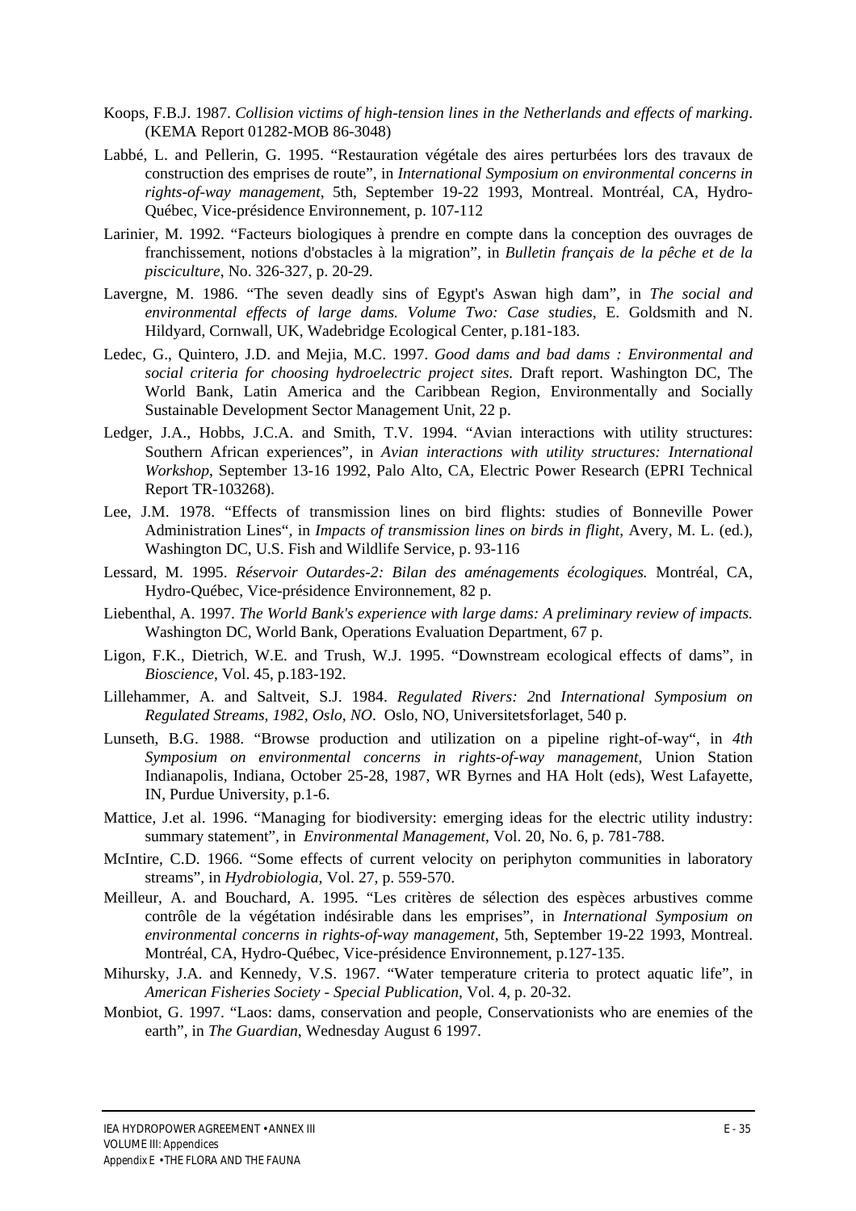Koops, F.B.J. 1987. *Collision victims of high-tension lines in the Netherlands and effects of marking*. (KEMA Report 01282-MOB 86-3048)

Labbé, L. and Pellerin, G. 1995. "Restauration végétale des aires perturbées lors des travaux de construction des emprises de route", in *International Symposium on environmental concerns in rights-of-way management*, 5th, September 19-22 1993, Montreal. Montréal, CA, Hydro-Québec, Vice-présidence Environnement, p. 107-112

Larinier, M. 1992. "Facteurs biologiques à prendre en compte dans la conception des ouvrages de franchissement, notions d'obstacles à la migration", in *Bulletin français de la pêche et de la pisciculture*, No. 326-327, p. 20-29.

Lavergne, M. 1986. "The seven deadly sins of Egypt's Aswan high dam", in *The social and environmental effects of large dams. Volume Two: Case studies*, E. Goldsmith and N. Hildyard, Cornwall, UK, Wadebridge Ecological Center, p.181-183.

Ledec, G., Quintero, J.D. and Mejia, M.C. 1997. *Good dams and bad dams : Environmental and social criteria for choosing hydroelectric project sites.* Draft report. Washington DC, The World Bank, Latin America and the Caribbean Region, Environmentally and Socially Sustainable Development Sector Management Unit, 22 p.

Ledger, J.A., Hobbs, J.C.A. and Smith, T.V. 1994. "Avian interactions with utility structures: Southern African experiences", in *Avian interactions with utility structures: International Workshop*, September 13-16 1992, Palo Alto, CA, Electric Power Research (EPRI Technical Report TR-103268).

Lee, J.M. 1978. "Effects of transmission lines on bird flights: studies of Bonneville Power Administration Lines", in *Impacts of transmission lines on birds in flight*, Avery, M. L. (ed.), Washington DC, U.S. Fish and Wildlife Service, p. 93-116

Lessard, M. 1995. *Réservoir Outardes-2: Bilan des aménagements écologiques.* Montréal, CA, Hydro-Québec, Vice-présidence Environnement, 82 p.

Liebenthal, A. 1997. *The World Bank's experience with large dams: A preliminary review of impacts.* Washington DC, World Bank, Operations Evaluation Department, 67 p.

Ligon, F.K., Dietrich, W.E. and Trush, W.J. 1995. "Downstream ecological effects of dams", in *Bioscience*, Vol. 45, p.183-192.

Lillehammer, A. and Saltveit, S.J. 1984. *Regulated Rivers: 2nd International Symposium on Regulated Streams, 1982, Oslo, NO*. Oslo, NO, Universitetsforlaget, 540 p.

Lunseth, B.G. 1988. "Browse production and utilization on a pipeline right-of-way", in *4th Symposium on environmental concerns in rights-of-way management*, Union Station Indianapolis, Indiana, October 25-28, 1987, WR Byrnes and HA Holt (eds), West Lafayette, IN, Purdue University, p.1-6.

Mattice, J.et al. 1996. "Managing for biodiversity: emerging ideas for the electric utility industry: summary statement", in *Environmental Management*, Vol. 20, No. 6, p. 781-788.

McIntire, C.D. 1966. "Some effects of current velocity on periphyton communities in laboratory streams", in *Hydrobiologia*, Vol. 27, p. 559-570.

Meilleur, A. and Bouchard, A. 1995. "Les critères de sélection des espèces arbustives comme contrôle de la végétation indésirable dans les emprises", in *International Symposium on environmental concerns in rights-of-way management*, 5th, September 19-22 1993, Montreal. Montréal, CA, Hydro-Québec, Vice-présidence Environnement, p.127-135.

Mihursky, J.A. and Kennedy, V.S. 1967. "Water temperature criteria to protect aquatic life", in *American Fisheries Society - Special Publication*, Vol. 4, p. 20-32.

Monbiot, G. 1997. "Laos: dams, conservation and people, Conservationists who are enemies of the earth", in *The Guardian*, Wednesday August 6 1997.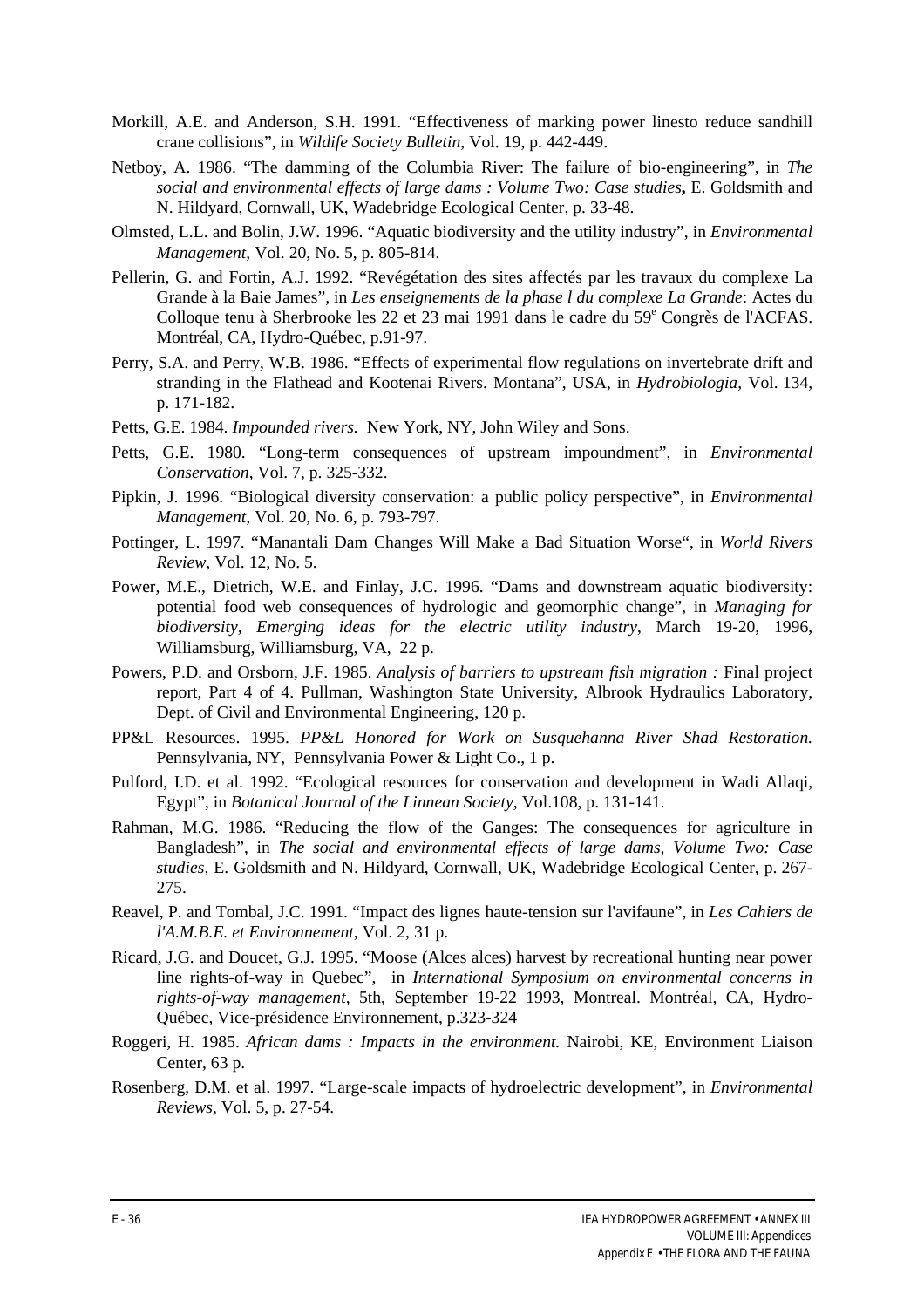Morkill, A.E. and Anderson, S.H. 1991. "Effectiveness of marking power linesto reduce sandhill crane collisions", in *Wildife Society Bulletin*, Vol. 19, p. 442-449.

Netboy, A. 1986. "The damming of the Columbia River: The failure of bio-engineering", in *The social and environmental effects of large dams : Volume Two: Case studies***,** E. Goldsmith and N. Hildyard, Cornwall, UK, Wadebridge Ecological Center, p. 33-48.

Olmsted, L.L. and Bolin, J.W. 1996. "Aquatic biodiversity and the utility industry", in *Environmental Management*, Vol. 20, No. 5, p. 805-814.

Pellerin, G. and Fortin, A.J. 1992. "Revégétation des sites affectés par les travaux du complexe La Grande à la Baie James", in *Les enseignements de la phase l du complexe La Grande*: Actes du Colloque tenu à Sherbrooke les 22 et 23 mai 1991 dans le cadre du 59e Congrès de l'ACFAS. Montréal, CA, Hydro-Québec, p.91-97.

Perry, S.A. and Perry, W.B. 1986. "Effects of experimental flow regulations on invertebrate drift and stranding in the Flathead and Kootenai Rivers. Montana", USA, in *Hydrobiologia*, Vol. 134, p. 171-182.

Petts, G.E. 1984. *Impounded rivers.* New York, NY, John Wiley and Sons.

Petts, G.E. 1980. "Long-term consequences of upstream impoundment", in *Environmental Conservation*, Vol. 7, p. 325-332.

Pipkin, J. 1996. "Biological diversity conservation: a public policy perspective", in *Environmental Management*, Vol. 20, No. 6, p. 793-797.

Pottinger, L. 1997. "Manantali Dam Changes Will Make a Bad Situation Worse", in *World Rivers Review*, Vol. 12, No. 5.

Power, M.E., Dietrich, W.E. and Finlay, J.C. 1996. "Dams and downstream aquatic biodiversity: potential food web consequences of hydrologic and geomorphic change", in *Managing for biodiversity, Emerging ideas for the electric utility industry*, March 19-20, 1996, Williamsburg, Williamsburg, VA, 22 p.

Powers, P.D. and Orsborn, J.F. 1985. *Analysis of barriers to upstream fish migration :* Final project report, Part 4 of 4. Pullman, Washington State University, Albrook Hydraulics Laboratory, Dept. of Civil and Environmental Engineering, 120 p.

PP&L Resources. 1995. *PP&L Honored for Work on Susquehanna River Shad Restoration.* Pennsylvania, NY, Pennsylvania Power & Light Co., 1 p.

Pulford, I.D. et al. 1992. "Ecological resources for conservation and development in Wadi Allaqi, Egypt", in *Botanical Journal of the Linnean Society*, Vol.108, p. 131-141.

Rahman, M.G. 1986. "Reducing the flow of the Ganges: The consequences for agriculture in Bangladesh", in *The social and environmental effects of large dams, Volume Two: Case studies*, E. Goldsmith and N. Hildyard, Cornwall, UK, Wadebridge Ecological Center, p. 267-275.

Reavel, P. and Tombal, J.C. 1991. "Impact des lignes haute-tension sur l'avifaune", in *Les Cahiers de l'A.M.B.E. et Environnement*, Vol. 2, 31 p.

Ricard, J.G. and Doucet, G.J. 1995. "Moose (Alces alces) harvest by recreational hunting near power line rights-of-way in Quebec", in *International Symposium on environmental concerns in rights-of-way management*, 5th, September 19-22 1993, Montreal. Montréal, CA, Hydro-Québec, Vice-présidence Environnement, p.323-324

Roggeri, H. 1985. *African dams : Impacts in the environment.* Nairobi, KE, Environment Liaison Center, 63 p.

Rosenberg, D.M. et al. 1997. "Large-scale impacts of hydroelectric development", in *Environmental Reviews*, Vol. 5, p. 27-54.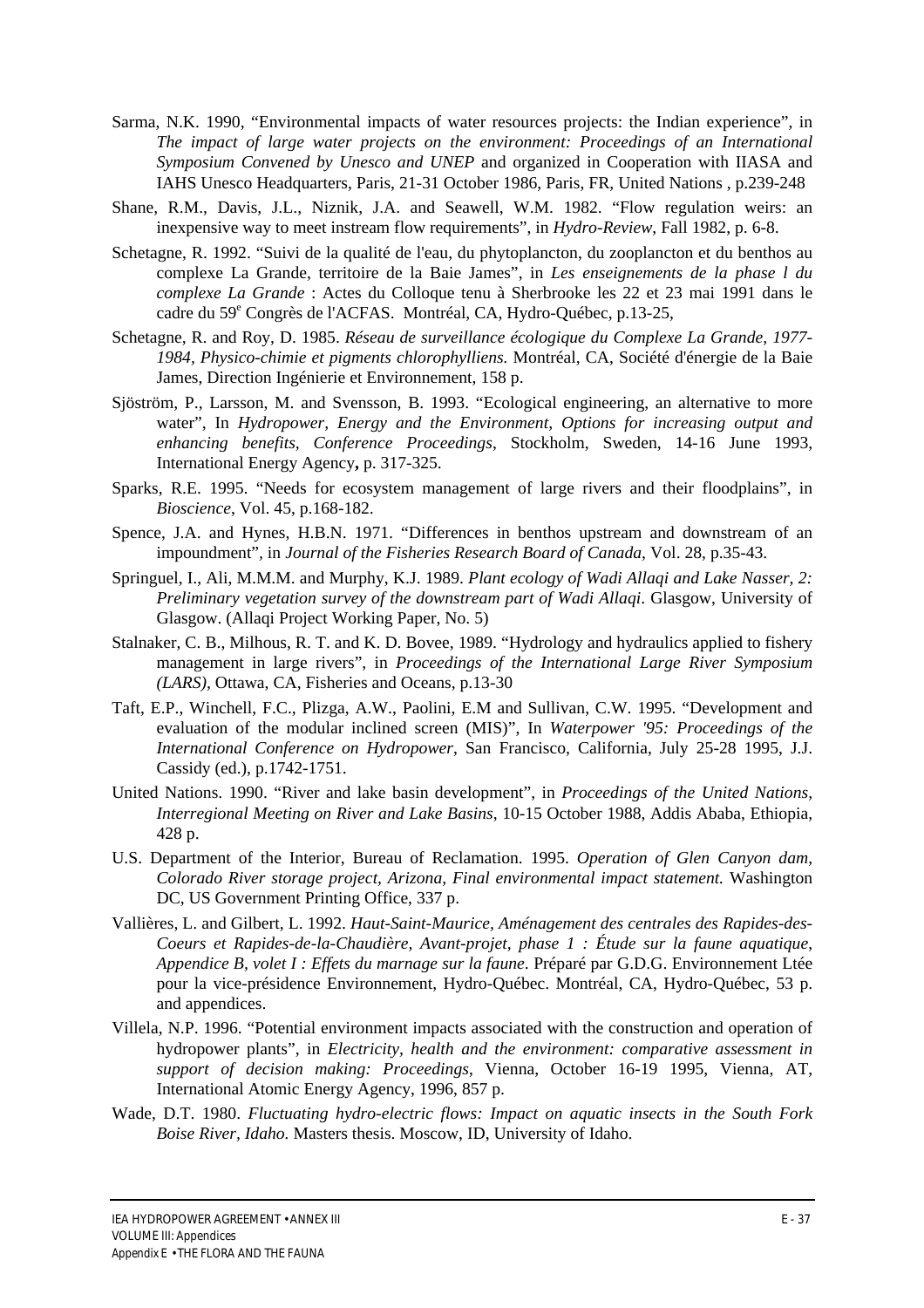Sarma, N.K. 1990, "Environmental impacts of water resources projects: the Indian experience", in *The impact of large water projects on the environment: Proceedings of an International Symposium Convened by Unesco and UNEP* and organized in Cooperation with IIASA and IAHS Unesco Headquarters, Paris, 21-31 October 1986, Paris, FR, United Nations , p.239-248

Shane, R.M., Davis, J.L., Niznik, J.A. and Seawell, W.M. 1982. "Flow regulation weirs: an inexpensive way to meet instream flow requirements", in *Hydro-Review*, Fall 1982, p. 6-8.

Schetagne, R. 1992. "Suivi de la qualité de l'eau, du phytoplancton, du zooplancton et du benthos au complexe La Grande, territoire de la Baie James", in *Les enseignements de la phase l du complexe La Grande* : Actes du Colloque tenu à Sherbrooke les 22 et 23 mai 1991 dans le cadre du 59e Congrès de l'ACFAS. Montréal, CA, Hydro-Québec, p.13-25,

Schetagne, R. and Roy, D. 1985. *Réseau de surveillance écologique du Complexe La Grande, 1977-1984, Physico-chimie et pigments chlorophylliens.* Montréal, CA, Société d'énergie de la Baie James, Direction Ingénierie et Environnement, 158 p.

Sjöström, P., Larsson, M. and Svensson, B. 1993. "Ecological engineering, an alternative to more water", In *Hydropower, Energy and the Environment, Options for increasing output and enhancing benefits, Conference Proceedings*, Stockholm, Sweden, 14-16 June 1993, International Energy Agency**,** p. 317-325.

Sparks, R.E. 1995. "Needs for ecosystem management of large rivers and their floodplains", in *Bioscience*, Vol. 45, p.168-182.

Spence, J.A. and Hynes, H.B.N. 1971. "Differences in benthos upstream and downstream of an impoundment", in *Journal of the Fisheries Research Board of Canada*, Vol. 28, p.35-43.

Springuel, I., Ali, M.M.M. and Murphy, K.J. 1989. *Plant ecology of Wadi Allaqi and Lake Nasser, 2: Preliminary vegetation survey of the downstream part of Wadi Allaqi*. Glasgow, University of Glasgow. (Allaqi Project Working Paper, No. 5)

Stalnaker, C. B., Milhous, R. T. and K. D. Bovee, 1989. "Hydrology and hydraulics applied to fishery management in large rivers", in *Proceedings of the International Large River Symposium (LARS)*, Ottawa, CA, Fisheries and Oceans, p.13-30

Taft, E.P., Winchell, F.C., Plizga, A.W., Paolini, E.M and Sullivan, C.W. 1995. "Development and evaluation of the modular inclined screen (MIS)", In *Waterpower '95: Proceedings of the International Conference on Hydropower*, San Francisco, California, July 25-28 1995, J.J. Cassidy (ed.), p.1742-1751.

United Nations. 1990. "River and lake basin development", in *Proceedings of the United Nations, Interregional Meeting on River and Lake Basins*, 10-15 October 1988, Addis Ababa, Ethiopia, 428 p.

U.S. Department of the Interior, Bureau of Reclamation. 1995. *Operation of Glen Canyon dam, Colorado River storage project, Arizona, Final environmental impact statement.* Washington DC, US Government Printing Office, 337 p.

Vallières, L. and Gilbert, L. 1992. *Haut-Saint-Maurice, Aménagement des centrales des Rapides-des-Coeurs et Rapides-de-la-Chaudière, Avant-projet, phase 1 : Étude sur la faune aquatique, Appendice B, volet I : Effets du marnage sur la faune*. Préparé par G.D.G. Environnement Ltée pour la vice-présidence Environnement, Hydro-Québec. Montréal, CA, Hydro-Québec, 53 p. and appendices.

Villela, N.P. 1996. "Potential environment impacts associated with the construction and operation of hydropower plants", in *Electricity, health and the environment: comparative assessment in support of decision making: Proceedings*, Vienna, October 16-19 1995, Vienna, AT, International Atomic Energy Agency, 1996, 857 p.

Wade, D.T. 1980. *Fluctuating hydro-electric flows: Impact on aquatic insects in the South Fork Boise River, Idaho.* Masters thesis. Moscow, ID, University of Idaho.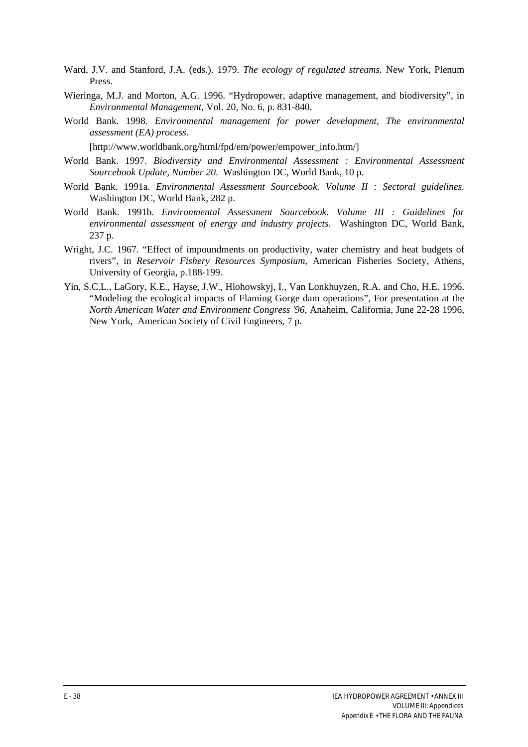Ward, J.V. and Stanford, J.A. (eds.). 1979. *The ecology of regulated streams.* New York, Plenum Press.

Wieringa, M.J. and Morton, A.G. 1996. "Hydropower, adaptive management, and biodiversity", in *Environmental Management*, Vol. 20, No. 6, p. 831-840.

World Bank. 1998. *Environmental management for power development, The environmental assessment (EA) process.*

[http://www.worldbank.org/html/fpd/em/power/empower_info.htm/]

World Bank. 1997. *Biodiversity and Environmental Assessment : Environmental Assessment Sourcebook Update, Number 20.* Washington DC, World Bank, 10 p.

World Bank. 1991a. *Environmental Assessment Sourcebook. Volume II : Sectoral guidelines.* Washington DC, World Bank, 282 p.

World Bank. 1991b. *Environmental Assessment Sourcebook. Volume III : Guidelines for environmental assessment of energy and industry projects.* Washington DC, World Bank, 237 p.

Wright, J.C. 1967. "Effect of impoundments on productivity, water chemistry and heat budgets of rivers", in *Reservoir Fishery Resources Symposium*, American Fisheries Society, Athens, University of Georgia, p.188-199.

Yin, S.C.L., LaGory, K.E., Hayse, J.W., Hlohowskyj, I., Van Lonkhuyzen, R.A. and Cho, H.E. 1996. "Modeling the ecological impacts of Flaming Gorge dam operations", For presentation at the *North American Water and Environment Congress '96*, Anaheim, California, June 22-28 1996, New York, American Society of Civil Engineers, 7 p.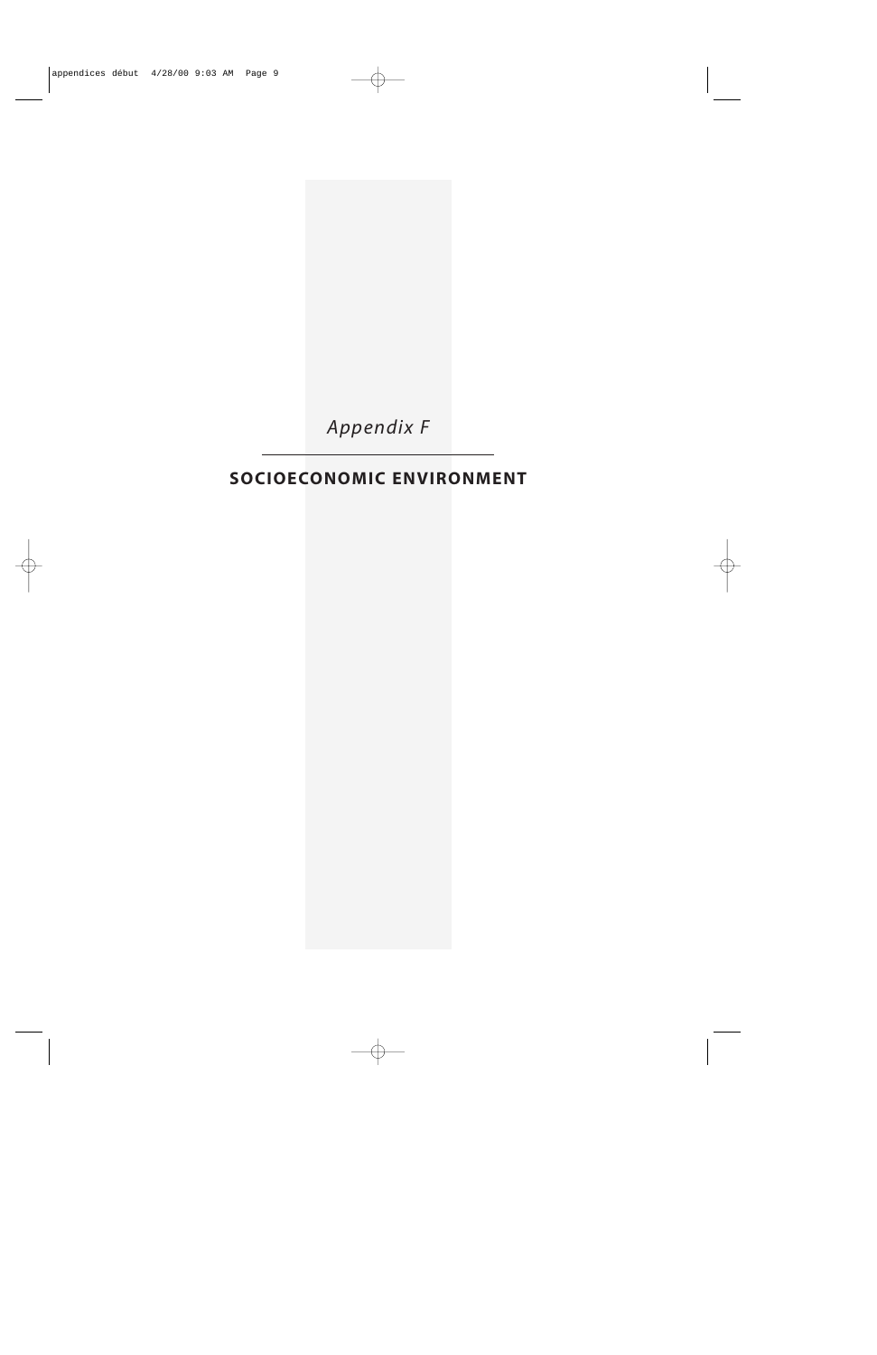*Appendix F*

# SOCIOECONOMIC ENVIRONMENT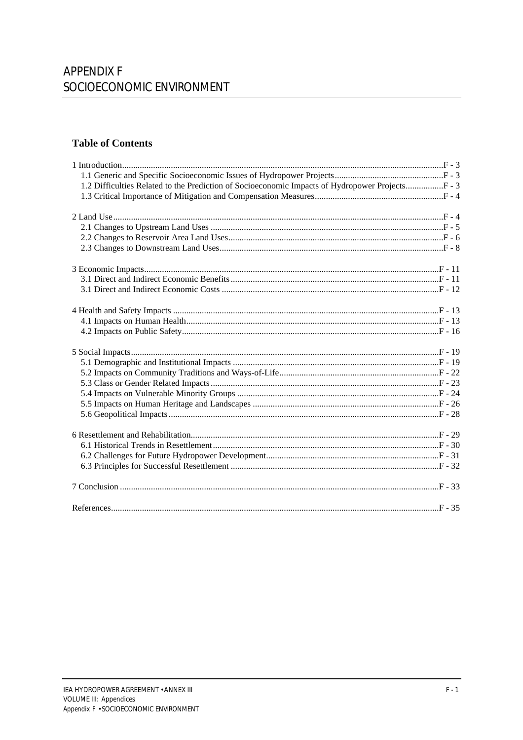# APPENDIX F
# SOCIOECONOMIC ENVIRONMENT

## Table of Contents

1 Introduction .......................................................... F - 3
- 1.1 Generic and Specific Socioeconomic Issues of Hydropower Projects .......................................................... F - 3
- 1.2 Difficulties Related to the Prediction of Socioeconomic Impacts of Hydropower Projects .......................................................... F - 3
- 1.3 Critical Importance of Mitigation and Compensation Measures .......................................................... F - 4

2 Land Use .......................................................... F - 4
- 2.1 Changes to Upstream Land Uses .......................................................... F - 5
- 2.2 Changes to Reservoir Area Land Uses .......................................................... F - 6
- 2.3 Changes to Downstream Land Uses .......................................................... F - 8

3 Economic Impacts .......................................................... F - 11
- 3.1 Direct and Indirect Economic Benefits .......................................................... F - 11
- 3.1 Direct and Indirect Economic Costs .......................................................... F - 12

4 Health and Safety Impacts .......................................................... F - 13
- 4.1 Impacts on Human Health .......................................................... F - 13
- 4.2 Impacts on Public Safety .......................................................... F - 16

5 Social Impacts .......................................................... F - 19
- 5.1 Demographic and Institutional Impacts .......................................................... F - 19
- 5.2 Impacts on Community Traditions and Ways-of-Life .......................................................... F - 22
- 5.3 Class or Gender Related Impacts .......................................................... F - 23
- 5.4 Impacts on Vulnerable Minority Groups .......................................................... F - 24
- 5.5 Impacts on Human Heritage and Landscapes .......................................................... F - 26
- 5.6 Geopolitical Impacts .......................................................... F - 28

6 Resettlement and Rehabilitation .......................................................... F - 29
- 6.1 Historical Trends in Resettlement .......................................................... F - 30
- 6.2 Challenges for Future Hydropower Development .......................................................... F - 31
- 6.3 Principles for Successful Resettlement .......................................................... F - 32

7 Conclusion .......................................................... F - 33

References .......................................................... F - 35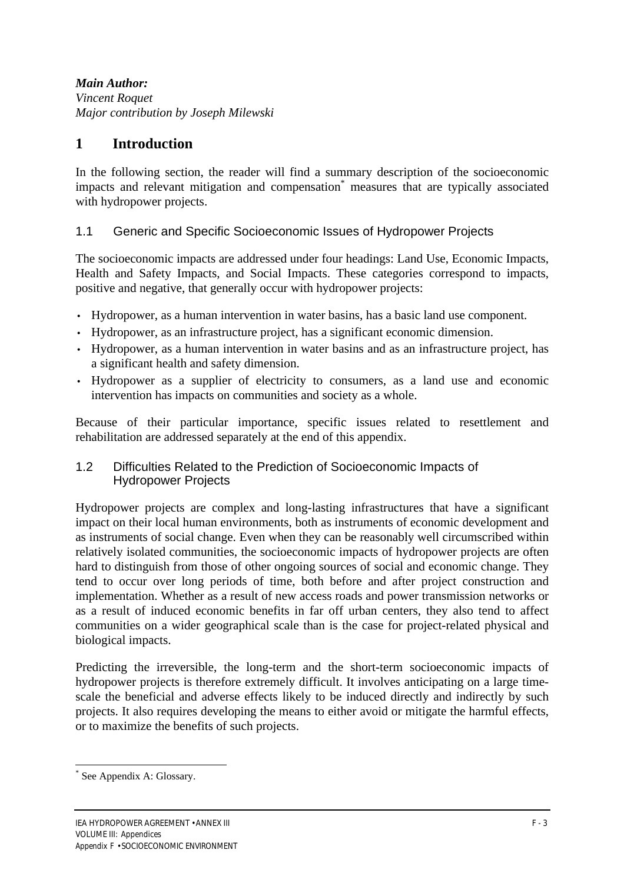***Main Author:***
*Vincent Roquet*
*Major contribution by Joseph Milewski*

# 1 Introduction

In the following section, the reader will find a summary description of the socioeconomic impacts and relevant mitigation and compensation[*] measures that are typically associated with hydropower projects.

## 1.1 Generic and Specific Socioeconomic Issues of Hydropower Projects

The socioeconomic impacts are addressed under four headings: Land Use, Economic Impacts, Health and Safety Impacts, and Social Impacts. These categories correspond to impacts, positive and negative, that generally occur with hydropower projects:

- Hydropower, as a human intervention in water basins, has a basic land use component.
- Hydropower, as an infrastructure project, has a significant economic dimension.
- Hydropower, as a human intervention in water basins and as an infrastructure project, has a significant health and safety dimension.
- Hydropower as a supplier of electricity to consumers, as a land use and economic intervention has impacts on communities and society as a whole.

Because of their particular importance, specific issues related to resettlement and rehabilitation are addressed separately at the end of this appendix.

## 1.2 Difficulties Related to the Prediction of Socioeconomic Impacts of Hydropower Projects

Hydropower projects are complex and long-lasting infrastructures that have a significant impact on their local human environments, both as instruments of economic development and as instruments of social change. Even when they can be reasonably well circumscribed within relatively isolated communities, the socioeconomic impacts of hydropower projects are often hard to distinguish from those of other ongoing sources of social and economic change. They tend to occur over long periods of time, both before and after project construction and implementation. Whether as a result of new access roads and power transmission networks or as a result of induced economic benefits in far off urban centers, they also tend to affect communities on a wider geographical scale than is the case for project-related physical and biological impacts.

Predicting the irreversible, the long-term and the short-term socioeconomic impacts of hydropower projects is therefore extremely difficult. It involves anticipating on a large time-scale the beneficial and adverse effects likely to be induced directly and indirectly by such projects. It also requires developing the means to either avoid or mitigate the harmful effects, or to maximize the benefits of such projects.

[*] See Appendix A: Glossary.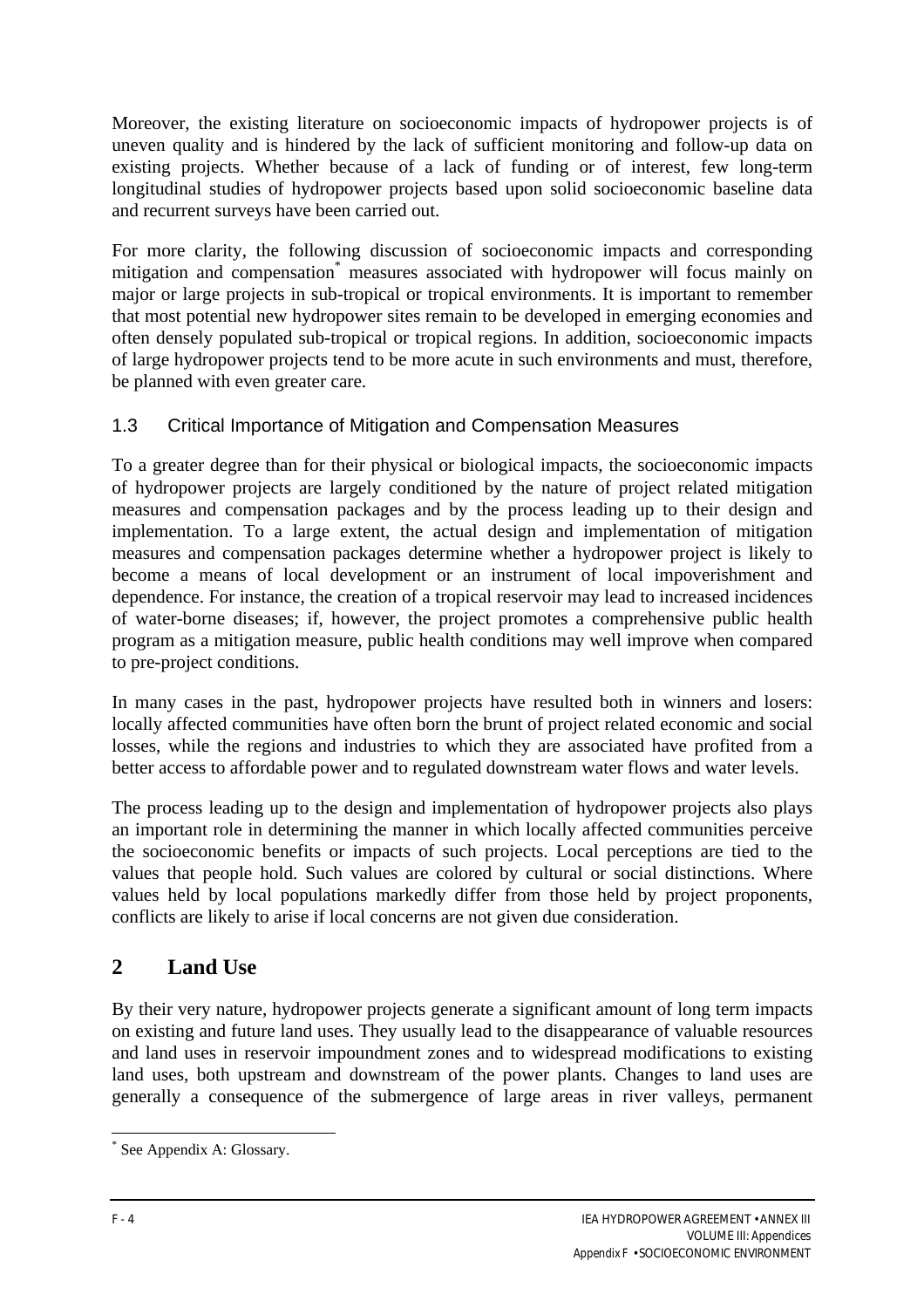Moreover, the existing literature on socioeconomic impacts of hydropower projects is of uneven quality and is hindered by the lack of sufficient monitoring and follow-up data on existing projects. Whether because of a lack of funding or of interest, few long-term longitudinal studies of hydropower projects based upon solid socioeconomic baseline data and recurrent surveys have been carried out.

For more clarity, the following discussion of socioeconomic impacts and corresponding mitigation and compensation* measures associated with hydropower will focus mainly on major or large projects in sub-tropical or tropical environments. It is important to remember that most potential new hydropower sites remain to be developed in emerging economies and often densely populated sub-tropical or tropical regions. In addition, socioeconomic impacts of large hydropower projects tend to be more acute in such environments and must, therefore, be planned with even greater care.

### 1.3 Critical Importance of Mitigation and Compensation Measures

To a greater degree than for their physical or biological impacts, the socioeconomic impacts of hydropower projects are largely conditioned by the nature of project related mitigation measures and compensation packages and by the process leading up to their design and implementation. To a large extent, the actual design and implementation of mitigation measures and compensation packages determine whether a hydropower project is likely to become a means of local development or an instrument of local impoverishment and dependence. For instance, the creation of a tropical reservoir may lead to increased incidences of water-borne diseases; if, however, the project promotes a comprehensive public health program as a mitigation measure, public health conditions may well improve when compared to pre-project conditions.

In many cases in the past, hydropower projects have resulted both in winners and losers: locally affected communities have often born the brunt of project related economic and social losses, while the regions and industries to which they are associated have profited from a better access to affordable power and to regulated downstream water flows and water levels.

The process leading up to the design and implementation of hydropower projects also plays an important role in determining the manner in which locally affected communities perceive the socioeconomic benefits or impacts of such projects. Local perceptions are tied to the values that people hold. Such values are colored by cultural or social distinctions. Where values held by local populations markedly differ from those held by project proponents, conflicts are likely to arise if local concerns are not given due consideration.

## 2 Land Use

By their very nature, hydropower projects generate a significant amount of long term impacts on existing and future land uses. They usually lead to the disappearance of valuable resources and land uses in reservoir impoundment zones and to widespread modifications to existing land uses, both upstream and downstream of the power plants. Changes to land uses are generally a consequence of the submergence of large areas in river valleys, permanent

* See Appendix A: Glossary.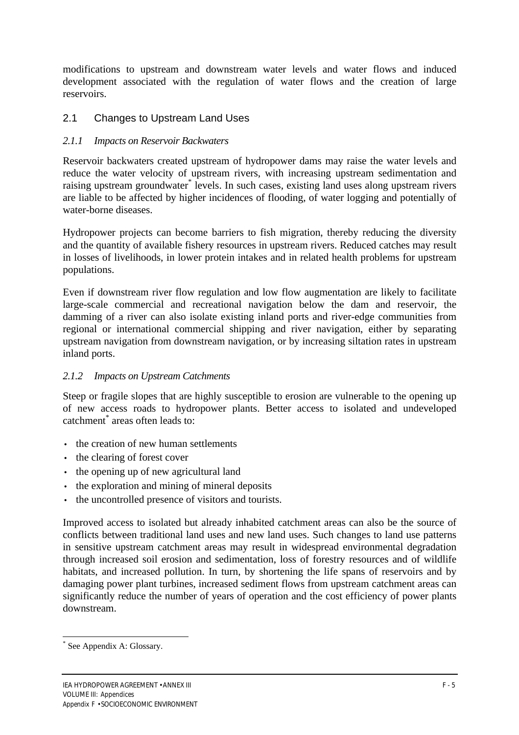modifications to upstream and downstream water levels and water flows and induced development associated with the regulation of water flows and the creation of large reservoirs.

## 2.1 Changes to Upstream Land Uses

### *2.1.1 Impacts on Reservoir Backwaters*

Reservoir backwaters created upstream of hydropower dams may raise the water levels and reduce the water velocity of upstream rivers, with increasing upstream sedimentation and raising upstream groundwater[*] levels. In such cases, existing land uses along upstream rivers are liable to be affected by higher incidences of flooding, of water logging and potentially of water-borne diseases.

Hydropower projects can become barriers to fish migration, thereby reducing the diversity and the quantity of available fishery resources in upstream rivers. Reduced catches may result in losses of livelihoods, in lower protein intakes and in related health problems for upstream populations.

Even if downstream river flow regulation and low flow augmentation are likely to facilitate large-scale commercial and recreational navigation below the dam and reservoir, the damming of a river can also isolate existing inland ports and river-edge communities from regional or international commercial shipping and river navigation, either by separating upstream navigation from downstream navigation, or by increasing siltation rates in upstream inland ports.

### *2.1.2 Impacts on Upstream Catchments*

Steep or fragile slopes that are highly susceptible to erosion are vulnerable to the opening up of new access roads to hydropower plants. Better access to isolated and undeveloped catchment[*] areas often leads to:

- the creation of new human settlements
- the clearing of forest cover
- the opening up of new agricultural land
- the exploration and mining of mineral deposits
- the uncontrolled presence of visitors and tourists.

Improved access to isolated but already inhabited catchment areas can also be the source of conflicts between traditional land uses and new land uses. Such changes to land use patterns in sensitive upstream catchment areas may result in widespread environmental degradation through increased soil erosion and sedimentation, loss of forestry resources and of wildlife habitats, and increased pollution. In turn, by shortening the life spans of reservoirs and by damaging power plant turbines, increased sediment flows from upstream catchment areas can significantly reduce the number of years of operation and the cost efficiency of power plants downstream.

---

[*] See Appendix A: Glossary.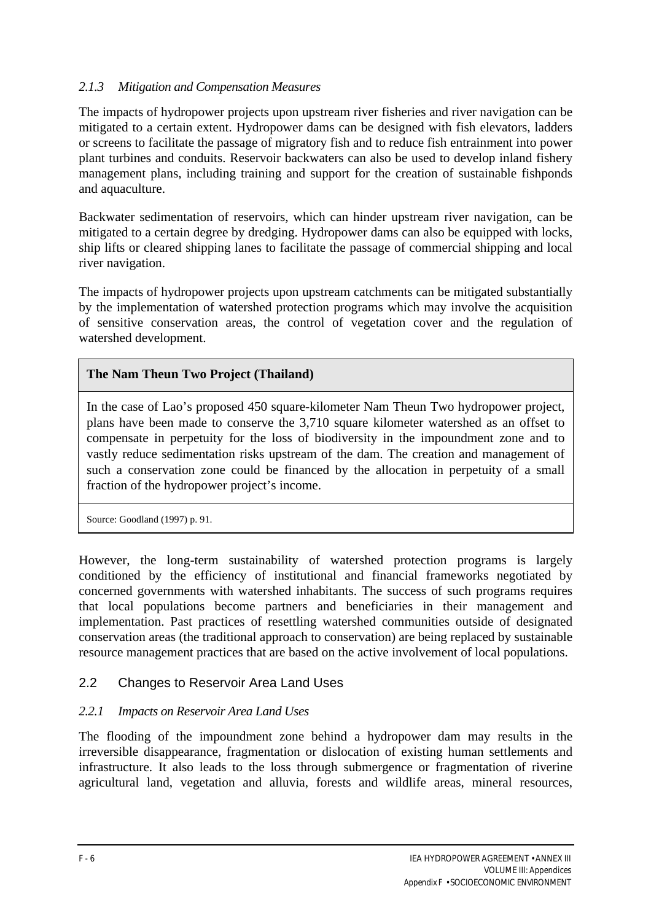### *2.1.3 Mitigation and Compensation Measures*

The impacts of hydropower projects upon upstream river fisheries and river navigation can be mitigated to a certain extent. Hydropower dams can be designed with fish elevators, ladders or screens to facilitate the passage of migratory fish and to reduce fish entrainment into power plant turbines and conduits. Reservoir backwaters can also be used to develop inland fishery management plans, including training and support for the creation of sustainable fishponds and aquaculture.

Backwater sedimentation of reservoirs, which can hinder upstream river navigation, can be mitigated to a certain degree by dredging. Hydropower dams can also be equipped with locks, ship lifts or cleared shipping lanes to facilitate the passage of commercial shipping and local river navigation.

The impacts of hydropower projects upon upstream catchments can be mitigated substantially by the implementation of watershed protection programs which may involve the acquisition of sensitive conservation areas, the control of vegetation cover and the regulation of watershed development.

> **The Nam Theun Two Project (Thailand)**
>
> In the case of Lao's proposed 450 square-kilometer Nam Theun Two hydropower project, plans have been made to conserve the 3,710 square kilometer watershed as an offset to compensate in perpetuity for the loss of biodiversity in the impoundment zone and to vastly reduce sedimentation risks upstream of the dam. The creation and management of such a conservation zone could be financed by the allocation in perpetuity of a small fraction of the hydropower project's income.
>
> Source: Goodland (1997) p. 91.

However, the long-term sustainability of watershed protection programs is largely conditioned by the efficiency of institutional and financial frameworks negotiated by concerned governments with watershed inhabitants. The success of such programs requires that local populations become partners and beneficiaries in their management and implementation. Past practices of resettling watershed communities outside of designated conservation areas (the traditional approach to conservation) are being replaced by sustainable resource management practices that are based on the active involvement of local populations.

## 2.2 Changes to Reservoir Area Land Uses

### *2.2.1 Impacts on Reservoir Area Land Uses*

The flooding of the impoundment zone behind a hydropower dam may results in the irreversible disappearance, fragmentation or dislocation of existing human settlements and infrastructure. It also leads to the loss through submergence or fragmentation of riverine agricultural land, vegetation and alluvia, forests and wildlife areas, mineral resources,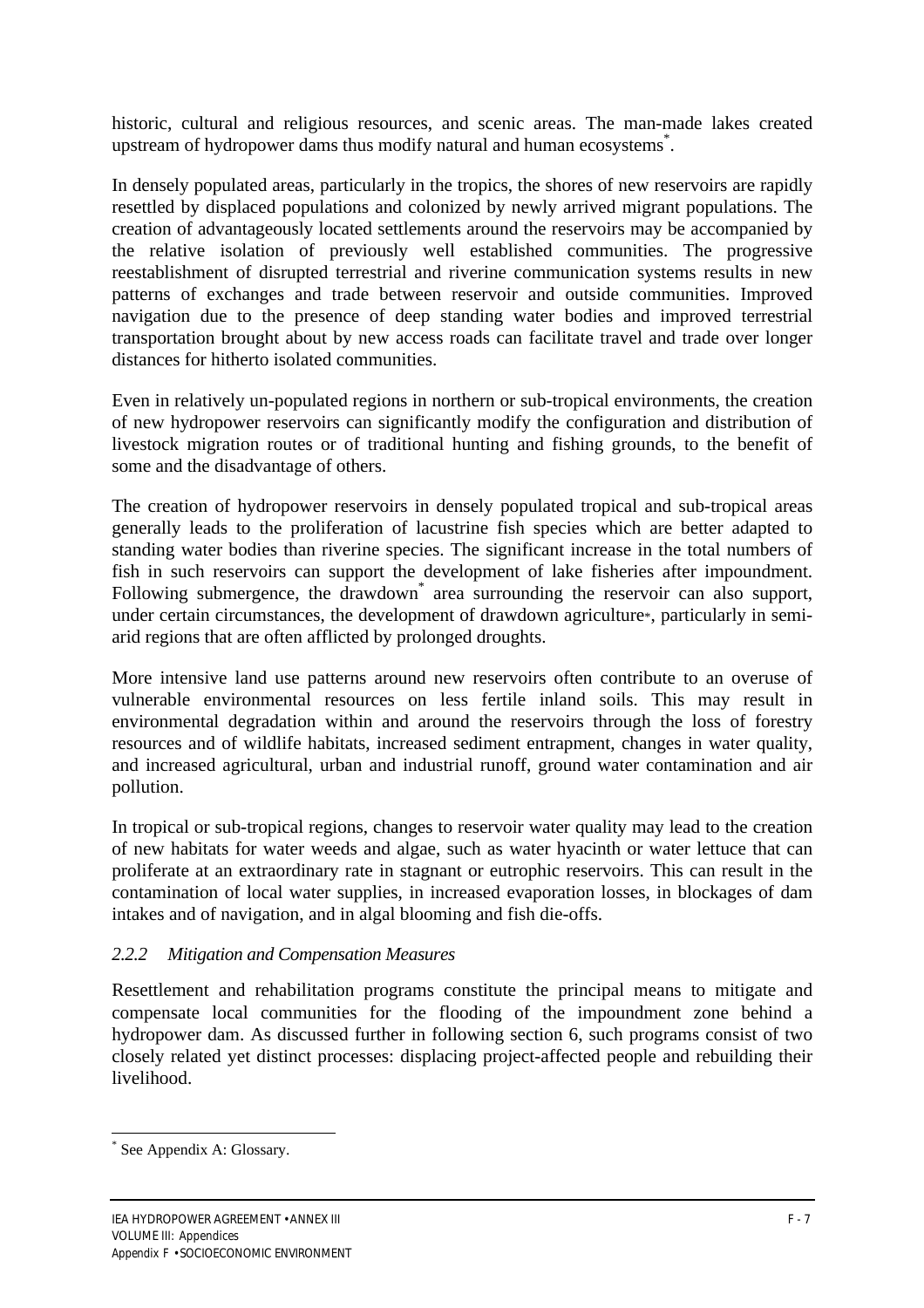historic, cultural and religious resources, and scenic areas. The man-made lakes created upstream of hydropower dams thus modify natural and human ecosystems*.

In densely populated areas, particularly in the tropics, the shores of new reservoirs are rapidly resettled by displaced populations and colonized by newly arrived migrant populations. The creation of advantageously located settlements around the reservoirs may be accompanied by the relative isolation of previously well established communities. The progressive reestablishment of disrupted terrestrial and riverine communication systems results in new patterns of exchanges and trade between reservoir and outside communities. Improved navigation due to the presence of deep standing water bodies and improved terrestrial transportation brought about by new access roads can facilitate travel and trade over longer distances for hitherto isolated communities.

Even in relatively un-populated regions in northern or sub-tropical environments, the creation of new hydropower reservoirs can significantly modify the configuration and distribution of livestock migration routes or of traditional hunting and fishing grounds, to the benefit of some and the disadvantage of others.

The creation of hydropower reservoirs in densely populated tropical and sub-tropical areas generally leads to the proliferation of lacustrine fish species which are better adapted to standing water bodies than riverine species. The significant increase in the total numbers of fish in such reservoirs can support the development of lake fisheries after impoundment. Following submergence, the drawdown* area surrounding the reservoir can also support, under certain circumstances, the development of drawdown agriculture*, particularly in semi-arid regions that are often afflicted by prolonged droughts.

More intensive land use patterns around new reservoirs often contribute to an overuse of vulnerable environmental resources on less fertile inland soils. This may result in environmental degradation within and around the reservoirs through the loss of forestry resources and of wildlife habitats, increased sediment entrapment, changes in water quality, and increased agricultural, urban and industrial runoff, ground water contamination and air pollution.

In tropical or sub-tropical regions, changes to reservoir water quality may lead to the creation of new habitats for water weeds and algae, such as water hyacinth or water lettuce that can proliferate at an extraordinary rate in stagnant or eutrophic reservoirs. This can result in the contamination of local water supplies, in increased evaporation losses, in blockages of dam intakes and of navigation, and in algal blooming and fish die-offs.

### *2.2.2 Mitigation and Compensation Measures*

Resettlement and rehabilitation programs constitute the principal means to mitigate and compensate local communities for the flooding of the impoundment zone behind a hydropower dam. As discussed further in following section 6, such programs consist of two closely related yet distinct processes: displacing project-affected people and rebuilding their livelihood.

---

* See Appendix A: Glossary.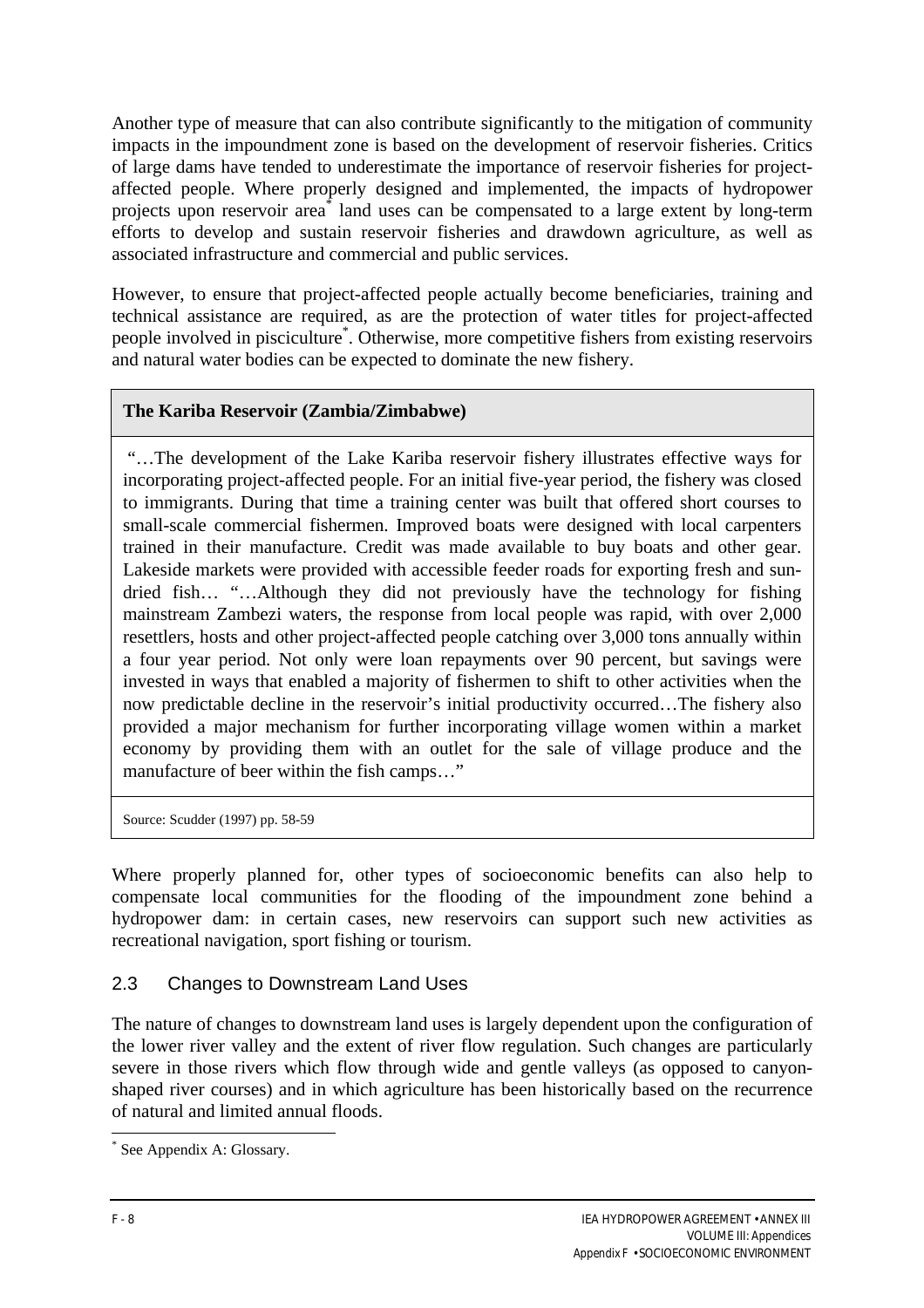Another type of measure that can also contribute significantly to the mitigation of community impacts in the impoundment zone is based on the development of reservoir fisheries. Critics of large dams have tended to underestimate the importance of reservoir fisheries for project-affected people. Where properly designed and implemented, the impacts of hydropower projects upon reservoir area* land uses can be compensated to a large extent by long-term efforts to develop and sustain reservoir fisheries and drawdown agriculture, as well as associated infrastructure and commercial and public services.

However, to ensure that project-affected people actually become beneficiaries, training and technical assistance are required, as are the protection of water titles for project-affected people involved in pisciculture*. Otherwise, more competitive fishers from existing reservoirs and natural water bodies can be expected to dominate the new fishery.

> **The Kariba Reservoir (Zambia/Zimbabwe)**
>
> "…The development of the Lake Kariba reservoir fishery illustrates effective ways for incorporating project-affected people. For an initial five-year period, the fishery was closed to immigrants. During that time a training center was built that offered short courses to small-scale commercial fishermen. Improved boats were designed with local carpenters trained in their manufacture. Credit was made available to buy boats and other gear. Lakeside markets were provided with accessible feeder roads for exporting fresh and sun-dried fish… "…Although they did not previously have the technology for fishing mainstream Zambezi waters, the response from local people was rapid, with over 2,000 resettlers, hosts and other project-affected people catching over 3,000 tons annually within a four year period. Not only were loan repayments over 90 percent, but savings were invested in ways that enabled a majority of fishermen to shift to other activities when the now predictable decline in the reservoir's initial productivity occurred…The fishery also provided a major mechanism for further incorporating village women within a market economy by providing them with an outlet for the sale of village produce and the manufacture of beer within the fish camps…"
>
> Source: Scudder (1997) pp. 58-59

Where properly planned for, other types of socioeconomic benefits can also help to compensate local communities for the flooding of the impoundment zone behind a hydropower dam: in certain cases, new reservoirs can support such new activities as recreational navigation, sport fishing or tourism.

## 2.3 Changes to Downstream Land Uses

The nature of changes to downstream land uses is largely dependent upon the configuration of the lower river valley and the extent of river flow regulation. Such changes are particularly severe in those rivers which flow through wide and gentle valleys (as opposed to canyon-shaped river courses) and in which agriculture has been historically based on the recurrence of natural and limited annual floods.

---

* See Appendix A: Glossary.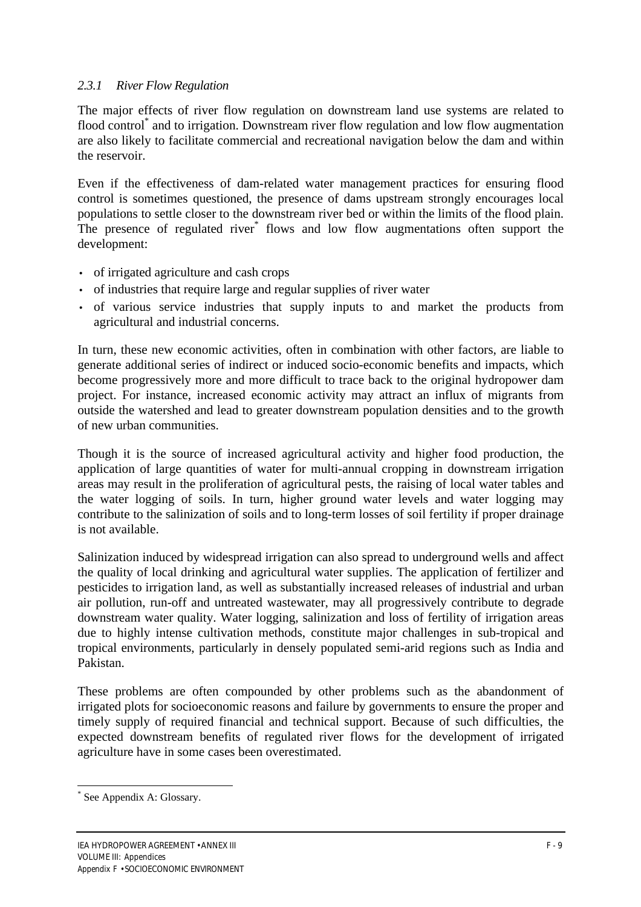### *2.3.1 River Flow Regulation*

The major effects of river flow regulation on downstream land use systems are related to flood control* and to irrigation. Downstream river flow regulation and low flow augmentation are also likely to facilitate commercial and recreational navigation below the dam and within the reservoir.

Even if the effectiveness of dam-related water management practices for ensuring flood control is sometimes questioned, the presence of dams upstream strongly encourages local populations to settle closer to the downstream river bed or within the limits of the flood plain. The presence of regulated river* flows and low flow augmentations often support the development:

- of irrigated agriculture and cash crops
- of industries that require large and regular supplies of river water
- of various service industries that supply inputs to and market the products from agricultural and industrial concerns.

In turn, these new economic activities, often in combination with other factors, are liable to generate additional series of indirect or induced socio-economic benefits and impacts, which become progressively more and more difficult to trace back to the original hydropower dam project. For instance, increased economic activity may attract an influx of migrants from outside the watershed and lead to greater downstream population densities and to the growth of new urban communities.

Though it is the source of increased agricultural activity and higher food production, the application of large quantities of water for multi-annual cropping in downstream irrigation areas may result in the proliferation of agricultural pests, the raising of local water tables and the water logging of soils. In turn, higher ground water levels and water logging may contribute to the salinization of soils and to long-term losses of soil fertility if proper drainage is not available.

Salinization induced by widespread irrigation can also spread to underground wells and affect the quality of local drinking and agricultural water supplies. The application of fertilizer and pesticides to irrigation land, as well as substantially increased releases of industrial and urban air pollution, run-off and untreated wastewater, may all progressively contribute to degrade downstream water quality. Water logging, salinization and loss of fertility of irrigation areas due to highly intense cultivation methods, constitute major challenges in sub-tropical and tropical environments, particularly in densely populated semi-arid regions such as India and Pakistan.

These problems are often compounded by other problems such as the abandonment of irrigated plots for socioeconomic reasons and failure by governments to ensure the proper and timely supply of required financial and technical support. Because of such difficulties, the expected downstream benefits of regulated river flows for the development of irrigated agriculture have in some cases been overestimated.

---

* See Appendix A: Glossary.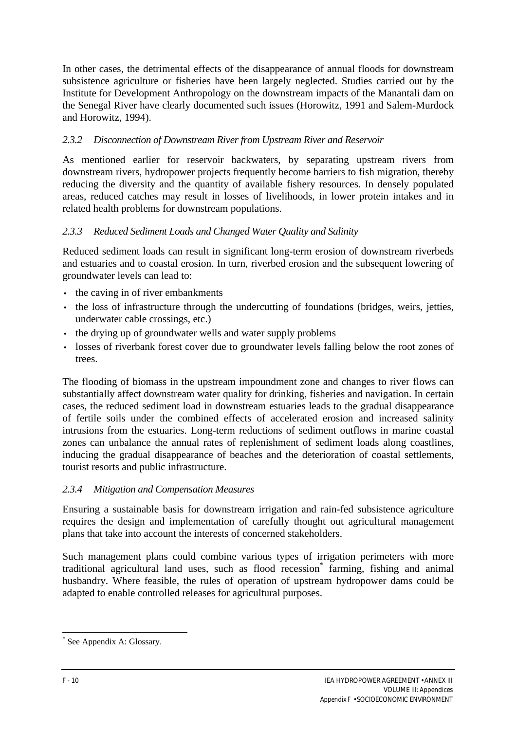In other cases, the detrimental effects of the disappearance of annual floods for downstream subsistence agriculture or fisheries have been largely neglected. Studies carried out by the Institute for Development Anthropology on the downstream impacts of the Manantali dam on the Senegal River have clearly documented such issues (Horowitz, 1991 and Salem-Murdock and Horowitz, 1994).

### *2.3.2 Disconnection of Downstream River from Upstream River and Reservoir*

As mentioned earlier for reservoir backwaters, by separating upstream rivers from downstream rivers, hydropower projects frequently become barriers to fish migration, thereby reducing the diversity and the quantity of available fishery resources. In densely populated areas, reduced catches may result in losses of livelihoods, in lower protein intakes and in related health problems for downstream populations.

### *2.3.3 Reduced Sediment Loads and Changed Water Quality and Salinity*

Reduced sediment loads can result in significant long-term erosion of downstream riverbeds and estuaries and to coastal erosion. In turn, riverbed erosion and the subsequent lowering of groundwater levels can lead to:

- the caving in of river embankments
- the loss of infrastructure through the undercutting of foundations (bridges, weirs, jetties, underwater cable crossings, etc.)
- the drying up of groundwater wells and water supply problems
- losses of riverbank forest cover due to groundwater levels falling below the root zones of trees.

The flooding of biomass in the upstream impoundment zone and changes to river flows can substantially affect downstream water quality for drinking, fisheries and navigation. In certain cases, the reduced sediment load in downstream estuaries leads to the gradual disappearance of fertile soils under the combined effects of accelerated erosion and increased salinity intrusions from the estuaries. Long-term reductions of sediment outflows in marine coastal zones can unbalance the annual rates of replenishment of sediment loads along coastlines, inducing the gradual disappearance of beaches and the deterioration of coastal settlements, tourist resorts and public infrastructure.

### *2.3.4 Mitigation and Compensation Measures*

Ensuring a sustainable basis for downstream irrigation and rain-fed subsistence agriculture requires the design and implementation of carefully thought out agricultural management plans that take into account the interests of concerned stakeholders.

Such management plans could combine various types of irrigation perimeters with more traditional agricultural land uses, such as flood recession[*] farming, fishing and animal husbandry. Where feasible, the rules of operation of upstream hydropower dams could be adapted to enable controlled releases for agricultural purposes.

[*] See Appendix A: Glossary.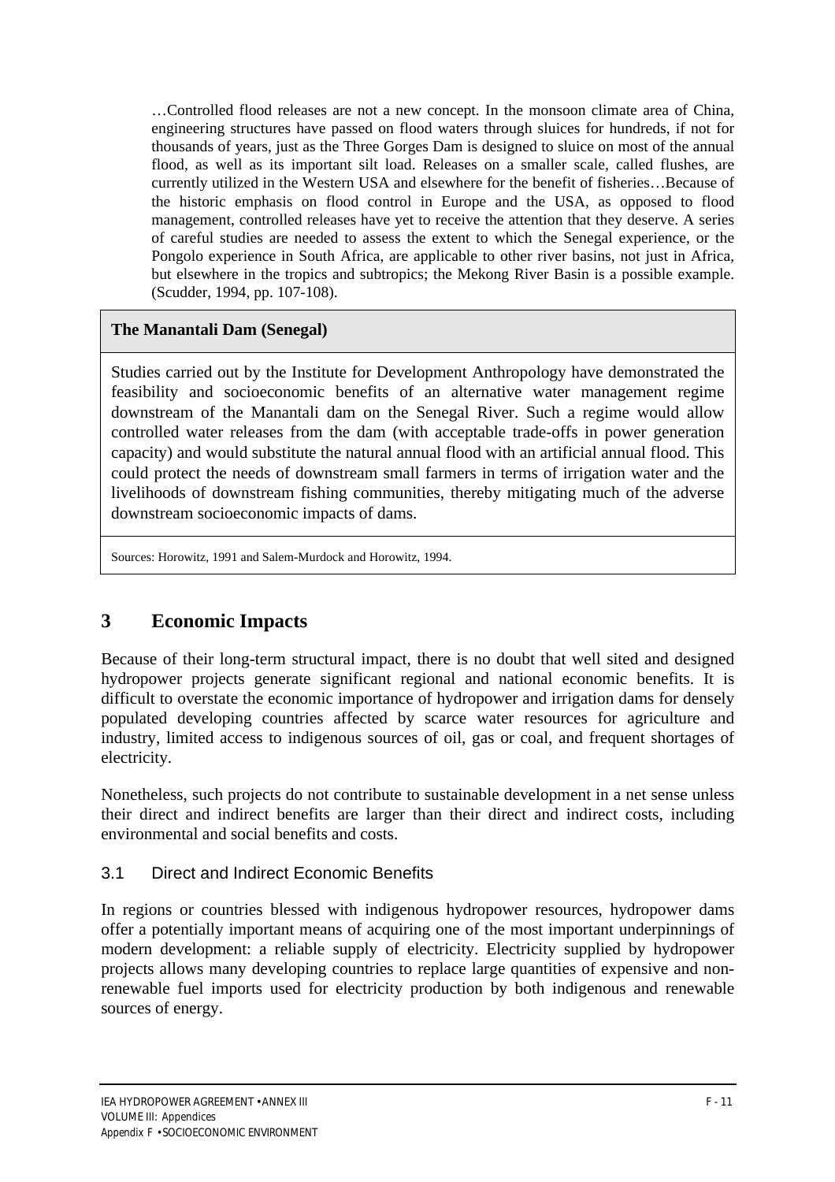…Controlled flood releases are not a new concept. In the monsoon climate area of China, engineering structures have passed on flood waters through sluices for hundreds, if not for thousands of years, just as the Three Gorges Dam is designed to sluice on most of the annual flood, as well as its important silt load. Releases on a smaller scale, called flushes, are currently utilized in the Western USA and elsewhere for the benefit of fisheries…Because of the historic emphasis on flood control in Europe and the USA, as opposed to flood management, controlled releases have yet to receive the attention that they deserve. A series of careful studies are needed to assess the extent to which the Senegal experience, or the Pongolo experience in South Africa, are applicable to other river basins, not just in Africa, but elsewhere in the tropics and subtropics; the Mekong River Basin is a possible example. (Scudder, 1994, pp. 107-108).

**The Manantali Dam (Senegal)**

Studies carried out by the Institute for Development Anthropology have demonstrated the feasibility and socioeconomic benefits of an alternative water management regime downstream of the Manantali dam on the Senegal River. Such a regime would allow controlled water releases from the dam (with acceptable trade-offs in power generation capacity) and would substitute the natural annual flood with an artificial annual flood. This could protect the needs of downstream small farmers in terms of irrigation water and the livelihoods of downstream fishing communities, thereby mitigating much of the adverse downstream socioeconomic impacts of dams.

Sources: Horowitz, 1991 and Salem-Murdock and Horowitz, 1994.

# 3 Economic Impacts

Because of their long-term structural impact, there is no doubt that well sited and designed hydropower projects generate significant regional and national economic benefits. It is difficult to overstate the economic importance of hydropower and irrigation dams for densely populated developing countries affected by scarce water resources for agriculture and industry, limited access to indigenous sources of oil, gas or coal, and frequent shortages of electricity.

Nonetheless, such projects do not contribute to sustainable development in a net sense unless their direct and indirect benefits are larger than their direct and indirect costs, including environmental and social benefits and costs.

## 3.1 Direct and Indirect Economic Benefits

In regions or countries blessed with indigenous hydropower resources, hydropower dams offer a potentially important means of acquiring one of the most important underpinnings of modern development: a reliable supply of electricity. Electricity supplied by hydropower projects allows many developing countries to replace large quantities of expensive and non-renewable fuel imports used for electricity production by both indigenous and renewable sources of energy.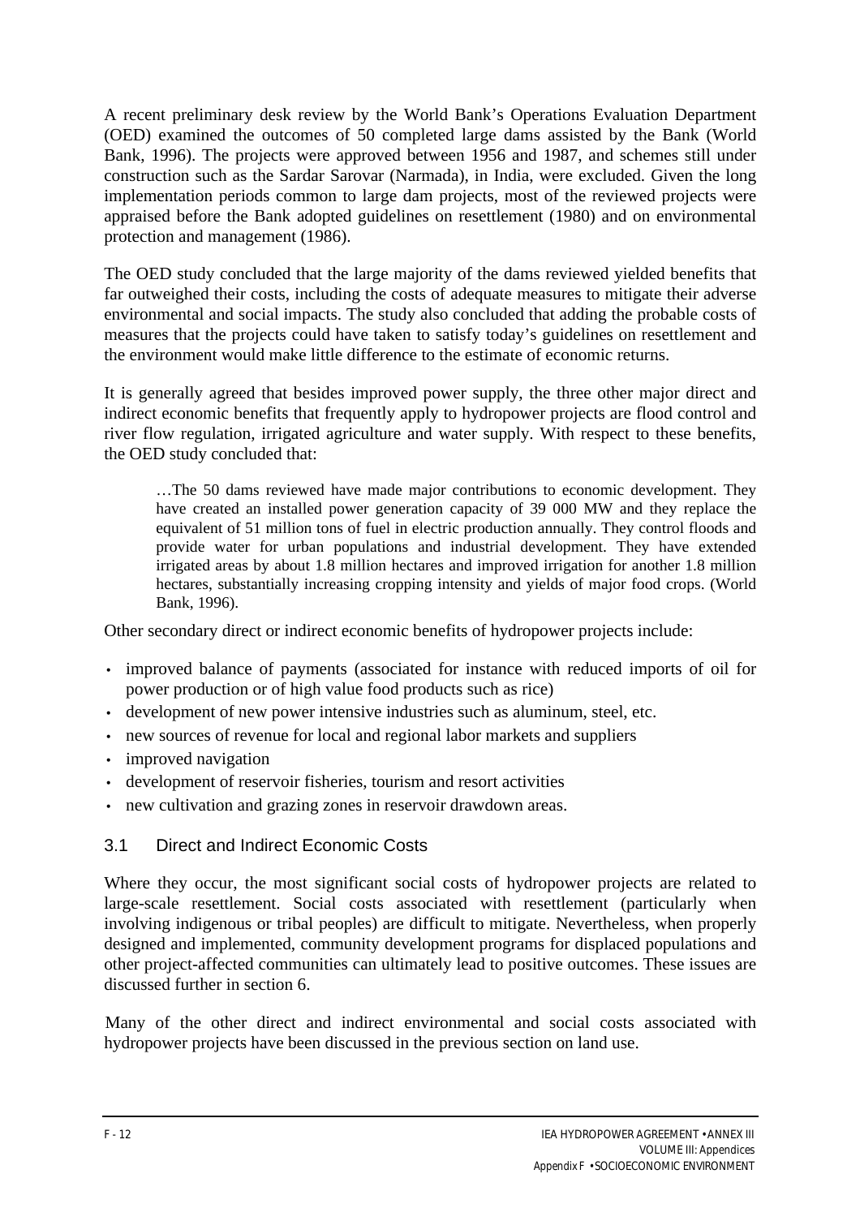A recent preliminary desk review by the World Bank's Operations Evaluation Department (OED) examined the outcomes of 50 completed large dams assisted by the Bank (World Bank, 1996). The projects were approved between 1956 and 1987, and schemes still under construction such as the Sardar Sarovar (Narmada), in India, were excluded. Given the long implementation periods common to large dam projects, most of the reviewed projects were appraised before the Bank adopted guidelines on resettlement (1980) and on environmental protection and management (1986).

The OED study concluded that the large majority of the dams reviewed yielded benefits that far outweighed their costs, including the costs of adequate measures to mitigate their adverse environmental and social impacts. The study also concluded that adding the probable costs of measures that the projects could have taken to satisfy today's guidelines on resettlement and the environment would make little difference to the estimate of economic returns.

It is generally agreed that besides improved power supply, the three other major direct and indirect economic benefits that frequently apply to hydropower projects are flood control and river flow regulation, irrigated agriculture and water supply. With respect to these benefits, the OED study concluded that:

> …The 50 dams reviewed have made major contributions to economic development. They have created an installed power generation capacity of 39 000 MW and they replace the equivalent of 51 million tons of fuel in electric production annually. They control floods and provide water for urban populations and industrial development. They have extended irrigated areas by about 1.8 million hectares and improved irrigation for another 1.8 million hectares, substantially increasing cropping intensity and yields of major food crops. (World Bank, 1996).

Other secondary direct or indirect economic benefits of hydropower projects include:

- improved balance of payments (associated for instance with reduced imports of oil for power production or of high value food products such as rice)
- development of new power intensive industries such as aluminum, steel, etc.
- new sources of revenue for local and regional labor markets and suppliers
- improved navigation
- development of reservoir fisheries, tourism and resort activities
- new cultivation and grazing zones in reservoir drawdown areas.

## 3.1 Direct and Indirect Economic Costs

Where they occur, the most significant social costs of hydropower projects are related to large-scale resettlement. Social costs associated with resettlement (particularly when involving indigenous or tribal peoples) are difficult to mitigate. Nevertheless, when properly designed and implemented, community development programs for displaced populations and other project-affected communities can ultimately lead to positive outcomes. These issues are discussed further in section 6.

Many of the other direct and indirect environmental and social costs associated with hydropower projects have been discussed in the previous section on land use.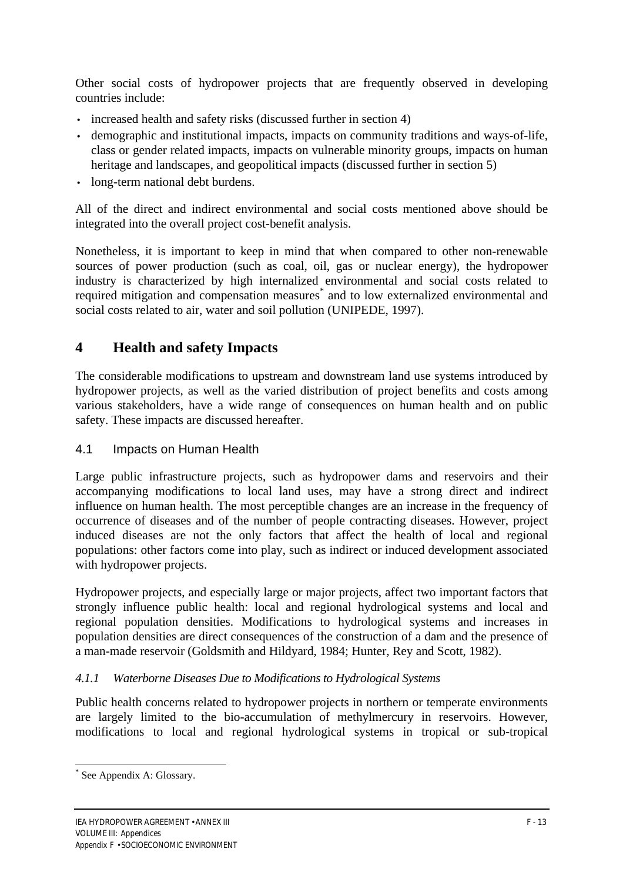Other social costs of hydropower projects that are frequently observed in developing countries include:

- increased health and safety risks (discussed further in section 4)
- demographic and institutional impacts, impacts on community traditions and ways-of-life, class or gender related impacts, impacts on vulnerable minority groups, impacts on human heritage and landscapes, and geopolitical impacts (discussed further in section 5)
- long-term national debt burdens.

All of the direct and indirect environmental and social costs mentioned above should be integrated into the overall project cost-benefit analysis.

Nonetheless, it is important to keep in mind that when compared to other non-renewable sources of power production (such as coal, oil, gas or nuclear energy), the hydropower industry is characterized by high internalized environmental and social costs related to required mitigation and compensation measures* and to low externalized environmental and social costs related to air, water and soil pollution (UNIPEDE, 1997).

# 4 Health and safety Impacts

The considerable modifications to upstream and downstream land use systems introduced by hydropower projects, as well as the varied distribution of project benefits and costs among various stakeholders, have a wide range of consequences on human health and on public safety. These impacts are discussed hereafter.

## 4.1 Impacts on Human Health

Large public infrastructure projects, such as hydropower dams and reservoirs and their accompanying modifications to local land uses, may have a strong direct and indirect influence on human health. The most perceptible changes are an increase in the frequency of occurrence of diseases and of the number of people contracting diseases. However, project induced diseases are not the only factors that affect the health of local and regional populations: other factors come into play, such as indirect or induced development associated with hydropower projects.

Hydropower projects, and especially large or major projects, affect two important factors that strongly influence public health: local and regional hydrological systems and local and regional population densities. Modifications to hydrological systems and increases in population densities are direct consequences of the construction of a dam and the presence of a man-made reservoir (Goldsmith and Hildyard, 1984; Hunter, Rey and Scott, 1982).

### *4.1.1 Waterborne Diseases Due to Modifications to Hydrological Systems*

Public health concerns related to hydropower projects in northern or temperate environments are largely limited to the bio-accumulation of methylmercury in reservoirs. However, modifications to local and regional hydrological systems in tropical or sub-tropical

---

* See Appendix A: Glossary.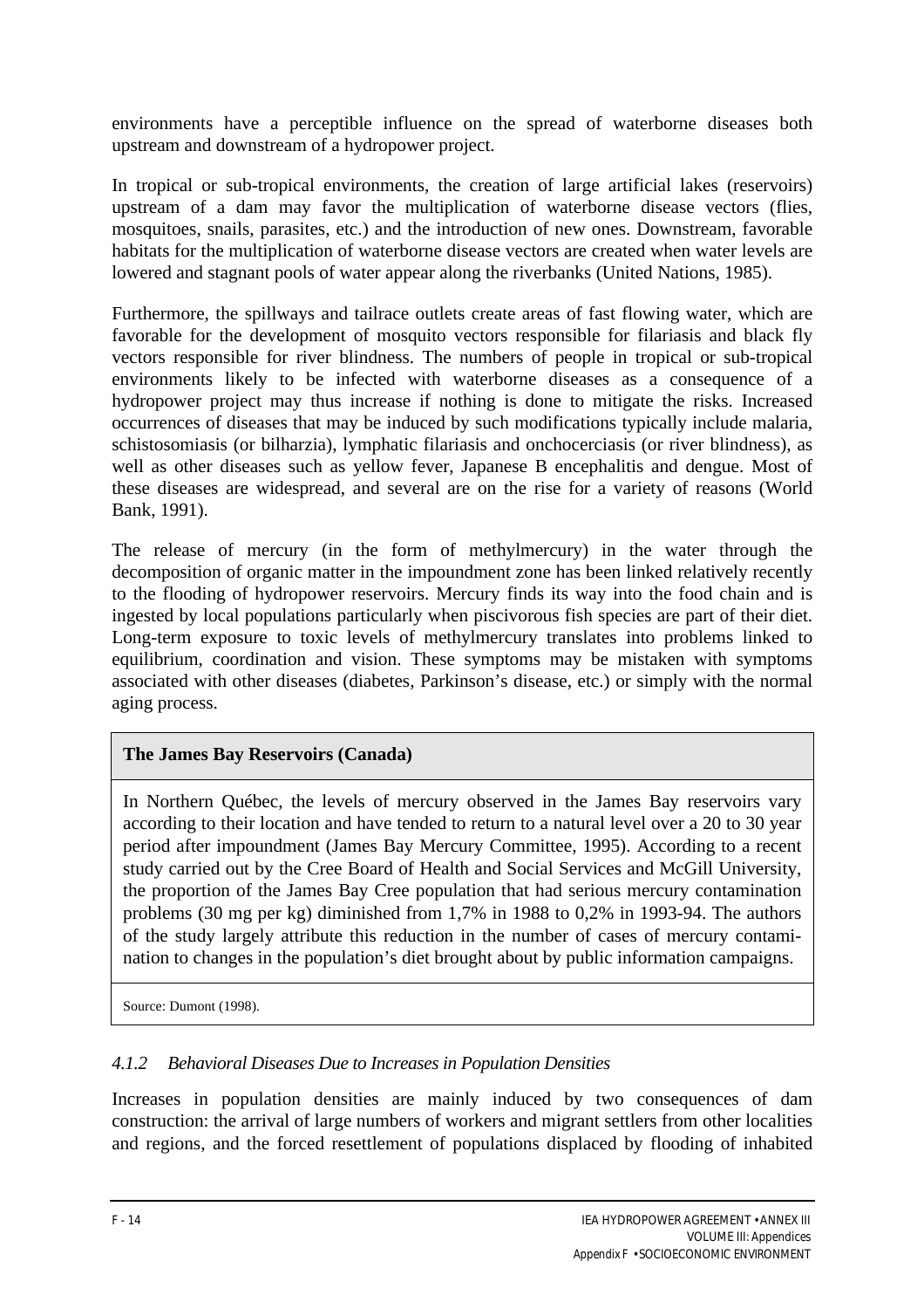environments have a perceptible influence on the spread of waterborne diseases both upstream and downstream of a hydropower project.

In tropical or sub-tropical environments, the creation of large artificial lakes (reservoirs) upstream of a dam may favor the multiplication of waterborne disease vectors (flies, mosquitoes, snails, parasites, etc.) and the introduction of new ones. Downstream, favorable habitats for the multiplication of waterborne disease vectors are created when water levels are lowered and stagnant pools of water appear along the riverbanks (United Nations, 1985).

Furthermore, the spillways and tailrace outlets create areas of fast flowing water, which are favorable for the development of mosquito vectors responsible for filariasis and black fly vectors responsible for river blindness. The numbers of people in tropical or sub-tropical environments likely to be infected with waterborne diseases as a consequence of a hydropower project may thus increase if nothing is done to mitigate the risks. Increased occurrences of diseases that may be induced by such modifications typically include malaria, schistosomiasis (or bilharzia), lymphatic filariasis and onchocerciasis (or river blindness), as well as other diseases such as yellow fever, Japanese B encephalitis and dengue. Most of these diseases are widespread, and several are on the rise for a variety of reasons (World Bank, 1991).

The release of mercury (in the form of methylmercury) in the water through the decomposition of organic matter in the impoundment zone has been linked relatively recently to the flooding of hydropower reservoirs. Mercury finds its way into the food chain and is ingested by local populations particularly when piscivorous fish species are part of their diet. Long-term exposure to toxic levels of methylmercury translates into problems linked to equilibrium, coordination and vision. These symptoms may be mistaken with symptoms associated with other diseases (diabetes, Parkinson's disease, etc.) or simply with the normal aging process.

**The James Bay Reservoirs (Canada)**

In Northern Québec, the levels of mercury observed in the James Bay reservoirs vary according to their location and have tended to return to a natural level over a 20 to 30 year period after impoundment (James Bay Mercury Committee, 1995). According to a recent study carried out by the Cree Board of Health and Social Services and McGill University, the proportion of the James Bay Cree population that had serious mercury contamination problems (30 mg per kg) diminished from 1,7% in 1988 to 0,2% in 1993-94. The authors of the study largely attribute this reduction in the number of cases of mercury contamination to changes in the population's diet brought about by public information campaigns.

Source: Dumont (1998).

### *4.1.2 Behavioral Diseases Due to Increases in Population Densities*

Increases in population densities are mainly induced by two consequences of dam construction: the arrival of large numbers of workers and migrant settlers from other localities and regions, and the forced resettlement of populations displaced by flooding of inhabited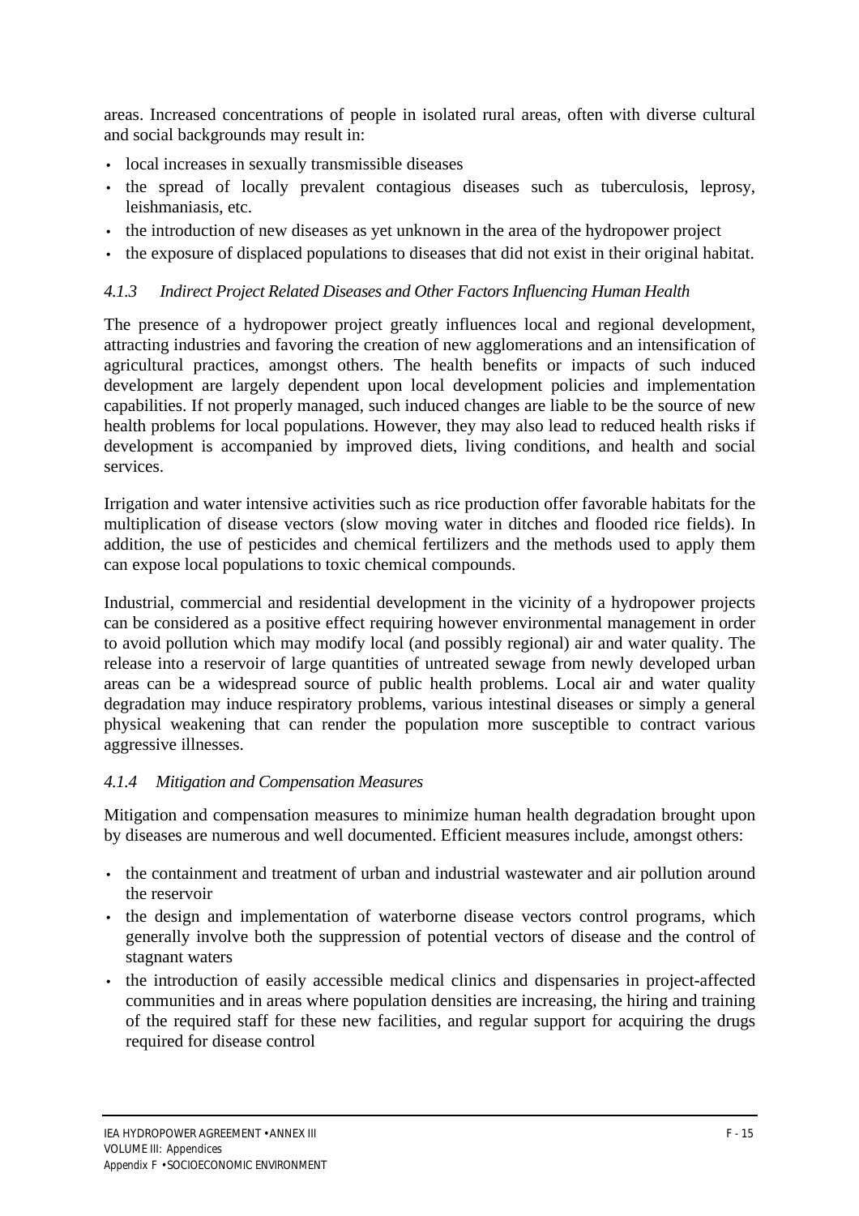areas. Increased concentrations of people in isolated rural areas, often with diverse cultural and social backgrounds may result in:

- local increases in sexually transmissible diseases
- the spread of locally prevalent contagious diseases such as tuberculosis, leprosy, leishmaniasis, etc.
- the introduction of new diseases as yet unknown in the area of the hydropower project
- the exposure of displaced populations to diseases that did not exist in their original habitat.

#### *4.1.3 Indirect Project Related Diseases and Other Factors Influencing Human Health*

The presence of a hydropower project greatly influences local and regional development, attracting industries and favoring the creation of new agglomerations and an intensification of agricultural practices, amongst others. The health benefits or impacts of such induced development are largely dependent upon local development policies and implementation capabilities. If not properly managed, such induced changes are liable to be the source of new health problems for local populations. However, they may also lead to reduced health risks if development is accompanied by improved diets, living conditions, and health and social services.

Irrigation and water intensive activities such as rice production offer favorable habitats for the multiplication of disease vectors (slow moving water in ditches and flooded rice fields). In addition, the use of pesticides and chemical fertilizers and the methods used to apply them can expose local populations to toxic chemical compounds.

Industrial, commercial and residential development in the vicinity of a hydropower projects can be considered as a positive effect requiring however environmental management in order to avoid pollution which may modify local (and possibly regional) air and water quality. The release into a reservoir of large quantities of untreated sewage from newly developed urban areas can be a widespread source of public health problems. Local air and water quality degradation may induce respiratory problems, various intestinal diseases or simply a general physical weakening that can render the population more susceptible to contract various aggressive illnesses.

#### *4.1.4 Mitigation and Compensation Measures*

Mitigation and compensation measures to minimize human health degradation brought upon by diseases are numerous and well documented. Efficient measures include, amongst others:

- the containment and treatment of urban and industrial wastewater and air pollution around the reservoir
- the design and implementation of waterborne disease vectors control programs, which generally involve both the suppression of potential vectors of disease and the control of stagnant waters
- the introduction of easily accessible medical clinics and dispensaries in project-affected communities and in areas where population densities are increasing, the hiring and training of the required staff for these new facilities, and regular support for acquiring the drugs required for disease control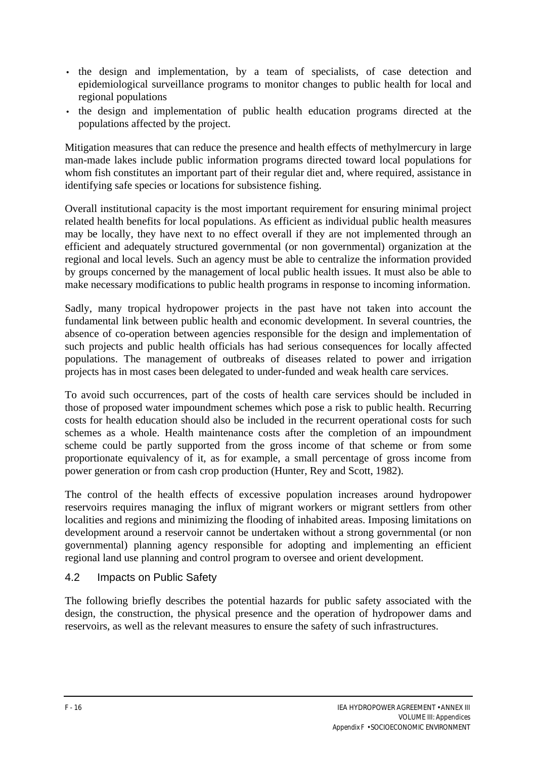- the design and implementation, by a team of specialists, of case detection and epidemiological surveillance programs to monitor changes to public health for local and regional populations
- the design and implementation of public health education programs directed at the populations affected by the project.

Mitigation measures that can reduce the presence and health effects of methylmercury in large man-made lakes include public information programs directed toward local populations for whom fish constitutes an important part of their regular diet and, where required, assistance in identifying safe species or locations for subsistence fishing.

Overall institutional capacity is the most important requirement for ensuring minimal project related health benefits for local populations. As efficient as individual public health measures may be locally, they have next to no effect overall if they are not implemented through an efficient and adequately structured governmental (or non governmental) organization at the regional and local levels. Such an agency must be able to centralize the information provided by groups concerned by the management of local public health issues. It must also be able to make necessary modifications to public health programs in response to incoming information.

Sadly, many tropical hydropower projects in the past have not taken into account the fundamental link between public health and economic development. In several countries, the absence of co-operation between agencies responsible for the design and implementation of such projects and public health officials has had serious consequences for locally affected populations. The management of outbreaks of diseases related to power and irrigation projects has in most cases been delegated to under-funded and weak health care services.

To avoid such occurrences, part of the costs of health care services should be included in those of proposed water impoundment schemes which pose a risk to public health. Recurring costs for health education should also be included in the recurrent operational costs for such schemes as a whole. Health maintenance costs after the completion of an impoundment scheme could be partly supported from the gross income of that scheme or from some proportionate equivalency of it, as for example, a small percentage of gross income from power generation or from cash crop production (Hunter, Rey and Scott, 1982).

The control of the health effects of excessive population increases around hydropower reservoirs requires managing the influx of migrant workers or migrant settlers from other localities and regions and minimizing the flooding of inhabited areas. Imposing limitations on development around a reservoir cannot be undertaken without a strong governmental (or non governmental) planning agency responsible for adopting and implementing an efficient regional land use planning and control program to oversee and orient development.

## 4.2 Impacts on Public Safety

The following briefly describes the potential hazards for public safety associated with the design, the construction, the physical presence and the operation of hydropower dams and reservoirs, as well as the relevant measures to ensure the safety of such infrastructures.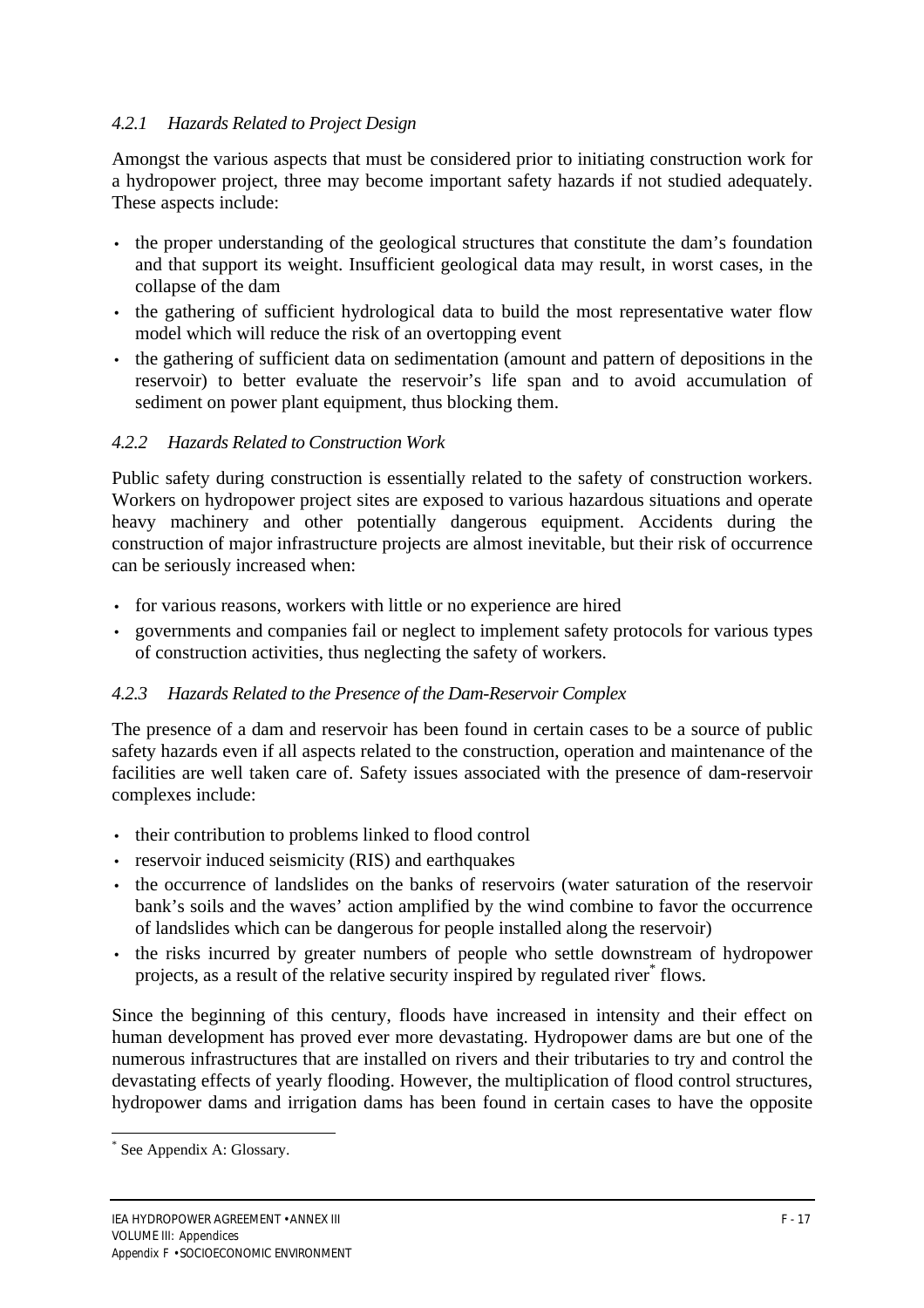#### *4.2.1 Hazards Related to Project Design*

Amongst the various aspects that must be considered prior to initiating construction work for a hydropower project, three may become important safety hazards if not studied adequately. These aspects include:

- the proper understanding of the geological structures that constitute the dam's foundation and that support its weight. Insufficient geological data may result, in worst cases, in the collapse of the dam
- the gathering of sufficient hydrological data to build the most representative water flow model which will reduce the risk of an overtopping event
- the gathering of sufficient data on sedimentation (amount and pattern of depositions in the reservoir) to better evaluate the reservoir's life span and to avoid accumulation of sediment on power plant equipment, thus blocking them.

#### *4.2.2 Hazards Related to Construction Work*

Public safety during construction is essentially related to the safety of construction workers. Workers on hydropower project sites are exposed to various hazardous situations and operate heavy machinery and other potentially dangerous equipment. Accidents during the construction of major infrastructure projects are almost inevitable, but their risk of occurrence can be seriously increased when:

- for various reasons, workers with little or no experience are hired
- governments and companies fail or neglect to implement safety protocols for various types of construction activities, thus neglecting the safety of workers.

#### *4.2.3 Hazards Related to the Presence of the Dam-Reservoir Complex*

The presence of a dam and reservoir has been found in certain cases to be a source of public safety hazards even if all aspects related to the construction, operation and maintenance of the facilities are well taken care of. Safety issues associated with the presence of dam-reservoir complexes include:

- their contribution to problems linked to flood control
- reservoir induced seismicity (RIS) and earthquakes
- the occurrence of landslides on the banks of reservoirs (water saturation of the reservoir bank's soils and the waves' action amplified by the wind combine to favor the occurrence of landslides which can be dangerous for people installed along the reservoir)
- the risks incurred by greater numbers of people who settle downstream of hydropower projects, as a result of the relative security inspired by regulated river* flows.

Since the beginning of this century, floods have increased in intensity and their effect on human development has proved ever more devastating. Hydropower dams are but one of the numerous infrastructures that are installed on rivers and their tributaries to try and control the devastating effects of yearly flooding. However, the multiplication of flood control structures, hydropower dams and irrigation dams has been found in certain cases to have the opposite

* See Appendix A: Glossary.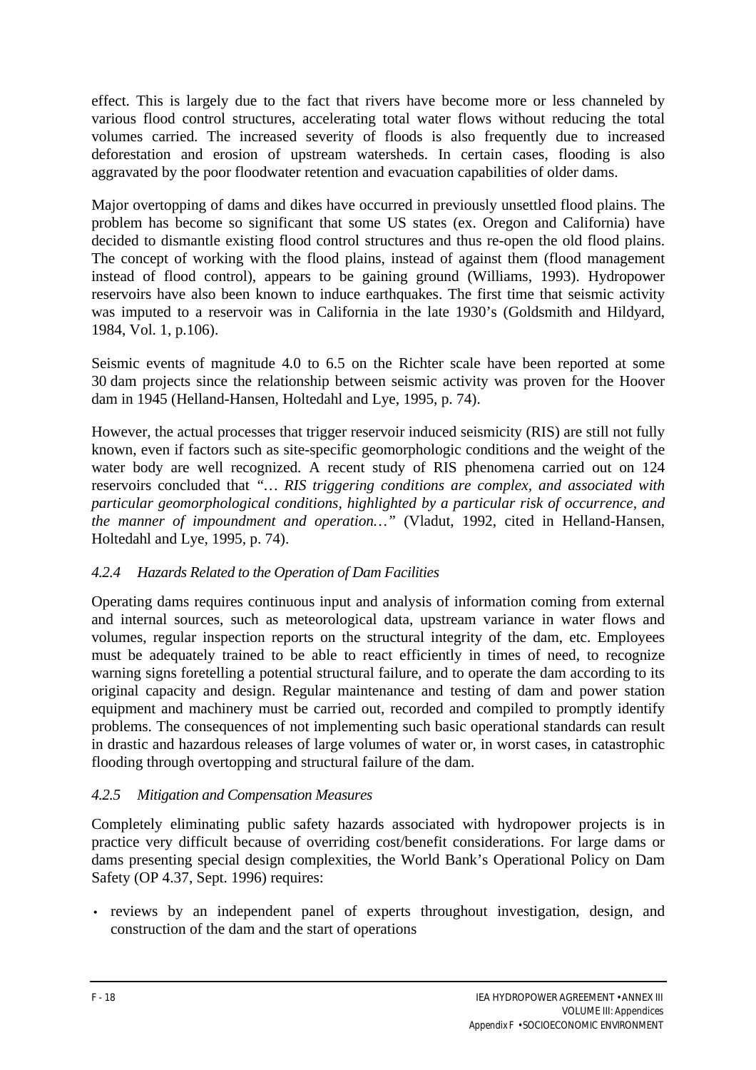effect. This is largely due to the fact that rivers have become more or less channeled by various flood control structures, accelerating total water flows without reducing the total volumes carried. The increased severity of floods is also frequently due to increased deforestation and erosion of upstream watersheds. In certain cases, flooding is also aggravated by the poor floodwater retention and evacuation capabilities of older dams.

Major overtopping of dams and dikes have occurred in previously unsettled flood plains. The problem has become so significant that some US states (ex. Oregon and California) have decided to dismantle existing flood control structures and thus re-open the old flood plains. The concept of working with the flood plains, instead of against them (flood management instead of flood control), appears to be gaining ground (Williams, 1993). Hydropower reservoirs have also been known to induce earthquakes. The first time that seismic activity was imputed to a reservoir was in California in the late 1930's (Goldsmith and Hildyard, 1984, Vol. 1, p.106).

Seismic events of magnitude 4.0 to 6.5 on the Richter scale have been reported at some 30 dam projects since the relationship between seismic activity was proven for the Hoover dam in 1945 (Helland-Hansen, Holtedahl and Lye, 1995, p. 74).

However, the actual processes that trigger reservoir induced seismicity (RIS) are still not fully known, even if factors such as site-specific geomorphologic conditions and the weight of the water body are well recognized. A recent study of RIS phenomena carried out on 124 reservoirs concluded that *"… RIS triggering conditions are complex, and associated with particular geomorphological conditions, highlighted by a particular risk of occurrence, and the manner of impoundment and operation…"* (Vladut, 1992, cited in Helland-Hansen, Holtedahl and Lye, 1995, p. 74).

#### *4.2.4 Hazards Related to the Operation of Dam Facilities*

Operating dams requires continuous input and analysis of information coming from external and internal sources, such as meteorological data, upstream variance in water flows and volumes, regular inspection reports on the structural integrity of the dam, etc. Employees must be adequately trained to be able to react efficiently in times of need, to recognize warning signs foretelling a potential structural failure, and to operate the dam according to its original capacity and design. Regular maintenance and testing of dam and power station equipment and machinery must be carried out, recorded and compiled to promptly identify problems. The consequences of not implementing such basic operational standards can result in drastic and hazardous releases of large volumes of water or, in worst cases, in catastrophic flooding through overtopping and structural failure of the dam.

#### *4.2.5 Mitigation and Compensation Measures*

Completely eliminating public safety hazards associated with hydropower projects is in practice very difficult because of overriding cost/benefit considerations. For large dams or dams presenting special design complexities, the World Bank's Operational Policy on Dam Safety (OP 4.37, Sept. 1996) requires:

- reviews by an independent panel of experts throughout investigation, design, and construction of the dam and the start of operations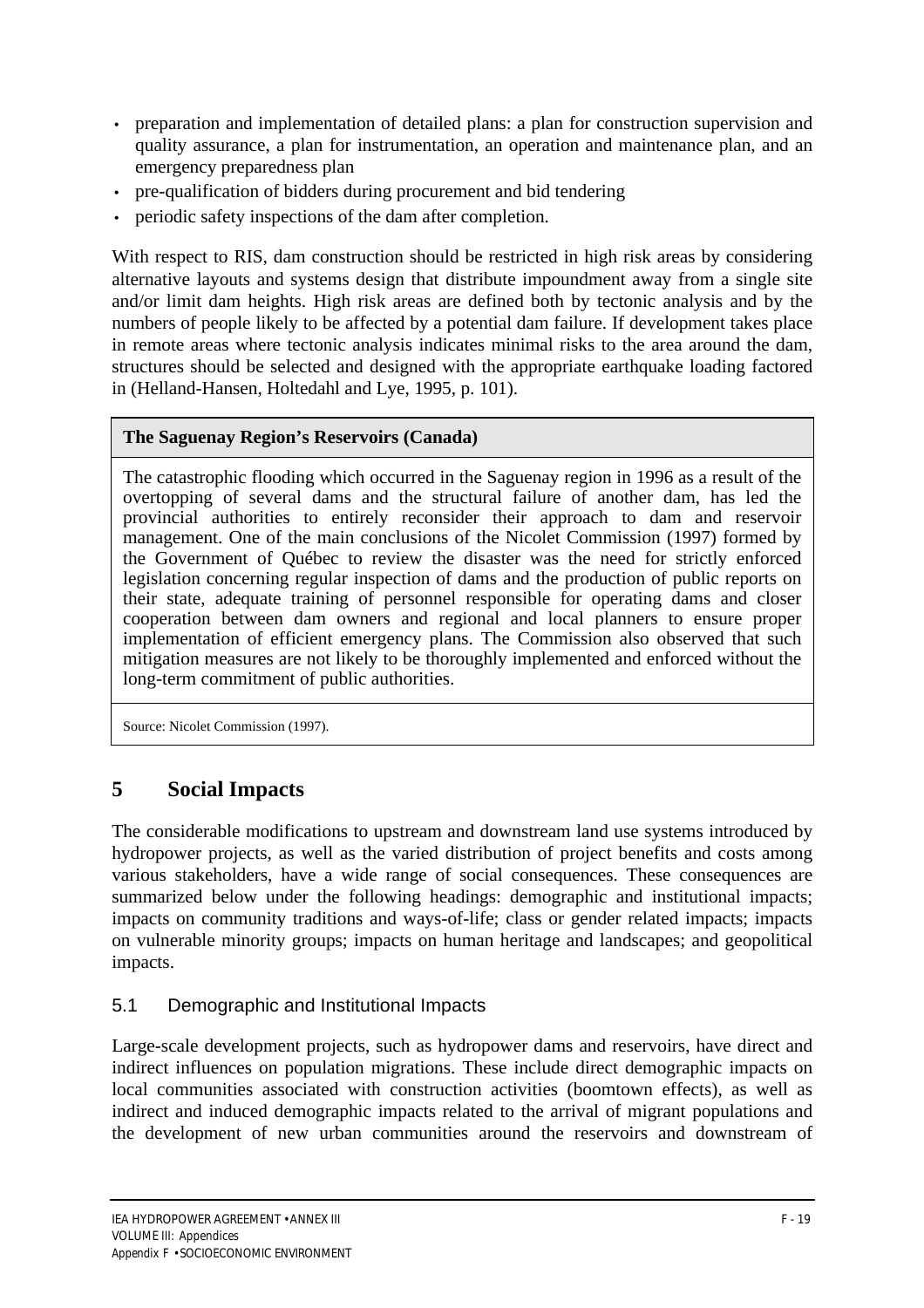- preparation and implementation of detailed plans: a plan for construction supervision and quality assurance, a plan for instrumentation, an operation and maintenance plan, and an emergency preparedness plan
- pre-qualification of bidders during procurement and bid tendering
- periodic safety inspections of the dam after completion.

With respect to RIS, dam construction should be restricted in high risk areas by considering alternative layouts and systems design that distribute impoundment away from a single site and/or limit dam heights. High risk areas are defined both by tectonic analysis and by the numbers of people likely to be affected by a potential dam failure. If development takes place in remote areas where tectonic analysis indicates minimal risks to the area around the dam, structures should be selected and designed with the appropriate earthquake loading factored in (Helland-Hansen, Holtedahl and Lye, 1995, p. 101).

| **The Saguenay Region's Reservoirs (Canada)** |
| --- |
| The catastrophic flooding which occurred in the Saguenay region in 1996 as a result of the overtopping of several dams and the structural failure of another dam, has led the provincial authorities to entirely reconsider their approach to dam and reservoir management. One of the main conclusions of the Nicolet Commission (1997) formed by the Government of Québec to review the disaster was the need for strictly enforced legislation concerning regular inspection of dams and the production of public reports on their state, adequate training of personnel responsible for operating dams and closer cooperation between dam owners and regional and local planners to ensure proper implementation of efficient emergency plans. The Commission also observed that such mitigation measures are not likely to be thoroughly implemented and enforced without the long-term commitment of public authorities. |
| Source: Nicolet Commission (1997). |

## 5 Social Impacts

The considerable modifications to upstream and downstream land use systems introduced by hydropower projects, as well as the varied distribution of project benefits and costs among various stakeholders, have a wide range of social consequences. These consequences are summarized below under the following headings: demographic and institutional impacts; impacts on community traditions and ways-of-life; class or gender related impacts; impacts on vulnerable minority groups; impacts on human heritage and landscapes; and geopolitical impacts.

### 5.1 Demographic and Institutional Impacts

Large-scale development projects, such as hydropower dams and reservoirs, have direct and indirect influences on population migrations. These include direct demographic impacts on local communities associated with construction activities (boomtown effects), as well as indirect and induced demographic impacts related to the arrival of migrant populations and the development of new urban communities around the reservoirs and downstream of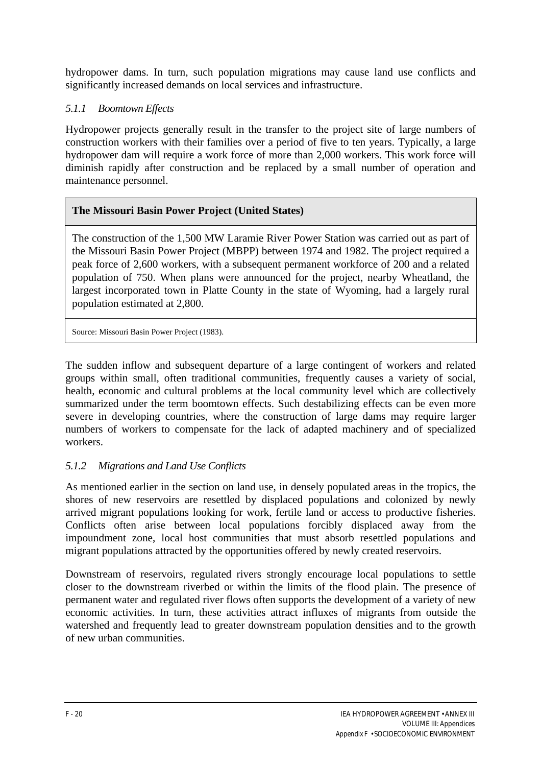hydropower dams. In turn, such population migrations may cause land use conflicts and significantly increased demands on local services and infrastructure.

### *5.1.1 Boomtown Effects*

Hydropower projects generally result in the transfer to the project site of large numbers of construction workers with their families over a period of five to ten years. Typically, a large hydropower dam will require a work force of more than 2,000 workers. This work force will diminish rapidly after construction and be replaced by a small number of operation and maintenance personnel.

| **The Missouri Basin Power Project (United States)** |
|---|
| The construction of the 1,500 MW Laramie River Power Station was carried out as part of the Missouri Basin Power Project (MBPP) between 1974 and 1982. The project required a peak force of 2,600 workers, with a subsequent permanent workforce of 200 and a related population of 750. When plans were announced for the project, nearby Wheatland, the largest incorporated town in Platte County in the state of Wyoming, had a largely rural population estimated at 2,800. |
| Source: Missouri Basin Power Project (1983). |

The sudden inflow and subsequent departure of a large contingent of workers and related groups within small, often traditional communities, frequently causes a variety of social, health, economic and cultural problems at the local community level which are collectively summarized under the term boomtown effects. Such destabilizing effects can be even more severe in developing countries, where the construction of large dams may require larger numbers of workers to compensate for the lack of adapted machinery and of specialized workers.

### *5.1.2 Migrations and Land Use Conflicts*

As mentioned earlier in the section on land use, in densely populated areas in the tropics, the shores of new reservoirs are resettled by displaced populations and colonized by newly arrived migrant populations looking for work, fertile land or access to productive fisheries. Conflicts often arise between local populations forcibly displaced away from the impoundment zone, local host communities that must absorb resettled populations and migrant populations attracted by the opportunities offered by newly created reservoirs.

Downstream of reservoirs, regulated rivers strongly encourage local populations to settle closer to the downstream riverbed or within the limits of the flood plain. The presence of permanent water and regulated river flows often supports the development of a variety of new economic activities. In turn, these activities attract influxes of migrants from outside the watershed and frequently lead to greater downstream population densities and to the growth of new urban communities.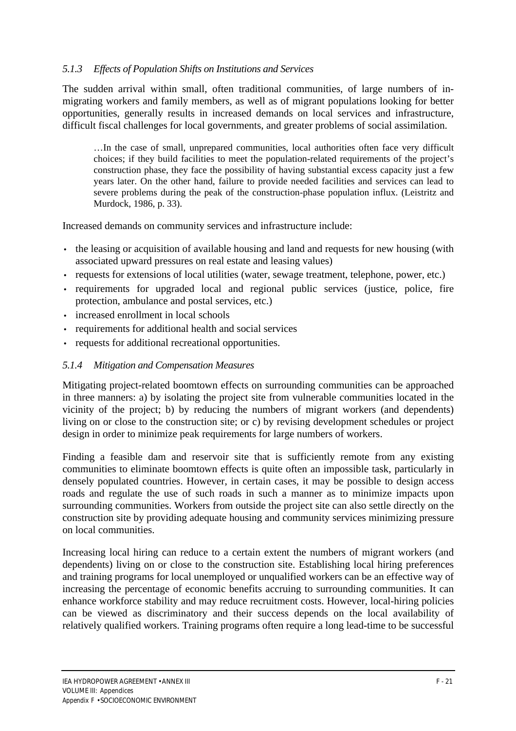### *5.1.3 Effects of Population Shifts on Institutions and Services*

The sudden arrival within small, often traditional communities, of large numbers of in-migrating workers and family members, as well as of migrant populations looking for better opportunities, generally results in increased demands on local services and infrastructure, difficult fiscal challenges for local governments, and greater problems of social assimilation.

> …In the case of small, unprepared communities, local authorities often face very difficult choices; if they build facilities to meet the population-related requirements of the project's construction phase, they face the possibility of having substantial excess capacity just a few years later. On the other hand, failure to provide needed facilities and services can lead to severe problems during the peak of the construction-phase population influx. (Leistritz and Murdock, 1986, p. 33).

Increased demands on community services and infrastructure include:

- the leasing or acquisition of available housing and land and requests for new housing (with associated upward pressures on real estate and leasing values)
- requests for extensions of local utilities (water, sewage treatment, telephone, power, etc.)
- requirements for upgraded local and regional public services (justice, police, fire protection, ambulance and postal services, etc.)
- increased enrollment in local schools
- requirements for additional health and social services
- requests for additional recreational opportunities.

### *5.1.4 Mitigation and Compensation Measures*

Mitigating project-related boomtown effects on surrounding communities can be approached in three manners: a) by isolating the project site from vulnerable communities located in the vicinity of the project; b) by reducing the numbers of migrant workers (and dependents) living on or close to the construction site; or c) by revising development schedules or project design in order to minimize peak requirements for large numbers of workers.

Finding a feasible dam and reservoir site that is sufficiently remote from any existing communities to eliminate boomtown effects is quite often an impossible task, particularly in densely populated countries. However, in certain cases, it may be possible to design access roads and regulate the use of such roads in such a manner as to minimize impacts upon surrounding communities. Workers from outside the project site can also settle directly on the construction site by providing adequate housing and community services minimizing pressure on local communities.

Increasing local hiring can reduce to a certain extent the numbers of migrant workers (and dependents) living on or close to the construction site. Establishing local hiring preferences and training programs for local unemployed or unqualified workers can be an effective way of increasing the percentage of economic benefits accruing to surrounding communities. It can enhance workforce stability and may reduce recruitment costs. However, local-hiring policies can be viewed as discriminatory and their success depends on the local availability of relatively qualified workers. Training programs often require a long lead-time to be successful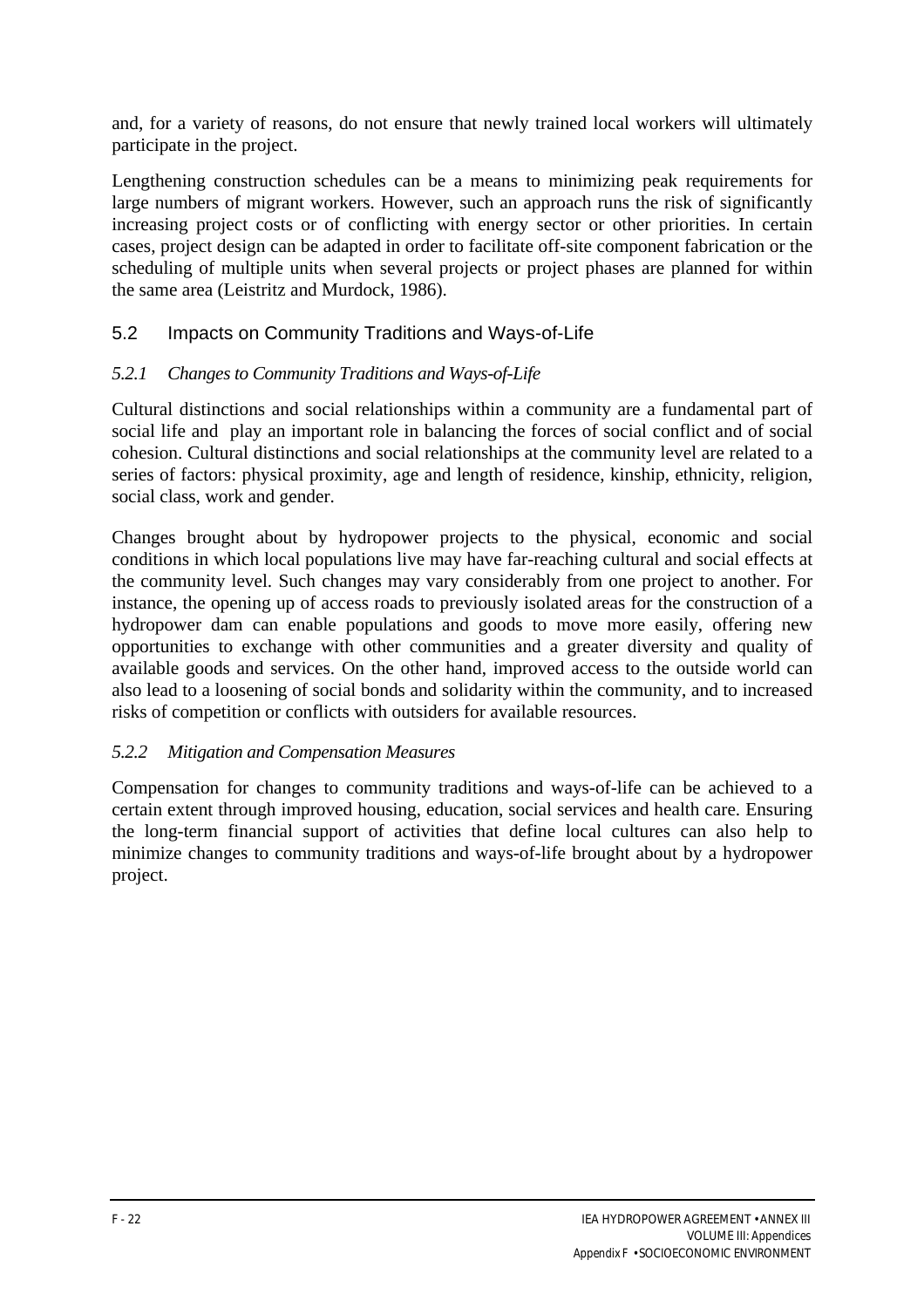and, for a variety of reasons, do not ensure that newly trained local workers will ultimately participate in the project.

Lengthening construction schedules can be a means to minimizing peak requirements for large numbers of migrant workers. However, such an approach runs the risk of significantly increasing project costs or of conflicting with energy sector or other priorities. In certain cases, project design can be adapted in order to facilitate off-site component fabrication or the scheduling of multiple units when several projects or project phases are planned for within the same area (Leistritz and Murdock, 1986).

## 5.2 Impacts on Community Traditions and Ways-of-Life

### *5.2.1 Changes to Community Traditions and Ways-of-Life*

Cultural distinctions and social relationships within a community are a fundamental part of social life and play an important role in balancing the forces of social conflict and of social cohesion. Cultural distinctions and social relationships at the community level are related to a series of factors: physical proximity, age and length of residence, kinship, ethnicity, religion, social class, work and gender.

Changes brought about by hydropower projects to the physical, economic and social conditions in which local populations live may have far-reaching cultural and social effects at the community level. Such changes may vary considerably from one project to another. For instance, the opening up of access roads to previously isolated areas for the construction of a hydropower dam can enable populations and goods to move more easily, offering new opportunities to exchange with other communities and a greater diversity and quality of available goods and services. On the other hand, improved access to the outside world can also lead to a loosening of social bonds and solidarity within the community, and to increased risks of competition or conflicts with outsiders for available resources.

### *5.2.2 Mitigation and Compensation Measures*

Compensation for changes to community traditions and ways-of-life can be achieved to a certain extent through improved housing, education, social services and health care. Ensuring the long-term financial support of activities that define local cultures can also help to minimize changes to community traditions and ways-of-life brought about by a hydropower project.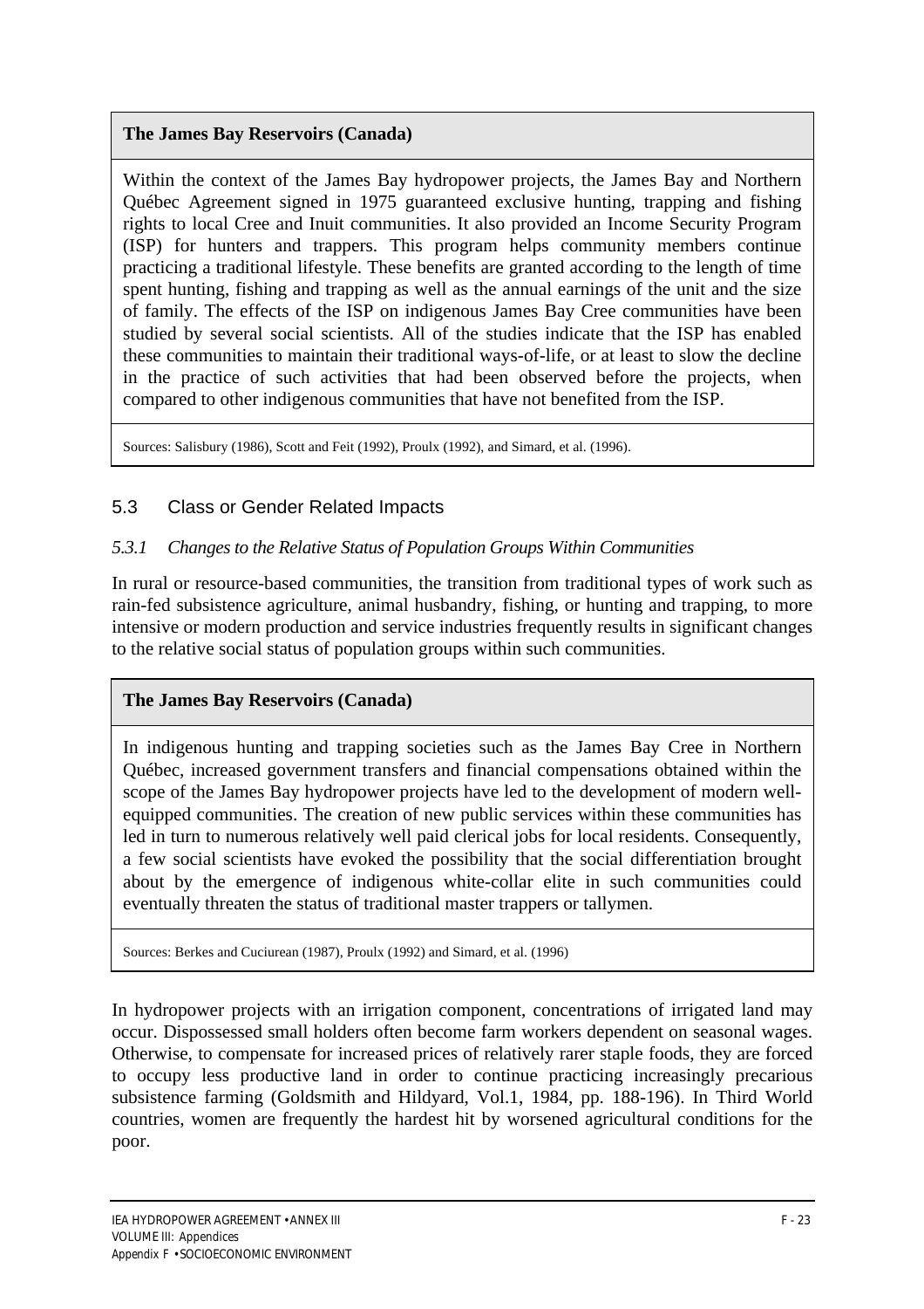**The James Bay Reservoirs (Canada)**

Within the context of the James Bay hydropower projects, the James Bay and Northern Québec Agreement signed in 1975 guaranteed exclusive hunting, trapping and fishing rights to local Cree and Inuit communities. It also provided an Income Security Program (ISP) for hunters and trappers. This program helps community members continue practicing a traditional lifestyle. These benefits are granted according to the length of time spent hunting, fishing and trapping as well as the annual earnings of the unit and the size of family. The effects of the ISP on indigenous James Bay Cree communities have been studied by several social scientists. All of the studies indicate that the ISP has enabled these communities to maintain their traditional ways-of-life, or at least to slow the decline in the practice of such activities that had been observed before the projects, when compared to other indigenous communities that have not benefited from the ISP.

Sources: Salisbury (1986), Scott and Feit (1992), Proulx (1992), and Simard, et al. (1996).

## 5.3 Class or Gender Related Impacts

### *5.3.1 Changes to the Relative Status of Population Groups Within Communities*

In rural or resource-based communities, the transition from traditional types of work such as rain-fed subsistence agriculture, animal husbandry, fishing, or hunting and trapping, to more intensive or modern production and service industries frequently results in significant changes to the relative social status of population groups within such communities.

**The James Bay Reservoirs (Canada)**

In indigenous hunting and trapping societies such as the James Bay Cree in Northern Québec, increased government transfers and financial compensations obtained within the scope of the James Bay hydropower projects have led to the development of modern well-equipped communities. The creation of new public services within these communities has led in turn to numerous relatively well paid clerical jobs for local residents. Consequently, a few social scientists have evoked the possibility that the social differentiation brought about by the emergence of indigenous white-collar elite in such communities could eventually threaten the status of traditional master trappers or tallymen.

Sources: Berkes and Cuciurean (1987), Proulx (1992) and Simard, et al. (1996)

In hydropower projects with an irrigation component, concentrations of irrigated land may occur. Dispossessed small holders often become farm workers dependent on seasonal wages. Otherwise, to compensate for increased prices of relatively rarer staple foods, they are forced to occupy less productive land in order to continue practicing increasingly precarious subsistence farming (Goldsmith and Hildyard, Vol.1, 1984, pp. 188-196). In Third World countries, women are frequently the hardest hit by worsened agricultural conditions for the poor.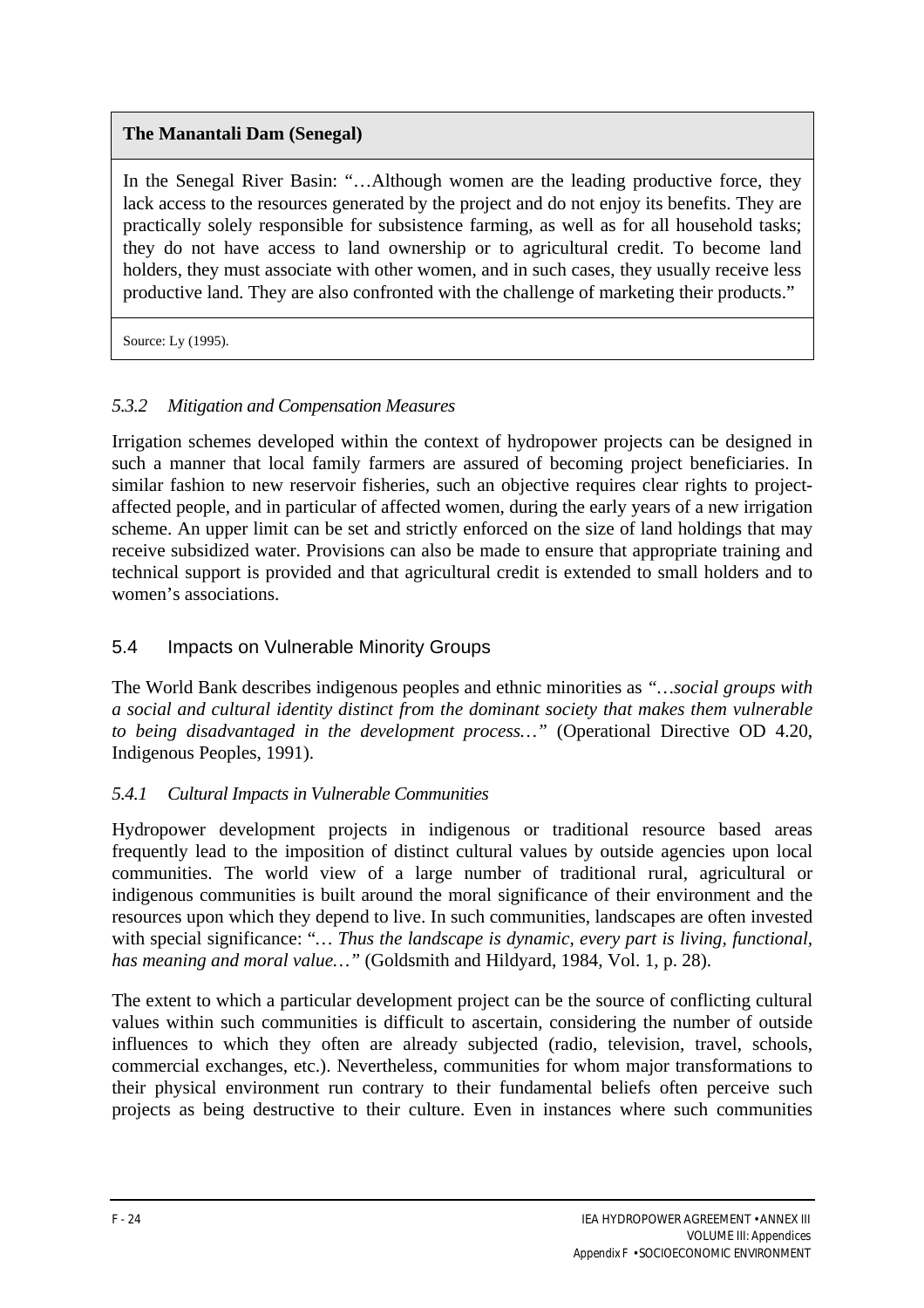| **The Manantali Dam (Senegal)** |
|---|
| In the Senegal River Basin: "…Although women are the leading productive force, they lack access to the resources generated by the project and do not enjoy its benefits. They are practically solely responsible for subsistence farming, as well as for all household tasks; they do not have access to land ownership or to agricultural credit. To become land holders, they must associate with other women, and in such cases, they usually receive less productive land. They are also confronted with the challenge of marketing their products." |
| Source: Ly (1995). |

#### *5.3.2 Mitigation and Compensation Measures*

Irrigation schemes developed within the context of hydropower projects can be designed in such a manner that local family farmers are assured of becoming project beneficiaries. In similar fashion to new reservoir fisheries, such an objective requires clear rights to project-affected people, and in particular of affected women, during the early years of a new irrigation scheme. An upper limit can be set and strictly enforced on the size of land holdings that may receive subsidized water. Provisions can also be made to ensure that appropriate training and technical support is provided and that agricultural credit is extended to small holders and to women's associations.

### 5.4 Impacts on Vulnerable Minority Groups

The World Bank describes indigenous peoples and ethnic minorities as *"…social groups with a social and cultural identity distinct from the dominant society that makes them vulnerable to being disadvantaged in the development process…"* (Operational Directive OD 4.20, Indigenous Peoples, 1991).

#### *5.4.1 Cultural Impacts in Vulnerable Communities*

Hydropower development projects in indigenous or traditional resource based areas frequently lead to the imposition of distinct cultural values by outside agencies upon local communities. The world view of a large number of traditional rural, agricultural or indigenous communities is built around the moral significance of their environment and the resources upon which they depend to live. In such communities, landscapes are often invested with special significance: "*… Thus the landscape is dynamic, every part is living, functional, has meaning and moral value…*" (Goldsmith and Hildyard, 1984, Vol. 1, p. 28).

The extent to which a particular development project can be the source of conflicting cultural values within such communities is difficult to ascertain, considering the number of outside influences to which they often are already subjected (radio, television, travel, schools, commercial exchanges, etc.). Nevertheless, communities for whom major transformations to their physical environment run contrary to their fundamental beliefs often perceive such projects as being destructive to their culture. Even in instances where such communities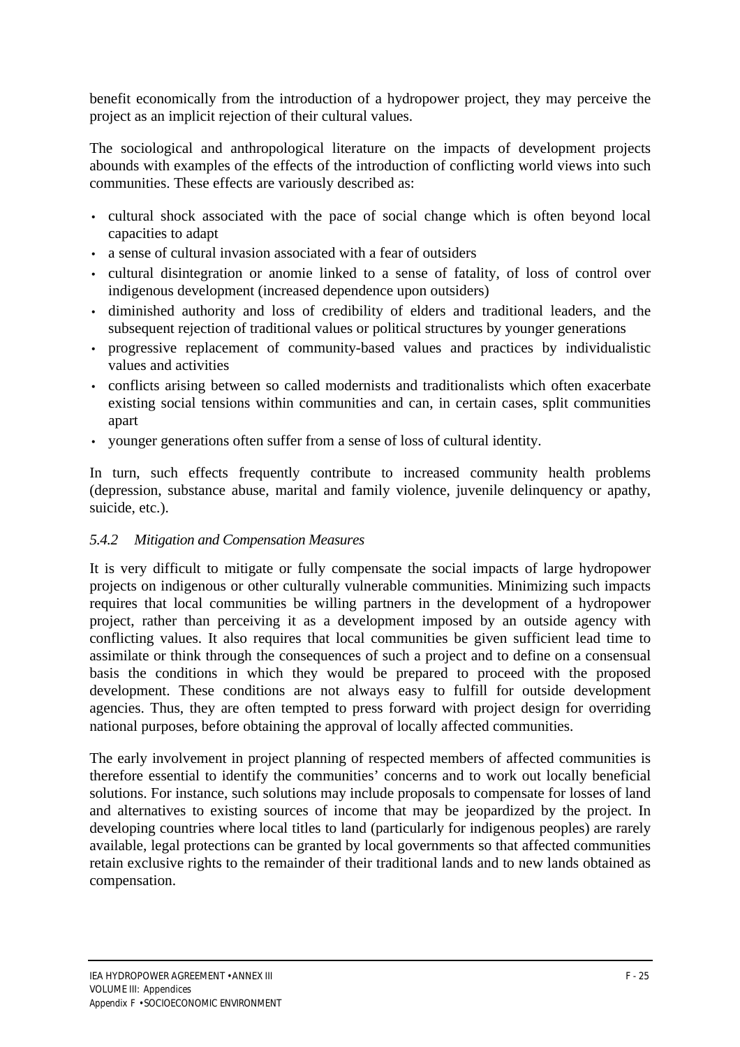benefit economically from the introduction of a hydropower project, they may perceive the project as an implicit rejection of their cultural values.

The sociological and anthropological literature on the impacts of development projects abounds with examples of the effects of the introduction of conflicting world views into such communities. These effects are variously described as:

- cultural shock associated with the pace of social change which is often beyond local capacities to adapt
- a sense of cultural invasion associated with a fear of outsiders
- cultural disintegration or anomie linked to a sense of fatality, of loss of control over indigenous development (increased dependence upon outsiders)
- diminished authority and loss of credibility of elders and traditional leaders, and the subsequent rejection of traditional values or political structures by younger generations
- progressive replacement of community-based values and practices by individualistic values and activities
- conflicts arising between so called modernists and traditionalists which often exacerbate existing social tensions within communities and can, in certain cases, split communities apart
- younger generations often suffer from a sense of loss of cultural identity.

In turn, such effects frequently contribute to increased community health problems (depression, substance abuse, marital and family violence, juvenile delinquency or apathy, suicide, etc.).

### *5.4.2 Mitigation and Compensation Measures*

It is very difficult to mitigate or fully compensate the social impacts of large hydropower projects on indigenous or other culturally vulnerable communities. Minimizing such impacts requires that local communities be willing partners in the development of a hydropower project, rather than perceiving it as a development imposed by an outside agency with conflicting values. It also requires that local communities be given sufficient lead time to assimilate or think through the consequences of such a project and to define on a consensual basis the conditions in which they would be prepared to proceed with the proposed development. These conditions are not always easy to fulfill for outside development agencies. Thus, they are often tempted to press forward with project design for overriding national purposes, before obtaining the approval of locally affected communities.

The early involvement in project planning of respected members of affected communities is therefore essential to identify the communities' concerns and to work out locally beneficial solutions. For instance, such solutions may include proposals to compensate for losses of land and alternatives to existing sources of income that may be jeopardized by the project. In developing countries where local titles to land (particularly for indigenous peoples) are rarely available, legal protections can be granted by local governments so that affected communities retain exclusive rights to the remainder of their traditional lands and to new lands obtained as compensation.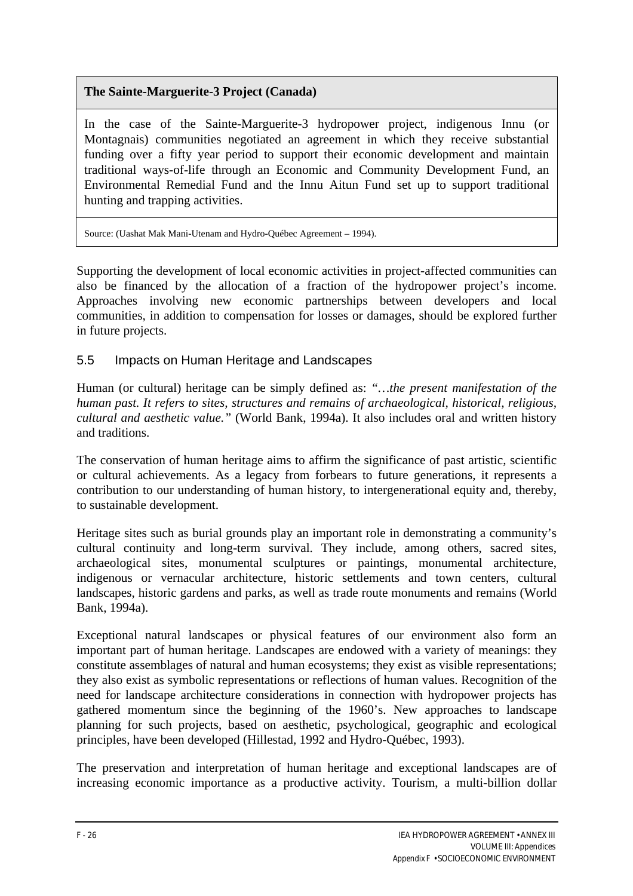**The Sainte-Marguerite-3 Project (Canada)**

In the case of the Sainte-Marguerite-3 hydropower project, indigenous Innu (or Montagnais) communities negotiated an agreement in which they receive substantial funding over a fifty year period to support their economic development and maintain traditional ways-of-life through an Economic and Community Development Fund, an Environmental Remedial Fund and the Innu Aitun Fund set up to support traditional hunting and trapping activities.

Source: (Uashat Mak Mani-Utenam and Hydro-Québec Agreement – 1994).

Supporting the development of local economic activities in project-affected communities can also be financed by the allocation of a fraction of the hydropower project's income. Approaches involving new economic partnerships between developers and local communities, in addition to compensation for losses or damages, should be explored further in future projects.

## 5.5 Impacts on Human Heritage and Landscapes

Human (or cultural) heritage can be simply defined as: *"…the present manifestation of the human past. It refers to sites, structures and remains of archaeological, historical, religious, cultural and aesthetic value."* (World Bank, 1994a). It also includes oral and written history and traditions.

The conservation of human heritage aims to affirm the significance of past artistic, scientific or cultural achievements. As a legacy from forbears to future generations, it represents a contribution to our understanding of human history, to intergenerational equity and, thereby, to sustainable development.

Heritage sites such as burial grounds play an important role in demonstrating a community's cultural continuity and long-term survival. They include, among others, sacred sites, archaeological sites, monumental sculptures or paintings, monumental architecture, indigenous or vernacular architecture, historic settlements and town centers, cultural landscapes, historic gardens and parks, as well as trade route monuments and remains (World Bank, 1994a).

Exceptional natural landscapes or physical features of our environment also form an important part of human heritage. Landscapes are endowed with a variety of meanings: they constitute assemblages of natural and human ecosystems; they exist as visible representations; they also exist as symbolic representations or reflections of human values. Recognition of the need for landscape architecture considerations in connection with hydropower projects has gathered momentum since the beginning of the 1960's. New approaches to landscape planning for such projects, based on aesthetic, psychological, geographic and ecological principles, have been developed (Hillestad, 1992 and Hydro-Québec, 1993).

The preservation and interpretation of human heritage and exceptional landscapes are of increasing economic importance as a productive activity. Tourism, a multi-billion dollar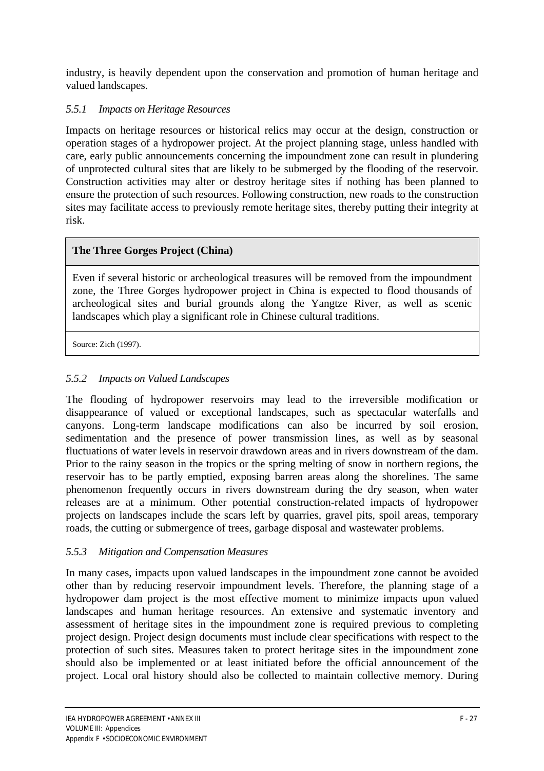industry, is heavily dependent upon the conservation and promotion of human heritage and valued landscapes.

### *5.5.1 Impacts on Heritage Resources*

Impacts on heritage resources or historical relics may occur at the design, construction or operation stages of a hydropower project. At the project planning stage, unless handled with care, early public announcements concerning the impoundment zone can result in plundering of unprotected cultural sites that are likely to be submerged by the flooding of the reservoir. Construction activities may alter or destroy heritage sites if nothing has been planned to ensure the protection of such resources. Following construction, new roads to the construction sites may facilitate access to previously remote heritage sites, thereby putting their integrity at risk.

| **The Three Gorges Project (China)** |
|---|
| Even if several historic or archeological treasures will be removed from the impoundment zone, the Three Gorges hydropower project in China is expected to flood thousands of archeological sites and burial grounds along the Yangtze River, as well as scenic landscapes which play a significant role in Chinese cultural traditions. |
| Source: Zich (1997). |

### *5.5.2 Impacts on Valued Landscapes*

The flooding of hydropower reservoirs may lead to the irreversible modification or disappearance of valued or exceptional landscapes, such as spectacular waterfalls and canyons. Long-term landscape modifications can also be incurred by soil erosion, sedimentation and the presence of power transmission lines, as well as by seasonal fluctuations of water levels in reservoir drawdown areas and in rivers downstream of the dam. Prior to the rainy season in the tropics or the spring melting of snow in northern regions, the reservoir has to be partly emptied, exposing barren areas along the shorelines. The same phenomenon frequently occurs in rivers downstream during the dry season, when water releases are at a minimum. Other potential construction-related impacts of hydropower projects on landscapes include the scars left by quarries, gravel pits, spoil areas, temporary roads, the cutting or submergence of trees, garbage disposal and wastewater problems.

### *5.5.3 Mitigation and Compensation Measures*

In many cases, impacts upon valued landscapes in the impoundment zone cannot be avoided other than by reducing reservoir impoundment levels. Therefore, the planning stage of a hydropower dam project is the most effective moment to minimize impacts upon valued landscapes and human heritage resources. An extensive and systematic inventory and assessment of heritage sites in the impoundment zone is required previous to completing project design. Project design documents must include clear specifications with respect to the protection of such sites. Measures taken to protect heritage sites in the impoundment zone should also be implemented or at least initiated before the official announcement of the project. Local oral history should also be collected to maintain collective memory. During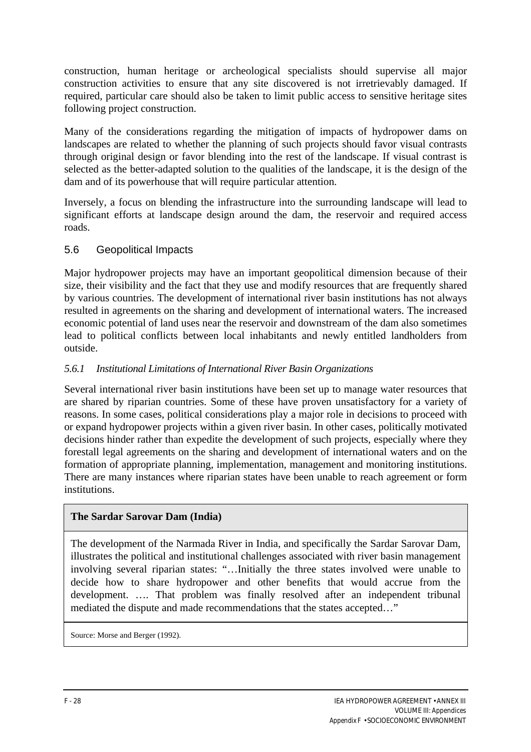construction, human heritage or archeological specialists should supervise all major construction activities to ensure that any site discovered is not irretrievably damaged. If required, particular care should also be taken to limit public access to sensitive heritage sites following project construction.

Many of the considerations regarding the mitigation of impacts of hydropower dams on landscapes are related to whether the planning of such projects should favor visual contrasts through original design or favor blending into the rest of the landscape. If visual contrast is selected as the better-adapted solution to the qualities of the landscape, it is the design of the dam and of its powerhouse that will require particular attention.

Inversely, a focus on blending the infrastructure into the surrounding landscape will lead to significant efforts at landscape design around the dam, the reservoir and required access roads.

## 5.6 Geopolitical Impacts

Major hydropower projects may have an important geopolitical dimension because of their size, their visibility and the fact that they use and modify resources that are frequently shared by various countries. The development of international river basin institutions has not always resulted in agreements on the sharing and development of international waters. The increased economic potential of land uses near the reservoir and downstream of the dam also sometimes lead to political conflicts between local inhabitants and newly entitled landholders from outside.

### *5.6.1 Institutional Limitations of International River Basin Organizations*

Several international river basin institutions have been set up to manage water resources that are shared by riparian countries. Some of these have proven unsatisfactory for a variety of reasons. In some cases, political considerations play a major role in decisions to proceed with or expand hydropower projects within a given river basin. In other cases, politically motivated decisions hinder rather than expedite the development of such projects, especially where they forestall legal agreements on the sharing and development of international waters and on the formation of appropriate planning, implementation, management and monitoring institutions. There are many instances where riparian states have been unable to reach agreement or form institutions.

**The Sardar Sarovar Dam (India)**

The development of the Narmada River in India, and specifically the Sardar Sarovar Dam, illustrates the political and institutional challenges associated with river basin management involving several riparian states: "…Initially the three states involved were unable to decide how to share hydropower and other benefits that would accrue from the development. …. That problem was finally resolved after an independent tribunal mediated the dispute and made recommendations that the states accepted…"

Source: Morse and Berger (1992).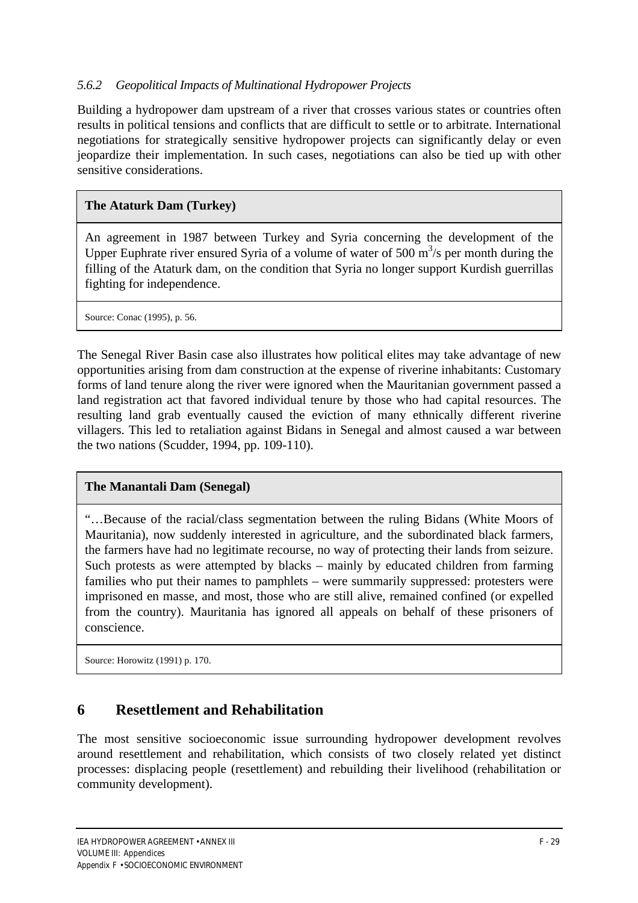### *5.6.2 Geopolitical Impacts of Multinational Hydropower Projects*

Building a hydropower dam upstream of a river that crosses various states or countries often results in political tensions and conflicts that are difficult to settle or to arbitrate. International negotiations for strategically sensitive hydropower projects can significantly delay or even jeopardize their implementation. In such cases, negotiations can also be tied up with other sensitive considerations.

| **The Ataturk Dam (Turkey)** |
|---|
| An agreement in 1987 between Turkey and Syria concerning the development of the Upper Euphrate river ensured Syria of a volume of water of 500 $m^3$/s per month during the filling of the Ataturk dam, on the condition that Syria no longer support Kurdish guerrillas fighting for independence. |
| Source: Conac (1995), p. 56. |

The Senegal River Basin case also illustrates how political elites may take advantage of new opportunities arising from dam construction at the expense of riverine inhabitants: Customary forms of land tenure along the river were ignored when the Mauritanian government passed a land registration act that favored individual tenure by those who had capital resources. The resulting land grab eventually caused the eviction of many ethnically different riverine villagers. This led to retaliation against Bidans in Senegal and almost caused a war between the two nations (Scudder, 1994, pp. 109-110).

| **The Manantali Dam (Senegal)** |
|---|
| "…Because of the racial/class segmentation between the ruling Bidans (White Moors of Mauritania), now suddenly interested in agriculture, and the subordinated black farmers, the farmers have had no legitimate recourse, no way of protecting their lands from seizure. Such protests as were attempted by blacks – mainly by educated children from farming families who put their names to pamphlets – were summarily suppressed: protesters were imprisoned en masse, and most, those who are still alive, remained confined (or expelled from the country). Mauritania has ignored all appeals on behalf of these prisoners of conscience. |
| Source: Horowitz (1991) p. 170. |

## 6 Resettlement and Rehabilitation

The most sensitive socioeconomic issue surrounding hydropower development revolves around resettlement and rehabilitation, which consists of two closely related yet distinct processes: displacing people (resettlement) and rebuilding their livelihood (rehabilitation or community development).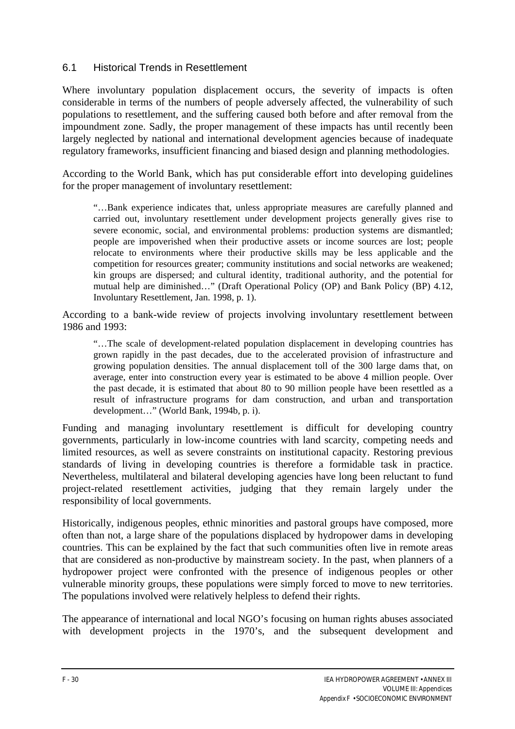## 6.1 Historical Trends in Resettlement

Where involuntary population displacement occurs, the severity of impacts is often considerable in terms of the numbers of people adversely affected, the vulnerability of such populations to resettlement, and the suffering caused both before and after removal from the impoundment zone. Sadly, the proper management of these impacts has until recently been largely neglected by national and international development agencies because of inadequate regulatory frameworks, insufficient financing and biased design and planning methodologies.

According to the World Bank, which has put considerable effort into developing guidelines for the proper management of involuntary resettlement:

> "…Bank experience indicates that, unless appropriate measures are carefully planned and carried out, involuntary resettlement under development projects generally gives rise to severe economic, social, and environmental problems: production systems are dismantled; people are impoverished when their productive assets or income sources are lost; people relocate to environments where their productive skills may be less applicable and the competition for resources greater; community institutions and social networks are weakened; kin groups are dispersed; and cultural identity, traditional authority, and the potential for mutual help are diminished…" (Draft Operational Policy (OP) and Bank Policy (BP) 4.12, Involuntary Resettlement, Jan. 1998, p. 1).

According to a bank-wide review of projects involving involuntary resettlement between 1986 and 1993:

> "…The scale of development-related population displacement in developing countries has grown rapidly in the past decades, due to the accelerated provision of infrastructure and growing population densities. The annual displacement toll of the 300 large dams that, on average, enter into construction every year is estimated to be above 4 million people. Over the past decade, it is estimated that about 80 to 90 million people have been resettled as a result of infrastructure programs for dam construction, and urban and transportation development…" (World Bank, 1994b, p. i).

Funding and managing involuntary resettlement is difficult for developing country governments, particularly in low-income countries with land scarcity, competing needs and limited resources, as well as severe constraints on institutional capacity. Restoring previous standards of living in developing countries is therefore a formidable task in practice. Nevertheless, multilateral and bilateral developing agencies have long been reluctant to fund project-related resettlement activities, judging that they remain largely under the responsibility of local governments.

Historically, indigenous peoples, ethnic minorities and pastoral groups have composed, more often than not, a large share of the populations displaced by hydropower dams in developing countries. This can be explained by the fact that such communities often live in remote areas that are considered as non-productive by mainstream society. In the past, when planners of a hydropower project were confronted with the presence of indigenous peoples or other vulnerable minority groups, these populations were simply forced to move to new territories. The populations involved were relatively helpless to defend their rights.

The appearance of international and local NGO's focusing on human rights abuses associated with development projects in the 1970's, and the subsequent development and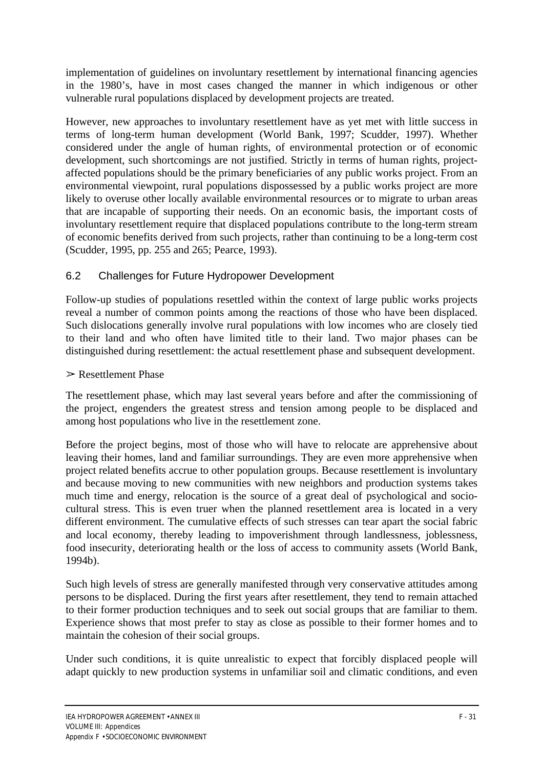implementation of guidelines on involuntary resettlement by international financing agencies in the 1980's, have in most cases changed the manner in which indigenous or other vulnerable rural populations displaced by development projects are treated.

However, new approaches to involuntary resettlement have as yet met with little success in terms of long-term human development (World Bank, 1997; Scudder, 1997). Whether considered under the angle of human rights, of environmental protection or of economic development, such shortcomings are not justified. Strictly in terms of human rights, project-affected populations should be the primary beneficiaries of any public works project. From an environmental viewpoint, rural populations dispossessed by a public works project are more likely to overuse other locally available environmental resources or to migrate to urban areas that are incapable of supporting their needs. On an economic basis, the important costs of involuntary resettlement require that displaced populations contribute to the long-term stream of economic benefits derived from such projects, rather than continuing to be a long-term cost (Scudder, 1995, pp. 255 and 265; Pearce, 1993).

## 6.2 Challenges for Future Hydropower Development

Follow-up studies of populations resettled within the context of large public works projects reveal a number of common points among the reactions of those who have been displaced. Such dislocations generally involve rural populations with low incomes who are closely tied to their land and who often have limited title to their land. Two major phases can be distinguished during resettlement: the actual resettlement phase and subsequent development.

➢ Resettlement Phase

The resettlement phase, which may last several years before and after the commissioning of the project, engenders the greatest stress and tension among people to be displaced and among host populations who live in the resettlement zone.

Before the project begins, most of those who will have to relocate are apprehensive about leaving their homes, land and familiar surroundings. They are even more apprehensive when project related benefits accrue to other population groups. Because resettlement is involuntary and because moving to new communities with new neighbors and production systems takes much time and energy, relocation is the source of a great deal of psychological and socio-cultural stress. This is even truer when the planned resettlement area is located in a very different environment. The cumulative effects of such stresses can tear apart the social fabric and local economy, thereby leading to impoverishment through landlessness, joblessness, food insecurity, deteriorating health or the loss of access to community assets (World Bank, 1994b).

Such high levels of stress are generally manifested through very conservative attitudes among persons to be displaced. During the first years after resettlement, they tend to remain attached to their former production techniques and to seek out social groups that are familiar to them. Experience shows that most prefer to stay as close as possible to their former homes and to maintain the cohesion of their social groups.

Under such conditions, it is quite unrealistic to expect that forcibly displaced people will adapt quickly to new production systems in unfamiliar soil and climatic conditions, and even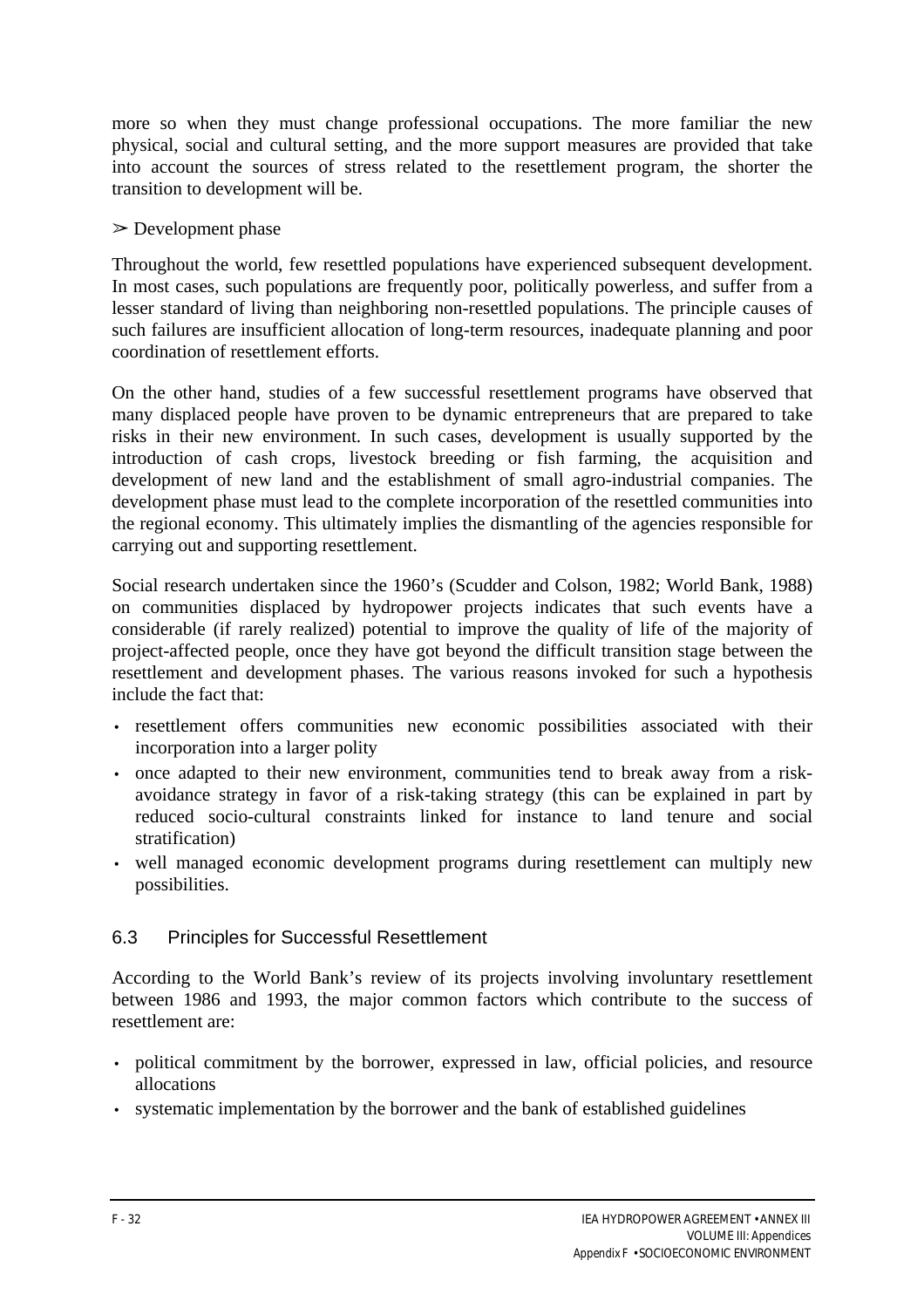more so when they must change professional occupations. The more familiar the new physical, social and cultural setting, and the more support measures are provided that take into account the sources of stress related to the resettlement program, the shorter the transition to development will be.

➢ Development phase

Throughout the world, few resettled populations have experienced subsequent development. In most cases, such populations are frequently poor, politically powerless, and suffer from a lesser standard of living than neighboring non-resettled populations. The principle causes of such failures are insufficient allocation of long-term resources, inadequate planning and poor coordination of resettlement efforts.

On the other hand, studies of a few successful resettlement programs have observed that many displaced people have proven to be dynamic entrepreneurs that are prepared to take risks in their new environment. In such cases, development is usually supported by the introduction of cash crops, livestock breeding or fish farming, the acquisition and development of new land and the establishment of small agro-industrial companies. The development phase must lead to the complete incorporation of the resettled communities into the regional economy. This ultimately implies the dismantling of the agencies responsible for carrying out and supporting resettlement.

Social research undertaken since the 1960's (Scudder and Colson, 1982; World Bank, 1988) on communities displaced by hydropower projects indicates that such events have a considerable (if rarely realized) potential to improve the quality of life of the majority of project-affected people, once they have got beyond the difficult transition stage between the resettlement and development phases. The various reasons invoked for such a hypothesis include the fact that:

- resettlement offers communities new economic possibilities associated with their incorporation into a larger polity
- once adapted to their new environment, communities tend to break away from a risk-avoidance strategy in favor of a risk-taking strategy (this can be explained in part by reduced socio-cultural constraints linked for instance to land tenure and social stratification)
- well managed economic development programs during resettlement can multiply new possibilities.

## 6.3 Principles for Successful Resettlement

According to the World Bank's review of its projects involving involuntary resettlement between 1986 and 1993, the major common factors which contribute to the success of resettlement are:

- political commitment by the borrower, expressed in law, official policies, and resource allocations
- systematic implementation by the borrower and the bank of established guidelines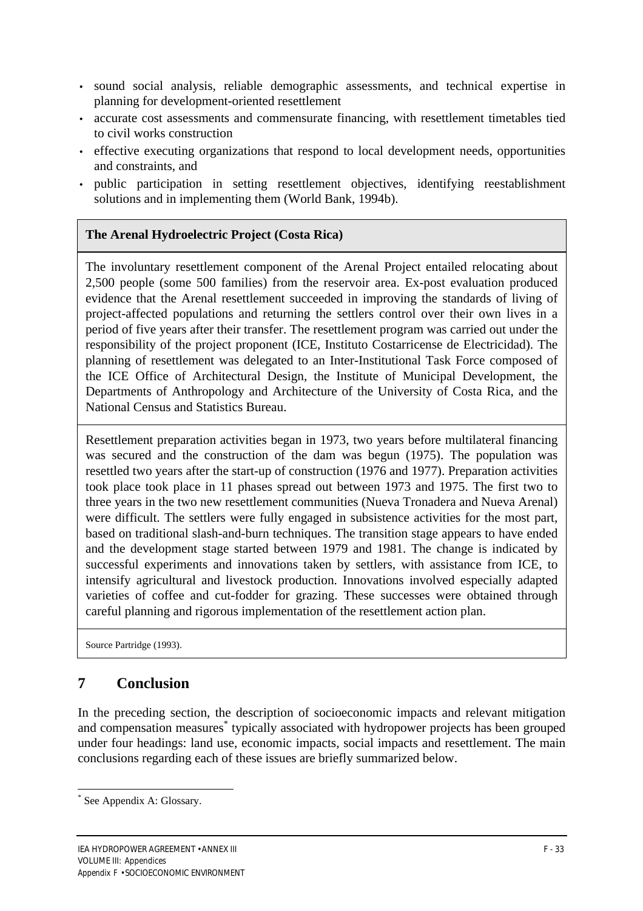- sound social analysis, reliable demographic assessments, and technical expertise in planning for development-oriented resettlement
- accurate cost assessments and commensurate financing, with resettlement timetables tied to civil works construction
- effective executing organizations that respond to local development needs, opportunities and constraints, and
- public participation in setting resettlement objectives, identifying reestablishment solutions and in implementing them (World Bank, 1994b).

| **The Arenal Hydroelectric Project (Costa Rica)** |
|---|
| The involuntary resettlement component of the Arenal Project entailed relocating about 2,500 people (some 500 families) from the reservoir area. Ex-post evaluation produced evidence that the Arenal resettlement succeeded in improving the standards of living of project-affected populations and returning the settlers control over their own lives in a period of five years after their transfer. The resettlement program was carried out under the responsibility of the project proponent (ICE, Instituto Costarricense de Electricidad). The planning of resettlement was delegated to an Inter-Institutional Task Force composed of the ICE Office of Architectural Design, the Institute of Municipal Development, the Departments of Anthropology and Architecture of the University of Costa Rica, and the National Census and Statistics Bureau. |
| Resettlement preparation activities began in 1973, two years before multilateral financing was secured and the construction of the dam was begun (1975). The population was resettled two years after the start-up of construction (1976 and 1977). Preparation activities took place took place in 11 phases spread out between 1973 and 1975. The first two to three years in the two new resettlement communities (Nueva Tronadera and Nueva Arenal) were difficult. The settlers were fully engaged in subsistence activities for the most part, based on traditional slash-and-burn techniques. The transition stage appears to have ended and the development stage started between 1979 and 1981. The change is indicated by successful experiments and innovations taken by settlers, with assistance from ICE, to intensify agricultural and livestock production. Innovations involved especially adapted varieties of coffee and cut-fodder for grazing. These successes were obtained through careful planning and rigorous implementation of the resettlement action plan. |
| Source Partridge (1993). |

## 7 Conclusion

In the preceding section, the description of socioeconomic impacts and relevant mitigation and compensation measures* typically associated with hydropower projects has been grouped under four headings: land use, economic impacts, social impacts and resettlement. The main conclusions regarding each of these issues are briefly summarized below.

* See Appendix A: Glossary.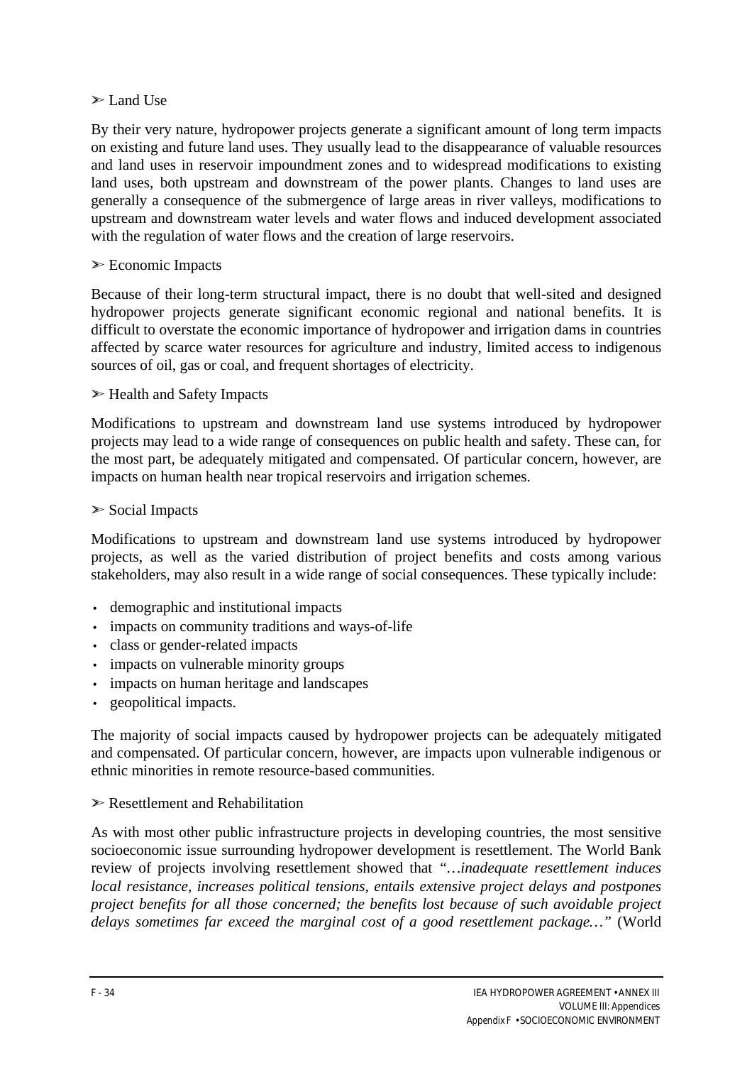➢ Land Use

By their very nature, hydropower projects generate a significant amount of long term impacts on existing and future land uses. They usually lead to the disappearance of valuable resources and land uses in reservoir impoundment zones and to widespread modifications to existing land uses, both upstream and downstream of the power plants. Changes to land uses are generally a consequence of the submergence of large areas in river valleys, modifications to upstream and downstream water levels and water flows and induced development associated with the regulation of water flows and the creation of large reservoirs.

➢ Economic Impacts

Because of their long-term structural impact, there is no doubt that well-sited and designed hydropower projects generate significant economic regional and national benefits. It is difficult to overstate the economic importance of hydropower and irrigation dams in countries affected by scarce water resources for agriculture and industry, limited access to indigenous sources of oil, gas or coal, and frequent shortages of electricity.

➢ Health and Safety Impacts

Modifications to upstream and downstream land use systems introduced by hydropower projects may lead to a wide range of consequences on public health and safety. These can, for the most part, be adequately mitigated and compensated. Of particular concern, however, are impacts on human health near tropical reservoirs and irrigation schemes.

➢ Social Impacts

Modifications to upstream and downstream land use systems introduced by hydropower projects, as well as the varied distribution of project benefits and costs among various stakeholders, may also result in a wide range of social consequences. These typically include:

- demographic and institutional impacts
- impacts on community traditions and ways-of-life
- class or gender-related impacts
- impacts on vulnerable minority groups
- impacts on human heritage and landscapes
- geopolitical impacts.

The majority of social impacts caused by hydropower projects can be adequately mitigated and compensated. Of particular concern, however, are impacts upon vulnerable indigenous or ethnic minorities in remote resource-based communities.

➢ Resettlement and Rehabilitation

As with most other public infrastructure projects in developing countries, the most sensitive socioeconomic issue surrounding hydropower development is resettlement. The World Bank review of projects involving resettlement showed that *"…inadequate resettlement induces local resistance, increases political tensions, entails extensive project delays and postpones project benefits for all those concerned; the benefits lost because of such avoidable project delays sometimes far exceed the marginal cost of a good resettlement package…"* (World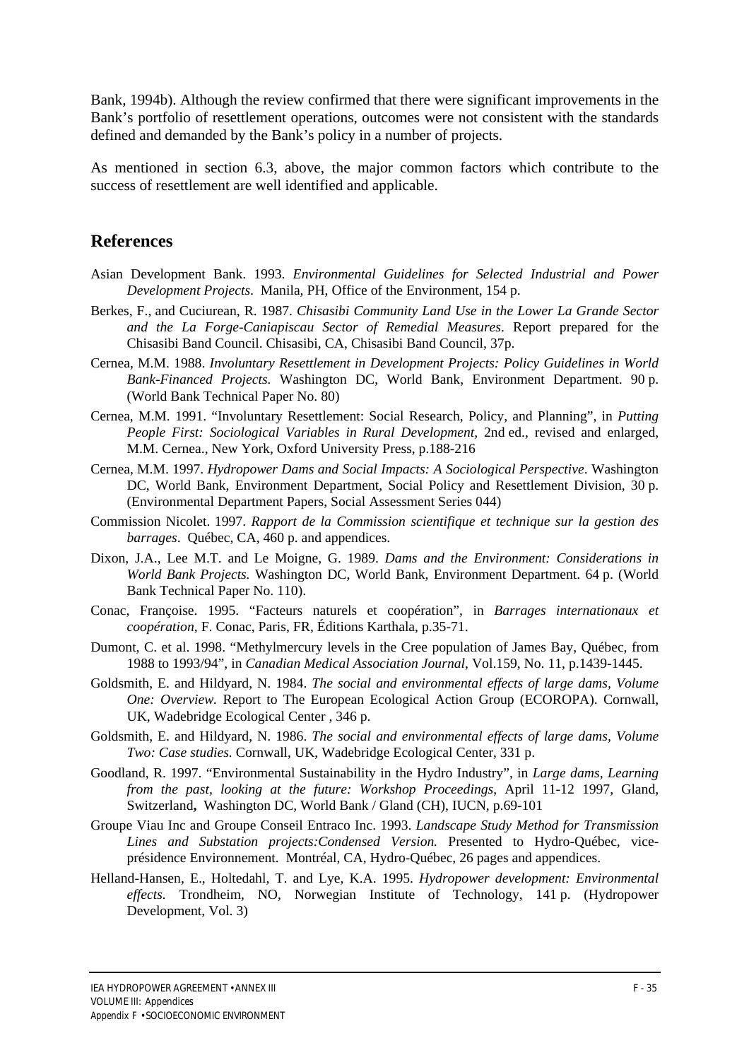Bank, 1994b). Although the review confirmed that there were significant improvements in the Bank's portfolio of resettlement operations, outcomes were not consistent with the standards defined and demanded by the Bank's policy in a number of projects.

As mentioned in section 6.3, above, the major common factors which contribute to the success of resettlement are well identified and applicable.

## References

Asian Development Bank. 1993. *Environmental Guidelines for Selected Industrial and Power Development Projects*. Manila, PH, Office of the Environment, 154 p.

Berkes, F., and Cuciurean, R. 1987. *Chisasibi Community Land Use in the Lower La Grande Sector and the La Forge-Caniapiscau Sector of Remedial Measures*. Report prepared for the Chisasibi Band Council. Chisasibi, CA, Chisasibi Band Council, 37p.

Cernea, M.M. 1988. *Involuntary Resettlement in Development Projects: Policy Guidelines in World Bank-Financed Projects.* Washington DC, World Bank, Environment Department. 90 p. (World Bank Technical Paper No. 80)

Cernea, M.M. 1991. "Involuntary Resettlement: Social Research, Policy, and Planning", in *Putting People First: Sociological Variables in Rural Development*, 2nd ed., revised and enlarged, M.M. Cernea., New York, Oxford University Press, p.188-216

Cernea, M.M. 1997. *Hydropower Dams and Social Impacts: A Sociological Perspective*. Washington DC, World Bank, Environment Department, Social Policy and Resettlement Division, 30 p. (Environmental Department Papers, Social Assessment Series 044)

Commission Nicolet. 1997. *Rapport de la Commission scientifique et technique sur la gestion des barrages*. Québec, CA, 460 p. and appendices.

Dixon, J.A., Lee M.T. and Le Moigne, G. 1989. *Dams and the Environment: Considerations in World Bank Projects.* Washington DC, World Bank, Environment Department. 64 p. (World Bank Technical Paper No. 110).

Conac, Françoise. 1995. "Facteurs naturels et coopération", in *Barrages internationaux et coopération*, F. Conac, Paris, FR, Éditions Karthala, p.35-71.

Dumont, C. et al. 1998. "Methylmercury levels in the Cree population of James Bay, Québec, from 1988 to 1993/94", in *Canadian Medical Association Journal*, Vol.159, No. 11, p.1439-1445.

Goldsmith, E. and Hildyard, N. 1984. *The social and environmental effects of large dams, Volume One: Overview.* Report to The European Ecological Action Group (ECOROPA). Cornwall, UK, Wadebridge Ecological Center , 346 p.

Goldsmith, E. and Hildyard, N. 1986. *The social and environmental effects of large dams, Volume Two: Case studies.* Cornwall, UK, Wadebridge Ecological Center, 331 p.

Goodland, R. 1997. "Environmental Sustainability in the Hydro Industry", in *Large dams, Learning from the past, looking at the future: Workshop Proceedings*, April 11-12 1997, Gland, Switzerland**,** Washington DC, World Bank / Gland (CH), IUCN, p.69-101

Groupe Viau Inc and Groupe Conseil Entraco Inc. 1993. *Landscape Study Method for Transmission Lines and Substation projects:Condensed Version.* Presented to Hydro-Québec, vice-présidence Environnement. Montréal, CA, Hydro-Québec, 26 pages and appendices.

Helland-Hansen, E., Holtedahl, T. and Lye, K.A. 1995. *Hydropower development: Environmental effects.* Trondheim, NO, Norwegian Institute of Technology, 141 p. (Hydropower Development, Vol. 3)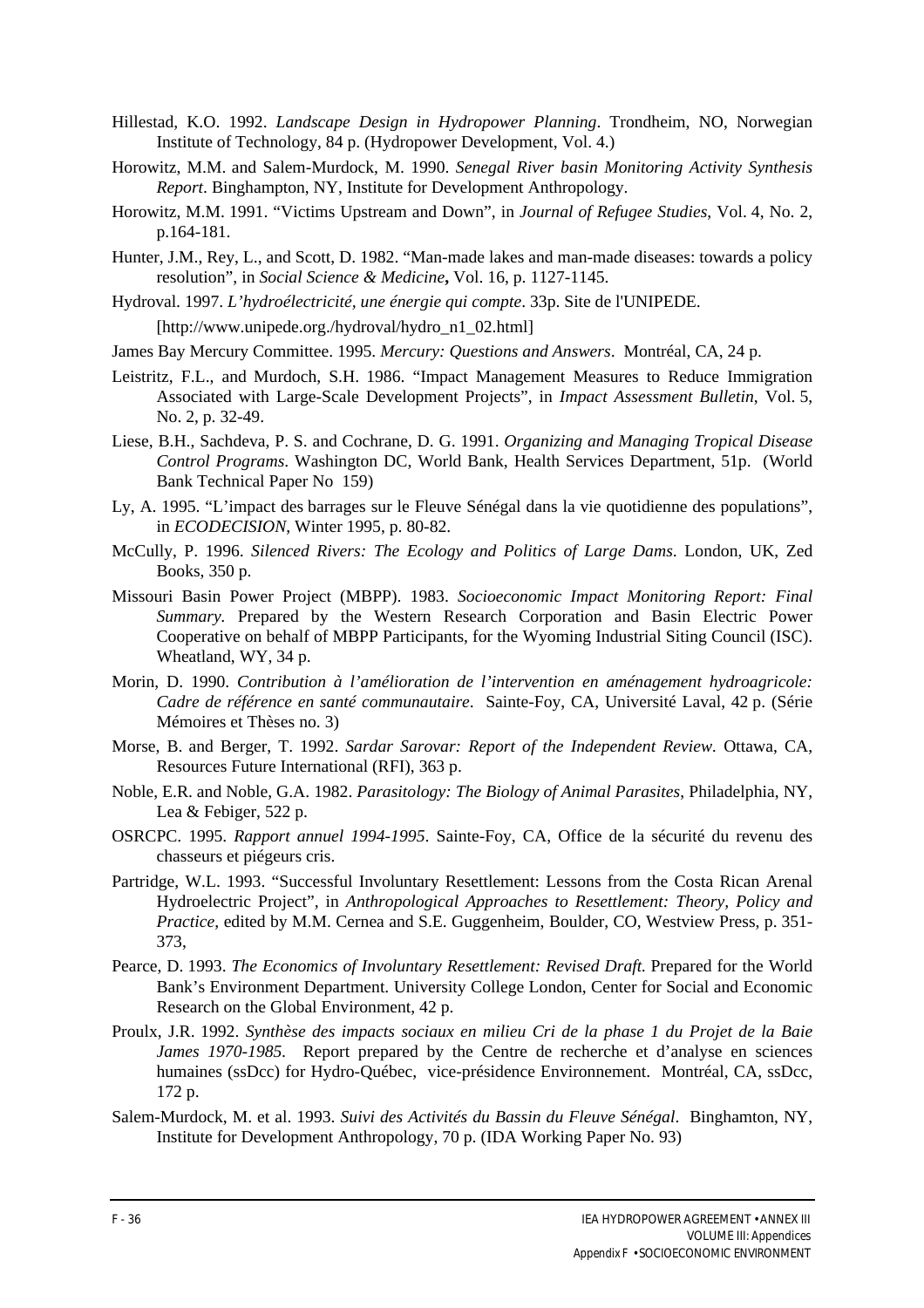Hillestad, K.O. 1992. *Landscape Design in Hydropower Planning*. Trondheim, NO, Norwegian Institute of Technology, 84 p. (Hydropower Development, Vol. 4.)

Horowitz, M.M. and Salem-Murdock, M. 1990. *Senegal River basin Monitoring Activity Synthesis Report*. Binghampton, NY, Institute for Development Anthropology.

Horowitz, M.M. 1991. "Victims Upstream and Down", in *Journal of Refugee Studies*, Vol. 4, No. 2, p.164-181.

Hunter, J.M., Rey, L., and Scott, D. 1982. "Man-made lakes and man-made diseases: towards a policy resolution", in *Social Science & Medicine*, Vol. 16, p. 1127-1145.

Hydroval. 1997. *L'hydroélectricité, une énergie qui compte*. 33p. Site de l'UNIPEDE. [http://www.unipede.org./hydroval/hydro_n1_02.html]

James Bay Mercury Committee. 1995. *Mercury: Questions and Answers*. Montréal, CA, 24 p.

Leistritz, F.L., and Murdoch, S.H. 1986. "Impact Management Measures to Reduce Immigration Associated with Large-Scale Development Projects", in *Impact Assessment Bulletin*, Vol. 5, No. 2, p. 32-49.

Liese, B.H., Sachdeva, P. S. and Cochrane, D. G. 1991. *Organizing and Managing Tropical Disease Control Programs*. Washington DC, World Bank, Health Services Department, 51p. (World Bank Technical Paper No 159)

Ly, A. 1995. "L'impact des barrages sur le Fleuve Sénégal dans la vie quotidienne des populations", in *ECODECISION*, Winter 1995, p. 80-82.

McCully, P. 1996. *Silenced Rivers: The Ecology and Politics of Large Dams*. London, UK, Zed Books, 350 p.

Missouri Basin Power Project (MBPP). 1983. *Socioeconomic Impact Monitoring Report: Final Summary.* Prepared by the Western Research Corporation and Basin Electric Power Cooperative on behalf of MBPP Participants, for the Wyoming Industrial Siting Council (ISC). Wheatland, WY, 34 p.

Morin, D. 1990. *Contribution à l'amélioration de l'intervention en aménagement hydroagricole: Cadre de référence en santé communautaire*. Sainte-Foy, CA, Université Laval, 42 p. (Série Mémoires et Thèses no. 3)

Morse, B. and Berger, T. 1992. *Sardar Sarovar: Report of the Independent Review*. Ottawa, CA, Resources Future International (RFI), 363 p.

Noble, E.R. and Noble, G.A. 1982. *Parasitology: The Biology of Animal Parasites*, Philadelphia, NY, Lea & Febiger, 522 p.

OSRCPC. 1995. *Rapport annuel 1994-1995*. Sainte-Foy, CA, Office de la sécurité du revenu des chasseurs et piégeurs cris.

Partridge, W.L. 1993. "Successful Involuntary Resettlement: Lessons from the Costa Rican Arenal Hydroelectric Project", in *Anthropological Approaches to Resettlement: Theory, Policy and Practice*, edited by M.M. Cernea and S.E. Guggenheim, Boulder, CO, Westview Press, p. 351-373,

Pearce, D. 1993. *The Economics of Involuntary Resettlement: Revised Draft.* Prepared for the World Bank's Environment Department. University College London, Center for Social and Economic Research on the Global Environment, 42 p.

Proulx, J.R. 1992. *Synthèse des impacts sociaux en milieu Cri de la phase 1 du Projet de la Baie James 1970-1985*. Report prepared by the Centre de recherche et d'analyse en sciences humaines (ssDcc) for Hydro-Québec, vice-présidence Environnement. Montréal, CA, ssDcc, 172 p.

Salem-Murdock, M. et al. 1993. *Suivi des Activités du Bassin du Fleuve Sénégal*. Binghamton, NY, Institute for Development Anthropology, 70 p. (IDA Working Paper No. 93)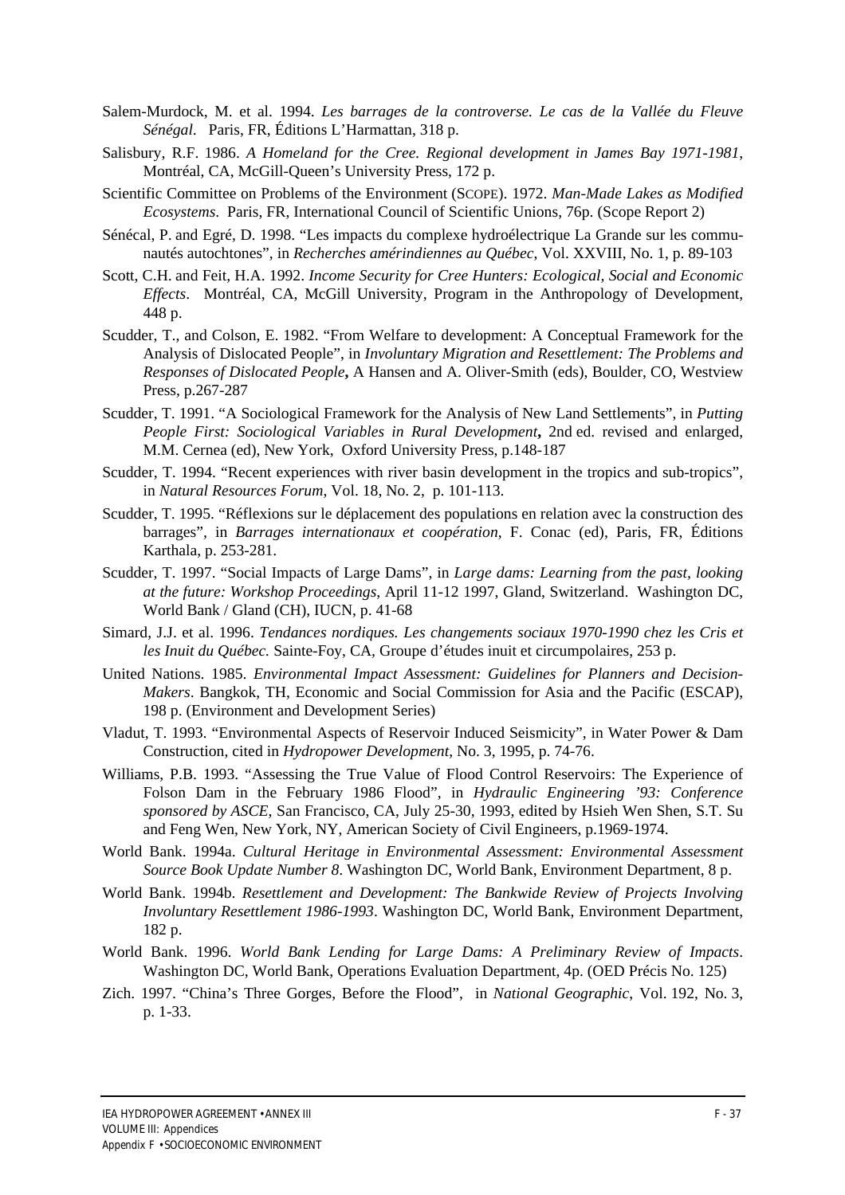Salem-Murdock, M. et al. 1994. *Les barrages de la controverse. Le cas de la Vallée du Fleuve Sénégal.* Paris, FR, Éditions L'Harmattan, 318 p.

Salisbury, R.F. 1986. *A Homeland for the Cree. Regional development in James Bay 1971-1981*, Montréal, CA, McGill-Queen's University Press, 172 p.

Scientific Committee on Problems of the Environment (SCOPE). 1972. *Man-Made Lakes as Modified Ecosystems.* Paris, FR, International Council of Scientific Unions, 76p. (Scope Report 2)

Sénécal, P. and Egré, D. 1998. "Les impacts du complexe hydroélectrique La Grande sur les communautés autochtones", in *Recherches amérindiennes au Québec*, Vol. XXVIII, No. 1, p. 89-103

Scott, C.H. and Feit, H.A. 1992. *Income Security for Cree Hunters: Ecological, Social and Economic Effects*. Montréal, CA, McGill University, Program in the Anthropology of Development, 448 p.

Scudder, T., and Colson, E. 1982. "From Welfare to development: A Conceptual Framework for the Analysis of Dislocated People", in *Involuntary Migration and Resettlement: The Problems and Responses of Dislocated People***,** A Hansen and A. Oliver-Smith (eds), Boulder, CO, Westview Press, p.267-287

Scudder, T. 1991. "A Sociological Framework for the Analysis of New Land Settlements", in *Putting People First: Sociological Variables in Rural Development***,** 2nd ed. revised and enlarged, M.M. Cernea (ed), New York, Oxford University Press, p.148-187

Scudder, T. 1994. "Recent experiences with river basin development in the tropics and sub-tropics", in *Natural Resources Forum*, Vol. 18, No. 2, p. 101-113.

Scudder, T. 1995. "Réflexions sur le déplacement des populations en relation avec la construction des barrages", in *Barrages internationaux et coopération*, F. Conac (ed), Paris, FR, Éditions Karthala, p. 253-281.

Scudder, T. 1997. "Social Impacts of Large Dams", in *Large dams: Learning from the past, looking at the future: Workshop Proceedings*, April 11-12 1997, Gland, Switzerland. Washington DC, World Bank / Gland (CH), IUCN, p. 41-68

Simard, J.J. et al. 1996. *Tendances nordiques. Les changements sociaux 1970-1990 chez les Cris et les Inuit du Québec.* Sainte-Foy, CA, Groupe d'études inuit et circumpolaires, 253 p.

United Nations. 1985. *Environmental Impact Assessment: Guidelines for Planners and Decision-Makers*. Bangkok, TH, Economic and Social Commission for Asia and the Pacific (ESCAP), 198 p. (Environment and Development Series)

Vladut, T. 1993. "Environmental Aspects of Reservoir Induced Seismicity", in Water Power & Dam Construction, cited in *Hydropower Development*, No. 3, 1995, p. 74-76.

Williams, P.B. 1993. "Assessing the True Value of Flood Control Reservoirs: The Experience of Folson Dam in the February 1986 Flood", in *Hydraulic Engineering '93: Conference sponsored by ASCE*, San Francisco, CA, July 25-30, 1993, edited by Hsieh Wen Shen, S.T. Su and Feng Wen, New York, NY, American Society of Civil Engineers, p.1969-1974.

World Bank. 1994a. *Cultural Heritage in Environmental Assessment: Environmental Assessment Source Book Update Number 8*. Washington DC, World Bank, Environment Department, 8 p.

World Bank. 1994b. *Resettlement and Development: The Bankwide Review of Projects Involving Involuntary Resettlement 1986-1993*. Washington DC, World Bank, Environment Department, 182 p.

World Bank. 1996. *World Bank Lending for Large Dams: A Preliminary Review of Impacts*. Washington DC, World Bank, Operations Evaluation Department, 4p. (OED Précis No. 125)

Zich. 1997. "China's Three Gorges, Before the Flood", in *National Geographic*, Vol. 192, No. 3, p. 1-33.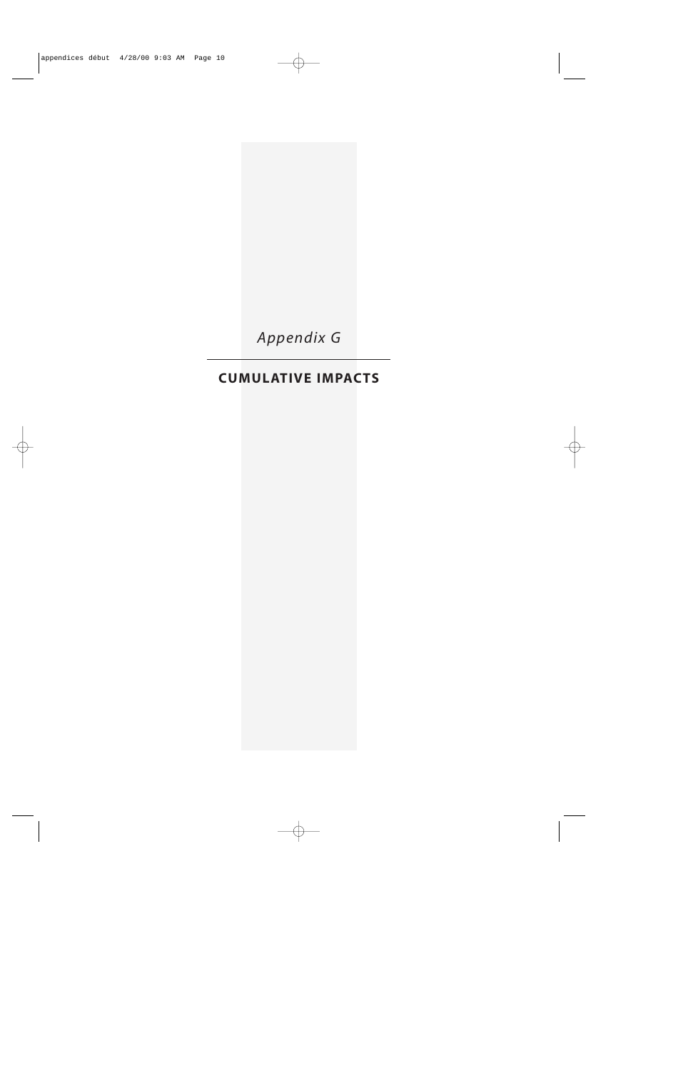*Appendix G*

# CUMULATIVE IMPACTS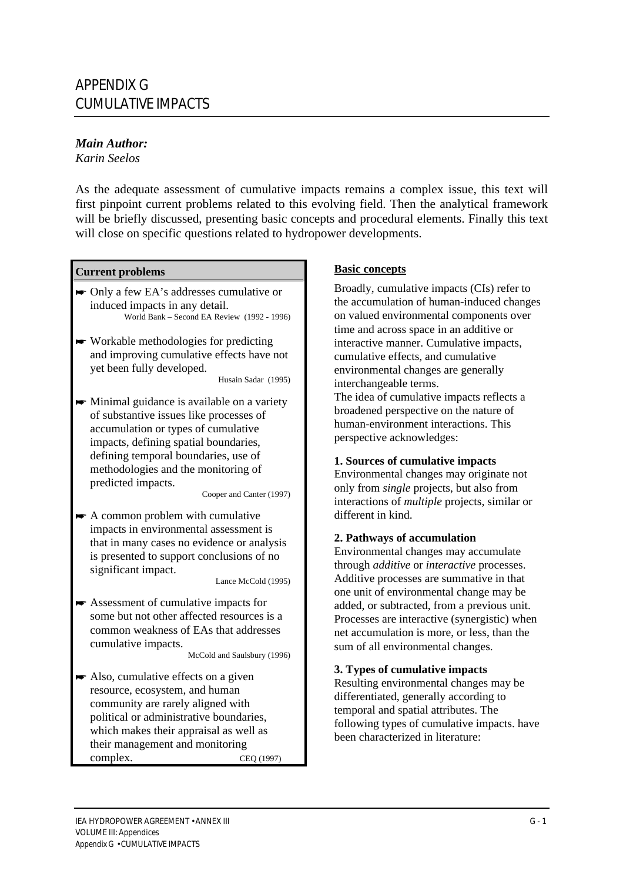# APPENDIX G
# CUMULATIVE IMPACTS

***Main Author:***
*Karin Seelos*

As the adequate assessment of cumulative impacts remains a complex issue, this text will first pinpoint current problems related to this evolving field. Then the analytical framework will be briefly discussed, presenting basic concepts and procedural elements. Finally this text will close on specific questions related to hydropower developments.

**Current problems**

- Only a few EA's addresses cumulative or induced impacts in any detail.
  World Bank – Second EA Review (1992 - 1996)
- Workable methodologies for predicting and improving cumulative effects have not yet been fully developed.
  Husain Sadar (1995)
- Minimal guidance is available on a variety of substantive issues like processes of accumulation or types of cumulative impacts, defining spatial boundaries, defining temporal boundaries, use of methodologies and the monitoring of predicted impacts.
  Cooper and Canter (1997)
- A common problem with cumulative impacts in environmental assessment is that in many cases no evidence or analysis is presented to support conclusions of no significant impact.
  Lance McCold (1995)
- Assessment of cumulative impacts for some but not other affected resources is a common weakness of EAs that addresses cumulative impacts.
  McCold and Saulsbury (1996)
- Also, cumulative effects on a given resource, ecosystem, and human community are rarely aligned with political or administrative boundaries, which makes their appraisal as well as their management and monitoring complex.
  CEQ (1997)

**Basic concepts**

Broadly, cumulative impacts (CIs) refer to the accumulation of human-induced changes on valued environmental components over time and across space in an additive or interactive manner. Cumulative impacts, cumulative effects, and cumulative environmental changes are generally interchangeable terms.

The idea of cumulative impacts reflects a broadened perspective on the nature of human-environment interactions. This perspective acknowledges:

**1. Sources of cumulative impacts**

Environmental changes may originate not only from *single* projects, but also from interactions of *multiple* projects, similar or different in kind.

**2. Pathways of accumulation**

Environmental changes may accumulate through *additive* or *interactive* processes. Additive processes are summative in that one unit of environmental change may be added, or subtracted, from a previous unit. Processes are interactive (synergistic) when net accumulation is more, or less, than the sum of all environmental changes.

**3. Types of cumulative impacts**

Resulting environmental changes may be differentiated, generally according to temporal and spatial attributes. The following types of cumulative impacts. have been characterized in literature: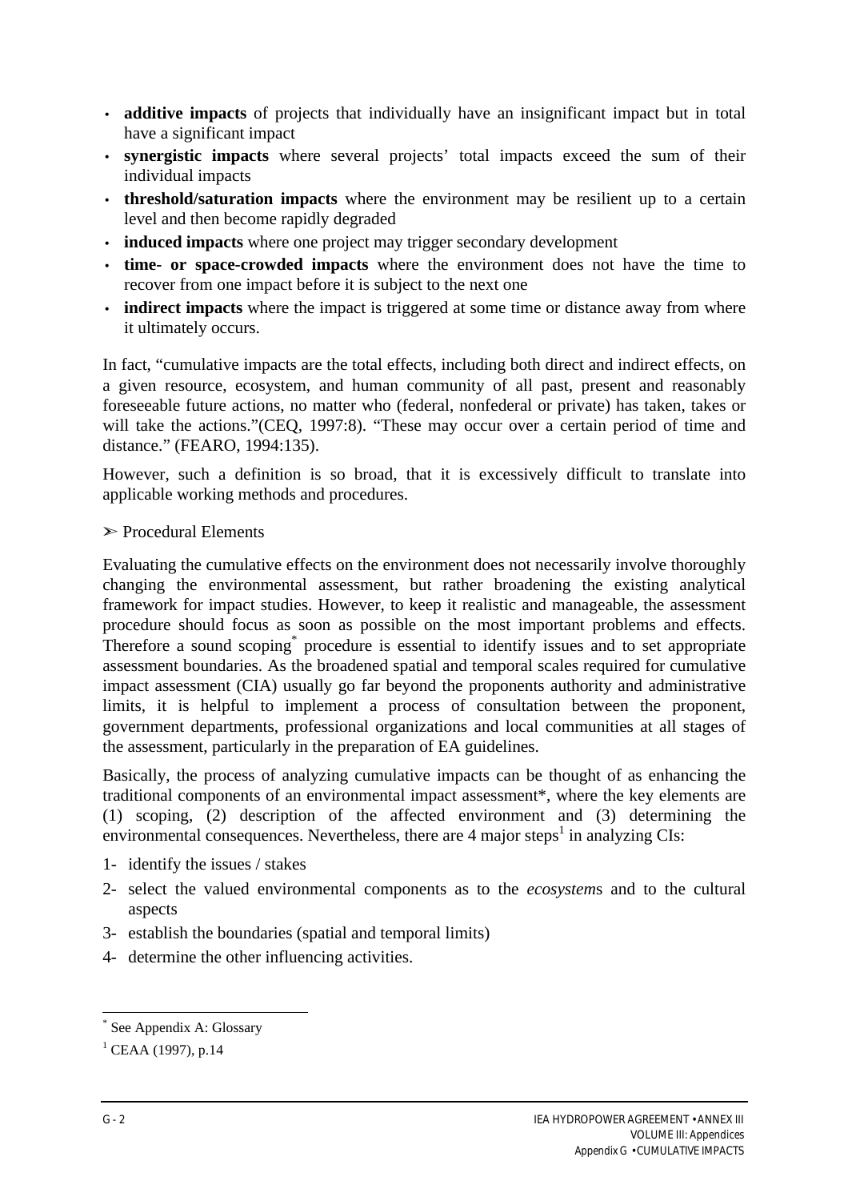- **additive impacts** of projects that individually have an insignificant impact but in total have a significant impact
- **synergistic impacts** where several projects' total impacts exceed the sum of their individual impacts
- **threshold/saturation impacts** where the environment may be resilient up to a certain level and then become rapidly degraded
- **induced impacts** where one project may trigger secondary development
- **time- or space-crowded impacts** where the environment does not have the time to recover from one impact before it is subject to the next one
- **indirect impacts** where the impact is triggered at some time or distance away from where it ultimately occurs.

In fact, "cumulative impacts are the total effects, including both direct and indirect effects, on a given resource, ecosystem, and human community of all past, present and reasonably foreseeable future actions, no matter who (federal, nonfederal or private) has taken, takes or will take the actions."(CEQ, 1997:8). "These may occur over a certain period of time and distance." (FEARO, 1994:135).

However, such a definition is so broad, that it is excessively difficult to translate into applicable working methods and procedures.

➢ Procedural Elements

Evaluating the cumulative effects on the environment does not necessarily involve thoroughly changing the environmental assessment, but rather broadening the existing analytical framework for impact studies. However, to keep it realistic and manageable, the assessment procedure should focus as soon as possible on the most important problems and effects. Therefore a sound scoping* procedure is essential to identify issues and to set appropriate assessment boundaries. As the broadened spatial and temporal scales required for cumulative impact assessment (CIA) usually go far beyond the proponents authority and administrative limits, it is helpful to implement a process of consultation between the proponent, government departments, professional organizations and local communities at all stages of the assessment, particularly in the preparation of EA guidelines.

Basically, the process of analyzing cumulative impacts can be thought of as enhancing the traditional components of an environmental impact assessment*, where the key elements are (1) scoping, (2) description of the affected environment and (3) determining the environmental consequences. Nevertheless, there are 4 major steps[1] in analyzing CIs:

1- identify the issues / stakes
2- select the valued environmental components as to the *ecosystem*s and to the cultural aspects
3- establish the boundaries (spatial and temporal limits)
4- determine the other influencing activities.

---

* See Appendix A: Glossary

[1] CEAA (1997), p.14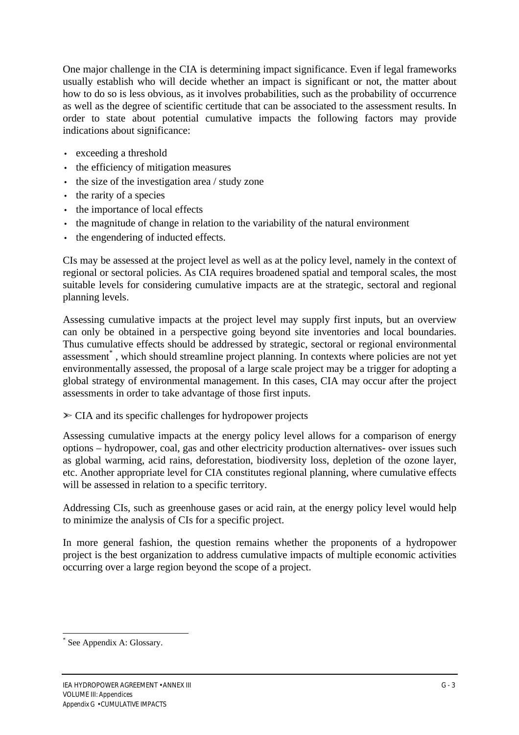One major challenge in the CIA is determining impact significance. Even if legal frameworks usually establish who will decide whether an impact is significant or not, the matter about how to do so is less obvious, as it involves probabilities, such as the probability of occurrence as well as the degree of scientific certitude that can be associated to the assessment results. In order to state about potential cumulative impacts the following factors may provide indications about significance:

- exceeding a threshold
- the efficiency of mitigation measures
- the size of the investigation area / study zone
- the rarity of a species
- the importance of local effects
- the magnitude of change in relation to the variability of the natural environment
- the engendering of inducted effects.

CIs may be assessed at the project level as well as at the policy level, namely in the context of regional or sectoral policies. As CIA requires broadened spatial and temporal scales, the most suitable levels for considering cumulative impacts are at the strategic, sectoral and regional planning levels.

Assessing cumulative impacts at the project level may supply first inputs, but an overview can only be obtained in a perspective going beyond site inventories and local boundaries. Thus cumulative effects should be addressed by strategic, sectoral or regional environmental assessment* , which should streamline project planning. In contexts where policies are not yet environmentally assessed, the proposal of a large scale project may be a trigger for adopting a global strategy of environmental management. In this cases, CIA may occur after the project assessments in order to take advantage of those first inputs.

➢ CIA and its specific challenges for hydropower projects

Assessing cumulative impacts at the energy policy level allows for a comparison of energy options – hydropower, coal, gas and other electricity production alternatives- over issues such as global warming, acid rains, deforestation, biodiversity loss, depletion of the ozone layer, etc. Another appropriate level for CIA constitutes regional planning, where cumulative effects will be assessed in relation to a specific territory.

Addressing CIs, such as greenhouse gases or acid rain, at the energy policy level would help to minimize the analysis of CIs for a specific project.

In more general fashion, the question remains whether the proponents of a hydropower project is the best organization to address cumulative impacts of multiple economic activities occurring over a large region beyond the scope of a project.

---

* See Appendix A: Glossary.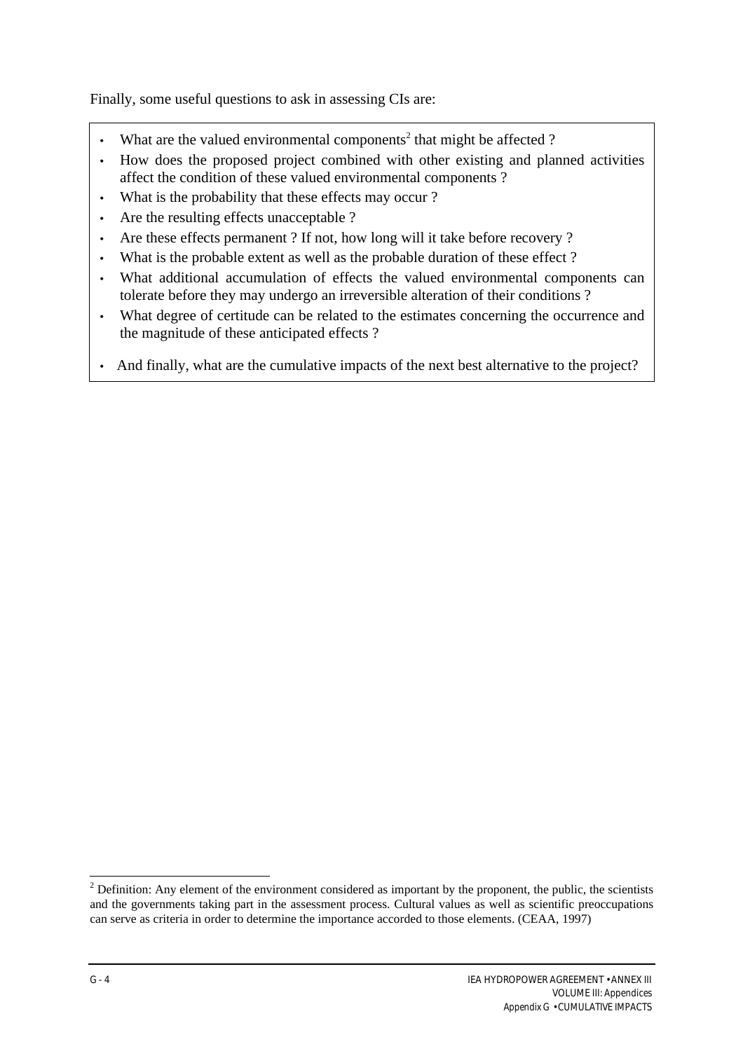Finally, some useful questions to ask in assessing CIs are:

- What are the valued environmental components[2] that might be affected ?
- How does the proposed project combined with other existing and planned activities affect the condition of these valued environmental components ?
- What is the probability that these effects may occur ?
- Are the resulting effects unacceptable ?
- Are these effects permanent ? If not, how long will it take before recovery ?
- What is the probable extent as well as the probable duration of these effect ?
- What additional accumulation of effects the valued environmental components can tolerate before they may undergo an irreversible alteration of their conditions ?
- What degree of certitude can be related to the estimates concerning the occurrence and the magnitude of these anticipated effects ?
- And finally, what are the cumulative impacts of the next best alternative to the project?

[2] Definition: Any element of the environment considered as important by the proponent, the public, the scientists and the governments taking part in the assessment process. Cultural values as well as scientific preoccupations can serve as criteria in order to determine the importance accorded to those elements. (CEAA, 1997)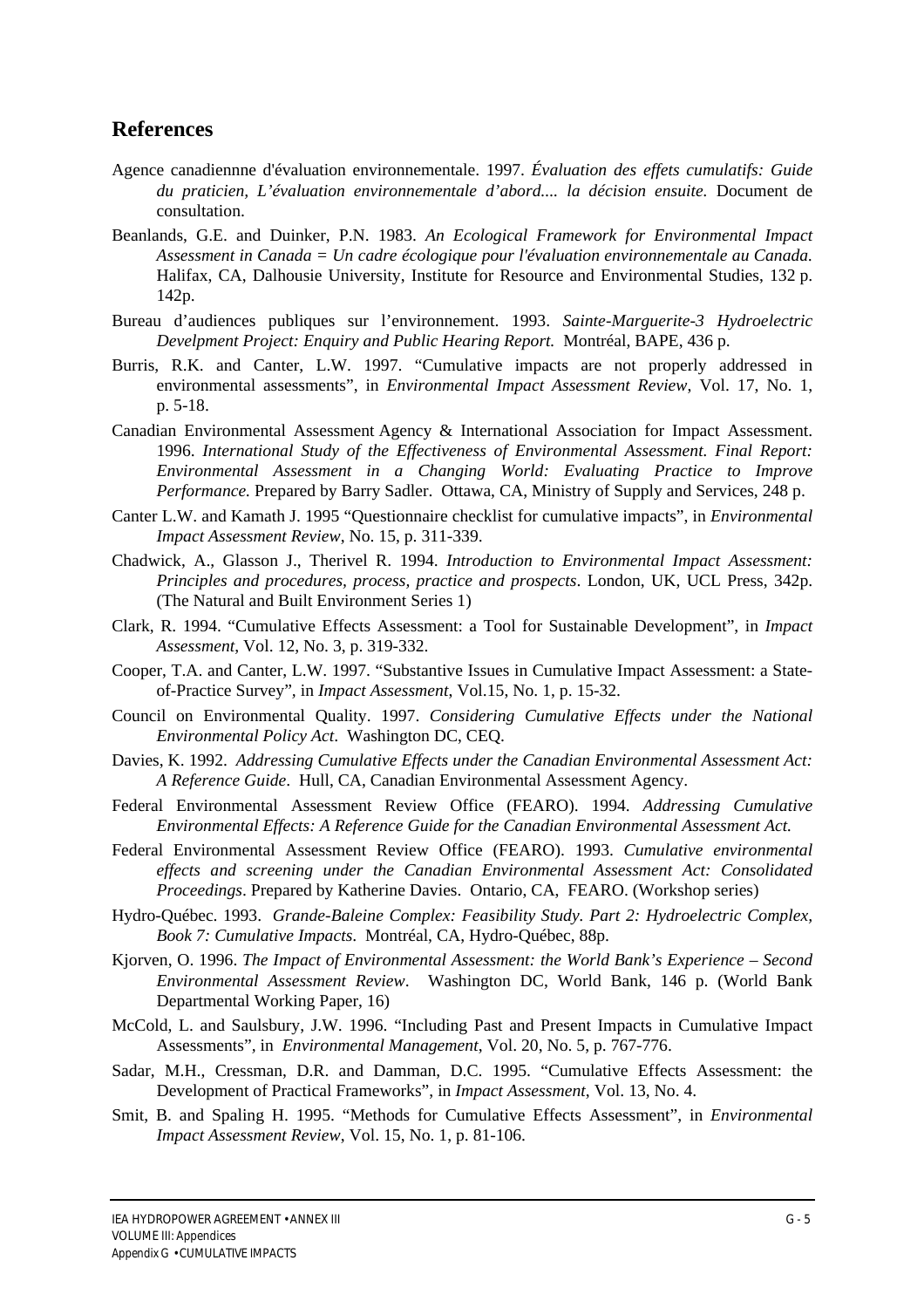## References

Agence canadiennne d'évaluation environnementale. 1997. *Évaluation des effets cumulatifs: Guide du praticien, L'évaluation environnementale d'abord.... la décision ensuite.* Document de consultation.

Beanlands, G.E. and Duinker, P.N. 1983. *An Ecological Framework for Environmental Impact Assessment in Canada = Un cadre écologique pour l'évaluation environnementale au Canada.* Halifax, CA, Dalhousie University, Institute for Resource and Environmental Studies, 132 p. 142p.

Bureau d'audiences publiques sur l'environnement. 1993. *Sainte-Marguerite-3 Hydroelectric Develpment Project: Enquiry and Public Hearing Report.* Montréal, BAPE, 436 p.

Burris, R.K. and Canter, L.W. 1997. "Cumulative impacts are not properly addressed in environmental assessments", in *Environmental Impact Assessment Review*, Vol. 17, No. 1, p. 5-18.

Canadian Environmental Assessment Agency & International Association for Impact Assessment. 1996. *International Study of the Effectiveness of Environmental Assessment. Final Report: Environmental Assessment in a Changing World: Evaluating Practice to Improve Performance.* Prepared by Barry Sadler. Ottawa, CA, Ministry of Supply and Services, 248 p.

Canter L.W. and Kamath J. 1995 "Questionnaire checklist for cumulative impacts", in *Environmental Impact Assessment Review*, No. 15, p. 311-339.

Chadwick, A., Glasson J., Therivel R. 1994. *Introduction to Environmental Impact Assessment: Principles and procedures, process, practice and prospects*. London, UK, UCL Press, 342p. (The Natural and Built Environment Series 1)

Clark, R. 1994. "Cumulative Effects Assessment: a Tool for Sustainable Development", in *Impact Assessment*, Vol. 12, No. 3, p. 319-332.

Cooper, T.A. and Canter, L.W. 1997. "Substantive Issues in Cumulative Impact Assessment: a State-of-Practice Survey", in *Impact Assessment*, Vol.15, No. 1, p. 15-32.

Council on Environmental Quality. 1997. *Considering Cumulative Effects under the National Environmental Policy Act*. Washington DC, CEQ.

Davies, K. 1992. *Addressing Cumulative Effects under the Canadian Environmental Assessment Act: A Reference Guide*. Hull, CA, Canadian Environmental Assessment Agency.

Federal Environmental Assessment Review Office (FEARO). 1994. *Addressing Cumulative Environmental Effects: A Reference Guide for the Canadian Environmental Assessment Act.*

Federal Environmental Assessment Review Office (FEARO). 1993. *Cumulative environmental effects and screening under the Canadian Environmental Assessment Act: Consolidated Proceedings*. Prepared by Katherine Davies. Ontario, CA, FEARO. (Workshop series)

Hydro-Québec. 1993. *Grande-Baleine Complex: Feasibility Study. Part 2: Hydroelectric Complex, Book 7: Cumulative Impacts.* Montréal, CA, Hydro-Québec, 88p.

Kjorven, O. 1996. *The Impact of Environmental Assessment: the World Bank's Experience – Second Environmental Assessment Review*. Washington DC, World Bank, 146 p. (World Bank Departmental Working Paper, 16)

McCold, L. and Saulsbury, J.W. 1996. "Including Past and Present Impacts in Cumulative Impact Assessments", in *Environmental Management*, Vol. 20, No. 5, p. 767-776.

Sadar, M.H., Cressman, D.R. and Damman, D.C. 1995. "Cumulative Effects Assessment: the Development of Practical Frameworks", in *Impact Assessment*, Vol. 13, No. 4.

Smit, B. and Spaling H. 1995. "Methods for Cumulative Effects Assessment", in *Environmental Impact Assessment Review*, Vol. 15, No. 1, p. 81-106.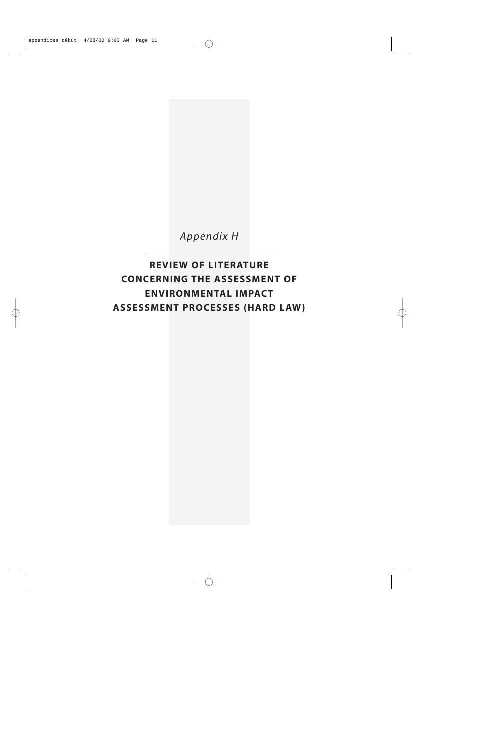*Appendix H*

# REVIEW OF LITERATURE CONCERNING THE ASSESSMENT OF ENVIRONMENTAL IMPACT ASSESSMENT PROCESSES (HARD LAW)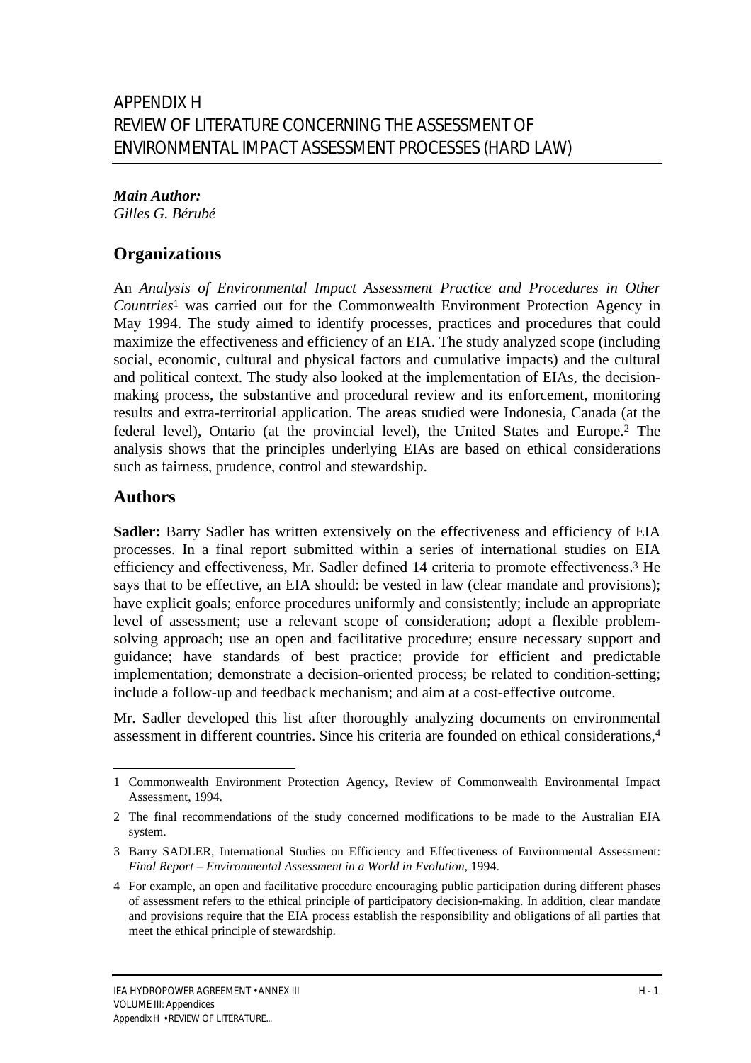# APPENDIX H
# REVIEW OF LITERATURE CONCERNING THE ASSESSMENT OF ENVIRONMENTAL IMPACT ASSESSMENT PROCESSES (HARD LAW)

***Main Author:***
*Gilles G. Bérubé*

## Organizations

An *Analysis of Environmental Impact Assessment Practice and Procedures in Other Countries*[1] was carried out for the Commonwealth Environment Protection Agency in May 1994. The study aimed to identify processes, practices and procedures that could maximize the effectiveness and efficiency of an EIA. The study analyzed scope (including social, economic, cultural and physical factors and cumulative impacts) and the cultural and political context. The study also looked at the implementation of EIAs, the decision-making process, the substantive and procedural review and its enforcement, monitoring results and extra-territorial application. The areas studied were Indonesia, Canada (at the federal level), Ontario (at the provincial level), the United States and Europe.[2] The analysis shows that the principles underlying EIAs are based on ethical considerations such as fairness, prudence, control and stewardship.

## Authors

**Sadler:** Barry Sadler has written extensively on the effectiveness and efficiency of EIA processes. In a final report submitted within a series of international studies on EIA efficiency and effectiveness, Mr. Sadler defined 14 criteria to promote effectiveness.[3] He says that to be effective, an EIA should: be vested in law (clear mandate and provisions); have explicit goals; enforce procedures uniformly and consistently; include an appropriate level of assessment; use a relevant scope of consideration; adopt a flexible problem-solving approach; use an open and facilitative procedure; ensure necessary support and guidance; have standards of best practice; provide for efficient and predictable implementation; demonstrate a decision-oriented process; be related to condition-setting; include a follow-up and feedback mechanism; and aim at a cost-effective outcome.

Mr. Sadler developed this list after thoroughly analyzing documents on environmental assessment in different countries. Since his criteria are founded on ethical considerations,[4]

---

1 Commonwealth Environment Protection Agency, Review of Commonwealth Environmental Impact Assessment, 1994.

2 The final recommendations of the study concerned modifications to be made to the Australian EIA system.

3 Barry SADLER, International Studies on Efficiency and Effectiveness of Environmental Assessment: *Final Report – Environmental Assessment in a World in Evolution*, 1994.

4 For example, an open and facilitative procedure encouraging public participation during different phases of assessment refers to the ethical principle of participatory decision-making. In addition, clear mandate and provisions require that the EIA process establish the responsibility and obligations of all parties that meet the ethical principle of stewardship.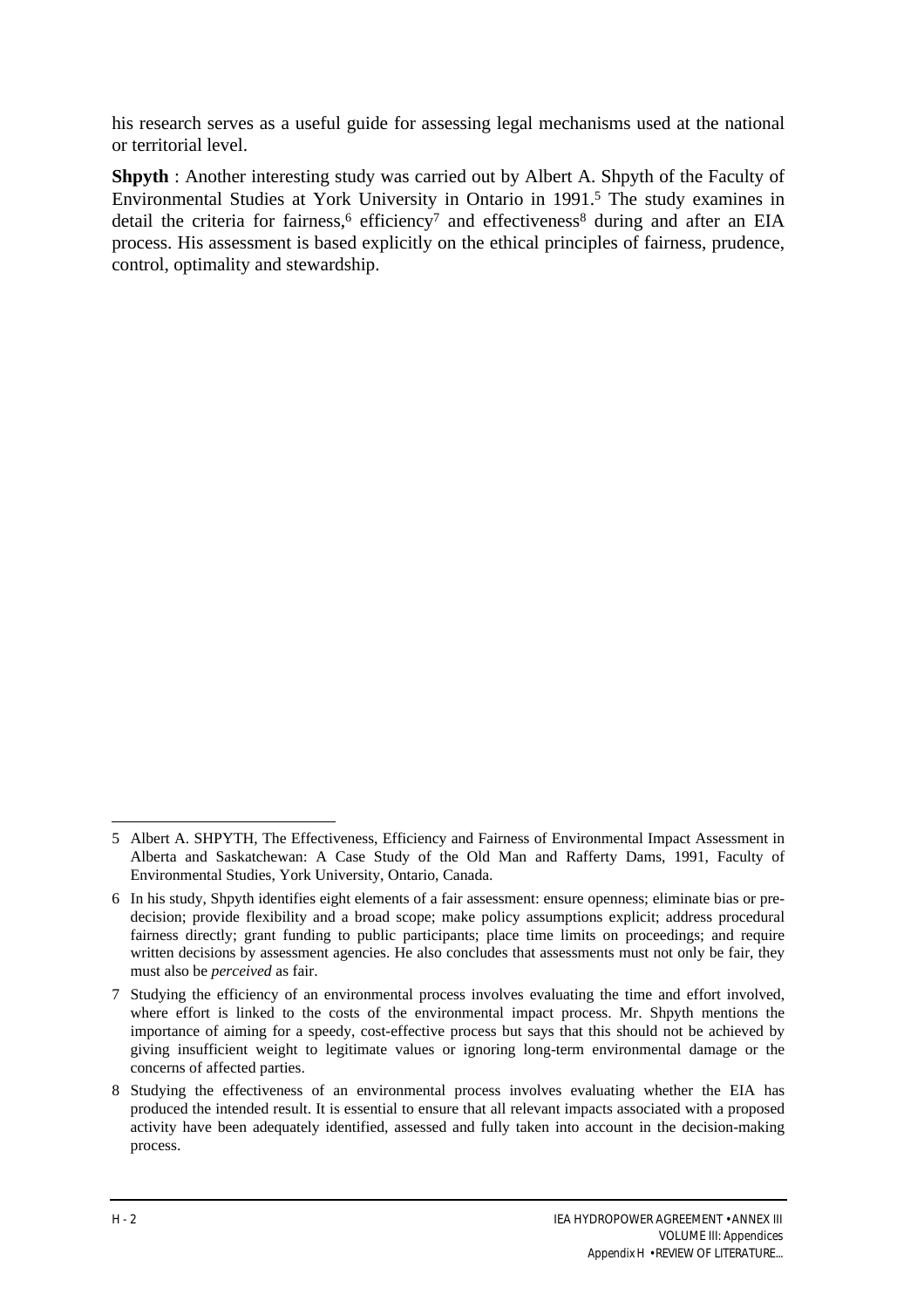his research serves as a useful guide for assessing legal mechanisms used at the national or territorial level.

**Shpyth** : Another interesting study was carried out by Albert A. Shpyth of the Faculty of Environmental Studies at York University in Ontario in 1991.[5] The study examines in detail the criteria for fairness,[6] efficiency[7] and effectiveness[8] during and after an EIA process. His assessment is based explicitly on the ethical principles of fairness, prudence, control, optimality and stewardship.

---

5 Albert A. SHPYTH, The Effectiveness, Efficiency and Fairness of Environmental Impact Assessment in Alberta and Saskatchewan: A Case Study of the Old Man and Rafferty Dams, 1991, Faculty of Environmental Studies, York University, Ontario, Canada.

6 In his study, Shpyth identifies eight elements of a fair assessment: ensure openness; eliminate bias or pre-decision; provide flexibility and a broad scope; make policy assumptions explicit; address procedural fairness directly; grant funding to public participants; place time limits on proceedings; and require written decisions by assessment agencies. He also concludes that assessments must not only be fair, they must also be *perceived* as fair.

7 Studying the efficiency of an environmental process involves evaluating the time and effort involved, where effort is linked to the costs of the environmental impact process. Mr. Shpyth mentions the importance of aiming for a speedy, cost-effective process but says that this should not be achieved by giving insufficient weight to legitimate values or ignoring long-term environmental damage or the concerns of affected parties.

8 Studying the effectiveness of an environmental process involves evaluating whether the EIA has produced the intended result. It is essential to ensure that all relevant impacts associated with a proposed activity have been adequately identified, assessed and fully taken into account in the decision-making process.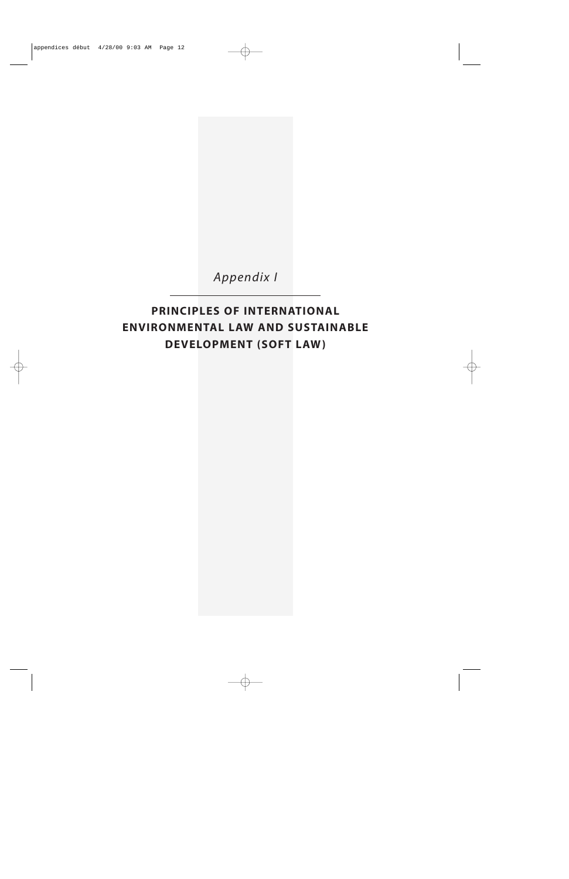*Appendix I*

# PRINCIPLES OF INTERNATIONAL ENVIRONMENTAL LAW AND SUSTAINABLE DEVELOPMENT (SOFT LAW)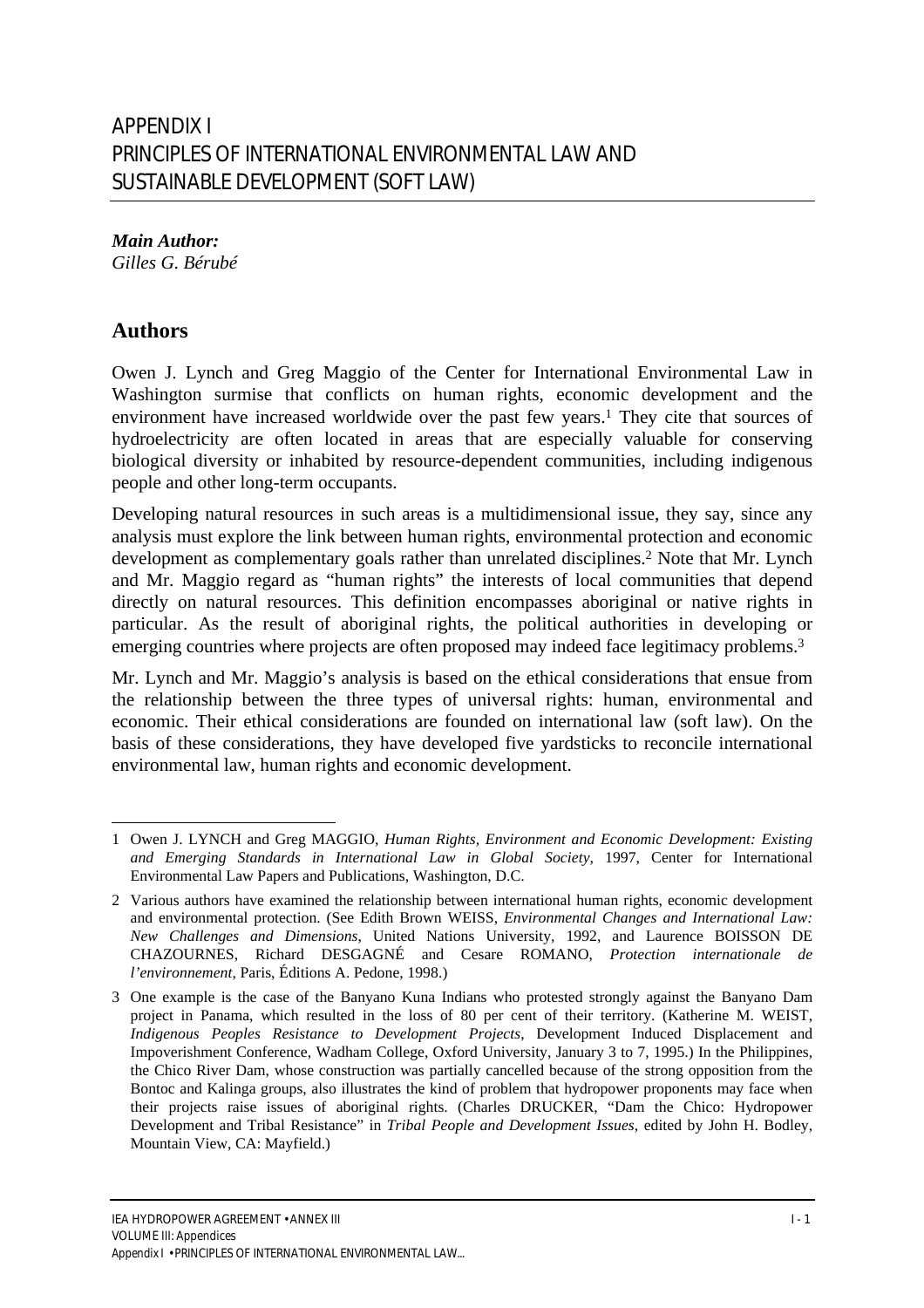# APPENDIX I
# PRINCIPLES OF INTERNATIONAL ENVIRONMENTAL LAW AND SUSTAINABLE DEVELOPMENT (SOFT LAW)

***Main Author:***
*Gilles G. Bérubé*

## Authors

Owen J. Lynch and Greg Maggio of the Center for International Environmental Law in Washington surmise that conflicts on human rights, economic development and the environment have increased worldwide over the past few years.[1] They cite that sources of hydroelectricity are often located in areas that are especially valuable for conserving biological diversity or inhabited by resource-dependent communities, including indigenous people and other long-term occupants.

Developing natural resources in such areas is a multidimensional issue, they say, since any analysis must explore the link between human rights, environmental protection and economic development as complementary goals rather than unrelated disciplines.[2] Note that Mr. Lynch and Mr. Maggio regard as "human rights" the interests of local communities that depend directly on natural resources. This definition encompasses aboriginal or native rights in particular. As the result of aboriginal rights, the political authorities in developing or emerging countries where projects are often proposed may indeed face legitimacy problems.[3]

Mr. Lynch and Mr. Maggio's analysis is based on the ethical considerations that ensue from the relationship between the three types of universal rights: human, environmental and economic. Their ethical considerations are founded on international law (soft law). On the basis of these considerations, they have developed five yardsticks to reconcile international environmental law, human rights and economic development.

---

1 Owen J. LYNCH and Greg MAGGIO, *Human Rights, Environment and Economic Development: Existing and Emerging Standards in International Law in Global Society,* 1997, Center for International Environmental Law Papers and Publications, Washington, D.C.

2 Various authors have examined the relationship between international human rights, economic development and environmental protection. (See Edith Brown WEISS, *Environmental Changes and International Law: New Challenges and Dimensions*, United Nations University, 1992, and Laurence BOISSON DE CHAZOURNES, Richard DESGAGNÉ and Cesare ROMANO, *Protection internationale de l'environnement*, Paris, Éditions A. Pedone, 1998.)

3 One example is the case of the Banyano Kuna Indians who protested strongly against the Banyano Dam project in Panama, which resulted in the loss of 80 per cent of their territory. (Katherine M. WEIST, *Indigenous Peoples Resistance to Development Projects*, Development Induced Displacement and Impoverishment Conference, Wadham College, Oxford University, January 3 to 7, 1995.) In the Philippines, the Chico River Dam, whose construction was partially cancelled because of the strong opposition from the Bontoc and Kalinga groups, also illustrates the kind of problem that hydropower proponents may face when their projects raise issues of aboriginal rights. (Charles DRUCKER, "Dam the Chico: Hydropower Development and Tribal Resistance" in *Tribal People and Development Issues*, edited by John H. Bodley, Mountain View, CA: Mayfield.)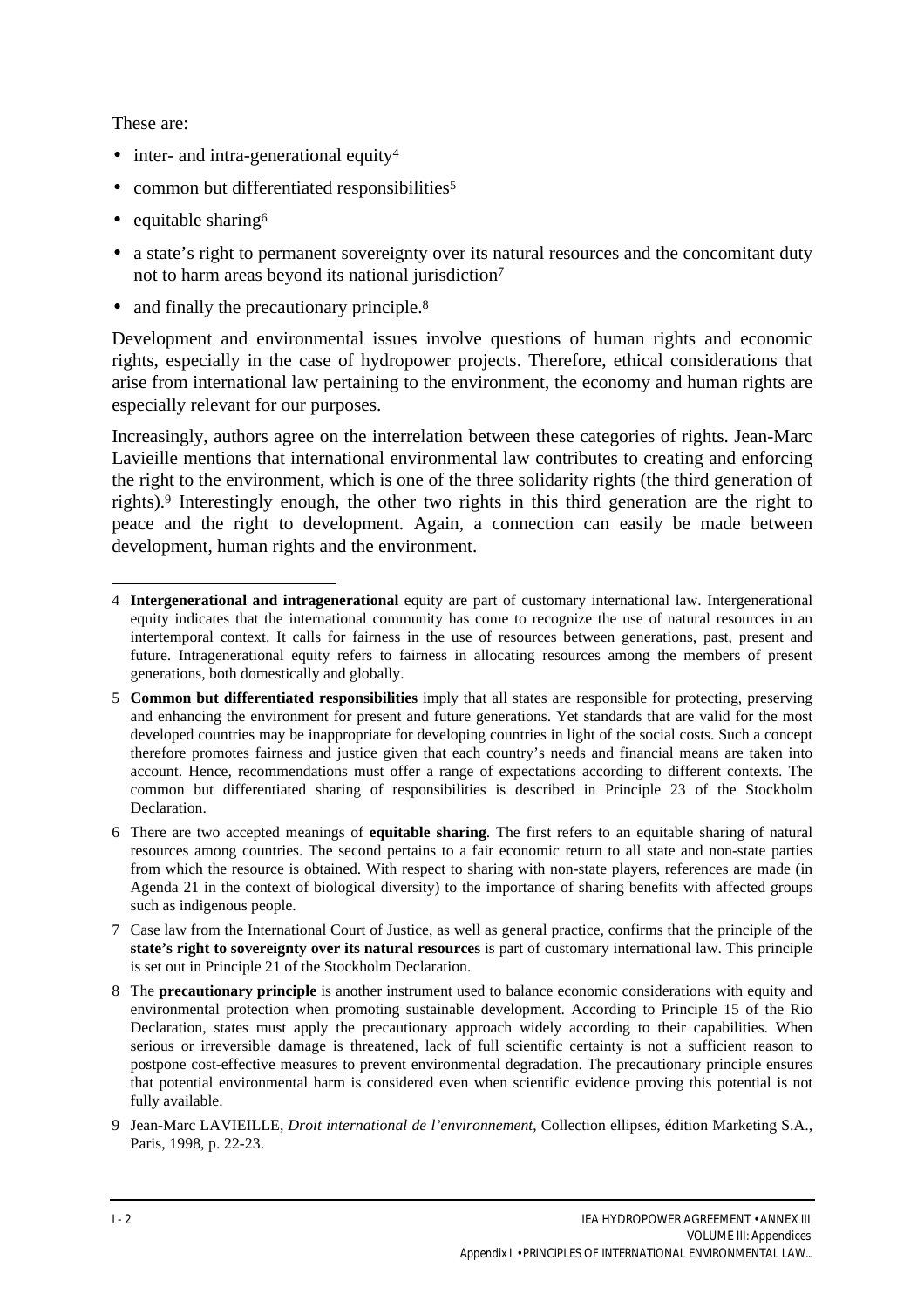These are:

- inter- and intra-generational equity[4]
- common but differentiated responsibilities[5]
- equitable sharing[6]
- a state's right to permanent sovereignty over its natural resources and the concomitant duty not to harm areas beyond its national jurisdiction[7]
- and finally the precautionary principle.[8]

Development and environmental issues involve questions of human rights and economic rights, especially in the case of hydropower projects. Therefore, ethical considerations that arise from international law pertaining to the environment, the economy and human rights are especially relevant for our purposes.

Increasingly, authors agree on the interrelation between these categories of rights. Jean-Marc Lavieille mentions that international environmental law contributes to creating and enforcing the right to the environment, which is one of the three solidarity rights (the third generation of rights).[9] Interestingly enough, the other two rights in this third generation are the right to peace and the right to development. Again, a connection can easily be made between development, human rights and the environment.

---

4 **Intergenerational and intragenerational** equity are part of customary international law. Intergenerational equity indicates that the international community has come to recognize the use of natural resources in an intertemporal context. It calls for fairness in the use of resources between generations, past, present and future. Intragenerational equity refers to fairness in allocating resources among the members of present generations, both domestically and globally.

5 **Common but differentiated responsibilities** imply that all states are responsible for protecting, preserving and enhancing the environment for present and future generations. Yet standards that are valid for the most developed countries may be inappropriate for developing countries in light of the social costs. Such a concept therefore promotes fairness and justice given that each country's needs and financial means are taken into account. Hence, recommendations must offer a range of expectations according to different contexts. The common but differentiated sharing of responsibilities is described in Principle 23 of the Stockholm Declaration.

6 There are two accepted meanings of **equitable sharing**. The first refers to an equitable sharing of natural resources among countries. The second pertains to a fair economic return to all state and non-state parties from which the resource is obtained. With respect to sharing with non-state players, references are made (in Agenda 21 in the context of biological diversity) to the importance of sharing benefits with affected groups such as indigenous people.

7 Case law from the International Court of Justice, as well as general practice, confirms that the principle of the **state's right to sovereignty over its natural resources** is part of customary international law. This principle is set out in Principle 21 of the Stockholm Declaration.

8 The **precautionary principle** is another instrument used to balance economic considerations with equity and environmental protection when promoting sustainable development. According to Principle 15 of the Rio Declaration, states must apply the precautionary approach widely according to their capabilities. When serious or irreversible damage is threatened, lack of full scientific certainty is not a sufficient reason to postpone cost-effective measures to prevent environmental degradation. The precautionary principle ensures that potential environmental harm is considered even when scientific evidence proving this potential is not fully available.

9 Jean-Marc LAVIEILLE, *Droit international de l'environnement*, Collection ellipses, édition Marketing S.A., Paris, 1998, p. 22-23.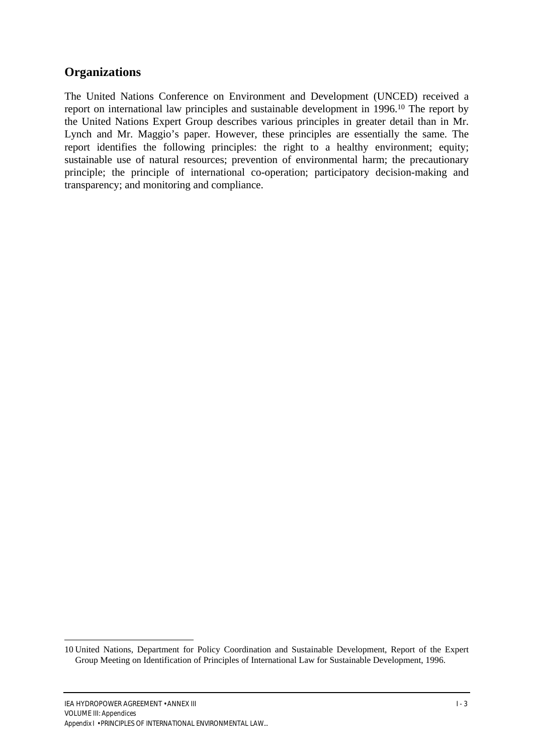## Organizations

The United Nations Conference on Environment and Development (UNCED) received a report on international law principles and sustainable development in 1996.[10] The report by the United Nations Expert Group describes various principles in greater detail than in Mr. Lynch and Mr. Maggio's paper. However, these principles are essentially the same. The report identifies the following principles: the right to a healthy environment; equity; sustainable use of natural resources; prevention of environmental harm; the precautionary principle; the principle of international co-operation; participatory decision-making and transparency; and monitoring and compliance.

---

10 United Nations, Department for Policy Coordination and Sustainable Development, Report of the Expert Group Meeting on Identification of Principles of International Law for Sustainable Development, 1996.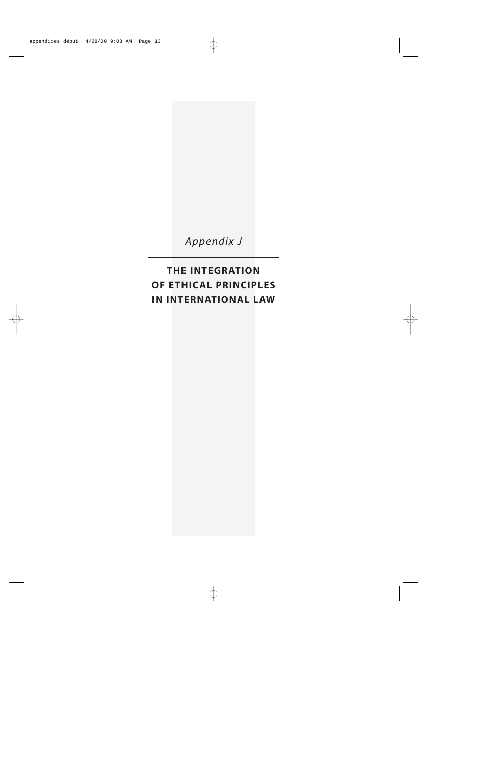*Appendix J*

# THE INTEGRATION OF ETHICAL PRINCIPLES IN INTERNATIONAL LAW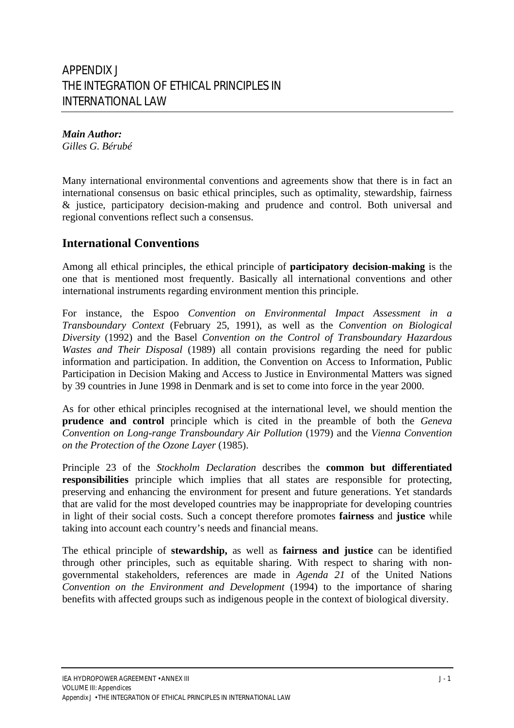# APPENDIX J
# THE INTEGRATION OF ETHICAL PRINCIPLES IN INTERNATIONAL LAW

***Main Author:***
*Gilles G. Bérubé*

Many international environmental conventions and agreements show that there is in fact an international consensus on basic ethical principles, such as optimality, stewardship, fairness & justice, participatory decision-making and prudence and control. Both universal and regional conventions reflect such a consensus.

## International Conventions

Among all ethical principles, the ethical principle of **participatory decision-making** is the one that is mentioned most frequently. Basically all international conventions and other international instruments regarding environment mention this principle.

For instance, the Espoo *Convention on Environmental Impact Assessment in a Transboundary Context* (February 25, 1991), as well as the *Convention on Biological Diversity* (1992) and the Basel *Convention on the Control of Transboundary Hazardous Wastes and Their Disposal* (1989) all contain provisions regarding the need for public information and participation. In addition, the Convention on Access to Information, Public Participation in Decision Making and Access to Justice in Environmental Matters was signed by 39 countries in June 1998 in Denmark and is set to come into force in the year 2000.

As for other ethical principles recognised at the international level, we should mention the **prudence and control** principle which is cited in the preamble of both the *Geneva Convention on Long-range Transboundary Air Pollution* (1979) and the *Vienna Convention on the Protection of the Ozone Layer* (1985).

Principle 23 of the *Stockholm Declaration* describes the **common but differentiated responsibilities** principle which implies that all states are responsible for protecting, preserving and enhancing the environment for present and future generations. Yet standards that are valid for the most developed countries may be inappropriate for developing countries in light of their social costs. Such a concept therefore promotes **fairness** and **justice** while taking into account each country's needs and financial means.

The ethical principle of **stewardship,** as well as **fairness and justice** can be identified through other principles, such as equitable sharing. With respect to sharing with non-governmental stakeholders, references are made in *Agenda 21* of the United Nations *Convention on the Environment and Development* (1994) to the importance of sharing benefits with affected groups such as indigenous people in the context of biological diversity.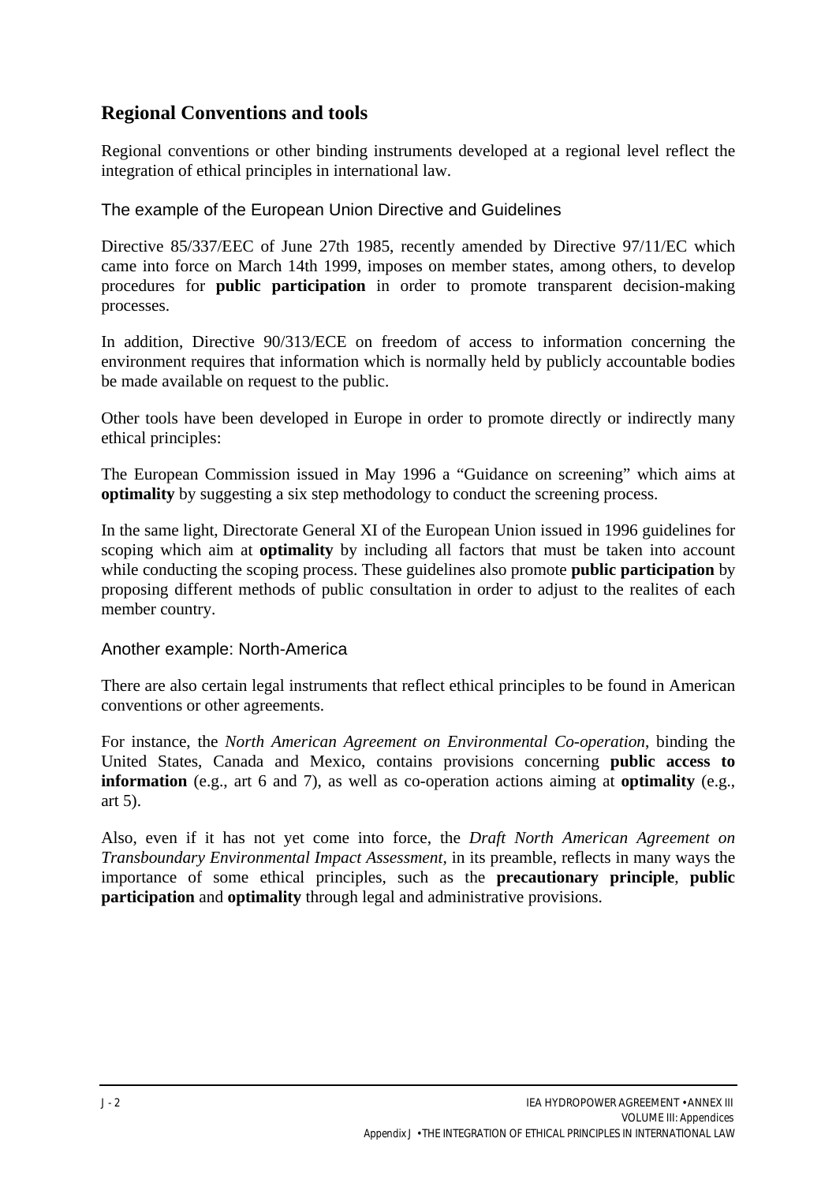## Regional Conventions and tools

Regional conventions or other binding instruments developed at a regional level reflect the integration of ethical principles in international law.

### The example of the European Union Directive and Guidelines

Directive 85/337/EEC of June 27th 1985, recently amended by Directive 97/11/EC which came into force on March 14th 1999, imposes on member states, among others, to develop procedures for **public participation** in order to promote transparent decision-making processes.

In addition, Directive 90/313/ECE on freedom of access to information concerning the environment requires that information which is normally held by publicly accountable bodies be made available on request to the public.

Other tools have been developed in Europe in order to promote directly or indirectly many ethical principles:

The European Commission issued in May 1996 a "Guidance on screening" which aims at **optimality** by suggesting a six step methodology to conduct the screening process.

In the same light, Directorate General XI of the European Union issued in 1996 guidelines for scoping which aim at **optimality** by including all factors that must be taken into account while conducting the scoping process. These guidelines also promote **public participation** by proposing different methods of public consultation in order to adjust to the realites of each member country.

### Another example: North-America

There are also certain legal instruments that reflect ethical principles to be found in American conventions or other agreements.

For instance, the *North American Agreement on Environmental Co-operation*, binding the United States, Canada and Mexico, contains provisions concerning **public access to information** (e.g., art 6 and 7), as well as co-operation actions aiming at **optimality** (e.g., art 5).

Also, even if it has not yet come into force, the *Draft North American Agreement on Transboundary Environmental Impact Assessment,* in its preamble, reflects in many ways the importance of some ethical principles, such as the **precautionary principle**, **public participation** and **optimality** through legal and administrative provisions.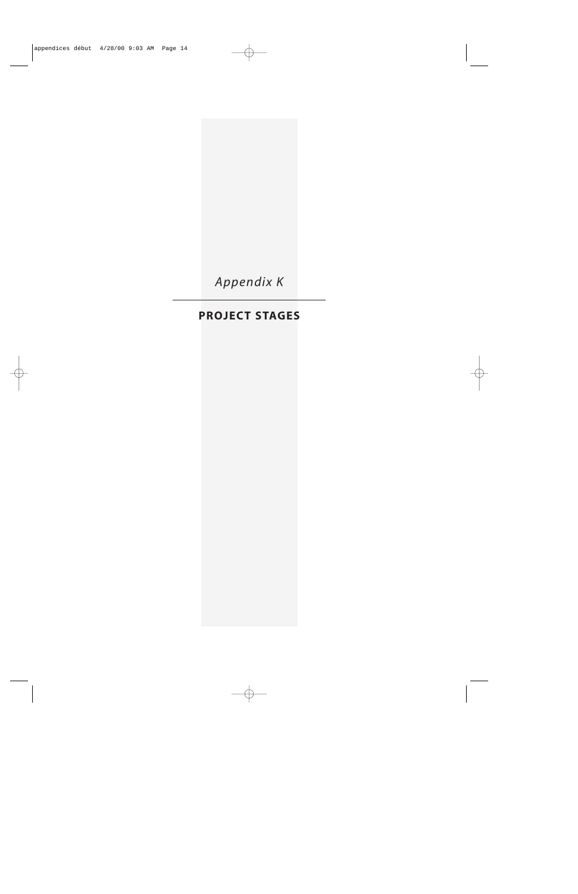*Appendix K*

# PROJECT STAGES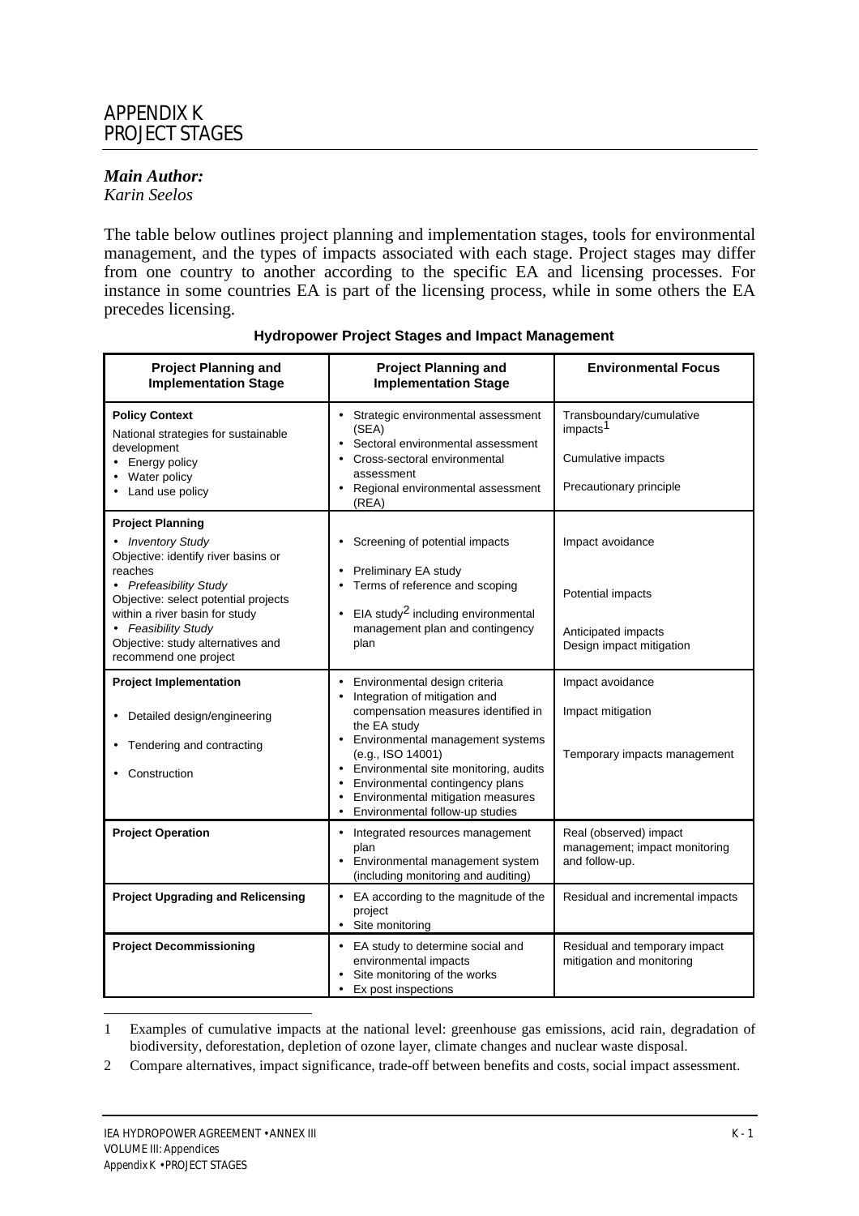# APPENDIX K
# PROJECT STAGES

***Main Author:***
*Karin Seelos*

The table below outlines project planning and implementation stages, tools for environmental management, and the types of impacts associated with each stage. Project stages may differ from one country to another according to the specific EA and licensing processes. For instance in some countries EA is part of the licensing process, while in some others the EA precedes licensing.

**Hydropower Project Stages and Impact Management**

| Project Planning and Implementation Stage | Project Planning and Implementation Stage | Environmental Focus |
|---|---|---|
| **Policy Context**<br>National strategies for sustainable development<br>• Energy policy<br>• Water policy<br>• Land use policy | • Strategic environmental assessment (SEA)<br>• Sectoral environmental assessment<br>• Cross-sectoral environmental assessment<br>• Regional environmental assessment (REA) | Transboundary/cumulative impacts[1]<br><br>Cumulative impacts<br><br>Precautionary principle |
| **Project Planning**<br>• *Inventory Study*<br>Objective: identify river basins or reaches<br>• *Prefeasibility Study*<br>Objective: select potential projects within a river basin for study<br>• *Feasibility Study*<br>Objective: study alternatives and recommend one project | • Screening of potential impacts<br><br>• Preliminary EA study<br>• Terms of reference and scoping<br><br>• EIA study[2] including environmental management plan and contingency plan | Impact avoidance<br><br>Potential impacts<br><br>Anticipated impacts<br>Design impact mitigation |
| **Project Implementation**<br><br>• Detailed design/engineering<br><br>• Tendering and contracting<br><br>• Construction | • Environmental design criteria<br>• Integration of mitigation and compensation measures identified in the EA study<br>• Environmental management systems (e.g., ISO 14001)<br>• Environmental site monitoring, audits<br>• Environmental contingency plans<br>• Environmental mitigation measures<br>• Environmental follow-up studies | Impact avoidance<br><br>Impact mitigation<br><br>Temporary impacts management |
| **Project Operation** | • Integrated resources management plan<br>• Environmental management system (including monitoring and auditing) | Real (observed) impact management; impact monitoring and follow-up. |
| **Project Upgrading and Relicensing** | • EA according to the magnitude of the project<br>• Site monitoring | Residual and incremental impacts |
| **Project Decommissioning** | • EA study to determine social and environmental impacts<br>• Site monitoring of the works<br>• Ex post inspections | Residual and temporary impact mitigation and monitoring |

1 Examples of cumulative impacts at the national level: greenhouse gas emissions, acid rain, degradation of biodiversity, deforestation, depletion of ozone layer, climate changes and nuclear waste disposal.

2 Compare alternatives, impact significance, trade-off between benefits and costs, social impact assessment.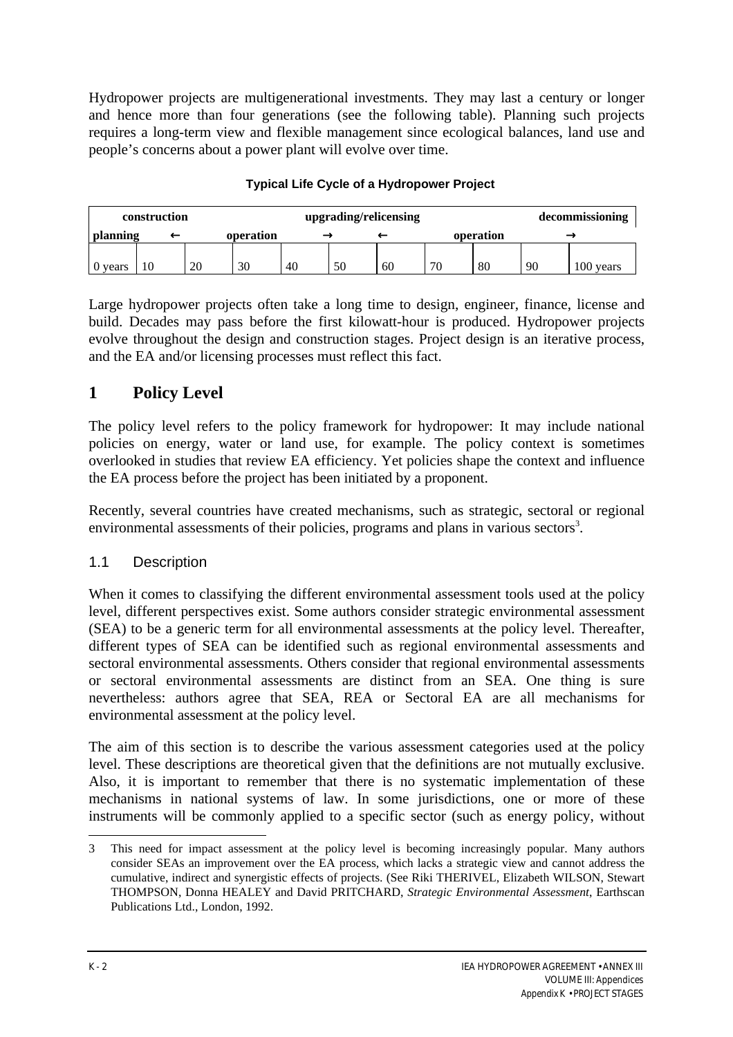Hydropower projects are multigenerational investments. They may last a century or longer and hence more than four generations (see the following table). Planning such projects requires a long-term view and flexible management since ecological balances, land use and people's concerns about a power plant will evolve over time.

**Typical Life Cycle of a Hydropower Project**

| construction | | | | | upgrading/relicensing | | | | | decommissioning |
|---|---|---|---|---|---|---|---|---|---|---|
| planning | ← | | operation | | → | ← | | operation | | → |
| 0 years | 10 | 20 | 30 | 40 | 50 | 60 | 70 | 80 | 90 | 100 years |

Large hydropower projects often take a long time to design, engineer, finance, license and build. Decades may pass before the first kilowatt-hour is produced. Hydropower projects evolve throughout the design and construction stages. Project design is an iterative process, and the EA and/or licensing processes must reflect this fact.

# 1 Policy Level

The policy level refers to the policy framework for hydropower: It may include national policies on energy, water or land use, for example. The policy context is sometimes overlooked in studies that review EA efficiency. Yet policies shape the context and influence the EA process before the project has been initiated by a proponent.

Recently, several countries have created mechanisms, such as strategic, sectoral or regional environmental assessments of their policies, programs and plans in various sectors[3].

## 1.1 Description

When it comes to classifying the different environmental assessment tools used at the policy level, different perspectives exist. Some authors consider strategic environmental assessment (SEA) to be a generic term for all environmental assessments at the policy level. Thereafter, different types of SEA can be identified such as regional environmental assessments and sectoral environmental assessments. Others consider that regional environmental assessments or sectoral environmental assessments are distinct from an SEA. One thing is sure nevertheless: authors agree that SEA, REA or Sectoral EA are all mechanisms for environmental assessment at the policy level.

The aim of this section is to describe the various assessment categories used at the policy level. These descriptions are theoretical given that the definitions are not mutually exclusive. Also, it is important to remember that there is no systematic implementation of these mechanisms in national systems of law. In some jurisdictions, one or more of these instruments will be commonly applied to a specific sector (such as energy policy, without

---

3 This need for impact assessment at the policy level is becoming increasingly popular. Many authors consider SEAs an improvement over the EA process, which lacks a strategic view and cannot address the cumulative, indirect and synergistic effects of projects. (See Riki THERIVEL, Elizabeth WILSON, Stewart THOMPSON, Donna HEALEY and David PRITCHARD, *Strategic Environmental Assessment*, Earthscan Publications Ltd., London, 1992.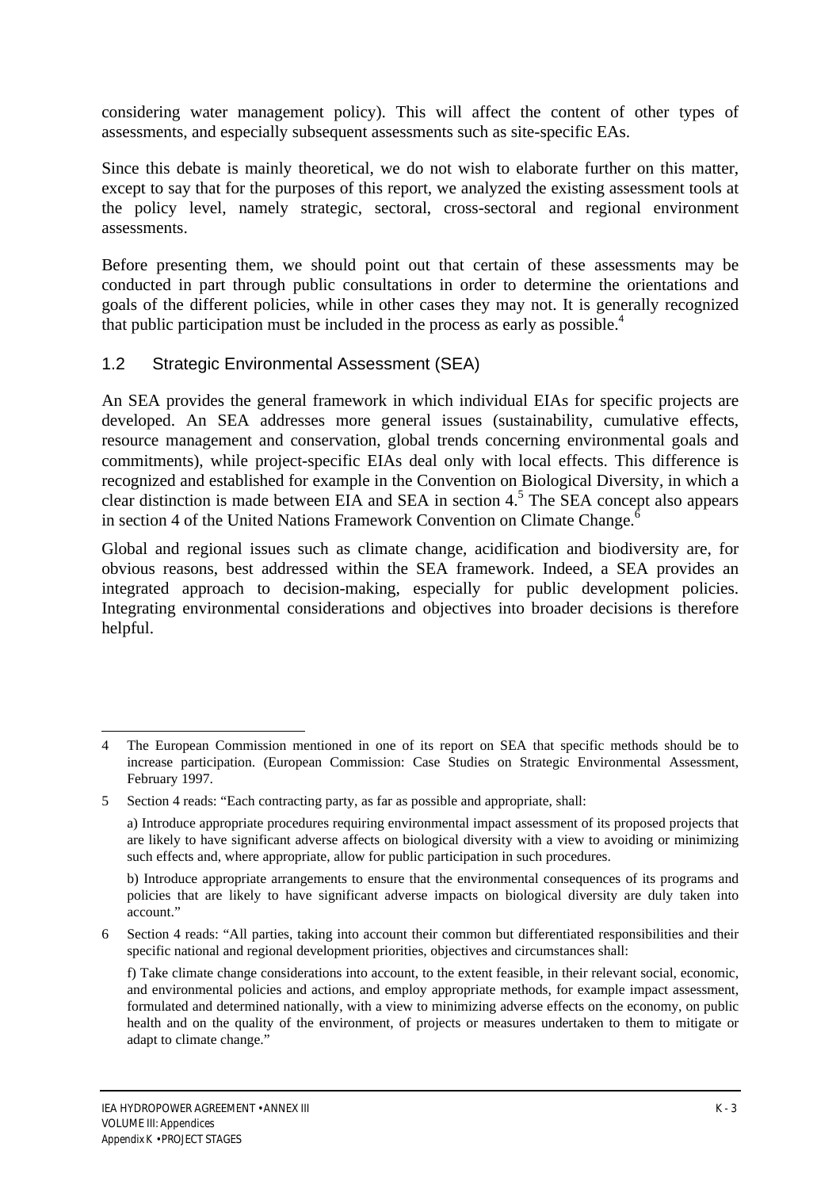considering water management policy). This will affect the content of other types of assessments, and especially subsequent assessments such as site-specific EAs.

Since this debate is mainly theoretical, we do not wish to elaborate further on this matter, except to say that for the purposes of this report, we analyzed the existing assessment tools at the policy level, namely strategic, sectoral, cross-sectoral and regional environment assessments.

Before presenting them, we should point out that certain of these assessments may be conducted in part through public consultations in order to determine the orientations and goals of the different policies, while in other cases they may not. It is generally recognized that public participation must be included in the process as early as possible.[4]

## 1.2 Strategic Environmental Assessment (SEA)

An SEA provides the general framework in which individual EIAs for specific projects are developed. An SEA addresses more general issues (sustainability, cumulative effects, resource management and conservation, global trends concerning environmental goals and commitments), while project-specific EIAs deal only with local effects. This difference is recognized and established for example in the Convention on Biological Diversity, in which a clear distinction is made between EIA and SEA in section 4.[5] The SEA concept also appears in section 4 of the United Nations Framework Convention on Climate Change.[6]

Global and regional issues such as climate change, acidification and biodiversity are, for obvious reasons, best addressed within the SEA framework. Indeed, a SEA provides an integrated approach to decision-making, especially for public development policies. Integrating environmental considerations and objectives into broader decisions is therefore helpful.

---

4 The European Commission mentioned in one of its report on SEA that specific methods should be to increase participation. (European Commission: Case Studies on Strategic Environmental Assessment, February 1997.

5 Section 4 reads: "Each contracting party, as far as possible and appropriate, shall:

a) Introduce appropriate procedures requiring environmental impact assessment of its proposed projects that are likely to have significant adverse affects on biological diversity with a view to avoiding or minimizing such effects and, where appropriate, allow for public participation in such procedures.

b) Introduce appropriate arrangements to ensure that the environmental consequences of its programs and policies that are likely to have significant adverse impacts on biological diversity are duly taken into account."

6 Section 4 reads: "All parties, taking into account their common but differentiated responsibilities and their specific national and regional development priorities, objectives and circumstances shall:

f) Take climate change considerations into account, to the extent feasible, in their relevant social, economic, and environmental policies and actions, and employ appropriate methods, for example impact assessment, formulated and determined nationally, with a view to minimizing adverse effects on the economy, on public health and on the quality of the environment, of projects or measures undertaken to them to mitigate or adapt to climate change."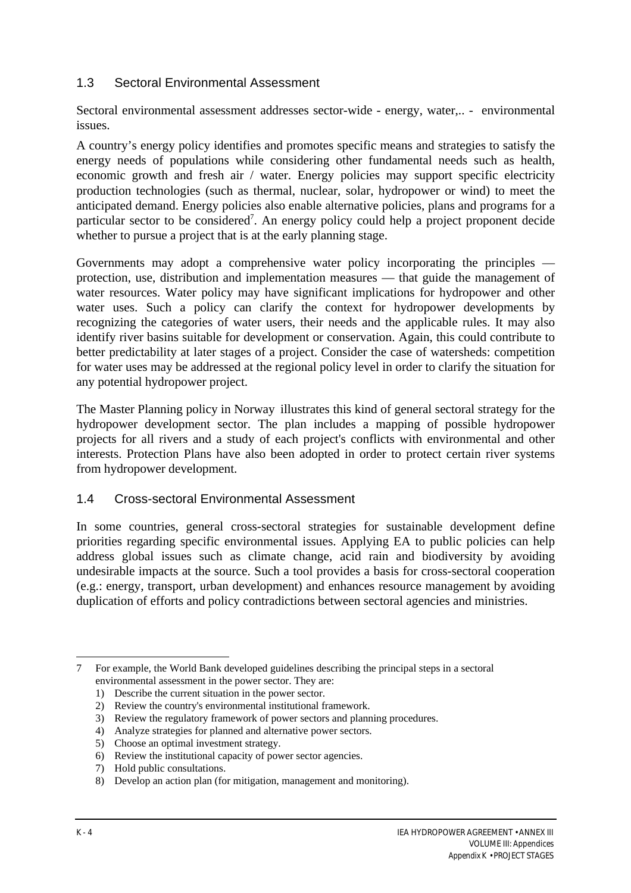## 1.3 Sectoral Environmental Assessment

Sectoral environmental assessment addresses sector-wide - energy, water,.. - environmental issues.

A country's energy policy identifies and promotes specific means and strategies to satisfy the energy needs of populations while considering other fundamental needs such as health, economic growth and fresh air / water. Energy policies may support specific electricity production technologies (such as thermal, nuclear, solar, hydropower or wind) to meet the anticipated demand. Energy policies also enable alternative policies, plans and programs for a particular sector to be considered[7]. An energy policy could help a project proponent decide whether to pursue a project that is at the early planning stage.

Governments may adopt a comprehensive water policy incorporating the principles — protection, use, distribution and implementation measures — that guide the management of water resources. Water policy may have significant implications for hydropower and other water uses. Such a policy can clarify the context for hydropower developments by recognizing the categories of water users, their needs and the applicable rules. It may also identify river basins suitable for development or conservation. Again, this could contribute to better predictability at later stages of a project. Consider the case of watersheds: competition for water uses may be addressed at the regional policy level in order to clarify the situation for any potential hydropower project.

The Master Planning policy in Norway illustrates this kind of general sectoral strategy for the hydropower development sector. The plan includes a mapping of possible hydropower projects for all rivers and a study of each project's conflicts with environmental and other interests. Protection Plans have also been adopted in order to protect certain river systems from hydropower development.

## 1.4 Cross-sectoral Environmental Assessment

In some countries, general cross-sectoral strategies for sustainable development define priorities regarding specific environmental issues. Applying EA to public policies can help address global issues such as climate change, acid rain and biodiversity by avoiding undesirable impacts at the source. Such a tool provides a basis for cross-sectoral cooperation (e.g.: energy, transport, urban development) and enhances resource management by avoiding duplication of efforts and policy contradictions between sectoral agencies and ministries.

---

7 For example, the World Bank developed guidelines describing the principal steps in a sectoral environmental assessment in the power sector. They are:

1) Describe the current situation in the power sector.
2) Review the country's environmental institutional framework.
3) Review the regulatory framework of power sectors and planning procedures.
4) Analyze strategies for planned and alternative power sectors.
5) Choose an optimal investment strategy.
6) Review the institutional capacity of power sector agencies.
7) Hold public consultations.
8) Develop an action plan (for mitigation, management and monitoring).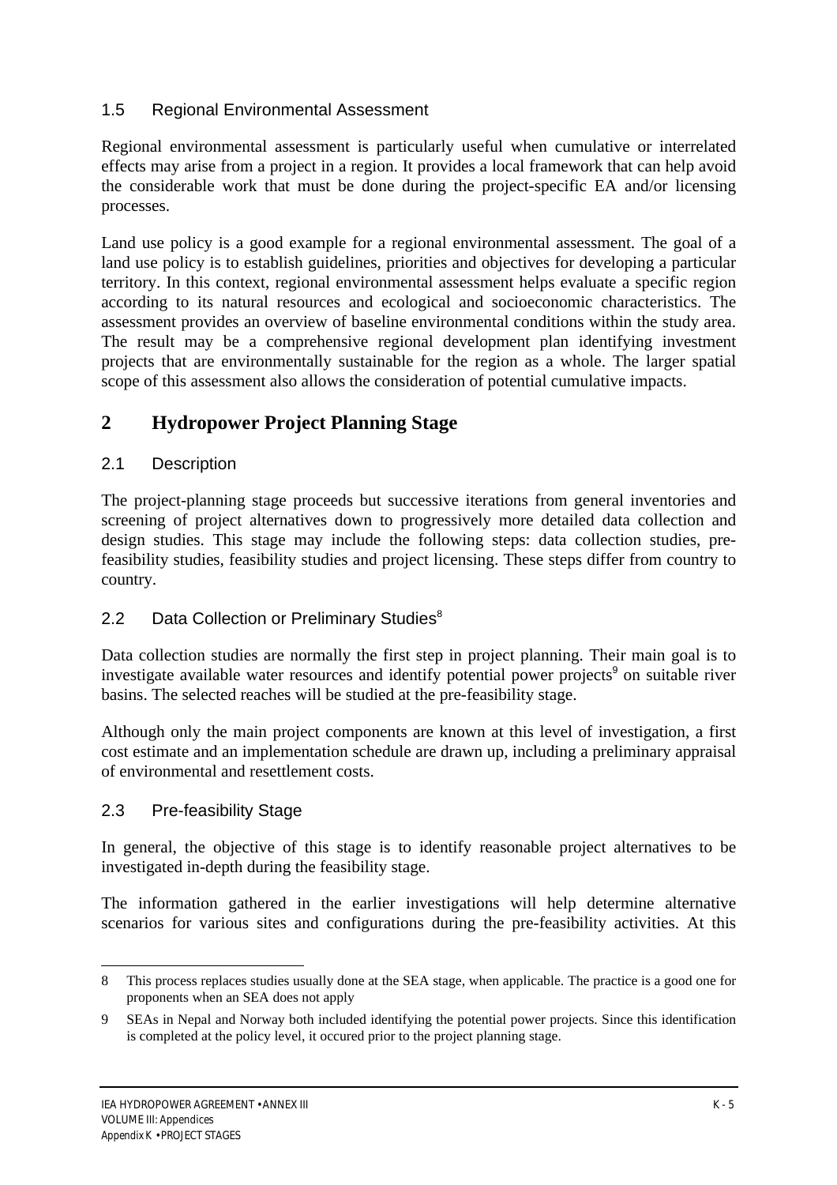### 1.5 Regional Environmental Assessment

Regional environmental assessment is particularly useful when cumulative or interrelated effects may arise from a project in a region. It provides a local framework that can help avoid the considerable work that must be done during the project-specific EA and/or licensing processes.

Land use policy is a good example for a regional environmental assessment. The goal of a land use policy is to establish guidelines, priorities and objectives for developing a particular territory. In this context, regional environmental assessment helps evaluate a specific region according to its natural resources and ecological and socioeconomic characteristics. The assessment provides an overview of baseline environmental conditions within the study area. The result may be a comprehensive regional development plan identifying investment projects that are environmentally sustainable for the region as a whole. The larger spatial scope of this assessment also allows the consideration of potential cumulative impacts.

## 2 Hydropower Project Planning Stage

### 2.1 Description

The project-planning stage proceeds but successive iterations from general inventories and screening of project alternatives down to progressively more detailed data collection and design studies. This stage may include the following steps: data collection studies, pre-feasibility studies, feasibility studies and project licensing. These steps differ from country to country.

### 2.2 Data Collection or Preliminary Studies[8]

Data collection studies are normally the first step in project planning. Their main goal is to investigate available water resources and identify potential power projects[9] on suitable river basins. The selected reaches will be studied at the pre-feasibility stage.

Although only the main project components are known at this level of investigation, a first cost estimate and an implementation schedule are drawn up, including a preliminary appraisal of environmental and resettlement costs.

### 2.3 Pre-feasibility Stage

In general, the objective of this stage is to identify reasonable project alternatives to be investigated in-depth during the feasibility stage.

The information gathered in the earlier investigations will help determine alternative scenarios for various sites and configurations during the pre-feasibility activities. At this

---

8 This process replaces studies usually done at the SEA stage, when applicable. The practice is a good one for proponents when an SEA does not apply

9 SEAs in Nepal and Norway both included identifying the potential power projects. Since this identification is completed at the policy level, it occured prior to the project planning stage.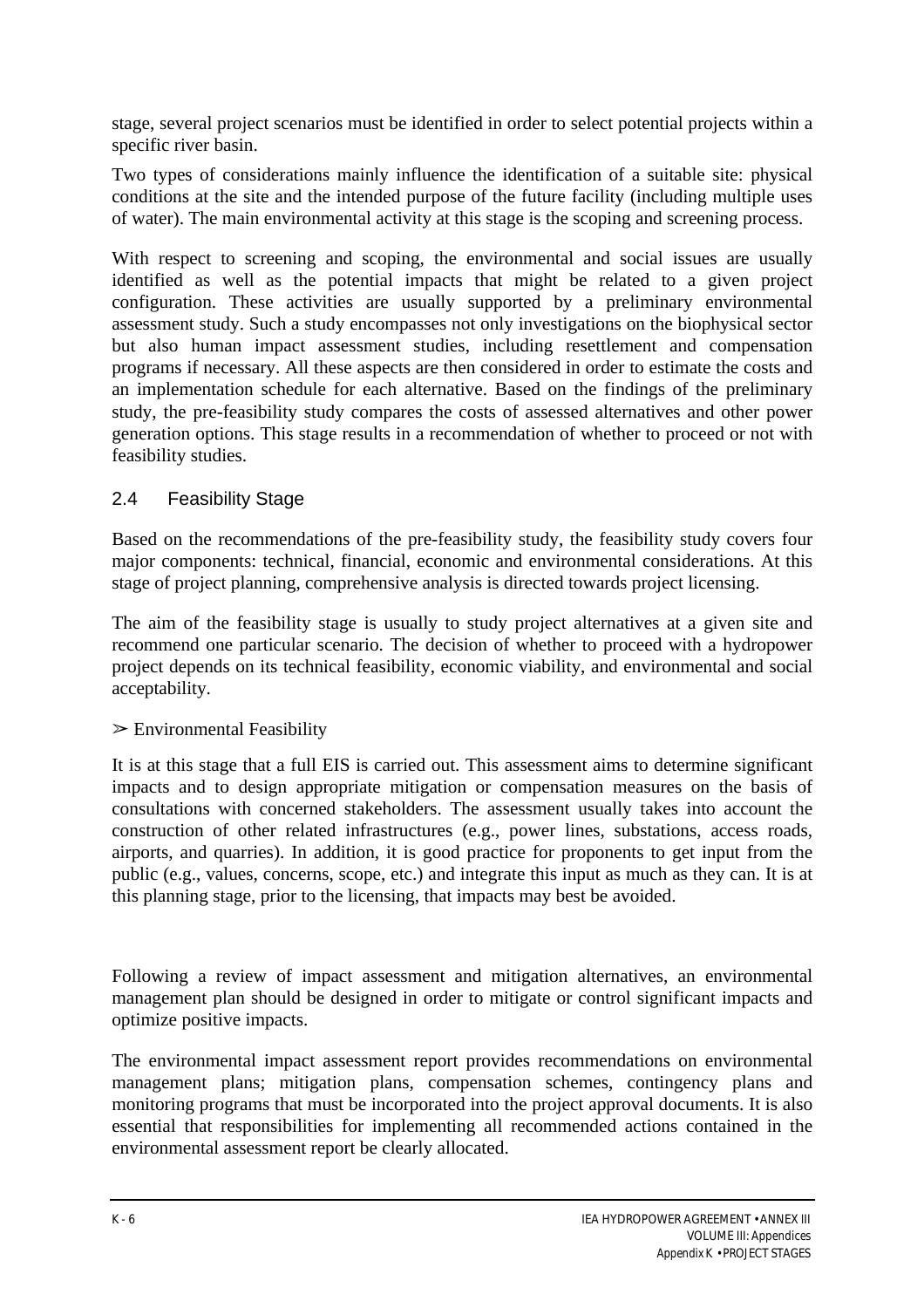stage, several project scenarios must be identified in order to select potential projects within a specific river basin.

Two types of considerations mainly influence the identification of a suitable site: physical conditions at the site and the intended purpose of the future facility (including multiple uses of water). The main environmental activity at this stage is the scoping and screening process.

With respect to screening and scoping, the environmental and social issues are usually identified as well as the potential impacts that might be related to a given project configuration. These activities are usually supported by a preliminary environmental assessment study. Such a study encompasses not only investigations on the biophysical sector but also human impact assessment studies, including resettlement and compensation programs if necessary. All these aspects are then considered in order to estimate the costs and an implementation schedule for each alternative. Based on the findings of the preliminary study, the pre-feasibility study compares the costs of assessed alternatives and other power generation options. This stage results in a recommendation of whether to proceed or not with feasibility studies.

## 2.4 Feasibility Stage

Based on the recommendations of the pre-feasibility study, the feasibility study covers four major components: technical, financial, economic and environmental considerations. At this stage of project planning, comprehensive analysis is directed towards project licensing.

The aim of the feasibility stage is usually to study project alternatives at a given site and recommend one particular scenario. The decision of whether to proceed with a hydropower project depends on its technical feasibility, economic viability, and environmental and social acceptability.

➢ Environmental Feasibility

It is at this stage that a full EIS is carried out. This assessment aims to determine significant impacts and to design appropriate mitigation or compensation measures on the basis of consultations with concerned stakeholders. The assessment usually takes into account the construction of other related infrastructures (e.g., power lines, substations, access roads, airports, and quarries). In addition, it is good practice for proponents to get input from the public (e.g., values, concerns, scope, etc.) and integrate this input as much as they can. It is at this planning stage, prior to the licensing, that impacts may best be avoided.

Following a review of impact assessment and mitigation alternatives, an environmental management plan should be designed in order to mitigate or control significant impacts and optimize positive impacts.

The environmental impact assessment report provides recommendations on environmental management plans; mitigation plans, compensation schemes, contingency plans and monitoring programs that must be incorporated into the project approval documents. It is also essential that responsibilities for implementing all recommended actions contained in the environmental assessment report be clearly allocated.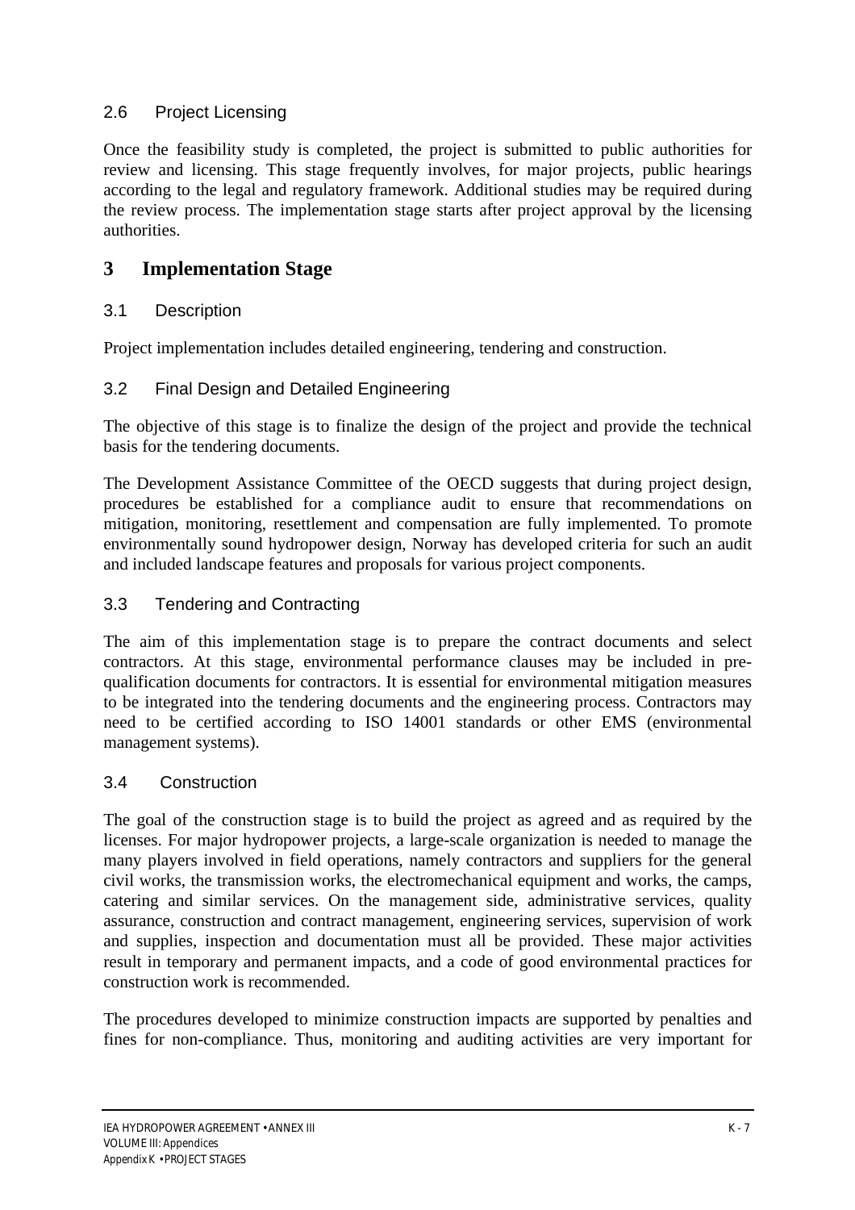### 2.6 Project Licensing

Once the feasibility study is completed, the project is submitted to public authorities for review and licensing. This stage frequently involves, for major projects, public hearings according to the legal and regulatory framework. Additional studies may be required during the review process. The implementation stage starts after project approval by the licensing authorities.

## 3 Implementation Stage

### 3.1 Description

Project implementation includes detailed engineering, tendering and construction.

### 3.2 Final Design and Detailed Engineering

The objective of this stage is to finalize the design of the project and provide the technical basis for the tendering documents.

The Development Assistance Committee of the OECD suggests that during project design, procedures be established for a compliance audit to ensure that recommendations on mitigation, monitoring, resettlement and compensation are fully implemented. To promote environmentally sound hydropower design, Norway has developed criteria for such an audit and included landscape features and proposals for various project components.

### 3.3 Tendering and Contracting

The aim of this implementation stage is to prepare the contract documents and select contractors. At this stage, environmental performance clauses may be included in pre-qualification documents for contractors. It is essential for environmental mitigation measures to be integrated into the tendering documents and the engineering process. Contractors may need to be certified according to ISO 14001 standards or other EMS (environmental management systems).

### 3.4 Construction

The goal of the construction stage is to build the project as agreed and as required by the licenses. For major hydropower projects, a large-scale organization is needed to manage the many players involved in field operations, namely contractors and suppliers for the general civil works, the transmission works, the electromechanical equipment and works, the camps, catering and similar services. On the management side, administrative services, quality assurance, construction and contract management, engineering services, supervision of work and supplies, inspection and documentation must all be provided. These major activities result in temporary and permanent impacts, and a code of good environmental practices for construction work is recommended.

The procedures developed to minimize construction impacts are supported by penalties and fines for non-compliance. Thus, monitoring and auditing activities are very important for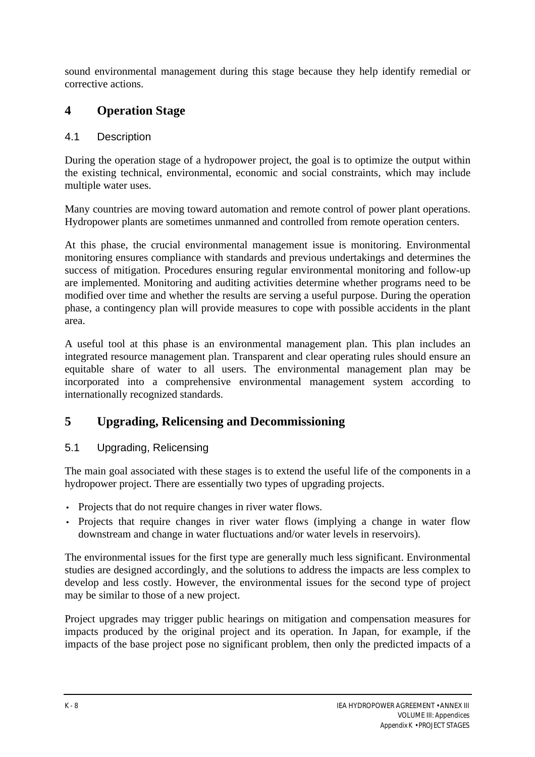sound environmental management during this stage because they help identify remedial or corrective actions.

# 4 Operation Stage

## 4.1 Description

During the operation stage of a hydropower project, the goal is to optimize the output within the existing technical, environmental, economic and social constraints, which may include multiple water uses.

Many countries are moving toward automation and remote control of power plant operations. Hydropower plants are sometimes unmanned and controlled from remote operation centers.

At this phase, the crucial environmental management issue is monitoring. Environmental monitoring ensures compliance with standards and previous undertakings and determines the success of mitigation. Procedures ensuring regular environmental monitoring and follow-up are implemented. Monitoring and auditing activities determine whether programs need to be modified over time and whether the results are serving a useful purpose. During the operation phase, a contingency plan will provide measures to cope with possible accidents in the plant area.

A useful tool at this phase is an environmental management plan. This plan includes an integrated resource management plan. Transparent and clear operating rules should ensure an equitable share of water to all users. The environmental management plan may be incorporated into a comprehensive environmental management system according to internationally recognized standards.

# 5 Upgrading, Relicensing and Decommissioning

## 5.1 Upgrading, Relicensing

The main goal associated with these stages is to extend the useful life of the components in a hydropower project. There are essentially two types of upgrading projects.

- Projects that do not require changes in river water flows.
- Projects that require changes in river water flows (implying a change in water flow downstream and change in water fluctuations and/or water levels in reservoirs).

The environmental issues for the first type are generally much less significant. Environmental studies are designed accordingly, and the solutions to address the impacts are less complex to develop and less costly. However, the environmental issues for the second type of project may be similar to those of a new project.

Project upgrades may trigger public hearings on mitigation and compensation measures for impacts produced by the original project and its operation. In Japan, for example, if the impacts of the base project pose no significant problem, then only the predicted impacts of a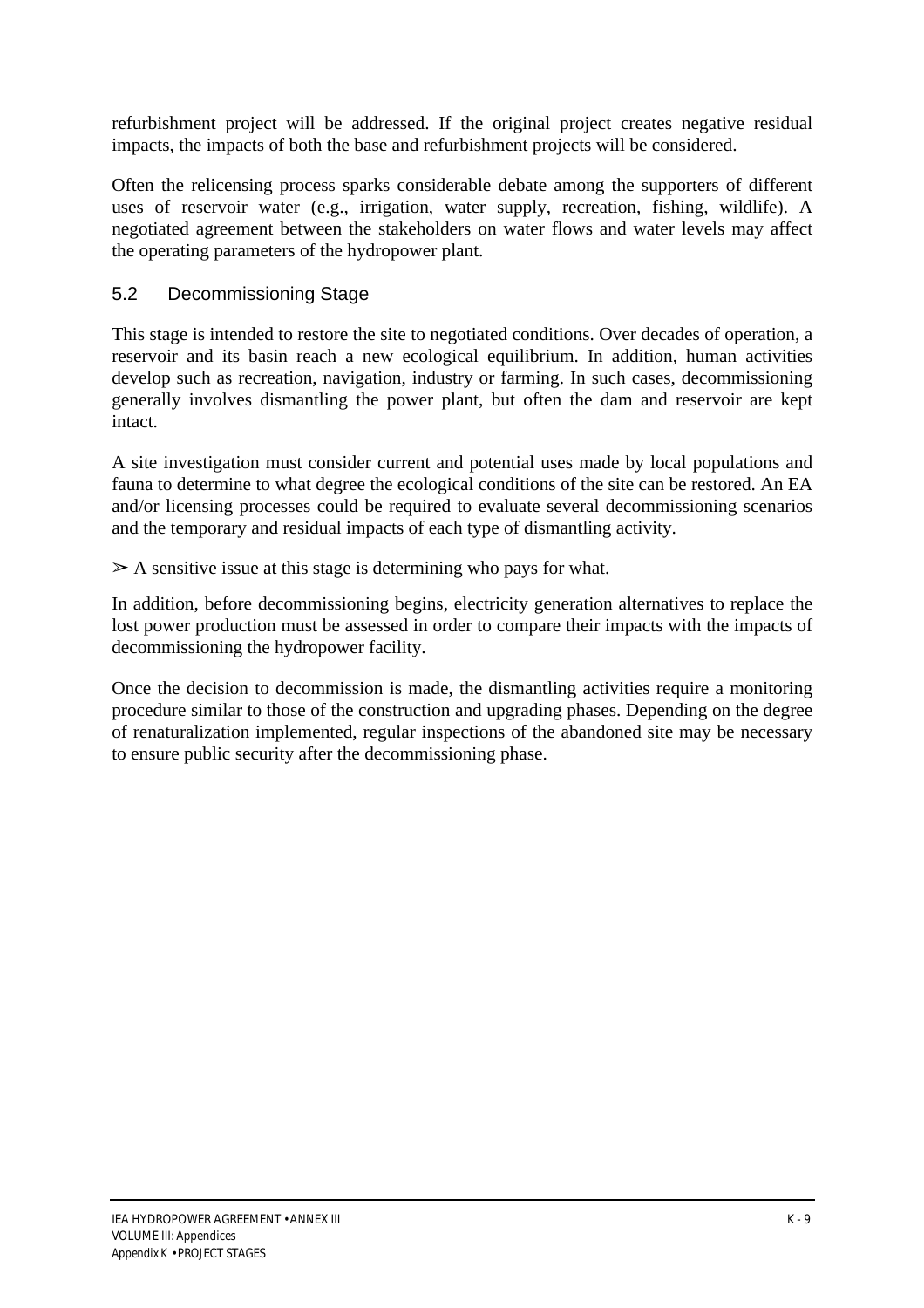refurbishment project will be addressed. If the original project creates negative residual impacts, the impacts of both the base and refurbishment projects will be considered.

Often the relicensing process sparks considerable debate among the supporters of different uses of reservoir water (e.g., irrigation, water supply, recreation, fishing, wildlife). A negotiated agreement between the stakeholders on water flows and water levels may affect the operating parameters of the hydropower plant.

## 5.2 Decommissioning Stage

This stage is intended to restore the site to negotiated conditions. Over decades of operation, a reservoir and its basin reach a new ecological equilibrium. In addition, human activities develop such as recreation, navigation, industry or farming. In such cases, decommissioning generally involves dismantling the power plant, but often the dam and reservoir are kept intact.

A site investigation must consider current and potential uses made by local populations and fauna to determine to what degree the ecological conditions of the site can be restored. An EA and/or licensing processes could be required to evaluate several decommissioning scenarios and the temporary and residual impacts of each type of dismantling activity.

➢ A sensitive issue at this stage is determining who pays for what.

In addition, before decommissioning begins, electricity generation alternatives to replace the lost power production must be assessed in order to compare their impacts with the impacts of decommissioning the hydropower facility.

Once the decision to decommission is made, the dismantling activities require a monitoring procedure similar to those of the construction and upgrading phases. Depending on the degree of renaturalization implemented, regular inspections of the abandoned site may be necessary to ensure public security after the decommissioning phase.